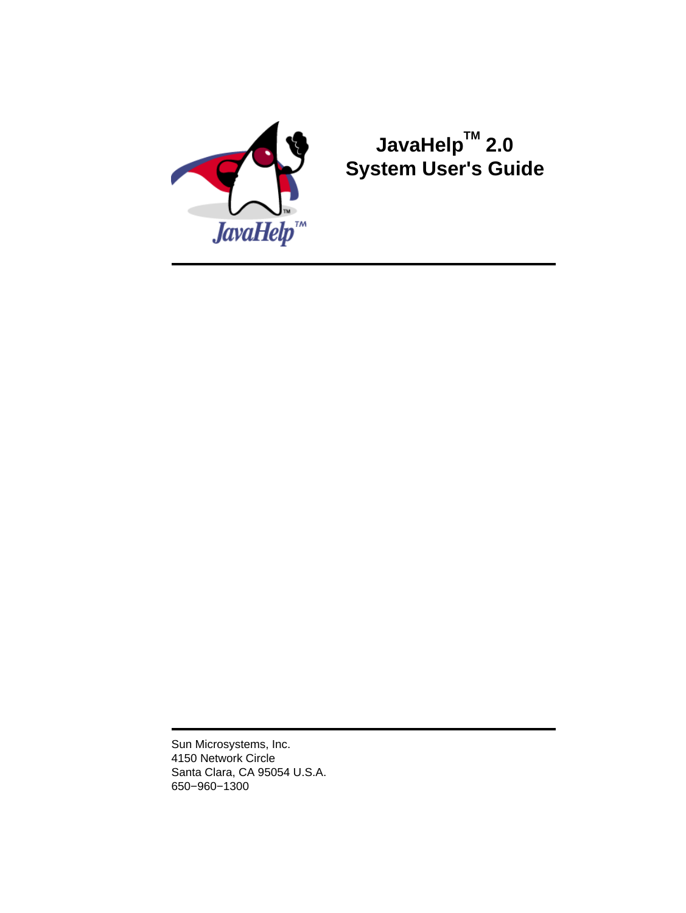# JavaHelp™ 2.0 System User's Guide

Sun Microsystems, Inc.
4150 Network Circle
Santa Clara, CA 95054 U.S.A.
650−960−1300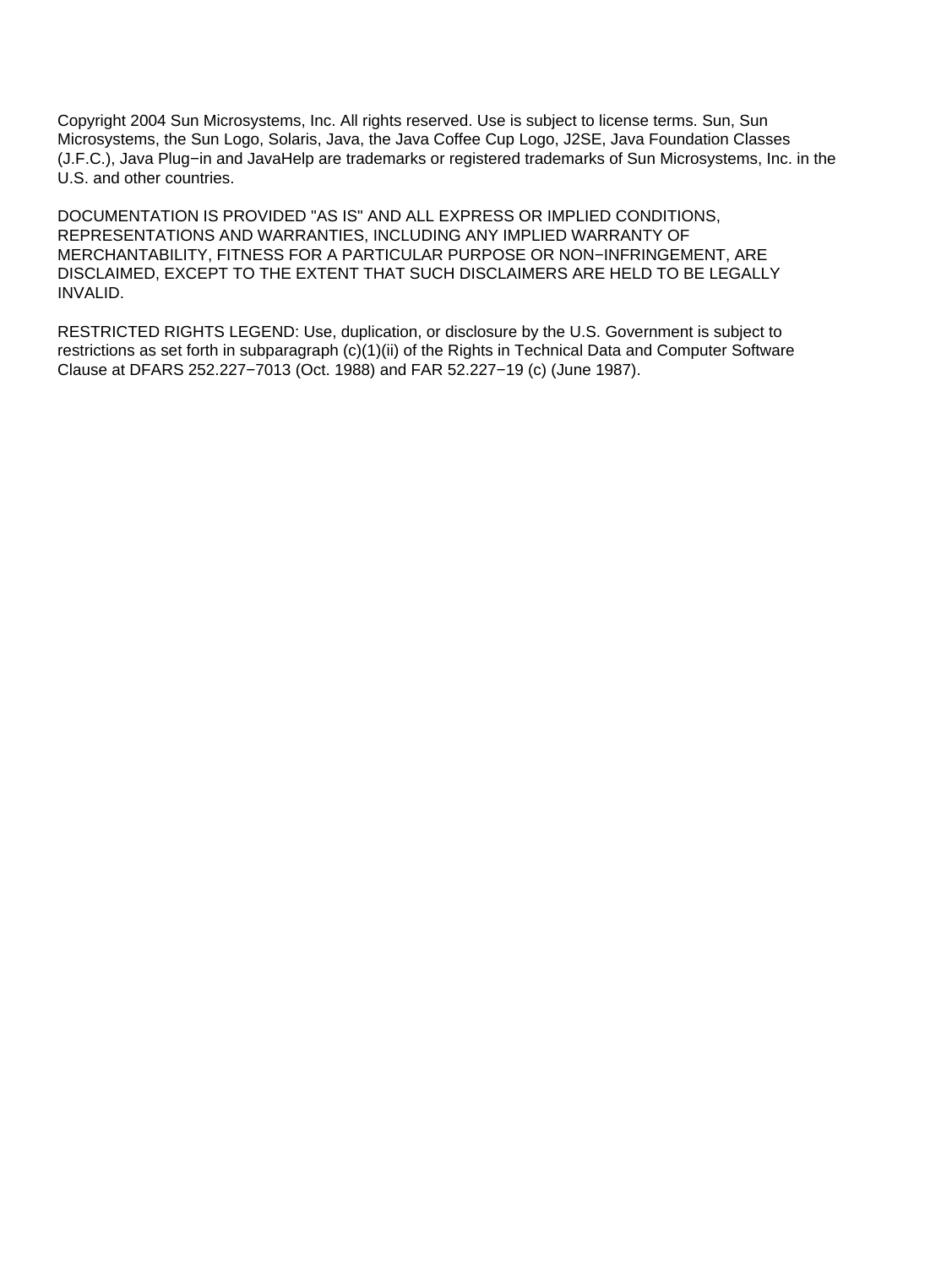Copyright 2004 Sun Microsystems, Inc. All rights reserved. Use is subject to license terms. Sun, Sun Microsystems, the Sun Logo, Solaris, Java, the Java Coffee Cup Logo, J2SE, Java Foundation Classes (J.F.C.), Java Plug−in and JavaHelp are trademarks or registered trademarks of Sun Microsystems, Inc. in the U.S. and other countries.

DOCUMENTATION IS PROVIDED "AS IS" AND ALL EXPRESS OR IMPLIED CONDITIONS, REPRESENTATIONS AND WARRANTIES, INCLUDING ANY IMPLIED WARRANTY OF MERCHANTABILITY, FITNESS FOR A PARTICULAR PURPOSE OR NON−INFRINGEMENT, ARE DISCLAIMED, EXCEPT TO THE EXTENT THAT SUCH DISCLAIMERS ARE HELD TO BE LEGALLY INVALID.

RESTRICTED RIGHTS LEGEND: Use, duplication, or disclosure by the U.S. Government is subject to restrictions as set forth in subparagraph (c)(1)(ii) of the Rights in Technical Data and Computer Software Clause at DFARS 252.227−7013 (Oct. 1988) and FAR 52.227−19 (c) (June 1987).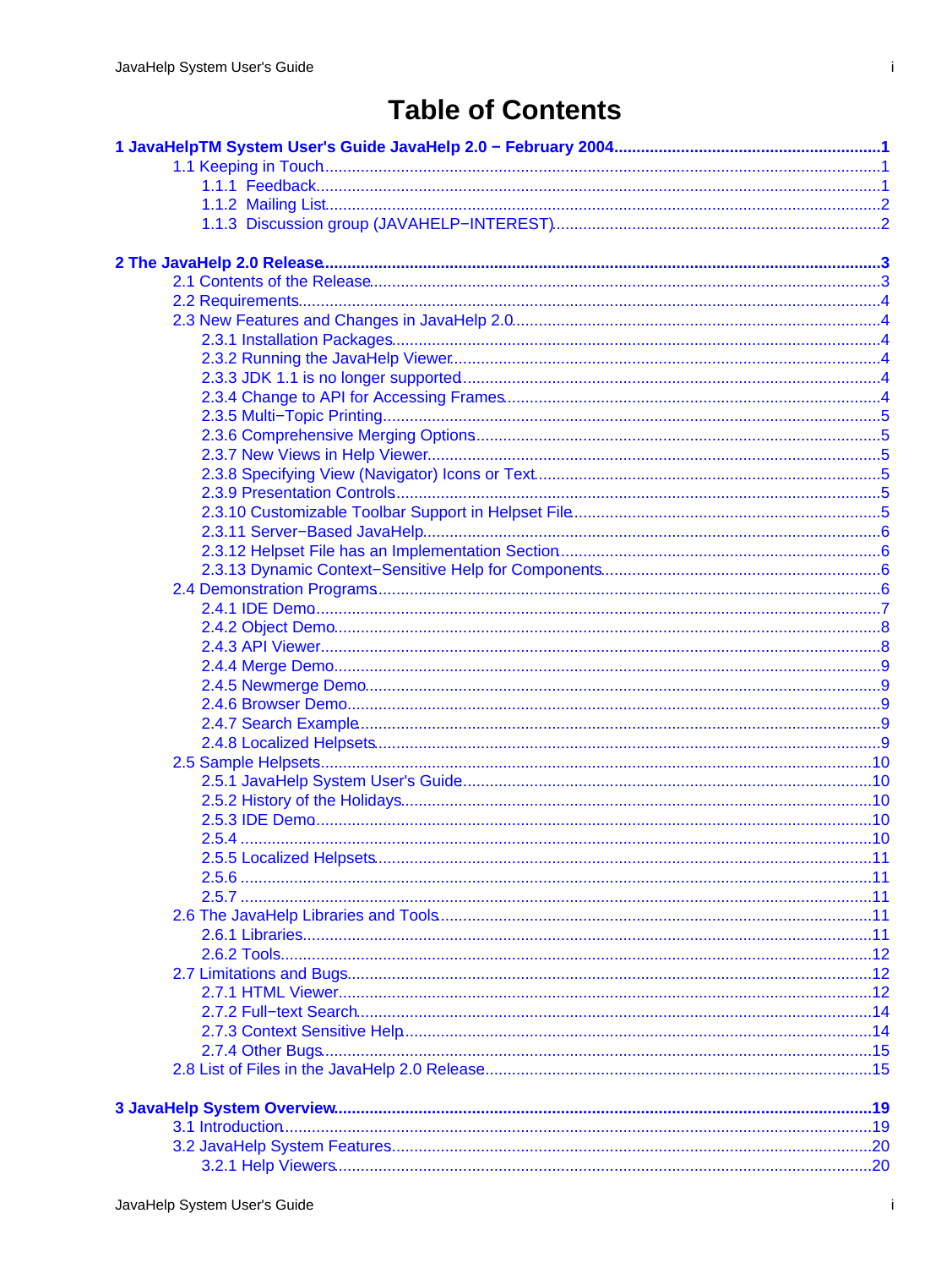# Table of Contents

**1 JavaHelpTM System User's Guide JavaHelp 2.0 − February 2004**.....1
- 1.1 Keeping in Touch.....1
  - 1.1.1 Feedback.....1
  - 1.1.2 Mailing List.....2
  - 1.1.3 Discussion group (JAVAHELP−INTEREST).....2

**2 The JavaHelp 2.0 Release**.....3
- 2.1 Contents of the Release.....3
- 2.2 Requirements.....4
- 2.3 New Features and Changes in JavaHelp 2.0.....4
  - 2.3.1 Installation Packages.....4
  - 2.3.2 Running the JavaHelp Viewer.....4
  - 2.3.3 JDK 1.1 is no longer supported.....4
  - 2.3.4 Change to API for Accessing Frames.....4
  - 2.3.5 Multi−Topic Printing.....5
  - 2.3.6 Comprehensive Merging Options.....5
  - 2.3.7 New Views in Help Viewer.....5
  - 2.3.8 Specifying View (Navigator) Icons or Text.....5
  - 2.3.9 Presentation Controls.....5
  - 2.3.10 Customizable Toolbar Support in Helpset File.....5
  - 2.3.11 Server−Based JavaHelp.....6
  - 2.3.12 Helpset File has an Implementation Section.....6
  - 2.3.13 Dynamic Context−Sensitive Help for Components.....6
- 2.4 Demonstration Programs.....6
  - 2.4.1 IDE Demo.....7
  - 2.4.2 Object Demo.....8
  - 2.4.3 API Viewer.....8
  - 2.4.4 Merge Demo.....9
  - 2.4.5 Newmerge Demo.....9
  - 2.4.6 Browser Demo.....9
  - 2.4.7 Search Example.....9
  - 2.4.8 Localized Helpsets.....9
- 2.5 Sample Helpsets.....10
  - 2.5.1 JavaHelp System User's Guide.....10
  - 2.5.2 History of the Holidays.....10
  - 2.5.3 IDE Demo.....10
  - 2.5.4 .....10
  - 2.5.5 Localized Helpsets.....11
  - 2.5.6 .....11
  - 2.5.7 .....11
- 2.6 The JavaHelp Libraries and Tools.....11
  - 2.6.1 Libraries.....11
  - 2.6.2 Tools.....12
- 2.7 Limitations and Bugs.....12
  - 2.7.1 HTML Viewer.....12
  - 2.7.2 Full−text Search.....14
  - 2.7.3 Context Sensitive Help.....14
  - 2.7.4 Other Bugs.....15
- 2.8 List of Files in the JavaHelp 2.0 Release.....15

**3 JavaHelp System Overview**.....19
- 3.1 Introduction.....19
- 3.2 JavaHelp System Features.....20
  - 3.2.1 Help Viewers.....20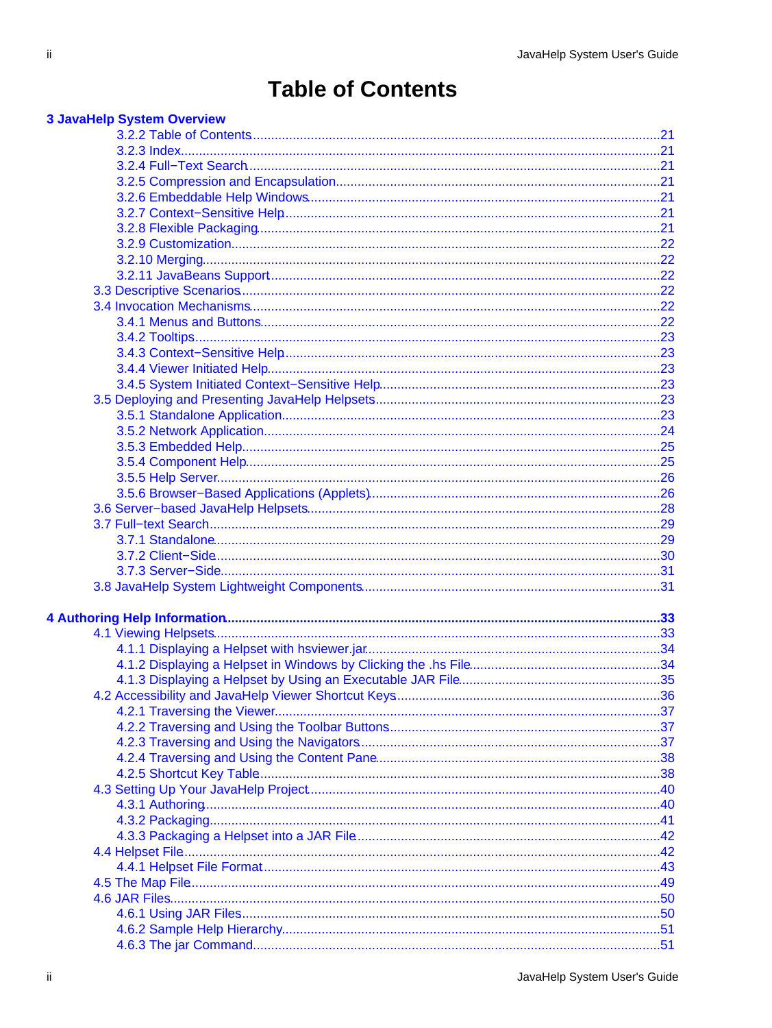# Table of Contents

**3 JavaHelp System Overview**

- 3.2.2 Table of Contents ....... 21
- 3.2.3 Index ....... 21
- 3.2.4 Full−Text Search ....... 21
- 3.2.5 Compression and Encapsulation ....... 21
- 3.2.6 Embeddable Help Windows ....... 21
- 3.2.7 Context−Sensitive Help ....... 21
- 3.2.8 Flexible Packaging ....... 21
- 3.2.9 Customization ....... 22
- 3.2.10 Merging ....... 22
- 3.2.11 JavaBeans Support ....... 22

3.3 Descriptive Scenarios ....... 22

3.4 Invocation Mechanisms ....... 22

- 3.4.1 Menus and Buttons ....... 22
- 3.4.2 Tooltips ....... 23
- 3.4.3 Context−Sensitive Help ....... 23
- 3.4.4 Viewer Initiated Help ....... 23
- 3.4.5 System Initiated Context−Sensitive Help ....... 23

3.5 Deploying and Presenting JavaHelp Helpsets ....... 23

- 3.5.1 Standalone Application ....... 23
- 3.5.2 Network Application ....... 24
- 3.5.3 Embedded Help ....... 25
- 3.5.4 Component Help ....... 25
- 3.5.5 Help Server ....... 26
- 3.5.6 Browser−Based Applications (Applets) ....... 26

3.6 Server−based JavaHelp Helpsets ....... 28

3.7 Full−text Search ....... 29

- 3.7.1 Standalone ....... 29
- 3.7.2 Client−Side ....... 30
- 3.7.3 Server−Side ....... 31

3.8 JavaHelp System Lightweight Components ....... 31

**4 Authoring Help Information ....... 33**

4.1 Viewing Helpsets ....... 33

- 4.1.1 Displaying a Helpset with hsviewer.jar ....... 34
- 4.1.2 Displaying a Helpset in Windows by Clicking the .hs File ....... 34
- 4.1.3 Displaying a Helpset by Using an Executable JAR File ....... 35

4.2 Accessibility and JavaHelp Viewer Shortcut Keys ....... 36

- 4.2.1 Traversing the Viewer ....... 37
- 4.2.2 Traversing and Using the Toolbar Buttons ....... 37
- 4.2.3 Traversing and Using the Navigators ....... 37
- 4.2.4 Traversing and Using the Content Pane ....... 38
- 4.2.5 Shortcut Key Table ....... 38

4.3 Setting Up Your JavaHelp Project ....... 40

- 4.3.1 Authoring ....... 40
- 4.3.2 Packaging ....... 41
- 4.3.3 Packaging a Helpset into a JAR File ....... 42

4.4 Helpset File ....... 42

- 4.4.1 Helpset File Format ....... 43

4.5 The Map File ....... 49

4.6 JAR Files ....... 50

- 4.6.1 Using JAR Files ....... 50
- 4.6.2 Sample Help Hierarchy ....... 51
- 4.6.3 The jar Command ....... 51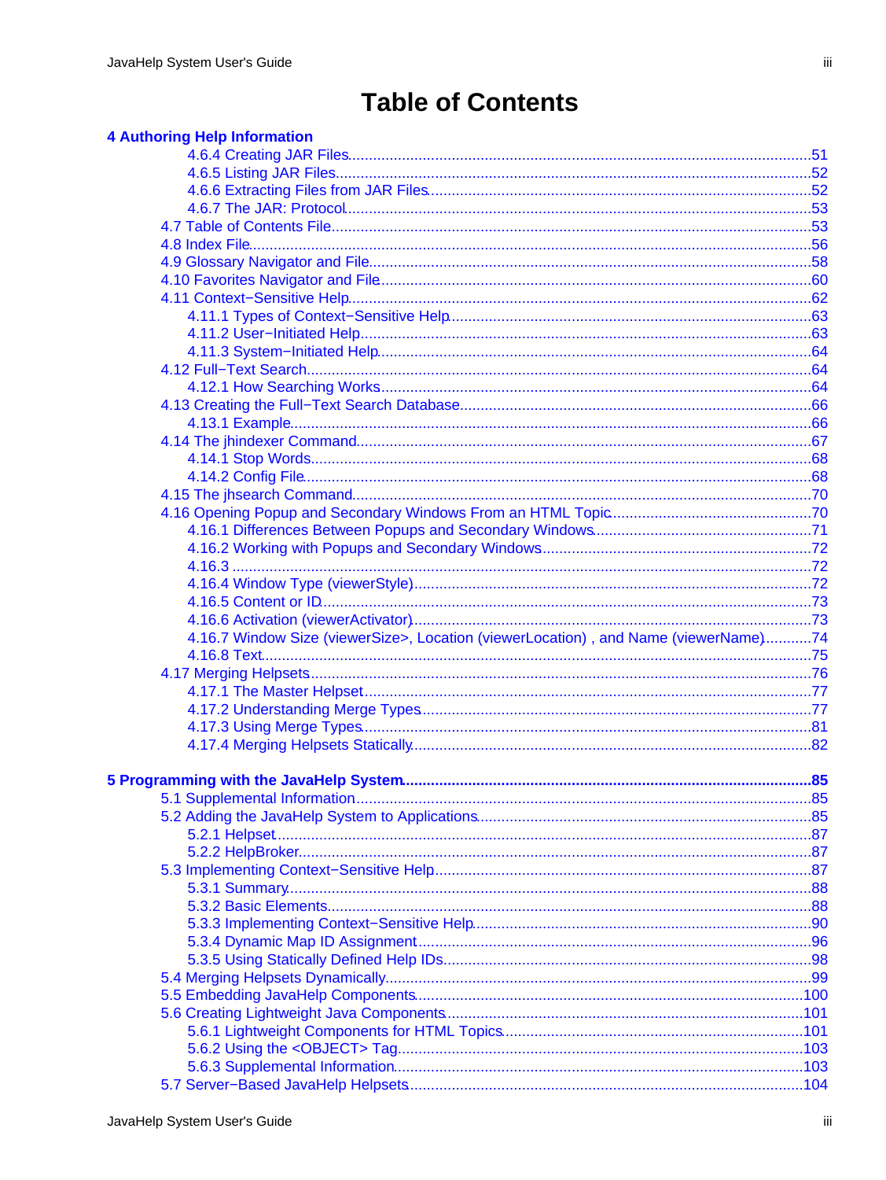# Table of Contents

**4 Authoring Help Information**

- 4.6.4 Creating JAR Files....51
- 4.6.5 Listing JAR Files....52
- 4.6.6 Extracting Files from JAR Files....52
- 4.6.7 The JAR: Protocol....53
- 4.7 Table of Contents File....53
- 4.8 Index File....56
- 4.9 Glossary Navigator and File....58
- 4.10 Favorites Navigator and File....60
- 4.11 Context−Sensitive Help....62
  - 4.11.1 Types of Context−Sensitive Help....63
  - 4.11.2 User−Initiated Help....63
  - 4.11.3 System−Initiated Help....64
- 4.12 Full−Text Search....64
  - 4.12.1 How Searching Works....64
- 4.13 Creating the Full−Text Search Database....66
  - 4.13.1 Example....66
- 4.14 The jhindexer Command....67
  - 4.14.1 Stop Words....68
  - 4.14.2 Config File....68
- 4.15 The jhsearch Command....70
- 4.16 Opening Popup and Secondary Windows From an HTML Topic....70
  - 4.16.1 Differences Between Popups and Secondary Windows....71
  - 4.16.2 Working with Popups and Secondary Windows....72
  - 4.16.3 ....72
  - 4.16.4 Window Type (viewerStyle)....72
  - 4.16.5 Content or ID....73
  - 4.16.6 Activation (viewerActivator)....73
  - 4.16.7 Window Size (viewerSize>, Location (viewerLocation) , and Name (viewerName)....74
  - 4.16.8 Text....75
- 4.17 Merging Helpsets....76
  - 4.17.1 The Master Helpset....77
  - 4.17.2 Understanding Merge Types....77
  - 4.17.3 Using Merge Types....81
  - 4.17.4 Merging Helpsets Statically....82

**5 Programming with the JavaHelp System....85**

- 5.1 Supplemental Information....85
- 5.2 Adding the JavaHelp System to Applications....85
  - 5.2.1 Helpset....87
  - 5.2.2 HelpBroker....87
- 5.3 Implementing Context−Sensitive Help....87
  - 5.3.1 Summary....88
  - 5.3.2 Basic Elements....88
  - 5.3.3 Implementing Context−Sensitive Help....90
  - 5.3.4 Dynamic Map ID Assignment....96
  - 5.3.5 Using Statically Defined Help IDs....98
- 5.4 Merging Helpsets Dynamically....99
- 5.5 Embedding JavaHelp Components....100
- 5.6 Creating Lightweight Java Components....101
  - 5.6.1 Lightweight Components for HTML Topics....101
  - 5.6.2 Using the <OBJECT> Tag....103
  - 5.6.3 Supplemental Information....103
- 5.7 Server−Based JavaHelp Helpsets....104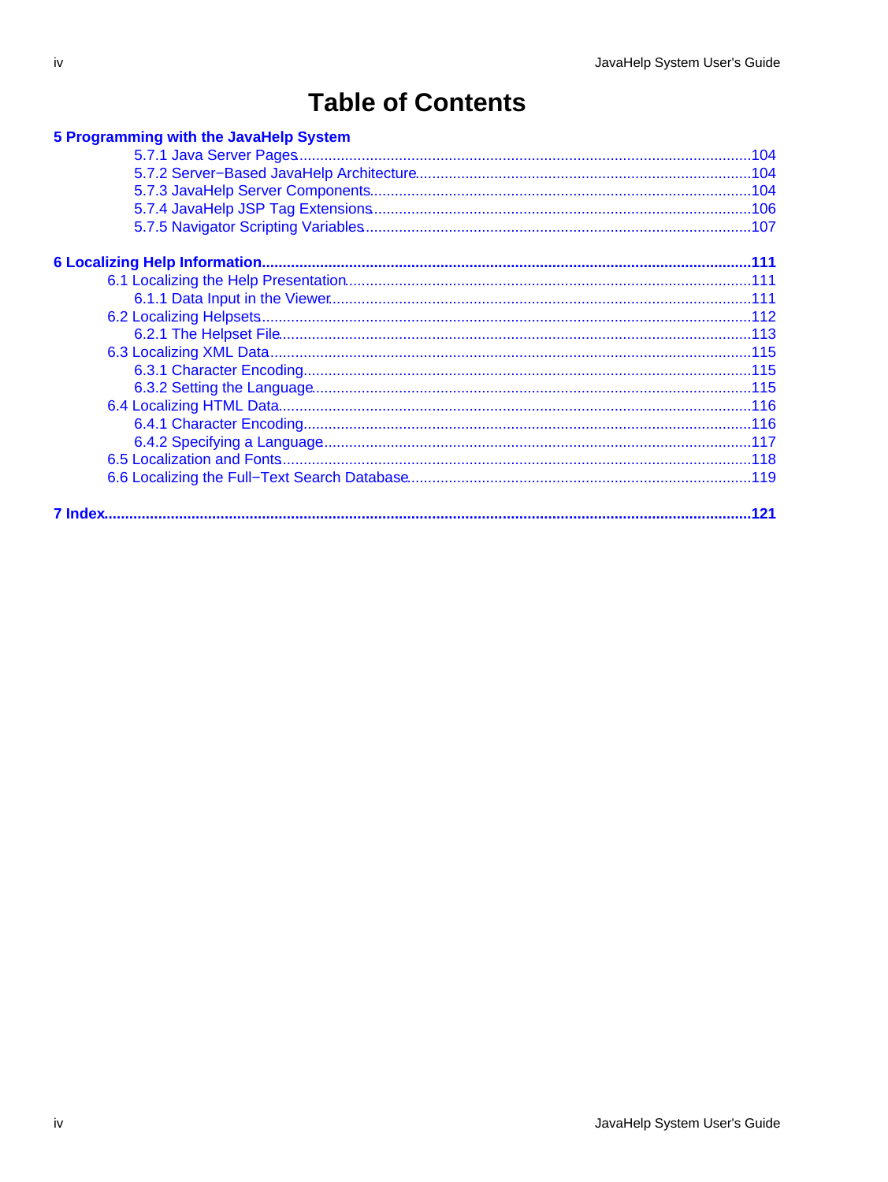# Table of Contents

**5 Programming with the JavaHelp System**

- 5.7.1 Java Server Pages....104
- 5.7.2 Server−Based JavaHelp Architecture....104
- 5.7.3 JavaHelp Server Components....104
- 5.7.4 JavaHelp JSP Tag Extensions....106
- 5.7.5 Navigator Scripting Variables....107

**6 Localizing Help Information....111**

- 6.1 Localizing the Help Presentation....111
  - 6.1.1 Data Input in the Viewer....111
- 6.2 Localizing Helpsets....112
  - 6.2.1 The Helpset File....113
- 6.3 Localizing XML Data....115
  - 6.3.1 Character Encoding....115
  - 6.3.2 Setting the Language....115
- 6.4 Localizing HTML Data....116
  - 6.4.1 Character Encoding....116
  - 6.4.2 Specifying a Language....117
- 6.5 Localization and Fonts....118
- 6.6 Localizing the Full−Text Search Database....119

**7 Index....121**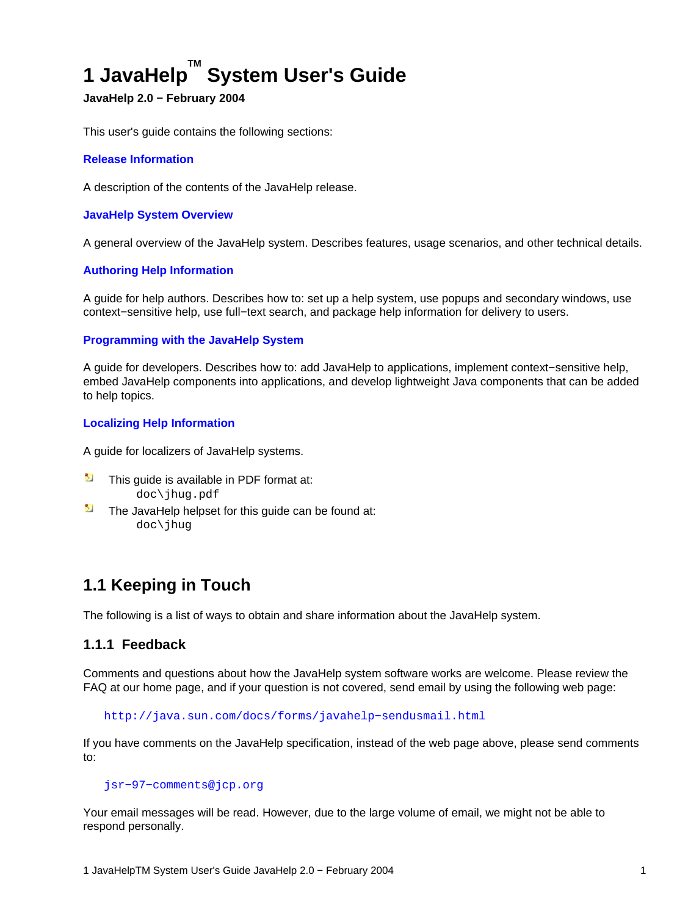# 1 JavaHelp™ System User's Guide

**JavaHelp 2.0 − February 2004**

This user's guide contains the following sections:

**Release Information**

A description of the contents of the JavaHelp release.

**JavaHelp System Overview**

A general overview of the JavaHelp system. Describes features, usage scenarios, and other technical details.

**Authoring Help Information**

A guide for help authors. Describes how to: set up a help system, use popups and secondary windows, use context−sensitive help, use full−text search, and package help information for delivery to users.

**Programming with the JavaHelp System**

A guide for developers. Describes how to: add JavaHelp to applications, implement context−sensitive help, embed JavaHelp components into applications, and develop lightweight Java components that can be added to help topics.

**Localizing Help Information**

A guide for localizers of JavaHelp systems.

- This guide is available in PDF format at:
  `doc\jhug.pdf`
- The JavaHelp helpset for this guide can be found at:
  `doc\jhug`

## 1.1 Keeping in Touch

The following is a list of ways to obtain and share information about the JavaHelp system.

### 1.1.1 Feedback

Comments and questions about how the JavaHelp system software works are welcome. Please review the FAQ at our home page, and if your question is not covered, send email by using the following web page:

`http://java.sun.com/docs/forms/javahelp−sendusmail.html`

If you have comments on the JavaHelp specification, instead of the web page above, please send comments to:

`jsr−97−comments@jcp.org`

Your email messages will be read. However, due to the large volume of email, we might not be able to respond personally.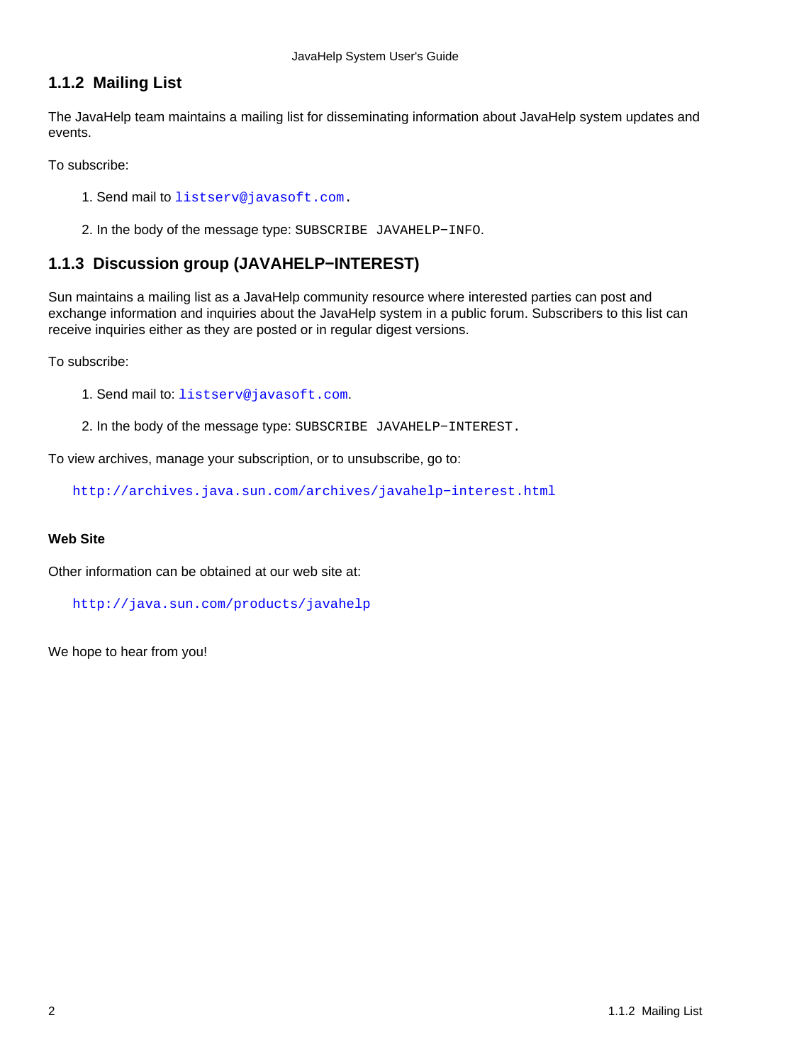### 1.1.2 Mailing List

The JavaHelp team maintains a mailing list for disseminating information about JavaHelp system updates and events.

To subscribe:

1. Send mail to `listserv@javasoft.com`.
2. In the body of the message type: `SUBSCRIBE JAVAHELP-INFO`.

### 1.1.3 Discussion group (JAVAHELP-INTEREST)

Sun maintains a mailing list as a JavaHelp community resource where interested parties can post and exchange information and inquiries about the JavaHelp system in a public forum. Subscribers to this list can receive inquiries either as they are posted or in regular digest versions.

To subscribe:

1. Send mail to: `listserv@javasoft.com`.
2. In the body of the message type: `SUBSCRIBE JAVAHELP-INTEREST.`

To view archives, manage your subscription, or to unsubscribe, go to:

`http://archives.java.sun.com/archives/javahelp-interest.html`

#### Web Site

Other information can be obtained at our web site at:

`http://java.sun.com/products/javahelp`

We hope to hear from you!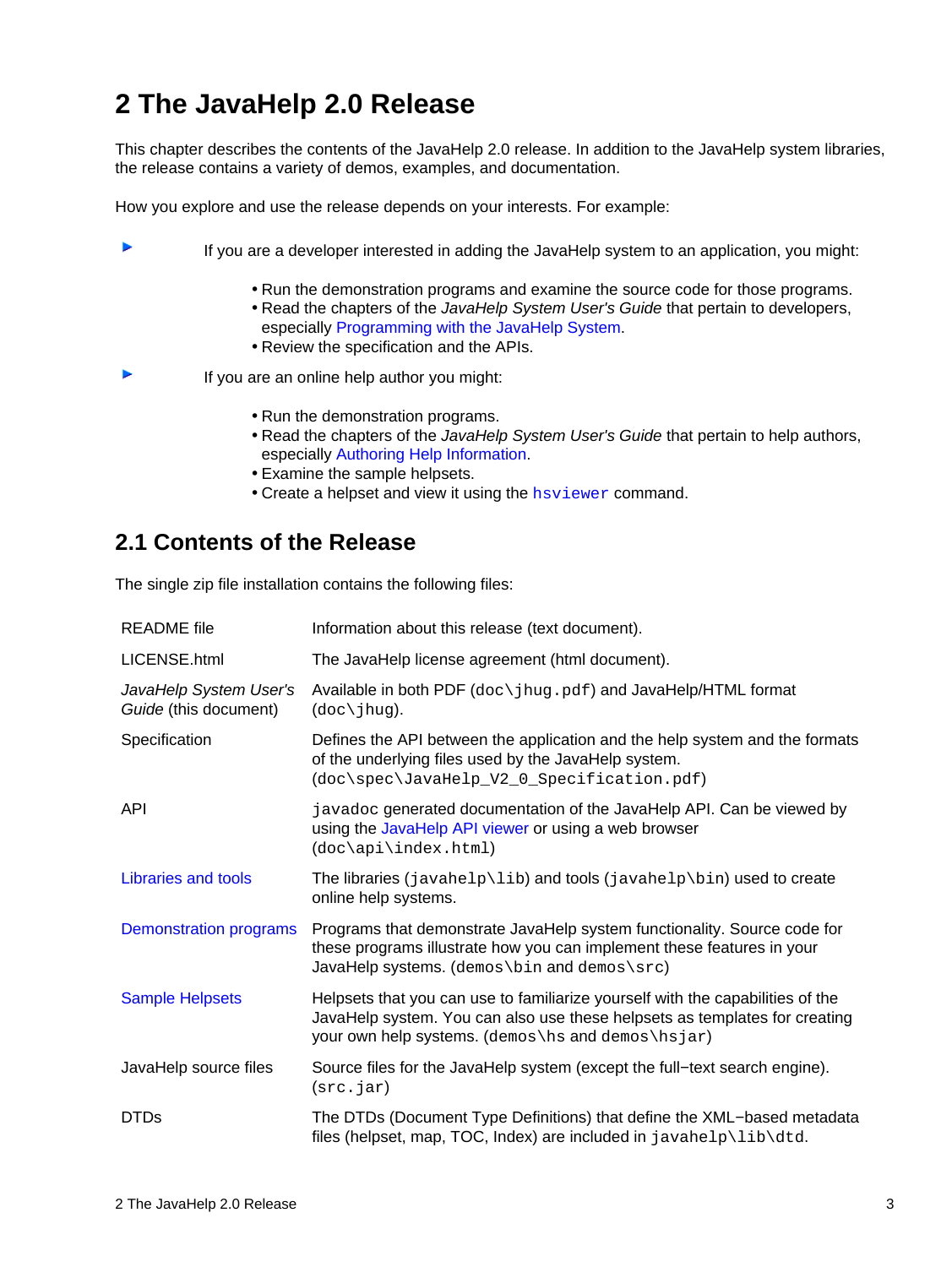# 2 The JavaHelp 2.0 Release

This chapter describes the contents of the JavaHelp 2.0 release. In addition to the JavaHelp system libraries, the release contains a variety of demos, examples, and documentation.

How you explore and use the release depends on your interests. For example:

- If you are a developer interested in adding the JavaHelp system to an application, you might:
    - Run the demonstration programs and examine the source code for those programs.
    - Read the chapters of the *JavaHelp System User's Guide* that pertain to developers, especially Programming with the JavaHelp System.
    - Review the specification and the APIs.
- If you are an online help author you might:
    - Run the demonstration programs.
    - Read the chapters of the *JavaHelp System User's Guide* that pertain to help authors, especially Authoring Help Information.
    - Examine the sample helpsets.
    - Create a helpset and view it using the `hsviewer` command.

## 2.1 Contents of the Release

The single zip file installation contains the following files:

| | |
|---|---|
| README file | Information about this release (text document). |
| LICENSE.html | The JavaHelp license agreement (html document). |
| *JavaHelp System User's Guide* (this document) | Available in both PDF (`doc\jhug.pdf`) and JavaHelp/HTML format (`doc\jhug`). |
| Specification | Defines the API between the application and the help system and the formats of the underlying files used by the JavaHelp system. (`doc\spec\JavaHelp_V2_0_Specification.pdf`) |
| API | `javadoc` generated documentation of the JavaHelp API. Can be viewed by using the JavaHelp API viewer or using a web browser (`doc\api\index.html`) |
| Libraries and tools | The libraries (`javahelp\lib`) and tools (`javahelp\bin`) used to create online help systems. |
| Demonstration programs | Programs that demonstrate JavaHelp system functionality. Source code for these programs illustrate how you can implement these features in your JavaHelp systems. (`demos\bin` and `demos\src`) |
| Sample Helpsets | Helpsets that you can use to familiarize yourself with the capabilities of the JavaHelp system. You can also use these helpsets as templates for creating your own help systems. (`demos\hs` and `demos\hsjar`) |
| JavaHelp source files | Source files for the JavaHelp system (except the full−text search engine). (`src.jar`) |
| DTDs | The DTDs (Document Type Definitions) that define the XML−based metadata files (helpset, map, TOC, Index) are included in `javahelp\lib\dtd`. |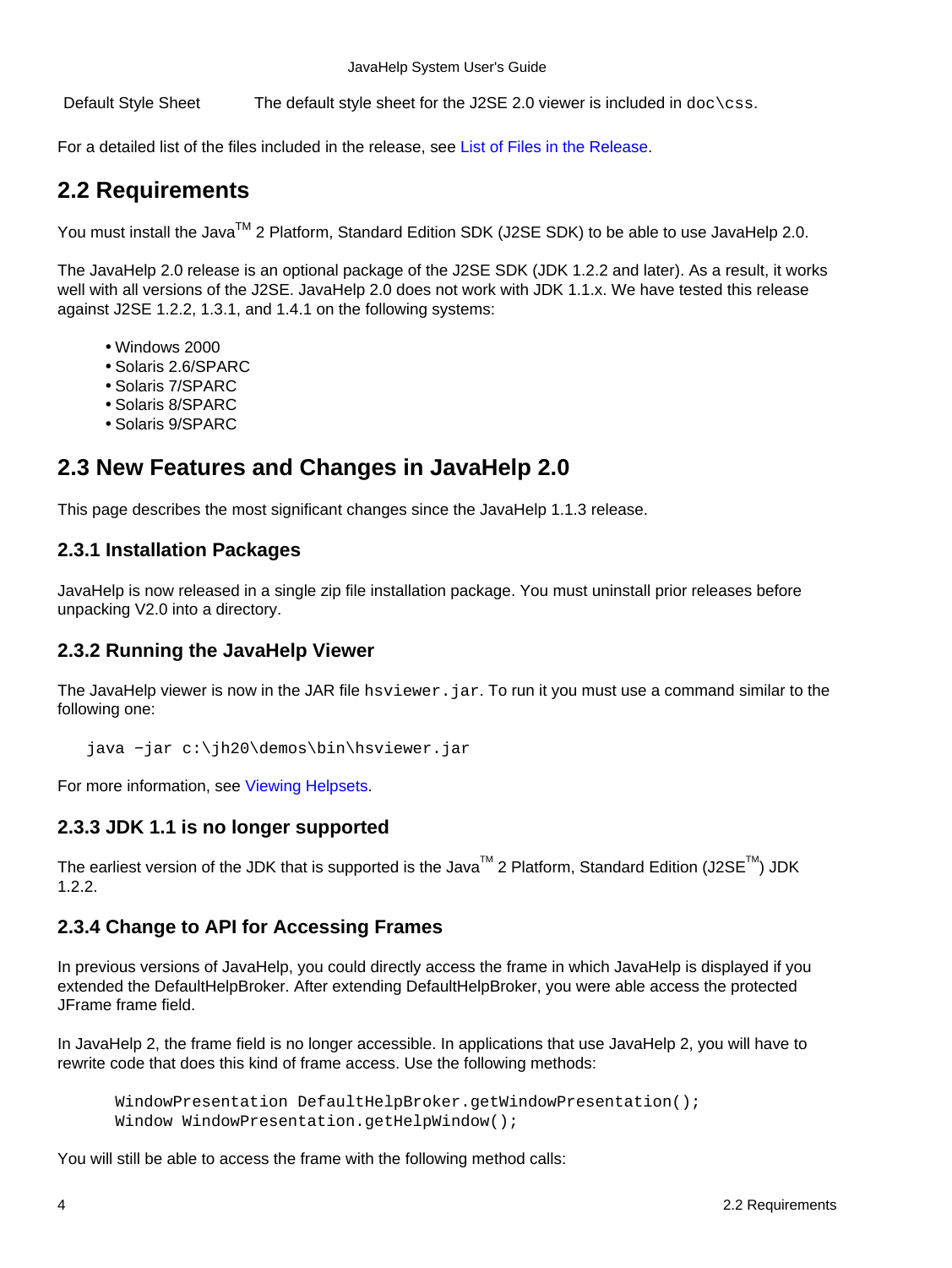| Default Style Sheet | The default style sheet for the J2SE 2.0 viewer is included in `doc\css`. |
|---|---|

For a detailed list of the files included in the release, see List of Files in the Release.

## 2.2 Requirements

You must install the Java[TM] 2 Platform, Standard Edition SDK (J2SE SDK) to be able to use JavaHelp 2.0.

The JavaHelp 2.0 release is an optional package of the J2SE SDK (JDK 1.2.2 and later). As a result, it works well with all versions of the J2SE. JavaHelp 2.0 does not work with JDK 1.1.x. We have tested this release against J2SE 1.2.2, 1.3.1, and 1.4.1 on the following systems:

- Windows 2000
- Solaris 2.6/SPARC
- Solaris 7/SPARC
- Solaris 8/SPARC
- Solaris 9/SPARC

## 2.3 New Features and Changes in JavaHelp 2.0

This page describes the most significant changes since the JavaHelp 1.1.3 release.

### 2.3.1 Installation Packages

JavaHelp is now released in a single zip file installation package. You must uninstall prior releases before unpacking V2.0 into a directory.

### 2.3.2 Running the JavaHelp Viewer

The JavaHelp viewer is now in the JAR file `hsviewer.jar`. To run it you must use a command similar to the following one:

```
java −jar c:\jh20\demos\bin\hsviewer.jar
```

For more information, see Viewing Helpsets.

### 2.3.3 JDK 1.1 is no longer supported

The earliest version of the JDK that is supported is the Java[TM] 2 Platform, Standard Edition (J2SE[TM]) JDK 1.2.2.

### 2.3.4 Change to API for Accessing Frames

In previous versions of JavaHelp, you could directly access the frame in which JavaHelp is displayed if you extended the DefaultHelpBroker. After extending DefaultHelpBroker, you were able access the protected JFrame frame field.

In JavaHelp 2, the frame field is no longer accessible. In applications that use JavaHelp 2, you will have to rewrite code that does this kind of frame access. Use the following methods:

```
WindowPresentation DefaultHelpBroker.getWindowPresentation();
Window WindowPresentation.getHelpWindow();
```

You will still be able to access the frame with the following method calls: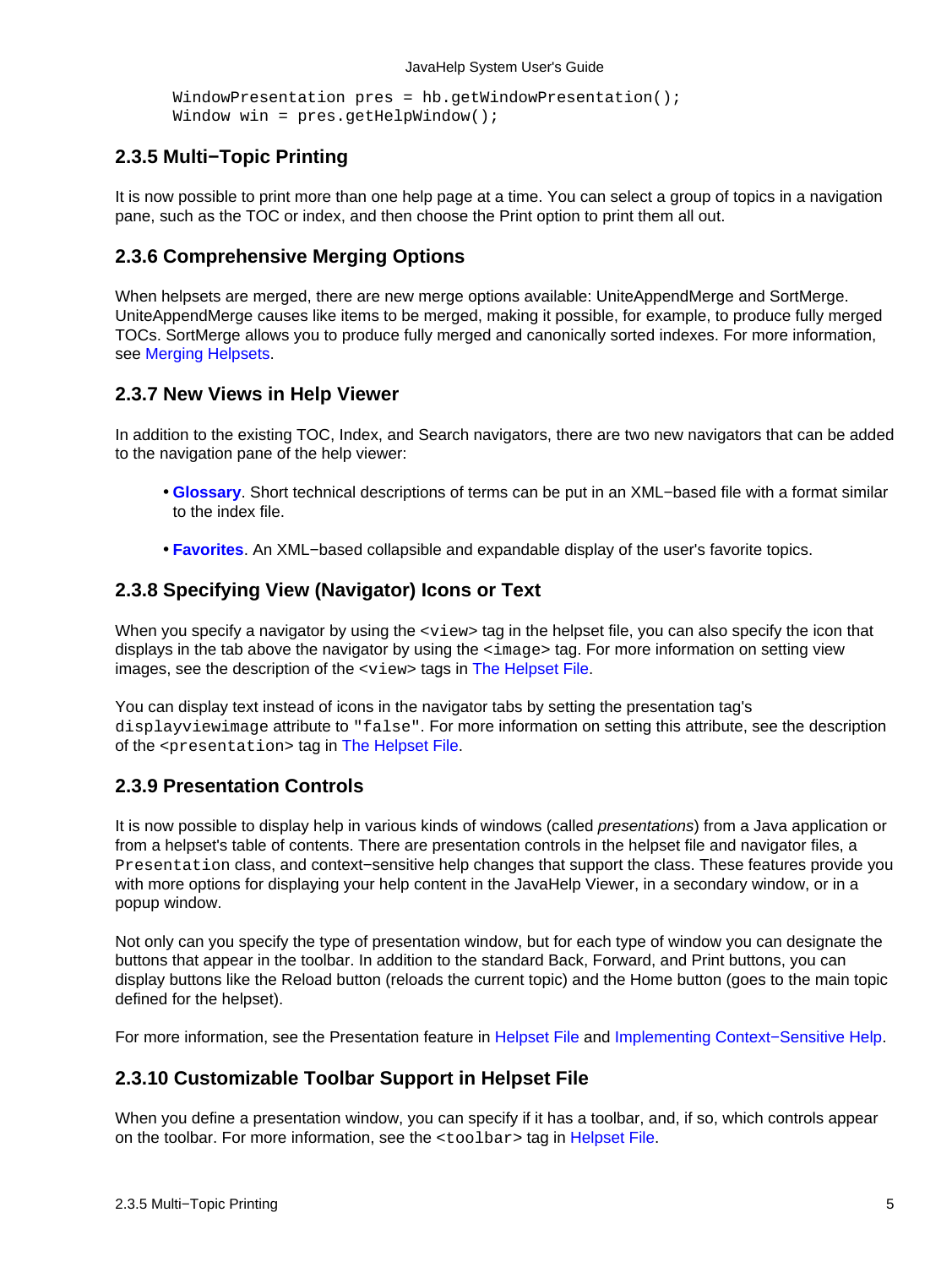```
WindowPresentation pres = hb.getWindowPresentation();
Window win = pres.getHelpWindow();
```

### 2.3.5 Multi−Topic Printing

It is now possible to print more than one help page at a time. You can select a group of topics in a navigation pane, such as the TOC or index, and then choose the Print option to print them all out.

### 2.3.6 Comprehensive Merging Options

When helpsets are merged, there are new merge options available: UniteAppendMerge and SortMerge. UniteAppendMerge causes like items to be merged, making it possible, for example, to produce fully merged TOCs. SortMerge allows you to produce fully merged and canonically sorted indexes. For more information, see Merging Helpsets.

### 2.3.7 New Views in Help Viewer

In addition to the existing TOC, Index, and Search navigators, there are two new navigators that can be added to the navigation pane of the help viewer:

- **Glossary**. Short technical descriptions of terms can be put in an XML−based file with a format similar to the index file.
- **Favorites**. An XML−based collapsible and expandable display of the user's favorite topics.

### 2.3.8 Specifying View (Navigator) Icons or Text

When you specify a navigator by using the `<view>` tag in the helpset file, you can also specify the icon that displays in the tab above the navigator by using the `<image>` tag. For more information on setting view images, see the description of the `<view>` tags in The Helpset File.

You can display text instead of icons in the navigator tabs by setting the presentation tag's `displayviewimage` attribute to `"false"`. For more information on setting this attribute, see the description of the `<presentation>` tag in The Helpset File.

### 2.3.9 Presentation Controls

It is now possible to display help in various kinds of windows (called *presentations*) from a Java application or from a helpset's table of contents. There are presentation controls in the helpset file and navigator files, a `Presentation` class, and context−sensitive help changes that support the class. These features provide you with more options for displaying your help content in the JavaHelp Viewer, in a secondary window, or in a popup window.

Not only can you specify the type of presentation window, but for each type of window you can designate the buttons that appear in the toolbar. In addition to the standard Back, Forward, and Print buttons, you can display buttons like the Reload button (reloads the current topic) and the Home button (goes to the main topic defined for the helpset).

For more information, see the Presentation feature in Helpset File and Implementing Context−Sensitive Help.

### 2.3.10 Customizable Toolbar Support in Helpset File

When you define a presentation window, you can specify if it has a toolbar, and, if so, which controls appear on the toolbar. For more information, see the `<toolbar>` tag in Helpset File.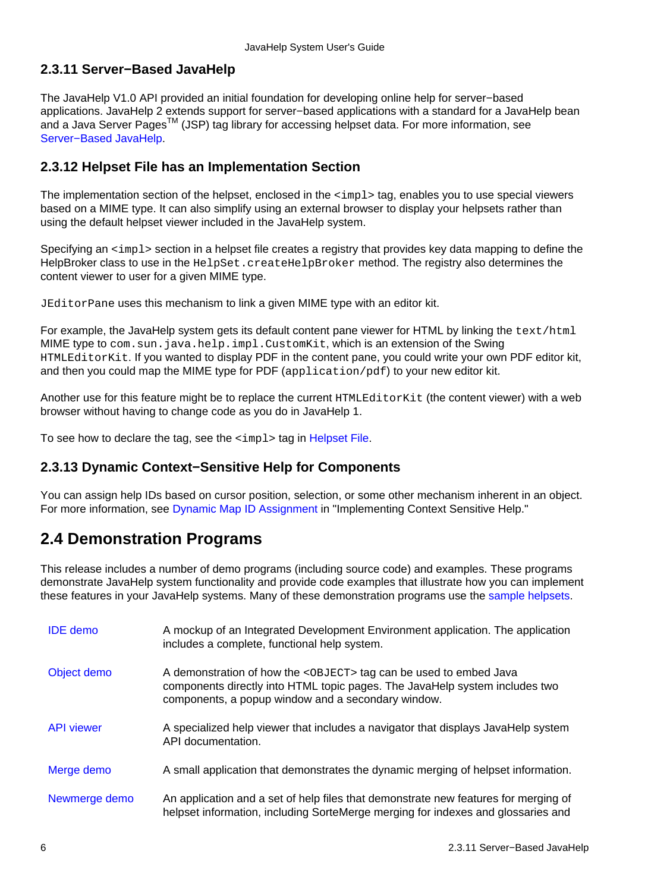### 2.3.11 Server−Based JavaHelp

The JavaHelp V1.0 API provided an initial foundation for developing online help for server−based applications. JavaHelp 2 extends support for server−based applications with a standard for a JavaHelp bean and a Java Server Pages™ (JSP) tag library for accessing helpset data. For more information, see Server−Based JavaHelp.

### 2.3.12 Helpset File has an Implementation Section

The implementation section of the helpset, enclosed in the `<impl>` tag, enables you to use special viewers based on a MIME type. It can also simplify using an external browser to display your helpsets rather than using the default helpset viewer included in the JavaHelp system.

Specifying an `<impl>` section in a helpset file creates a registry that provides key data mapping to define the HelpBroker class to use in the `HelpSet.createHelpBroker` method. The registry also determines the content viewer to user for a given MIME type.

`JEditorPane` uses this mechanism to link a given MIME type with an editor kit.

For example, the JavaHelp system gets its default content pane viewer for HTML by linking the `text/html` MIME type to `com.sun.java.help.impl.CustomKit`, which is an extension of the Swing `HTMLEditorKit`. If you wanted to display PDF in the content pane, you could write your own PDF editor kit, and then you could map the MIME type for PDF (`application/pdf`) to your new editor kit.

Another use for this feature might be to replace the current `HTMLEditorKit` (the content viewer) with a web browser without having to change code as you do in JavaHelp 1.

To see how to declare the tag, see the `<impl>` tag in Helpset File.

### 2.3.13 Dynamic Context−Sensitive Help for Components

You can assign help IDs based on cursor position, selection, or some other mechanism inherent in an object. For more information, see Dynamic Map ID Assignment in "Implementing Context Sensitive Help."

## 2.4 Demonstration Programs

This release includes a number of demo programs (including source code) and examples. These programs demonstrate JavaHelp system functionality and provide code examples that illustrate how you can implement these features in your JavaHelp systems. Many of these demonstration programs use the sample helpsets.

| | |
|---|---|
| IDE demo | A mockup of an Integrated Development Environment application. The application includes a complete, functional help system. |
| Object demo | A demonstration of how the `<OBJECT>` tag can be used to embed Java components directly into HTML topic pages. The JavaHelp system includes two components, a popup window and a secondary window. |
| API viewer | A specialized help viewer that includes a navigator that displays JavaHelp system API documentation. |
| Merge demo | A small application that demonstrates the dynamic merging of helpset information. |
| Newmerge demo | An application and a set of help files that demonstrate new features for merging of helpset information, including SorteMerge merging for indexes and glossaries and |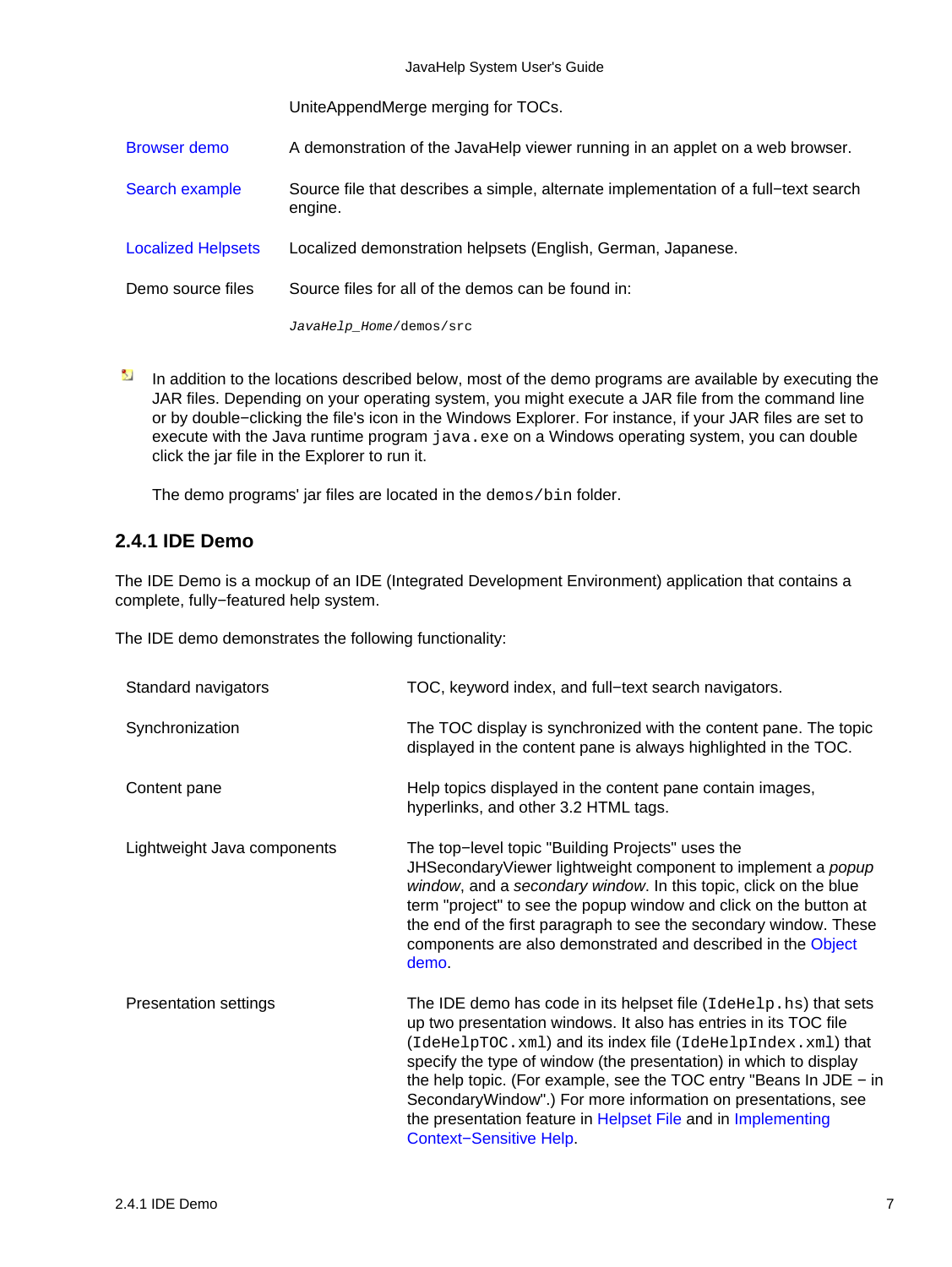| | |
|---|---|
| | UniteAppendMerge merging for TOCs. |
| Browser demo | A demonstration of the JavaHelp viewer running in an applet on a web browser. |
| Search example | Source file that describes a simple, alternate implementation of a full−text search engine. |
| Localized Helpsets | Localized demonstration helpsets (English, German, Japanese. |
| Demo source files | Source files for all of the demos can be found in: *JavaHelp_Home*/demos/src |

In addition to the locations described below, most of the demo programs are available by executing the JAR files. Depending on your operating system, you might execute a JAR file from the command line or by double−clicking the file's icon in the Windows Explorer. For instance, if your JAR files are set to execute with the Java runtime program `java.exe` on a Windows operating system, you can double click the jar file in the Explorer to run it.

The demo programs' jar files are located in the `demos/bin` folder.

### 2.4.1 IDE Demo

The IDE Demo is a mockup of an IDE (Integrated Development Environment) application that contains a complete, fully−featured help system.

The IDE demo demonstrates the following functionality:

| | |
|---|---|
| Standard navigators | TOC, keyword index, and full−text search navigators. |
| Synchronization | The TOC display is synchronized with the content pane. The topic displayed in the content pane is always highlighted in the TOC. |
| Content pane | Help topics displayed in the content pane contain images, hyperlinks, and other 3.2 HTML tags. |
| Lightweight Java components | The top−level topic "Building Projects" uses the JHSecondaryViewer lightweight component to implement a *popup window*, and a *secondary window*. In this topic, click on the blue term "project" to see the popup window and click on the button at the end of the first paragraph to see the secondary window. These components are also demonstrated and described in the Object demo. |
| Presentation settings | The IDE demo has code in its helpset file (`IdeHelp.hs`) that sets up two presentation windows. It also has entries in its TOC file (`IdeHelpTOC.xml`) and its index file (`IdeHelpIndex.xml`) that specify the type of window (the presentation) in which to display the help topic. (For example, see the TOC entry "Beans In JDE − in SecondaryWindow".) For more information on presentations, see the presentation feature in Helpset File and in Implementing Context−Sensitive Help. |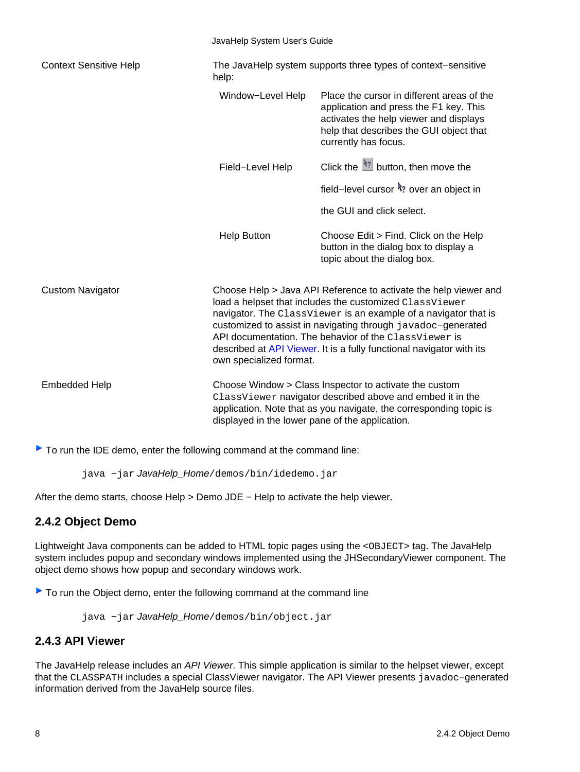| | |
|---|---|
| Context Sensitive Help | The JavaHelp system supports three types of context−sensitive help:<br><br>**Window−Level Help** — Place the cursor in different areas of the application and press the F1 key. This activates the help viewer and displays help that describes the GUI object that currently has focus.<br><br>**Field−Level Help** — Click the button, then move the field−level cursor over an object in the GUI and click select.<br><br>**Help Button** — Choose Edit > Find. Click on the Help button in the dialog box to display a topic about the dialog box. |
| Custom Navigator | Choose Help > Java API Reference to activate the help viewer and load a helpset that includes the customized `ClassViewer` navigator. The `ClassViewer` is an example of a navigator that is customized to assist in navigating through `javadoc−generated` API documentation. The behavior of the `ClassViewer` is described at API Viewer. It is a fully functional navigator with its own specialized format. |
| Embedded Help | Choose Window > Class Inspector to activate the custom `ClassViewer` navigator described above and embed it in the application. Note that as you navigate, the corresponding topic is displayed in the lower pane of the application. |

▶ To run the IDE demo, enter the following command at the command line:

```
java −jar JavaHelp_Home/demos/bin/idedemo.jar
```

After the demo starts, choose Help > Demo JDE − Help to activate the help viewer.

### 2.4.2 Object Demo

Lightweight Java components can be added to HTML topic pages using the `<OBJECT>` tag. The JavaHelp system includes popup and secondary windows implemented using the JHSecondaryViewer component. The object demo shows how popup and secondary windows work.

▶ To run the Object demo, enter the following command at the command line

```
java −jar JavaHelp_Home/demos/bin/object.jar
```

### 2.4.3 API Viewer

The JavaHelp release includes an *API Viewer*. This simple application is similar to the helpset viewer, except that the `CLASSPATH` includes a special ClassViewer navigator. The API Viewer presents `javadoc−generated` information derived from the JavaHelp source files.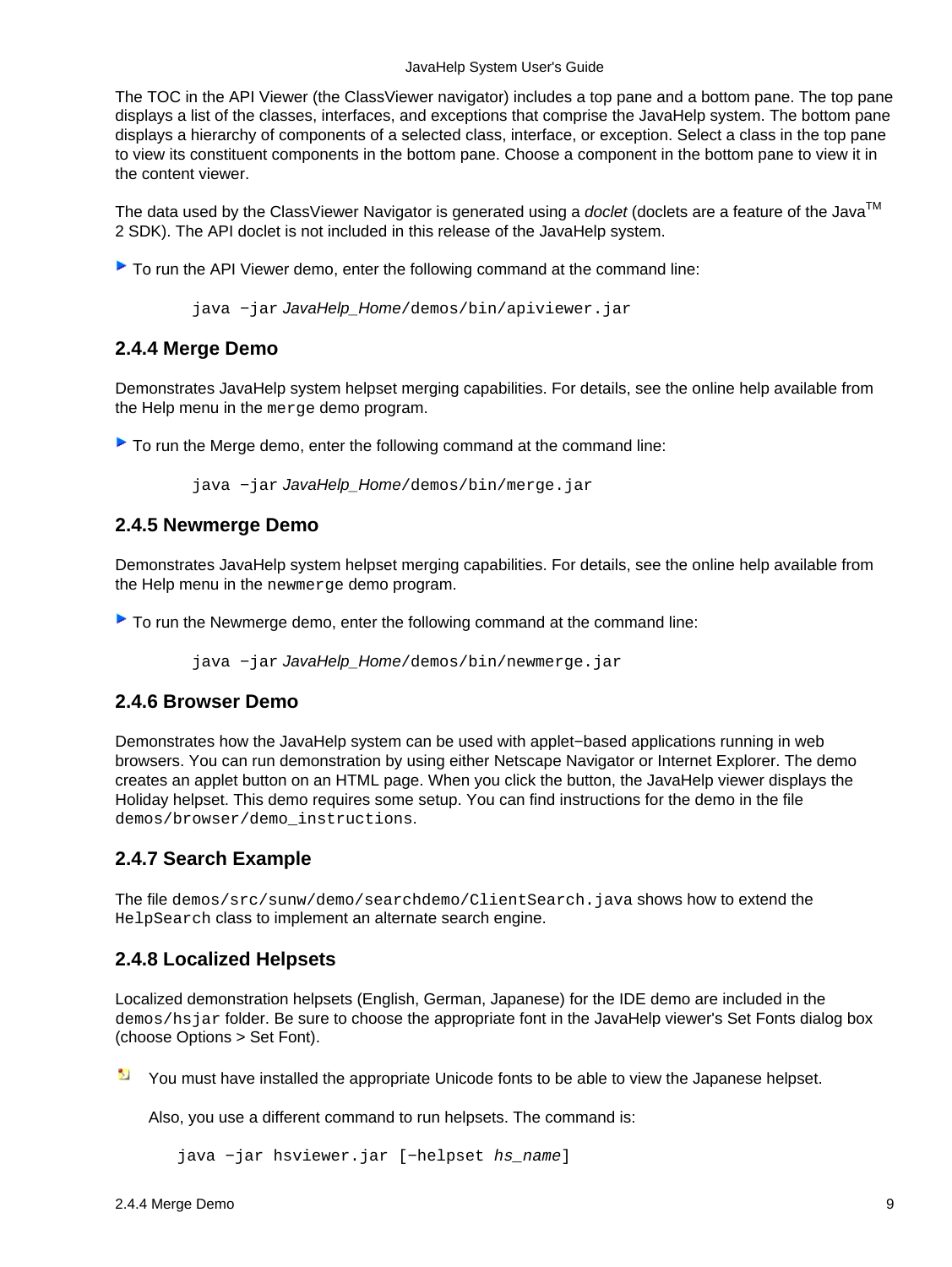The TOC in the API Viewer (the ClassViewer navigator) includes a top pane and a bottom pane. The top pane displays a list of the classes, interfaces, and exceptions that comprise the JavaHelp system. The bottom pane displays a hierarchy of components of a selected class, interface, or exception. Select a class in the top pane to view its constituent components in the bottom pane. Choose a component in the bottom pane to view it in the content viewer.

The data used by the ClassViewer Navigator is generated using a *doclet* (doclets are a feature of the Java™ 2 SDK). The API doclet is not included in this release of the JavaHelp system.

▶ To run the API Viewer demo, enter the following command at the command line:

```
java -jar JavaHelp_Home/demos/bin/apiviewer.jar
```

### 2.4.4 Merge Demo

Demonstrates JavaHelp system helpset merging capabilities. For details, see the online help available from the Help menu in the `merge` demo program.

▶ To run the Merge demo, enter the following command at the command line:

```
java -jar JavaHelp_Home/demos/bin/merge.jar
```

### 2.4.5 Newmerge Demo

Demonstrates JavaHelp system helpset merging capabilities. For details, see the online help available from the Help menu in the `newmerge` demo program.

▶ To run the Newmerge demo, enter the following command at the command line:

```
java -jar JavaHelp_Home/demos/bin/newmerge.jar
```

### 2.4.6 Browser Demo

Demonstrates how the JavaHelp system can be used with applet-based applications running in web browsers. You can run demonstration by using either Netscape Navigator or Internet Explorer. The demo creates an applet button on an HTML page. When you click the button, the JavaHelp viewer displays the Holiday helpset. This demo requires some setup. You can find instructions for the demo in the file `demos/browser/demo_instructions`.

### 2.4.7 Search Example

The file `demos/src/sunw/demo/searchdemo/ClientSearch.java` shows how to extend the `HelpSearch` class to implement an alternate search engine.

### 2.4.8 Localized Helpsets

Localized demonstration helpsets (English, German, Japanese) for the IDE demo are included in the `demos/hsjar` folder. Be sure to choose the appropriate font in the JavaHelp viewer's Set Fonts dialog box (choose Options > Set Font).

You must have installed the appropriate Unicode fonts to be able to view the Japanese helpset.

Also, you use a different command to run helpsets. The command is:

```
java -jar hsviewer.jar [-helpset hs_name]
```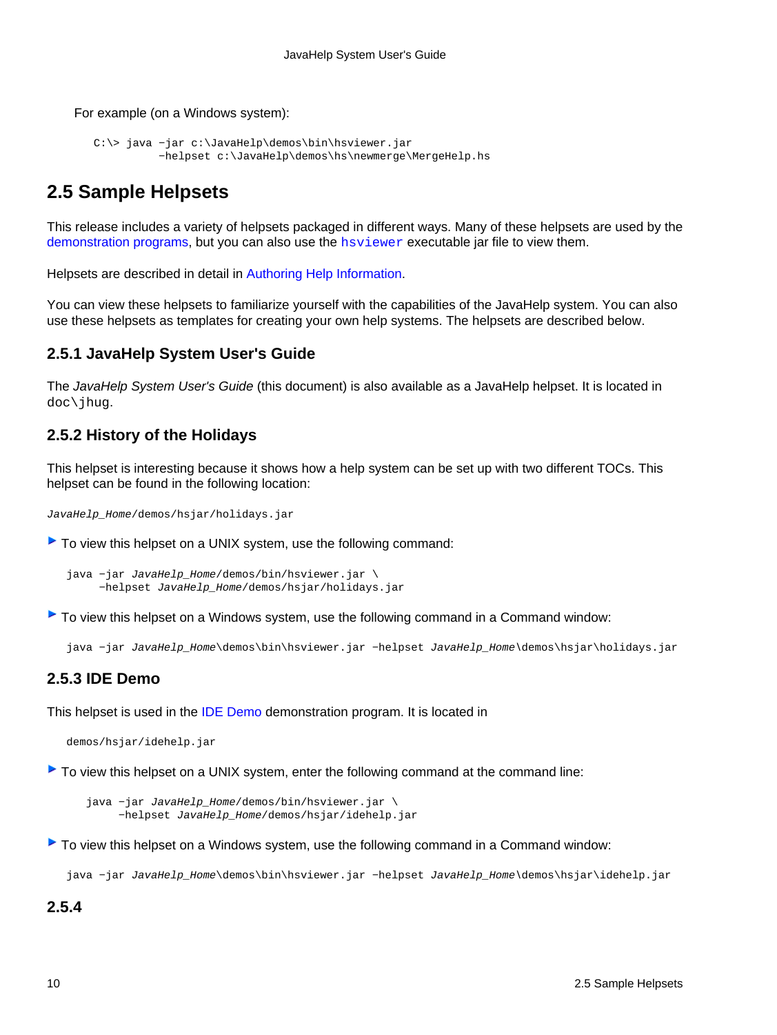For example (on a Windows system):

```
C:\> java -jar c:\JavaHelp\demos\bin\hsviewer.jar
          -helpset c:\JavaHelp\demos\hs\newmerge\MergeHelp.hs
```

## 2.5 Sample Helpsets

This release includes a variety of helpsets packaged in different ways. Many of these helpsets are used by the demonstration programs, but you can also use the `hsviewer` executable jar file to view them.

Helpsets are described in detail in Authoring Help Information.

You can view these helpsets to familiarize yourself with the capabilities of the JavaHelp system. You can also use these helpsets as templates for creating your own help systems. The helpsets are described below.

### 2.5.1 JavaHelp System User's Guide

The *JavaHelp System User's Guide* (this document) is also available as a JavaHelp helpset. It is located in `doc\jhug`.

### 2.5.2 History of the Holidays

This helpset is interesting because it shows how a help system can be set up with two different TOCs. This helpset can be found in the following location:

```
JavaHelp_Home/demos/hsjar/holidays.jar
```

- To view this helpset on a UNIX system, use the following command:

```
java -jar JavaHelp_Home/demos/bin/hsviewer.jar \
     -helpset JavaHelp_Home/demos/hsjar/holidays.jar
```

- To view this helpset on a Windows system, use the following command in a Command window:

```
java -jar JavaHelp_Home\demos\bin\hsviewer.jar -helpset JavaHelp_Home\demos\hsjar\holidays.jar
```

### 2.5.3 IDE Demo

This helpset is used in the IDE Demo demonstration program. It is located in

```
demos/hsjar/idehelp.jar
```

- To view this helpset on a UNIX system, enter the following command at the command line:

```
java -jar JavaHelp_Home/demos/bin/hsviewer.jar \
     -helpset JavaHelp_Home/demos/hsjar/idehelp.jar
```

- To view this helpset on a Windows system, use the following command in a Command window:

```
java -jar JavaHelp_Home\demos\bin\hsviewer.jar -helpset JavaHelp_Home\demos\hsjar\idehelp.jar
```

### 2.5.4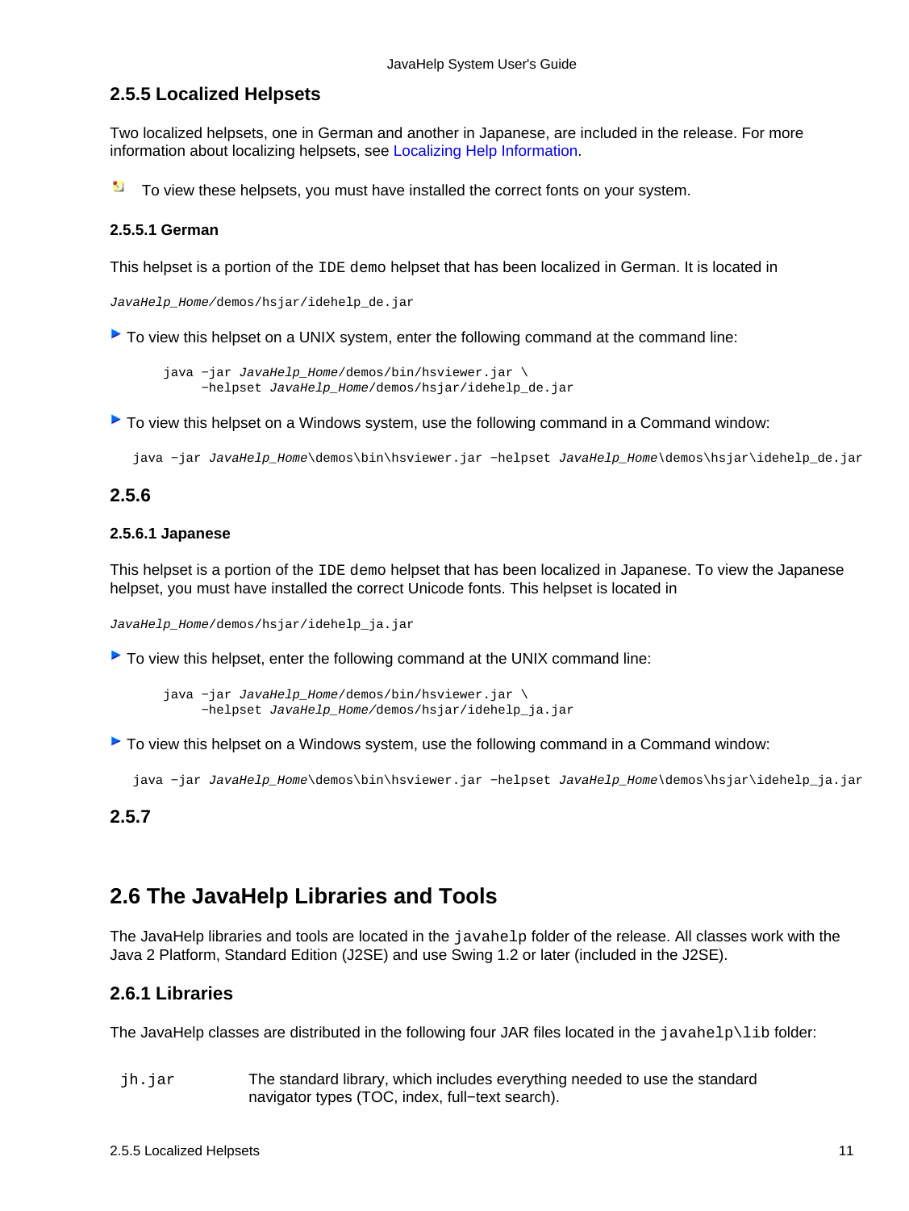## 2.5.5 Localized Helpsets

Two localized helpsets, one in German and another in Japanese, are included in the release. For more information about localizing helpsets, see Localizing Help Information.

To view these helpsets, you must have installed the correct fonts on your system.

### 2.5.5.1 German

This helpset is a portion of the `IDE demo` helpset that has been localized in German. It is located in

*JavaHelp_Home*/demos/hsjar/idehelp_de.jar

- To view this helpset on a UNIX system, enter the following command at the command line:

```
java -jar JavaHelp_Home/demos/bin/hsviewer.jar \
     -helpset JavaHelp_Home/demos/hsjar/idehelp_de.jar
```

- To view this helpset on a Windows system, use the following command in a Command window:

```
java -jar JavaHelp_Home\demos\bin\hsviewer.jar -helpset JavaHelp_Home\demos\hsjar\idehelp_de.jar
```

## 2.5.6

### 2.5.6.1 Japanese

This helpset is a portion of the `IDE demo` helpset that has been localized in Japanese. To view the Japanese helpset, you must have installed the correct Unicode fonts. This helpset is located in

*JavaHelp_Home*/demos/hsjar/idehelp_ja.jar

- To view this helpset, enter the following command at the UNIX command line:

```
java -jar JavaHelp_Home/demos/bin/hsviewer.jar \
     -helpset JavaHelp_Home/demos/hsjar/idehelp_ja.jar
```

- To view this helpset on a Windows system, use the following command in a Command window:

```
java -jar JavaHelp_Home\demos\bin\hsviewer.jar -helpset JavaHelp_Home\demos\hsjar\idehelp_ja.jar
```

## 2.5.7

# 2.6 The JavaHelp Libraries and Tools

The JavaHelp libraries and tools are located in the `javahelp` folder of the release. All classes work with the Java 2 Platform, Standard Edition (J2SE) and use Swing 1.2 or later (included in the J2SE).

## 2.6.1 Libraries

The JavaHelp classes are distributed in the following four JAR files located in the `javahelp\lib` folder:

| | |
|---|---|
| `jh.jar` | The standard library, which includes everything needed to use the standard navigator types (TOC, index, full−text search). |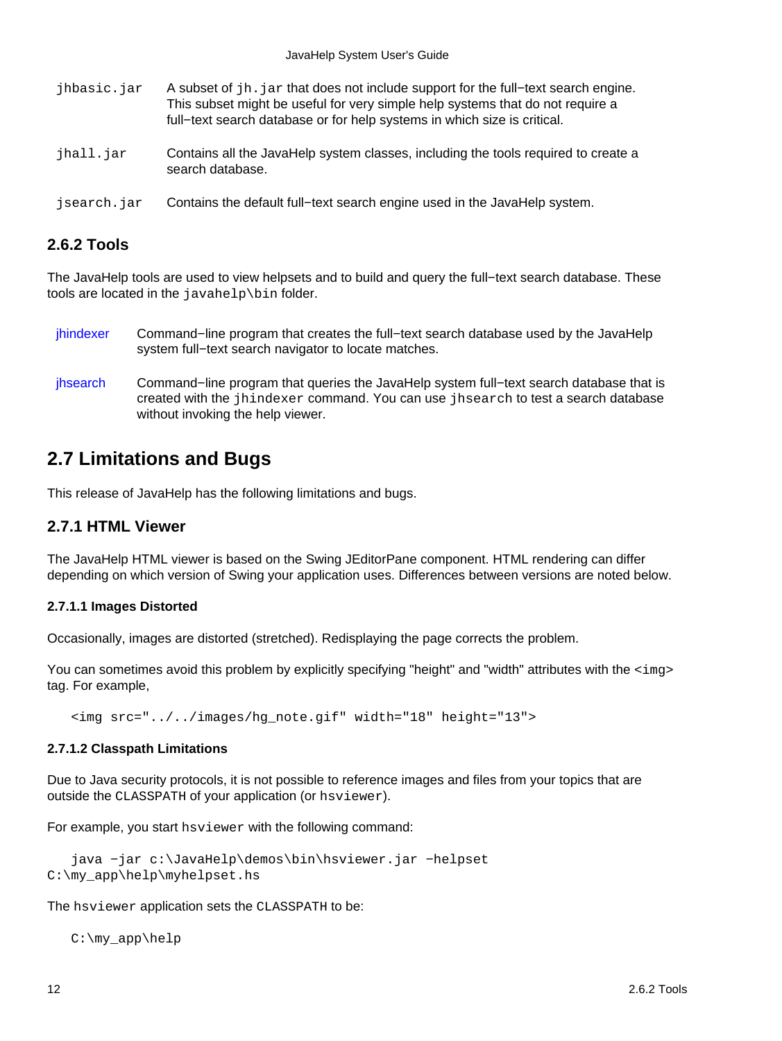| | |
|---|---|
| `jhbasic.jar` | A subset of `jh.jar` that does not include support for the full−text search engine. This subset might be useful for very simple help systems that do not require a full−text search database or for help systems in which size is critical. |
| `jhall.jar` | Contains all the JavaHelp system classes, including the tools required to create a search database. |
| `jsearch.jar` | Contains the default full−text search engine used in the JavaHelp system. |

### 2.6.2 Tools

The JavaHelp tools are used to view helpsets and to build and query the full−text search database. These tools are located in the `javahelp\bin` folder.

| | |
|---|---|
| jhindexer | Command−line program that creates the full−text search database used by the JavaHelp system full−text search navigator to locate matches. |
| jhsearch | Command−line program that queries the JavaHelp system full−text search database that is created with the `jhindexer` command. You can use `jhsearch` to test a search database without invoking the help viewer. |

## 2.7 Limitations and Bugs

This release of JavaHelp has the following limitations and bugs.

### 2.7.1 HTML Viewer

The JavaHelp HTML viewer is based on the Swing JEditorPane component. HTML rendering can differ depending on which version of Swing your application uses. Differences between versions are noted below.

#### 2.7.1.1 Images Distorted

Occasionally, images are distorted (stretched). Redisplaying the page corrects the problem.

You can sometimes avoid this problem by explicitly specifying "height" and "width" attributes with the `<img>` tag. For example,

```
<img src="../../images/hg_note.gif" width="18" height="13">
```

#### 2.7.1.2 Classpath Limitations

Due to Java security protocols, it is not possible to reference images and files from your topics that are outside the `CLASSPATH` of your application (or `hsviewer`).

For example, you start `hsviewer` with the following command:

```
   java −jar c:\JavaHelp\demos\bin\hsviewer.jar −helpset
C:\my_app\help\myhelpset.hs
```

The `hsviewer` application sets the `CLASSPATH` to be:

```
C:\my_app\help
```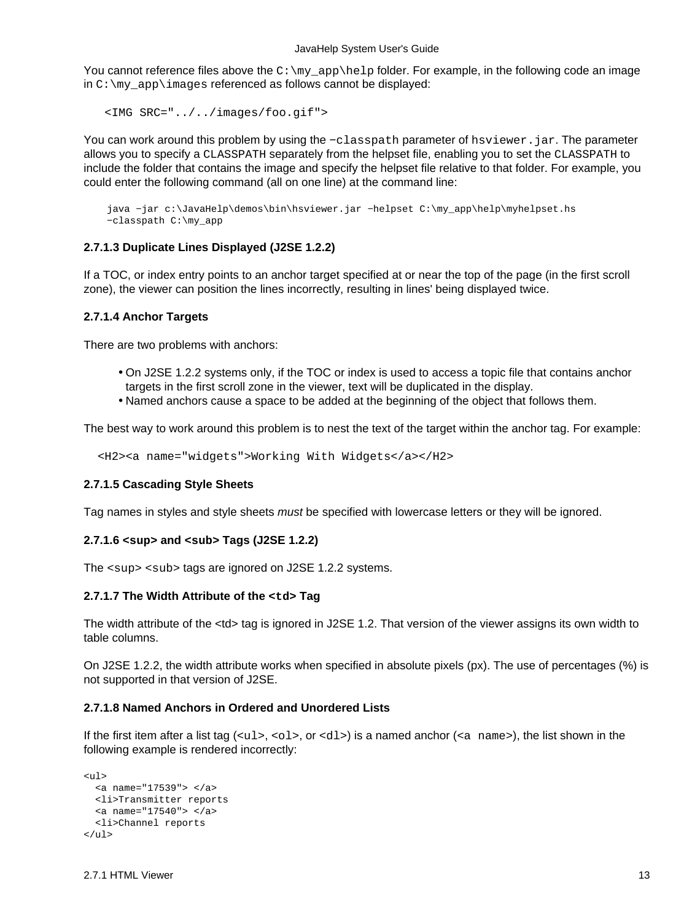You cannot reference files above the `C:\my_app\help` folder. For example, in the following code an image in `C:\my_app\images` referenced as follows cannot be displayed:

```
<IMG SRC="../../images/foo.gif">
```

You can work around this problem by using the `−classpath` parameter of `hsviewer.jar`. The parameter allows you to specify a `CLASSPATH` separately from the helpset file, enabling you to set the `CLASSPATH` to include the folder that contains the image and specify the helpset file relative to that folder. For example, you could enter the following command (all on one line) at the command line:

```
java −jar c:\JavaHelp\demos\bin\hsviewer.jar −helpset C:\my_app\help\myhelpset.hs
−classpath C:\my_app
```

#### 2.7.1.3 Duplicate Lines Displayed (J2SE 1.2.2)

If a TOC, or index entry points to an anchor target specified at or near the top of the page (in the first scroll zone), the viewer can position the lines incorrectly, resulting in lines' being displayed twice.

#### 2.7.1.4 Anchor Targets

There are two problems with anchors:

- On J2SE 1.2.2 systems only, if the TOC or index is used to access a topic file that contains anchor targets in the first scroll zone in the viewer, text will be duplicated in the display.
- Named anchors cause a space to be added at the beginning of the object that follows them.

The best way to work around this problem is to nest the text of the target within the anchor tag. For example:

```
<H2><a name="widgets">Working With Widgets</a></H2>
```

#### 2.7.1.5 Cascading Style Sheets

Tag names in styles and style sheets *must* be specified with lowercase letters or they will be ignored.

#### 2.7.1.6 <sup> and <sub> Tags (J2SE 1.2.2)

The `<sup>` `<sub>` tags are ignored on J2SE 1.2.2 systems.

#### 2.7.1.7 The Width Attribute of the `<td>` Tag

The width attribute of the <td> tag is ignored in J2SE 1.2. That version of the viewer assigns its own width to table columns.

On J2SE 1.2.2, the width attribute works when specified in absolute pixels (px). The use of percentages (%) is not supported in that version of J2SE.

#### 2.7.1.8 Named Anchors in Ordered and Unordered Lists

If the first item after a list tag (`<ul>`, `<ol>`, or `<dl>`) is a named anchor (`<a name>`), the list shown in the following example is rendered incorrectly:

```
<ul>
  <a name="17539"> </a>
  <li>Transmitter reports
  <a name="17540"> </a>
  <li>Channel reports
</ul>
```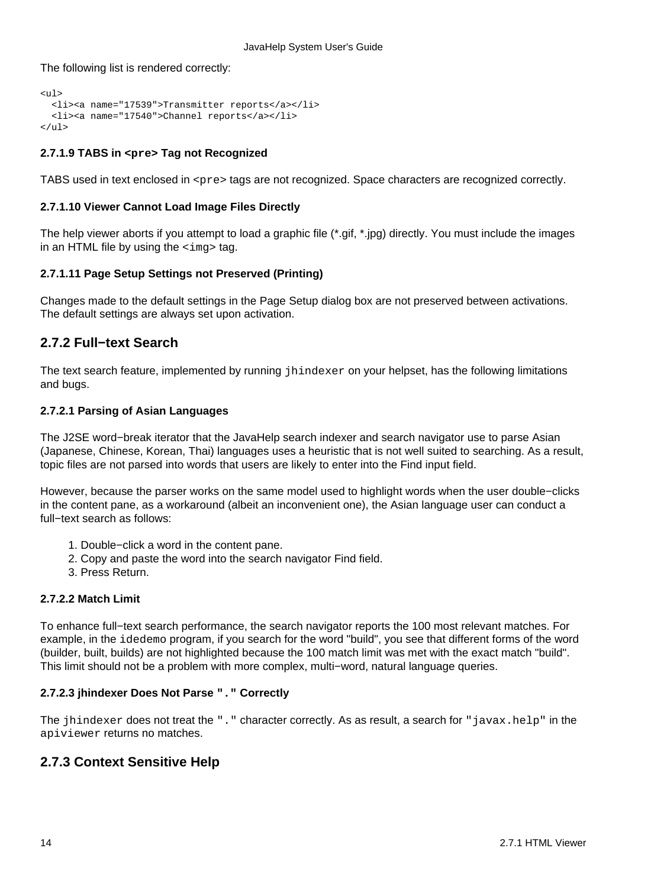The following list is rendered correctly:

```
<ul>
  <li><a name="17539">Transmitter reports</a></li>
  <li><a name="17540">Channel reports</a></li>
</ul>
```

#### 2.7.1.9 TABS in `<pre>` Tag not Recognized

TABS used in text enclosed in `<pre>` tags are not recognized. Space characters are recognized correctly.

#### 2.7.1.10 Viewer Cannot Load Image Files Directly

The help viewer aborts if you attempt to load a graphic file (*.gif, *.jpg) directly. You must include the images in an HTML file by using the `<img>` tag.

#### 2.7.1.11 Page Setup Settings not Preserved (Printing)

Changes made to the default settings in the Page Setup dialog box are not preserved between activations. The default settings are always set upon activation.

### 2.7.2 Full−text Search

The text search feature, implemented by running `jhindexer` on your helpset, has the following limitations and bugs.

#### 2.7.2.1 Parsing of Asian Languages

The J2SE word−break iterator that the JavaHelp search indexer and search navigator use to parse Asian (Japanese, Chinese, Korean, Thai) languages uses a heuristic that is not well suited to searching. As a result, topic files are not parsed into words that users are likely to enter into the Find input field.

However, because the parser works on the same model used to highlight words when the user double−clicks in the content pane, as a workaround (albeit an inconvenient one), the Asian language user can conduct a full−text search as follows:

1. Double−click a word in the content pane.
2. Copy and paste the word into the search navigator Find field.
3. Press Return.

#### 2.7.2.2 Match Limit

To enhance full−text search performance, the search navigator reports the 100 most relevant matches. For example, in the `idedemo` program, if you search for the word "build", you see that different forms of the word (builder, built, builds) are not highlighted because the 100 match limit was met with the exact match "build". This limit should not be a problem with more complex, multi−word, natural language queries.

#### 2.7.2.3 jhindexer Does Not Parse `"."` Correctly

The `jhindexer` does not treat the `"."` character correctly. As as result, a search for `"javax.help"` in the `apiviewer` returns no matches.

### 2.7.3 Context Sensitive Help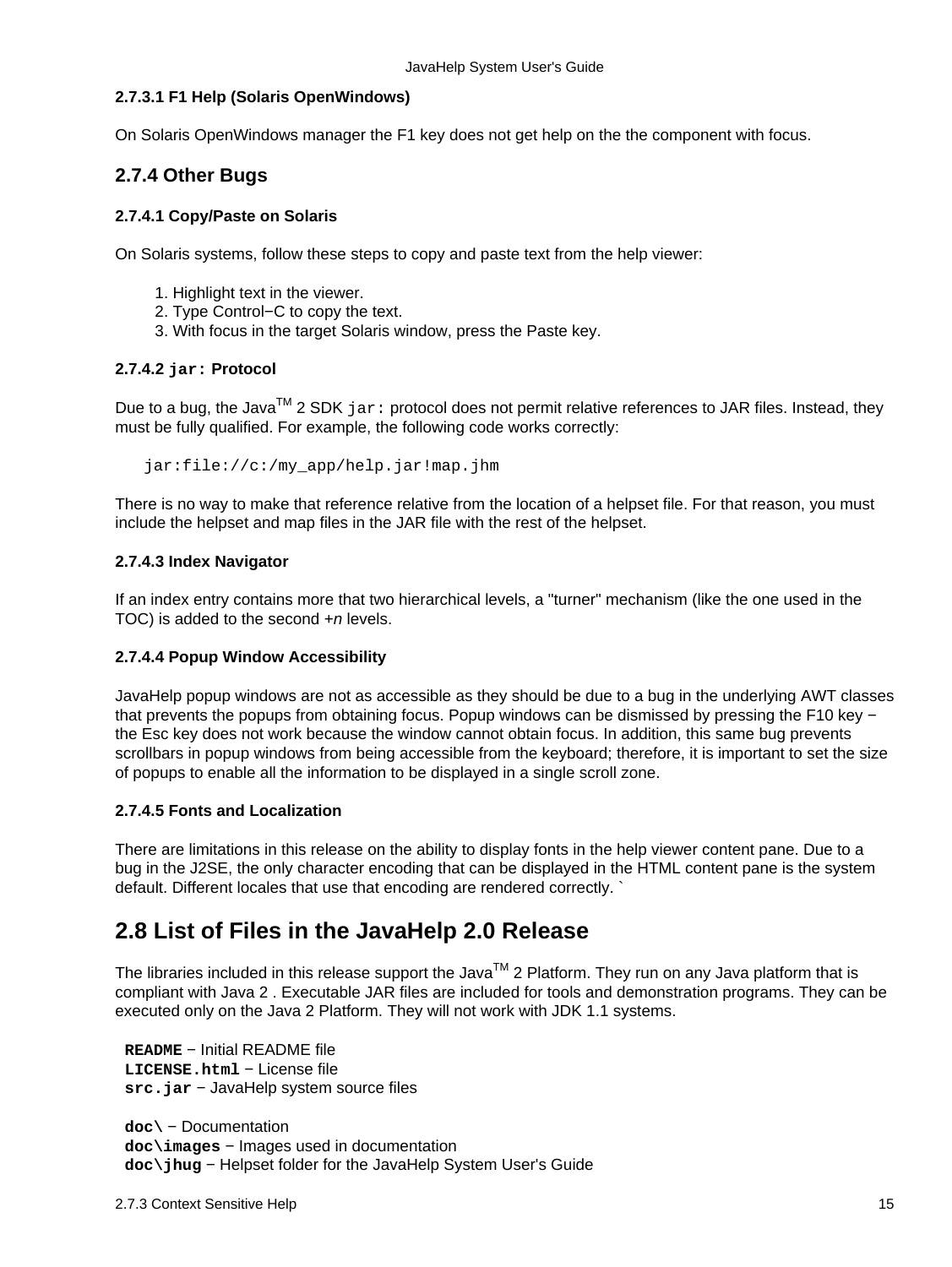#### 2.7.3.1 F1 Help (Solaris OpenWindows)

On Solaris OpenWindows manager the F1 key does not get help on the the component with focus.

### 2.7.4 Other Bugs

#### 2.7.4.1 Copy/Paste on Solaris

On Solaris systems, follow these steps to copy and paste text from the help viewer:

1. Highlight text in the viewer.
2. Type Control−C to copy the text.
3. With focus in the target Solaris window, press the Paste key.

#### 2.7.4.2 `jar:` Protocol

Due to a bug, the Java[TM] 2 SDK `jar:` protocol does not permit relative references to JAR files. Instead, they must be fully qualified. For example, the following code works correctly:

```
jar:file://c:/my_app/help.jar!map.jhm
```

There is no way to make that reference relative from the location of a helpset file. For that reason, you must include the helpset and map files in the JAR file with the rest of the helpset.

#### 2.7.4.3 Index Navigator

If an index entry contains more that two hierarchical levels, a "turner" mechanism (like the one used in the TOC) is added to the second +*n* levels.

#### 2.7.4.4 Popup Window Accessibility

JavaHelp popup windows are not as accessible as they should be due to a bug in the underlying AWT classes that prevents the popups from obtaining focus. Popup windows can be dismissed by pressing the F10 key − the Esc key does not work because the window cannot obtain focus. In addition, this same bug prevents scrollbars in popup windows from being accessible from the keyboard; therefore, it is important to set the size of popups to enable all the information to be displayed in a single scroll zone.

#### 2.7.4.5 Fonts and Localization

There are limitations in this release on the ability to display fonts in the help viewer content pane. Due to a bug in the J2SE, the only character encoding that can be displayed in the HTML content pane is the system default. Different locales that use that encoding are rendered correctly. `

## 2.8 List of Files in the JavaHelp 2.0 Release

The libraries included in this release support the Java[TM] 2 Platform. They run on any Java platform that is compliant with Java 2 . Executable JAR files are included for tools and demonstration programs. They can be executed only on the Java 2 Platform. They will not work with JDK 1.1 systems.

**`README`** − Initial README file
**`LICENSE.html`** − License file
**`src.jar`** − JavaHelp system source files

**`doc\`** − Documentation
**`doc\images`** − Images used in documentation
**`doc\jhug`** − Helpset folder for the JavaHelp System User's Guide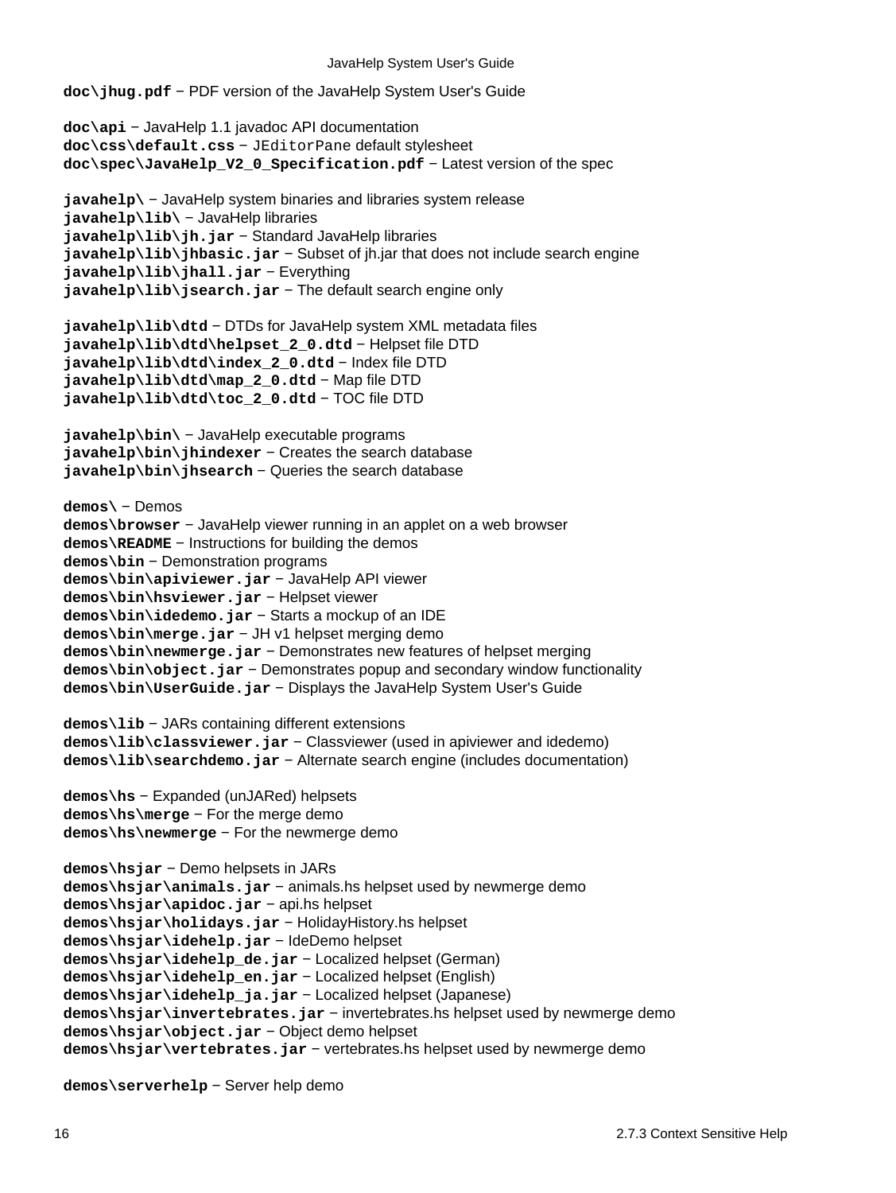**doc\jhug.pdf** − PDF version of the JavaHelp System User's Guide

**doc\api** − JavaHelp 1.1 javadoc API documentation
**doc\css\default.css** − `JEditorPane` default stylesheet
**doc\spec\JavaHelp_V2_0_Specification.pdf** − Latest version of the spec

**javahelp\** − JavaHelp system binaries and libraries system release
**javahelp\lib\** − JavaHelp libraries
**javahelp\lib\jh.jar** − Standard JavaHelp libraries
**javahelp\lib\jhbasic.jar** − Subset of jh.jar that does not include search engine
**javahelp\lib\jhall.jar** − Everything
**javahelp\lib\jsearch.jar** − The default search engine only

**javahelp\lib\dtd** − DTDs for JavaHelp system XML metadata files
**javahelp\lib\dtd\helpset_2_0.dtd** − Helpset file DTD
**javahelp\lib\dtd\index_2_0.dtd** − Index file DTD
**javahelp\lib\dtd\map_2_0.dtd** − Map file DTD
**javahelp\lib\dtd\toc_2_0.dtd** − TOC file DTD

**javahelp\bin\** − JavaHelp executable programs
**javahelp\bin\jhindexer** − Creates the search database
**javahelp\bin\jhsearch** − Queries the search database

**demos\** − Demos
**demos\browser** − JavaHelp viewer running in an applet on a web browser
**demos\README** − Instructions for building the demos
**demos\bin** − Demonstration programs
**demos\bin\apiviewer.jar** − JavaHelp API viewer
**demos\bin\hsviewer.jar** − Helpset viewer
**demos\bin\idedemo.jar** − Starts a mockup of an IDE
**demos\bin\merge.jar** − JH v1 helpset merging demo
**demos\bin\newmerge.jar** − Demonstrates new features of helpset merging
**demos\bin\object.jar** − Demonstrates popup and secondary window functionality
**demos\bin\UserGuide.jar** − Displays the JavaHelp System User's Guide

**demos\lib** − JARs containing different extensions
**demos\lib\classviewer.jar** − Classviewer (used in apiviewer and idedemo)
**demos\lib\searchdemo.jar** − Alternate search engine (includes documentation)

**demos\hs** − Expanded (unJARed) helpsets
**demos\hs\merge** − For the merge demo
**demos\hs\newmerge** − For the newmerge demo

**demos\hsjar** − Demo helpsets in JARs
**demos\hsjar\animals.jar** − animals.hs helpset used by newmerge demo
**demos\hsjar\apidoc.jar** − api.hs helpset
**demos\hsjar\holidays.jar** − HolidayHistory.hs helpset
**demos\hsjar\idehelp.jar** − IdeDemo helpset
**demos\hsjar\idehelp_de.jar** − Localized helpset (German)
**demos\hsjar\idehelp_en.jar** − Localized helpset (English)
**demos\hsjar\idehelp_ja.jar** − Localized helpset (Japanese)
**demos\hsjar\invertebrates.jar** − invertebrates.hs helpset used by newmerge demo
**demos\hsjar\object.jar** − Object demo helpset
**demos\hsjar\vertebrates.jar** − vertebrates.hs helpset used by newmerge demo

**demos\serverhelp** − Server help demo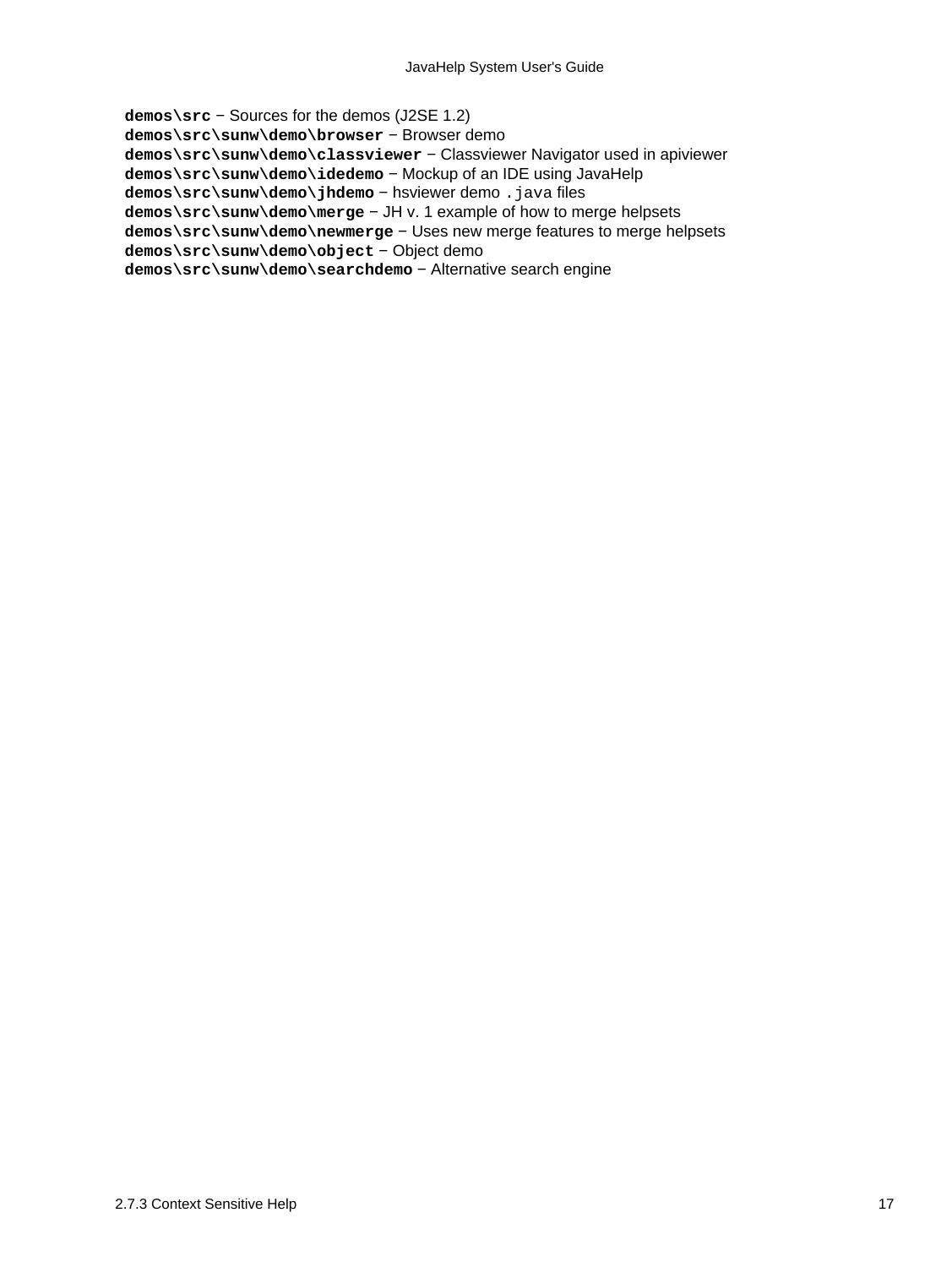**demos\src** − Sources for the demos (J2SE 1.2)
**demos\src\sunw\demo\browser** − Browser demo
**demos\src\sunw\demo\classviewer** − Classviewer Navigator used in apiviewer
**demos\src\sunw\demo\idedemo** − Mockup of an IDE using JavaHelp
**demos\src\sunw\demo\jhdemo** − hsviewer demo `.java` files
**demos\src\sunw\demo\merge** − JH v. 1 example of how to merge helpsets
**demos\src\sunw\demo\newmerge** − Uses new merge features to merge helpsets
**demos\src\sunw\demo\object** − Object demo
**demos\src\sunw\demo\searchdemo** − Alternative search engine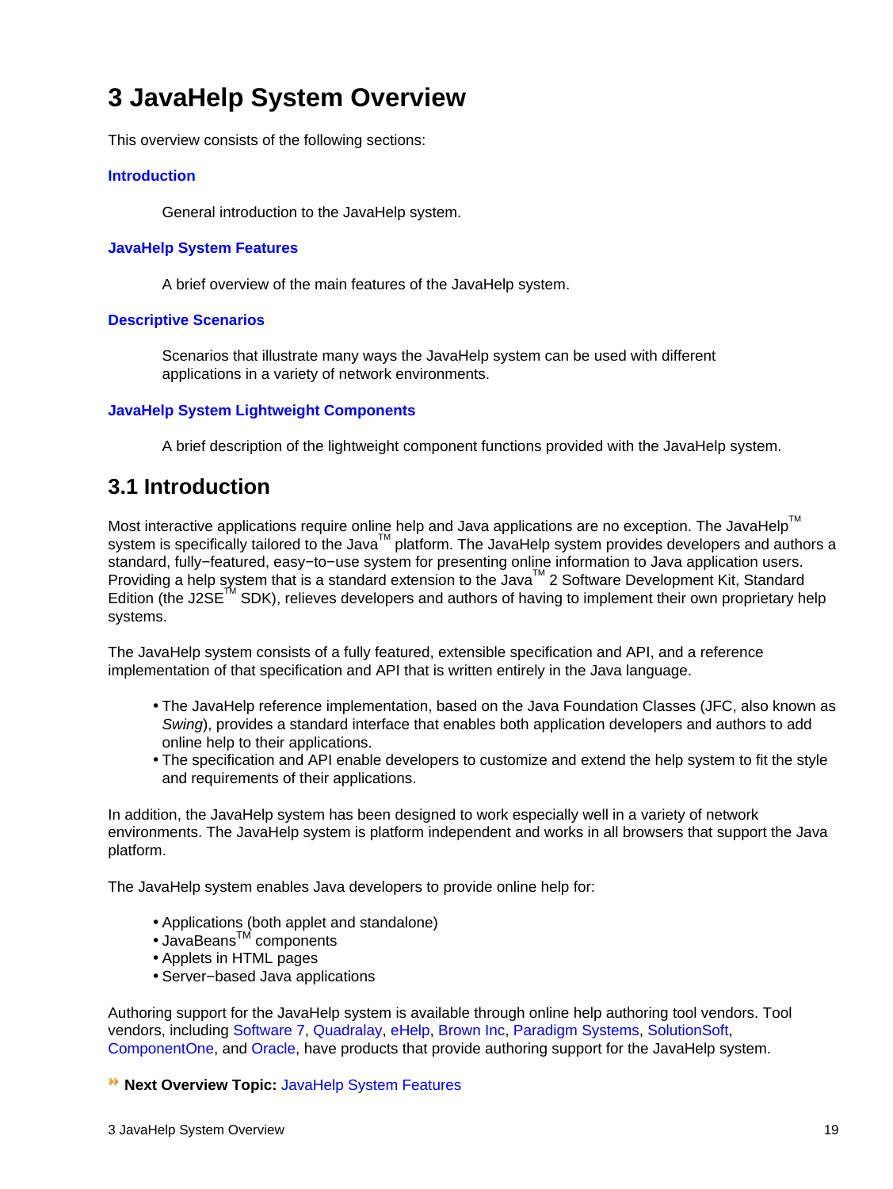# 3 JavaHelp System Overview

This overview consists of the following sections:

**Introduction**

General introduction to the JavaHelp system.

**JavaHelp System Features**

A brief overview of the main features of the JavaHelp system.

**Descriptive Scenarios**

Scenarios that illustrate many ways the JavaHelp system can be used with different applications in a variety of network environments.

**JavaHelp System Lightweight Components**

A brief description of the lightweight component functions provided with the JavaHelp system.

## 3.1 Introduction

Most interactive applications require online help and Java applications are no exception. The JavaHelp™ system is specifically tailored to the Java™ platform. The JavaHelp system provides developers and authors a standard, fully−featured, easy−to−use system for presenting online information to Java application users. Providing a help system that is a standard extension to the Java™ 2 Software Development Kit, Standard Edition (the J2SE™ SDK), relieves developers and authors of having to implement their own proprietary help systems.

The JavaHelp system consists of a fully featured, extensible specification and API, and a reference implementation of that specification and API that is written entirely in the Java language.

- The JavaHelp reference implementation, based on the Java Foundation Classes (JFC, also known as *Swing*), provides a standard interface that enables both application developers and authors to add online help to their applications.
- The specification and API enable developers to customize and extend the help system to fit the style and requirements of their applications.

In addition, the JavaHelp system has been designed to work especially well in a variety of network environments. The JavaHelp system is platform independent and works in all browsers that support the Java platform.

The JavaHelp system enables Java developers to provide online help for:

- Applications (both applet and standalone)
- JavaBeans™ components
- Applets in HTML pages
- Server−based Java applications

Authoring support for the JavaHelp system is available through online help authoring tool vendors. Tool vendors, including Software 7, Quadralay, eHelp, Brown Inc, Paradigm Systems, SolutionSoft, ComponentOne, and Oracle, have products that provide authoring support for the JavaHelp system.

**Next Overview Topic:** JavaHelp System Features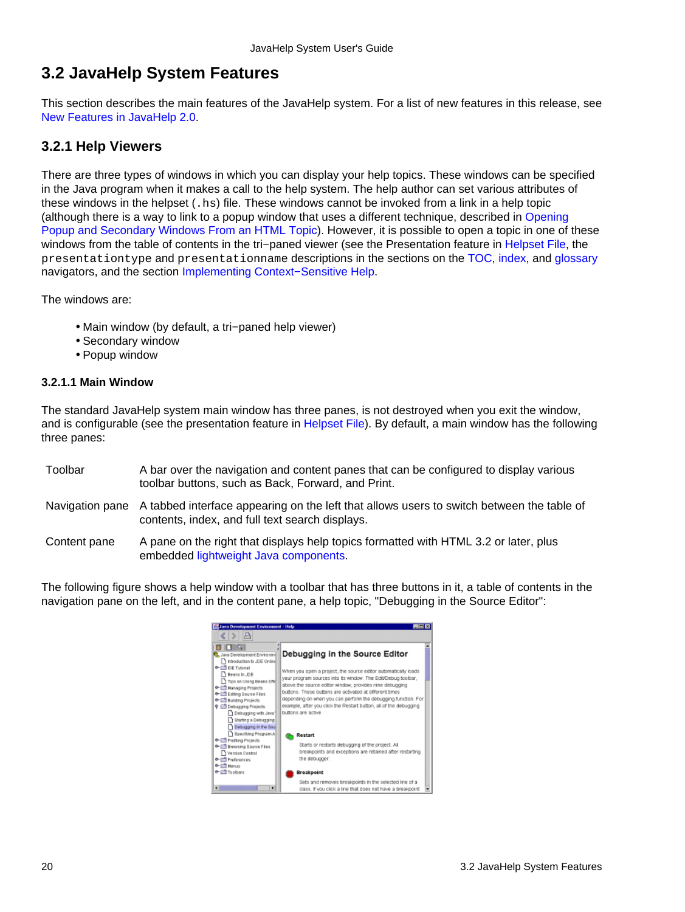## 3.2 JavaHelp System Features

This section describes the main features of the JavaHelp system. For a list of new features in this release, see New Features in JavaHelp 2.0.

### 3.2.1 Help Viewers

There are three types of windows in which you can display your help topics. These windows can be specified in the Java program when it makes a call to the help system. The help author can set various attributes of these windows in the helpset (`.hs`) file. These windows cannot be invoked from a link in a help topic (although there is a way to link to a popup window that uses a different technique, described in Opening Popup and Secondary Windows From an HTML Topic). However, it is possible to open a topic in one of these windows from the table of contents in the tri−paned viewer (see the Presentation feature in Helpset File, the `presentationtype` and `presentationname` descriptions in the sections on the TOC, index, and glossary navigators, and the section Implementing Context−Sensitive Help.

The windows are:

- Main window (by default, a tri−paned help viewer)
- Secondary window
- Popup window

#### 3.2.1.1 Main Window

The standard JavaHelp system main window has three panes, is not destroyed when you exit the window, and is configurable (see the presentation feature in Helpset File). By default, a main window has the following three panes:

| | |
|---|---|
| Toolbar | A bar over the navigation and content panes that can be configured to display various toolbar buttons, such as Back, Forward, and Print. |
| Navigation pane | A tabbed interface appearing on the left that allows users to switch between the table of contents, index, and full text search displays. |
| Content pane | A pane on the right that displays help topics formatted with HTML 3.2 or later, plus embedded lightweight Java components. |

The following figure shows a help window with a toolbar that has three buttons in it, a table of contents in the navigation pane on the left, and in the content pane, a help topic, "Debugging in the Source Editor":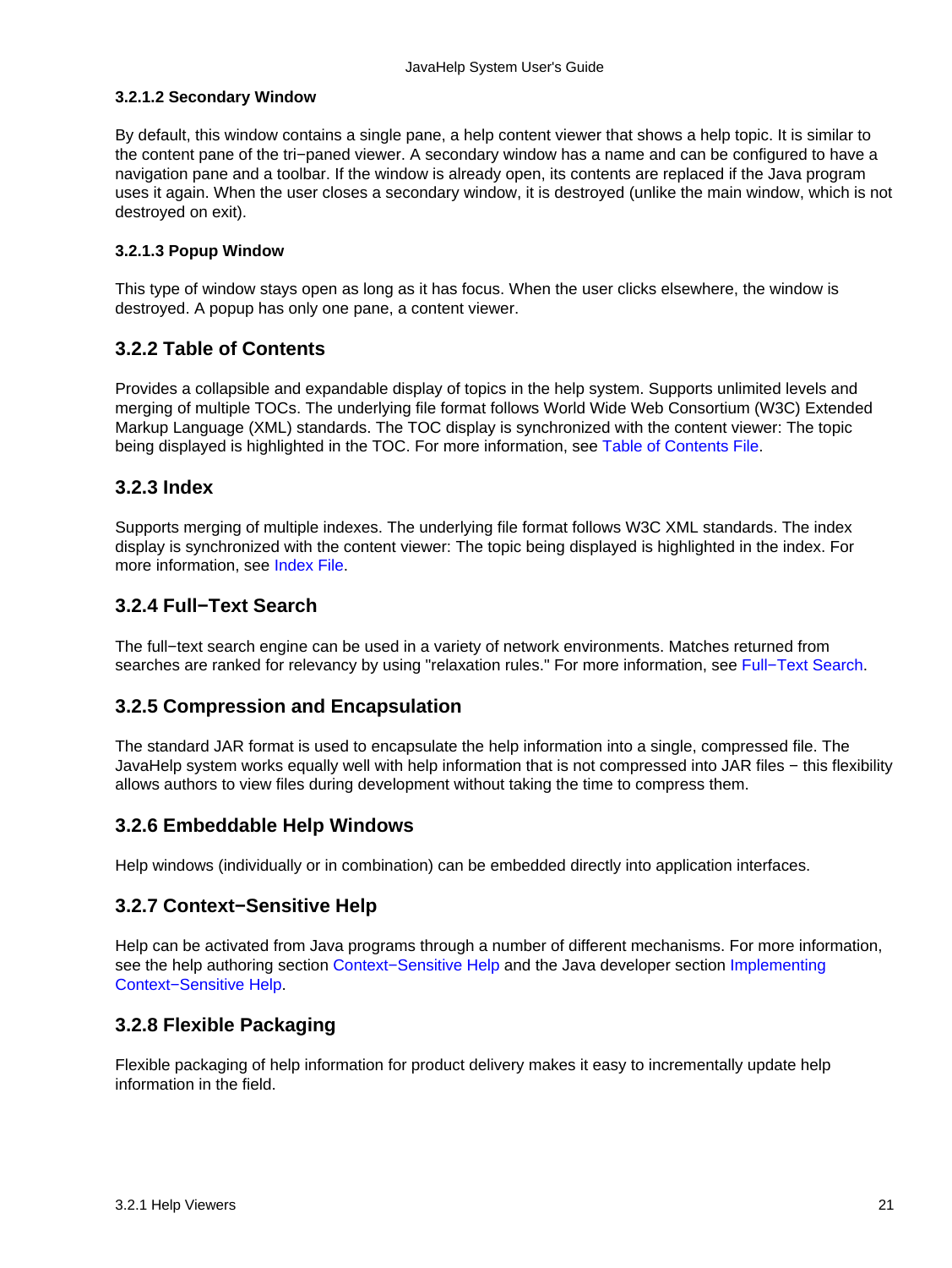#### 3.2.1.2 Secondary Window

By default, this window contains a single pane, a help content viewer that shows a help topic. It is similar to the content pane of the tri−paned viewer. A secondary window has a name and can be configured to have a navigation pane and a toolbar. If the window is already open, its contents are replaced if the Java program uses it again. When the user closes a secondary window, it is destroyed (unlike the main window, which is not destroyed on exit).

#### 3.2.1.3 Popup Window

This type of window stays open as long as it has focus. When the user clicks elsewhere, the window is destroyed. A popup has only one pane, a content viewer.

### 3.2.2 Table of Contents

Provides a collapsible and expandable display of topics in the help system. Supports unlimited levels and merging of multiple TOCs. The underlying file format follows World Wide Web Consortium (W3C) Extended Markup Language (XML) standards. The TOC display is synchronized with the content viewer: The topic being displayed is highlighted in the TOC. For more information, see Table of Contents File.

### 3.2.3 Index

Supports merging of multiple indexes. The underlying file format follows W3C XML standards. The index display is synchronized with the content viewer: The topic being displayed is highlighted in the index. For more information, see Index File.

### 3.2.4 Full−Text Search

The full−text search engine can be used in a variety of network environments. Matches returned from searches are ranked for relevancy by using "relaxation rules." For more information, see Full−Text Search.

### 3.2.5 Compression and Encapsulation

The standard JAR format is used to encapsulate the help information into a single, compressed file. The JavaHelp system works equally well with help information that is not compressed into JAR files − this flexibility allows authors to view files during development without taking the time to compress them.

### 3.2.6 Embeddable Help Windows

Help windows (individually or in combination) can be embedded directly into application interfaces.

### 3.2.7 Context−Sensitive Help

Help can be activated from Java programs through a number of different mechanisms. For more information, see the help authoring section Context−Sensitive Help and the Java developer section Implementing Context−Sensitive Help.

### 3.2.8 Flexible Packaging

Flexible packaging of help information for product delivery makes it easy to incrementally update help information in the field.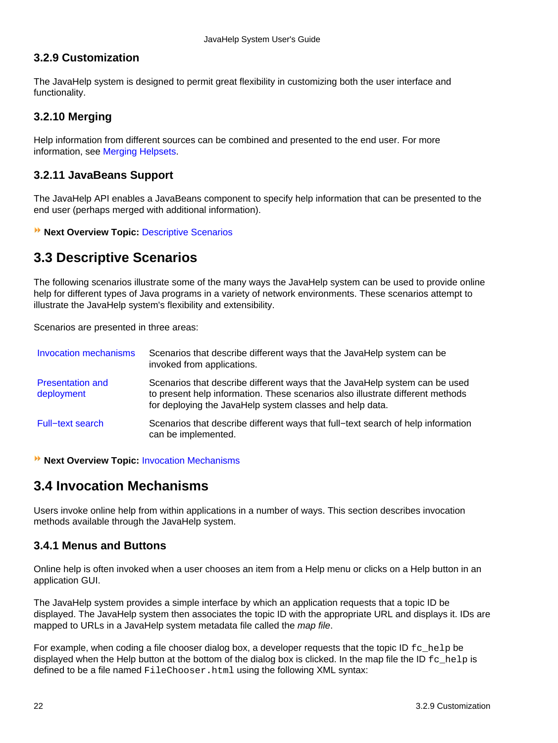### 3.2.9 Customization

The JavaHelp system is designed to permit great flexibility in customizing both the user interface and functionality.

### 3.2.10 Merging

Help information from different sources can be combined and presented to the end user. For more information, see Merging Helpsets.

### 3.2.11 JavaBeans Support

The JavaHelp API enables a JavaBeans component to specify help information that can be presented to the end user (perhaps merged with additional information).

**Next Overview Topic:** Descriptive Scenarios

## 3.3 Descriptive Scenarios

The following scenarios illustrate some of the many ways the JavaHelp system can be used to provide online help for different types of Java programs in a variety of network environments. These scenarios attempt to illustrate the JavaHelp system's flexibility and extensibility.

Scenarios are presented in three areas:

| | |
|---|---|
| Invocation mechanisms | Scenarios that describe different ways that the JavaHelp system can be invoked from applications. |
| Presentation and deployment | Scenarios that describe different ways that the JavaHelp system can be used to present help information. These scenarios also illustrate different methods for deploying the JavaHelp system classes and help data. |
| Full−text search | Scenarios that describe different ways that full−text search of help information can be implemented. |

**Next Overview Topic:** Invocation Mechanisms

## 3.4 Invocation Mechanisms

Users invoke online help from within applications in a number of ways. This section describes invocation methods available through the JavaHelp system.

### 3.4.1 Menus and Buttons

Online help is often invoked when a user chooses an item from a Help menu or clicks on a Help button in an application GUI.

The JavaHelp system provides a simple interface by which an application requests that a topic ID be displayed. The JavaHelp system then associates the topic ID with the appropriate URL and displays it. IDs are mapped to URLs in a JavaHelp system metadata file called the *map file*.

For example, when coding a file chooser dialog box, a developer requests that the topic ID `fc_help` be displayed when the Help button at the bottom of the dialog box is clicked. In the map file the ID `fc_help` is defined to be a file named `FileChooser.html` using the following XML syntax: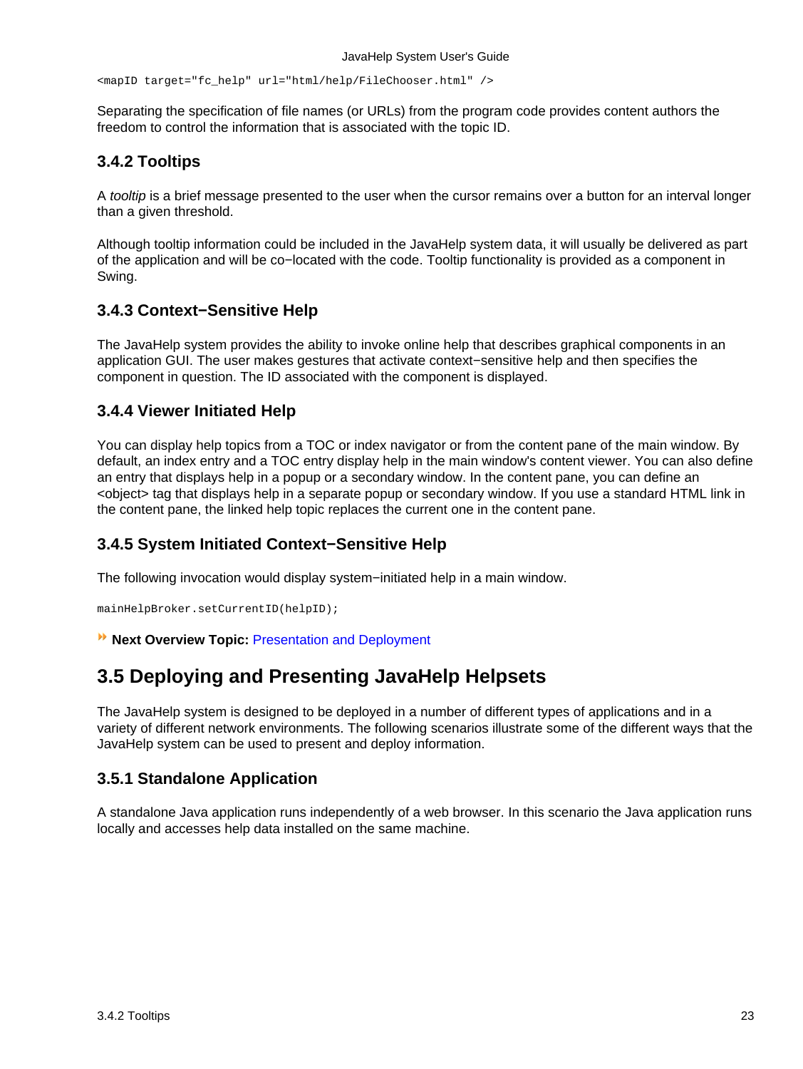```
<mapID target="fc_help" url="html/help/FileChooser.html" />
```

Separating the specification of file names (or URLs) from the program code provides content authors the freedom to control the information that is associated with the topic ID.

### 3.4.2 Tooltips

A *tooltip* is a brief message presented to the user when the cursor remains over a button for an interval longer than a given threshold.

Although tooltip information could be included in the JavaHelp system data, it will usually be delivered as part of the application and will be co−located with the code. Tooltip functionality is provided as a component in Swing.

### 3.4.3 Context−Sensitive Help

The JavaHelp system provides the ability to invoke online help that describes graphical components in an application GUI. The user makes gestures that activate context−sensitive help and then specifies the component in question. The ID associated with the component is displayed.

### 3.4.4 Viewer Initiated Help

You can display help topics from a TOC or index navigator or from the content pane of the main window. By default, an index entry and a TOC entry display help in the main window's content viewer. You can also define an entry that displays help in a popup or a secondary window. In the content pane, you can define an <object> tag that displays help in a separate popup or secondary window. If you use a standard HTML link in the content pane, the linked help topic replaces the current one in the content pane.

### 3.4.5 System Initiated Context−Sensitive Help

The following invocation would display system−initiated help in a main window.

```
mainHelpBroker.setCurrentID(helpID);
```

**Next Overview Topic:** Presentation and Deployment

## 3.5 Deploying and Presenting JavaHelp Helpsets

The JavaHelp system is designed to be deployed in a number of different types of applications and in a variety of different network environments. The following scenarios illustrate some of the different ways that the JavaHelp system can be used to present and deploy information.

### 3.5.1 Standalone Application

A standalone Java application runs independently of a web browser. In this scenario the Java application runs locally and accesses help data installed on the same machine.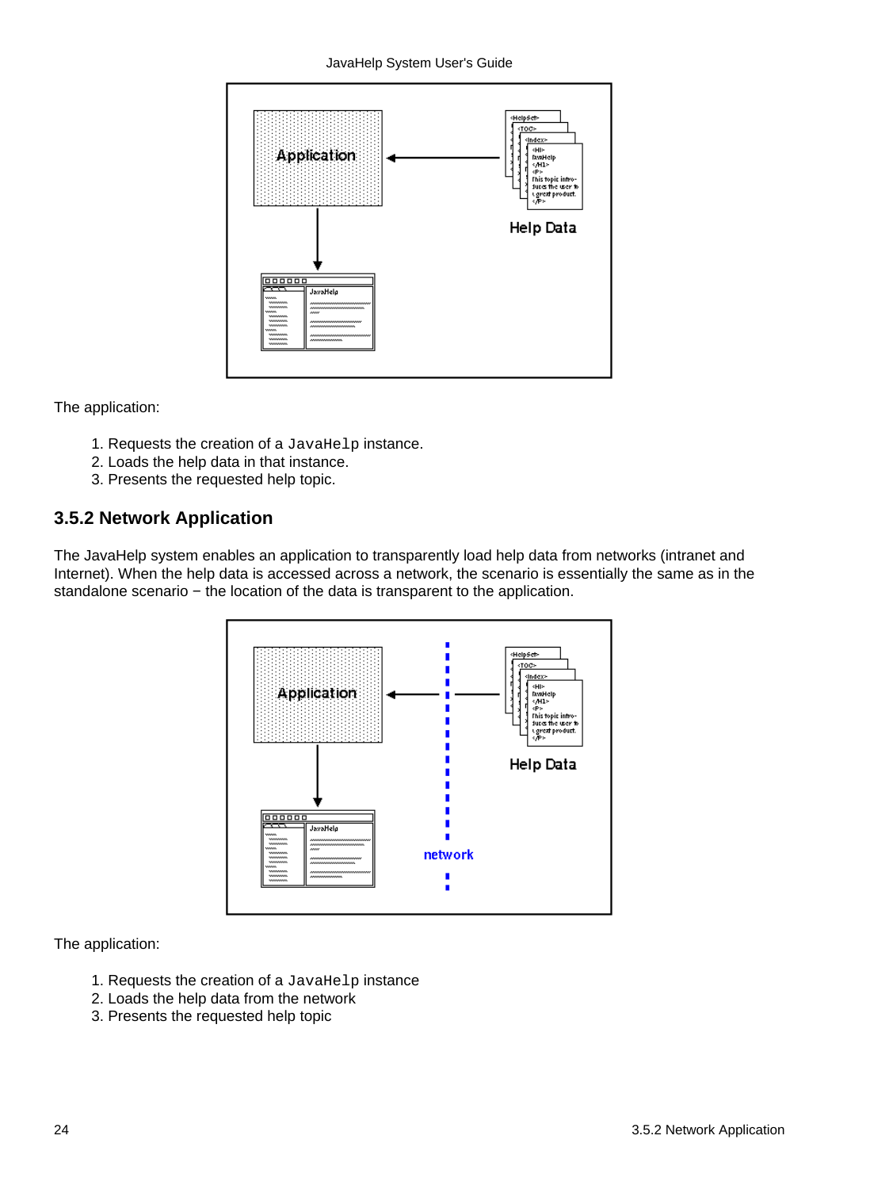The application:

1. Requests the creation of a `JavaHelp` instance.
2. Loads the help data in that instance.
3. Presents the requested help topic.

### 3.5.2 Network Application

The JavaHelp system enables an application to transparently load help data from networks (intranet and Internet). When the help data is accessed across a network, the scenario is essentially the same as in the standalone scenario − the location of the data is transparent to the application.

The application:

1. Requests the creation of a `JavaHelp` instance
2. Loads the help data from the network
3. Presents the requested help topic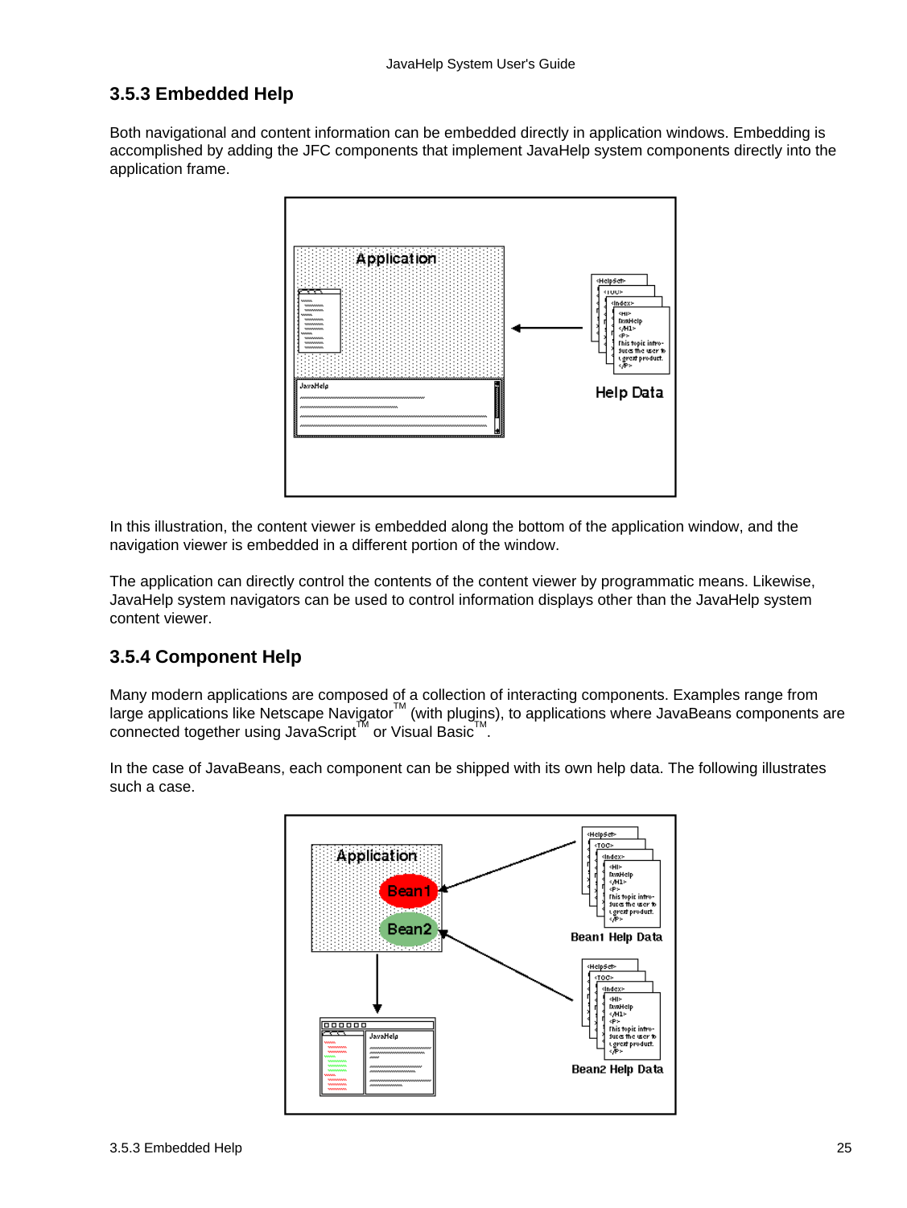### 3.5.3 Embedded Help

Both navigational and content information can be embedded directly in application windows. Embedding is accomplished by adding the JFC components that implement JavaHelp system components directly into the application frame.

In this illustration, the content viewer is embedded along the bottom of the application window, and the navigation viewer is embedded in a different portion of the window.

The application can directly control the contents of the content viewer by programmatic means. Likewise, JavaHelp system navigators can be used to control information displays other than the JavaHelp system content viewer.

### 3.5.4 Component Help

Many modern applications are composed of a collection of interacting components. Examples range from large applications like Netscape Navigator™ (with plugins), to applications where JavaBeans components are connected together using JavaScript™ or Visual Basic™.

In the case of JavaBeans, each component can be shipped with its own help data. The following illustrates such a case.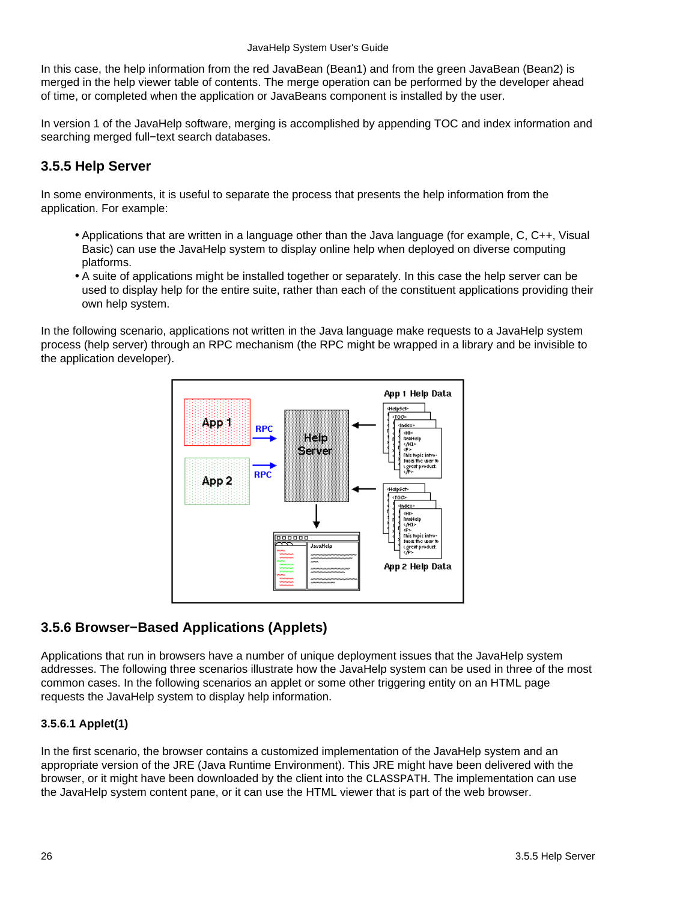In this case, the help information from the red JavaBean (Bean1) and from the green JavaBean (Bean2) is merged in the help viewer table of contents. The merge operation can be performed by the developer ahead of time, or completed when the application or JavaBeans component is installed by the user.

In version 1 of the JavaHelp software, merging is accomplished by appending TOC and index information and searching merged full−text search databases.

### 3.5.5 Help Server

In some environments, it is useful to separate the process that presents the help information from the application. For example:

- Applications that are written in a language other than the Java language (for example, C, C++, Visual Basic) can use the JavaHelp system to display online help when deployed on diverse computing platforms.
- A suite of applications might be installed together or separately. In this case the help server can be used to display help for the entire suite, rather than each of the constituent applications providing their own help system.

In the following scenario, applications not written in the Java language make requests to a JavaHelp system process (help server) through an RPC mechanism (the RPC might be wrapped in a library and be invisible to the application developer).

### 3.5.6 Browser−Based Applications (Applets)

Applications that run in browsers have a number of unique deployment issues that the JavaHelp system addresses. The following three scenarios illustrate how the JavaHelp system can be used in three of the most common cases. In the following scenarios an applet or some other triggering entity on an HTML page requests the JavaHelp system to display help information.

#### 3.5.6.1 Applet(1)

In the first scenario, the browser contains a customized implementation of the JavaHelp system and an appropriate version of the JRE (Java Runtime Environment). This JRE might have been delivered with the browser, or it might have been downloaded by the client into the CLASSPATH. The implementation can use the JavaHelp system content pane, or it can use the HTML viewer that is part of the web browser.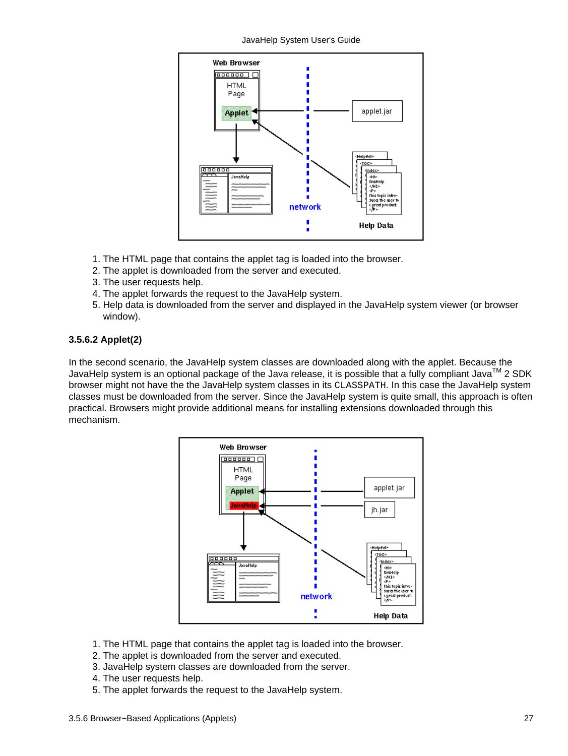1. The HTML page that contains the applet tag is loaded into the browser.
2. The applet is downloaded from the server and executed.
3. The user requests help.
4. The applet forwards the request to the JavaHelp system.
5. Help data is downloaded from the server and displayed in the JavaHelp system viewer (or browser window).

### 3.5.6.2 Applet(2)

In the second scenario, the JavaHelp system classes are downloaded along with the applet. Because the JavaHelp system is an optional package of the Java release, it is possible that a fully compliant Java™ 2 SDK browser might not have the the JavaHelp system classes in its `CLASSPATH`. In this case the JavaHelp system classes must be downloaded from the server. Since the JavaHelp system is quite small, this approach is often practical. Browsers might provide additional means for installing extensions downloaded through this mechanism.

1. The HTML page that contains the applet tag is loaded into the browser.
2. The applet is downloaded from the server and executed.
3. JavaHelp system classes are downloaded from the server.
4. The user requests help.
5. The applet forwards the request to the JavaHelp system.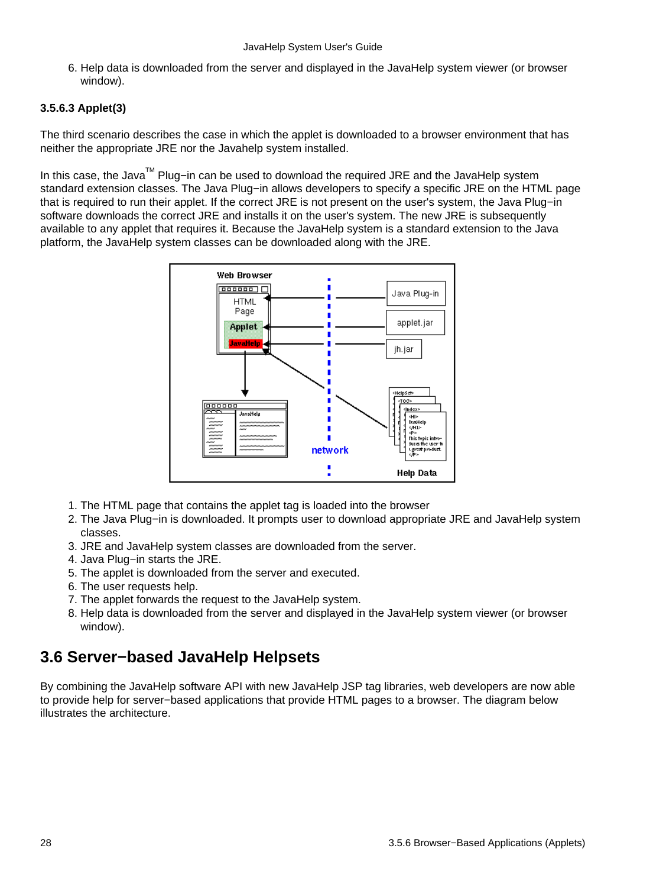6. Help data is downloaded from the server and displayed in the JavaHelp system viewer (or browser window).

#### 3.5.6.3 Applet(3)

The third scenario describes the case in which the applet is downloaded to a browser environment that has neither the appropriate JRE nor the Javahelp system installed.

In this case, the Java™ Plug−in can be used to download the required JRE and the JavaHelp system standard extension classes. The Java Plug−in allows developers to specify a specific JRE on the HTML page that is required to run their applet. If the correct JRE is not present on the user's system, the Java Plug−in software downloads the correct JRE and installs it on the user's system. The new JRE is subsequently available to any applet that requires it. Because the JavaHelp system is a standard extension to the Java platform, the JavaHelp system classes can be downloaded along with the JRE.

1. The HTML page that contains the applet tag is loaded into the browser
2. The Java Plug−in is downloaded. It prompts user to download appropriate JRE and JavaHelp system classes.
3. JRE and JavaHelp system classes are downloaded from the server.
4. Java Plug−in starts the JRE.
5. The applet is downloaded from the server and executed.
6. The user requests help.
7. The applet forwards the request to the JavaHelp system.
8. Help data is downloaded from the server and displayed in the JavaHelp system viewer (or browser window).

## 3.6 Server−based JavaHelp Helpsets

By combining the JavaHelp software API with new JavaHelp JSP tag libraries, web developers are now able to provide help for server−based applications that provide HTML pages to a browser. The diagram below illustrates the architecture.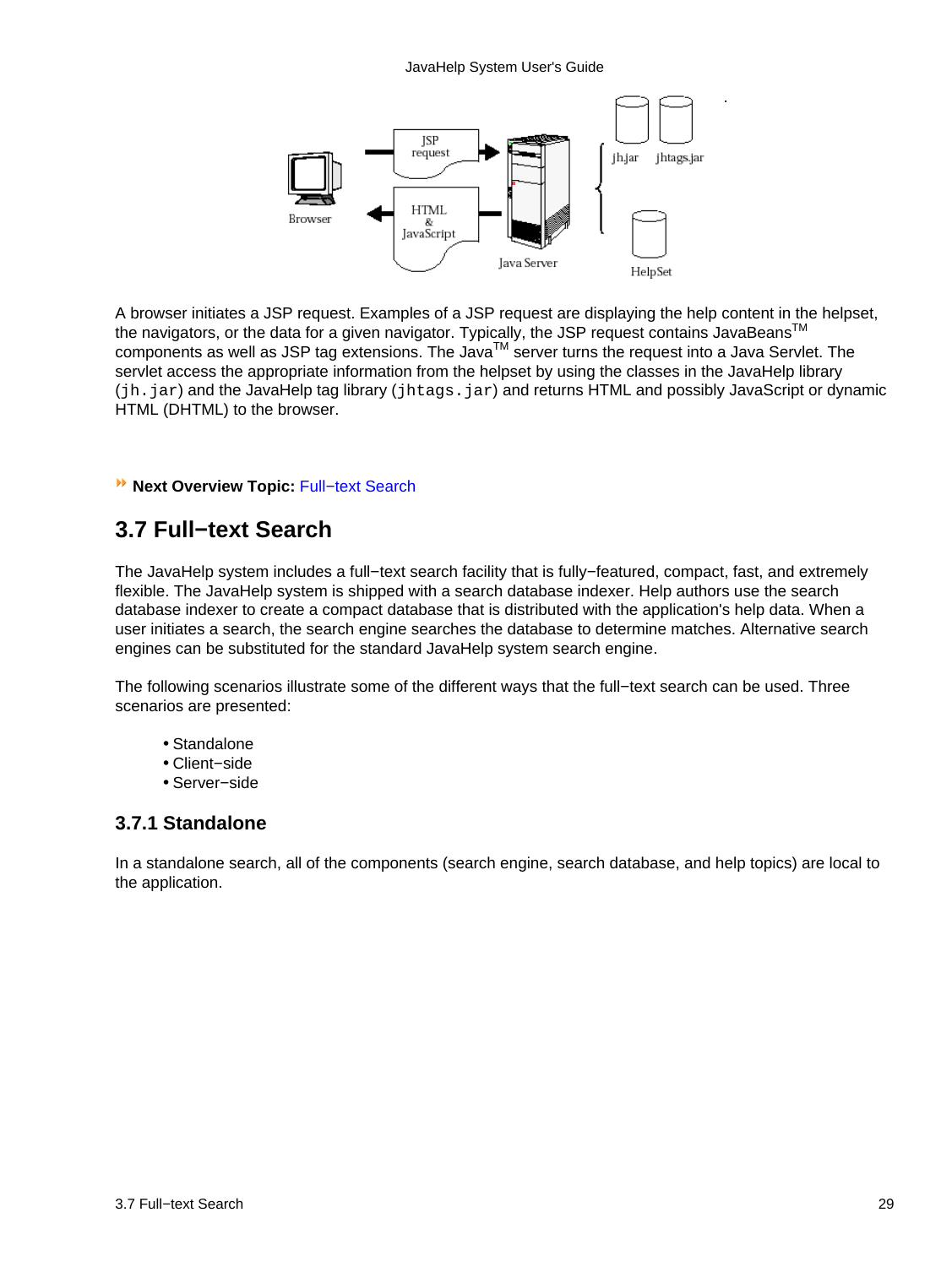A browser initiates a JSP request. Examples of a JSP request are displaying the help content in the helpset, the navigators, or the data for a given navigator. Typically, the JSP request contains JavaBeans[TM] components as well as JSP tag extensions. The Java[TM] server turns the request into a Java Servlet. The servlet access the appropriate information from the helpset by using the classes in the JavaHelp library (`jh.jar`) and the JavaHelp tag library (`jhtags.jar`) and returns HTML and possibly JavaScript or dynamic HTML (DHTML) to the browser.

**Next Overview Topic:** Full−text Search

## 3.7 Full−text Search

The JavaHelp system includes a full−text search facility that is fully−featured, compact, fast, and extremely flexible. The JavaHelp system is shipped with a search database indexer. Help authors use the search database indexer to create a compact database that is distributed with the application's help data. When a user initiates a search, the search engine searches the database to determine matches. Alternative search engines can be substituted for the standard JavaHelp system search engine.

The following scenarios illustrate some of the different ways that the full−text search can be used. Three scenarios are presented:

- Standalone
- Client−side
- Server−side

### 3.7.1 Standalone

In a standalone search, all of the components (search engine, search database, and help topics) are local to the application.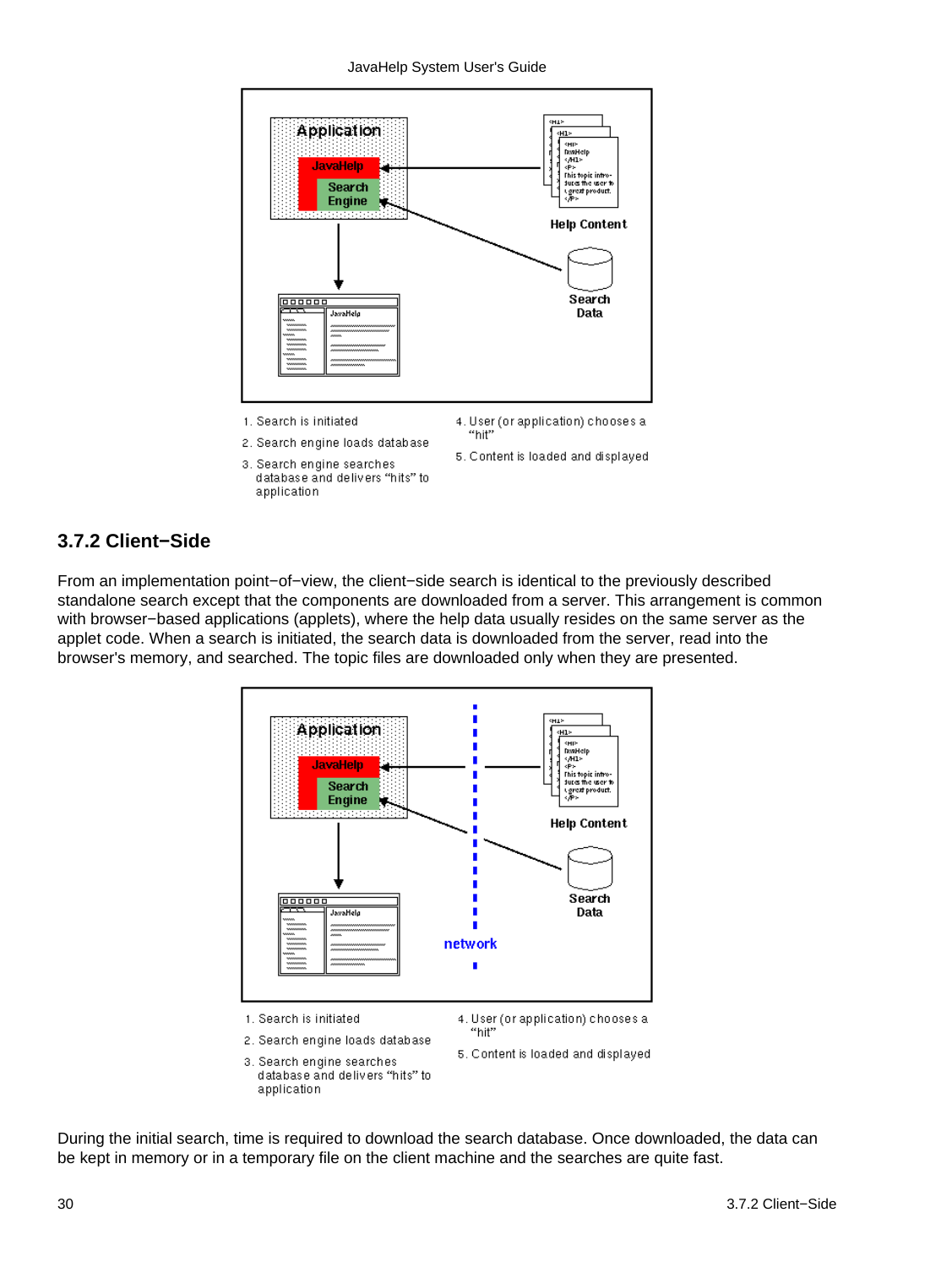1. Search is initiated
2. Search engine loads database
3. Search engine searches database and delivers “hits” to application
4. User (or application) chooses a “hit”
5. Content is loaded and displayed

### 3.7.2 Client−Side

From an implementation point−of−view, the client−side search is identical to the previously described standalone search except that the components are downloaded from a server. This arrangement is common with browser−based applications (applets), where the help data usually resides on the same server as the applet code. When a search is initiated, the search data is downloaded from the server, read into the browser's memory, and searched. The topic files are downloaded only when they are presented.

1. Search is initiated
2. Search engine loads database
3. Search engine searches database and delivers “hits” to application
4. User (or application) chooses a “hit”
5. Content is loaded and displayed

During the initial search, time is required to download the search database. Once downloaded, the data can be kept in memory or in a temporary file on the client machine and the searches are quite fast.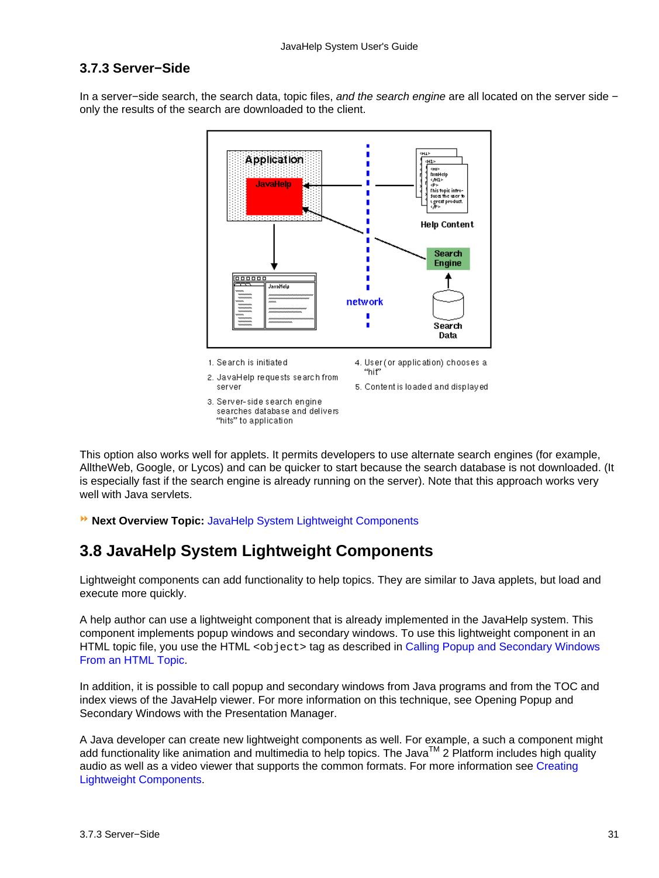### 3.7.3 Server−Side

In a server−side search, the search data, topic files, *and the search engine* are all located on the server side − only the results of the search are downloaded to the client.

1. Search is initiated
2. JavaHelp requests search from server
3. Server-side search engine searches database and delivers "hits" to application
4. User (or application) chooses a "hit"
5. Content is loaded and displayed

This option also works well for applets. It permits developers to use alternate search engines (for example, AlltheWeb, Google, or Lycos) and can be quicker to start because the search database is not downloaded. (It is especially fast if the search engine is already running on the server). Note that this approach works very well with Java servlets.

**Next Overview Topic:** JavaHelp System Lightweight Components

## 3.8 JavaHelp System Lightweight Components

Lightweight components can add functionality to help topics. They are similar to Java applets, but load and execute more quickly.

A help author can use a lightweight component that is already implemented in the JavaHelp system. This component implements popup windows and secondary windows. To use this lightweight component in an HTML topic file, you use the HTML `<object>` tag as described in Calling Popup and Secondary Windows From an HTML Topic.

In addition, it is possible to call popup and secondary windows from Java programs and from the TOC and index views of the JavaHelp viewer. For more information on this technique, see Opening Popup and Secondary Windows with the Presentation Manager.

A Java developer can create new lightweight components as well. For example, a such a component might add functionality like animation and multimedia to help topics. The Java™ 2 Platform includes high quality audio as well as a video viewer that supports the common formats. For more information see Creating Lightweight Components.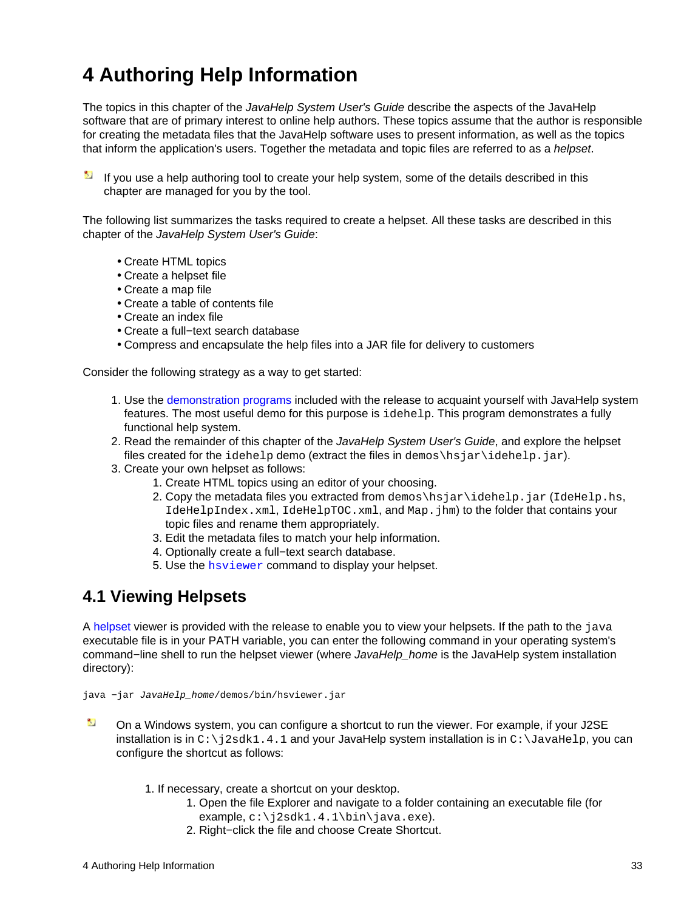# 4 Authoring Help Information

The topics in this chapter of the *JavaHelp System User's Guide* describe the aspects of the JavaHelp software that are of primary interest to online help authors. These topics assume that the author is responsible for creating the metadata files that the JavaHelp software uses to present information, as well as the topics that inform the application's users. Together the metadata and topic files are referred to as a *helpset*.

If you use a help authoring tool to create your help system, some of the details described in this chapter are managed for you by the tool.

The following list summarizes the tasks required to create a helpset. All these tasks are described in this chapter of the *JavaHelp System User's Guide*:

- Create HTML topics
- Create a helpset file
- Create a map file
- Create a table of contents file
- Create an index file
- Create a full−text search database
- Compress and encapsulate the help files into a JAR file for delivery to customers

Consider the following strategy as a way to get started:

1. Use the demonstration programs included with the release to acquaint yourself with JavaHelp system features. The most useful demo for this purpose is `idehelp`. This program demonstrates a fully functional help system.
2. Read the remainder of this chapter of the *JavaHelp System User's Guide*, and explore the helpset files created for the `idehelp` demo (extract the files in `demos\hsjar\idehelp.jar`).
3. Create your own helpset as follows:
    1. Create HTML topics using an editor of your choosing.
    2. Copy the metadata files you extracted from `demos\hsjar\idehelp.jar` (`IdeHelp.hs`, `IdeHelpIndex.xml`, `IdeHelpTOC.xml`, and `Map.jhm`) to the folder that contains your topic files and rename them appropriately.
    3. Edit the metadata files to match your help information.
    4. Optionally create a full−text search database.
    5. Use the `hsviewer` command to display your helpset.

## 4.1 Viewing Helpsets

A helpset viewer is provided with the release to enable you to view your helpsets. If the path to the `java` executable file is in your PATH variable, you can enter the following command in your operating system's command−line shell to run the helpset viewer (where *JavaHelp_home* is the JavaHelp system installation directory):

```
java −jar JavaHelp_home/demos/bin/hsviewer.jar
```

On a Windows system, you can configure a shortcut to run the viewer. For example, if your J2SE installation is in `C:\j2sdk1.4.1` and your JavaHelp system installation is in `C:\JavaHelp`, you can configure the shortcut as follows:

1. If necessary, create a shortcut on your desktop.
    1. Open the file Explorer and navigate to a folder containing an executable file (for example, `c:\j2sdk1.4.1\bin\java.exe`).
    2. Right−click the file and choose Create Shortcut.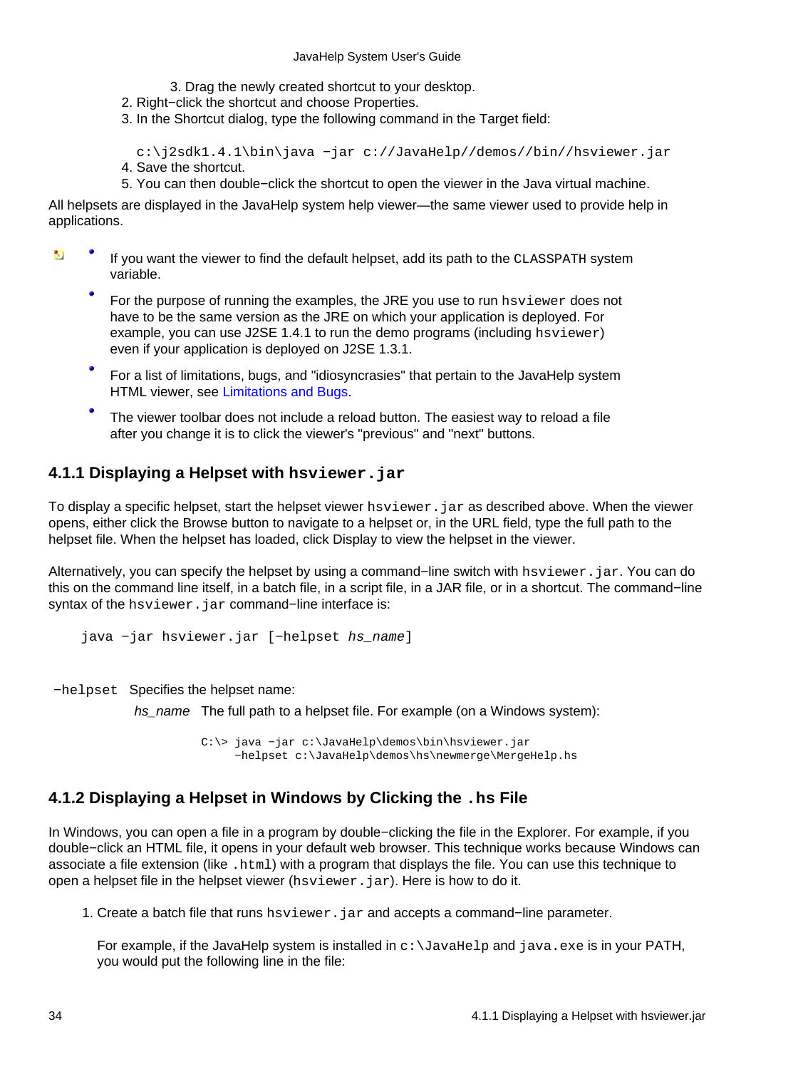3. Drag the newly created shortcut to your desktop.
2. Right−click the shortcut and choose Properties.
3. In the Shortcut dialog, type the following command in the Target field:

   ```
   c:\j2sdk1.4.1\bin\java −jar c://JavaHelp//demos//bin//hsviewer.jar
   ```
4. Save the shortcut.
5. You can then double−click the shortcut to open the viewer in the Java virtual machine.

All helpsets are displayed in the JavaHelp system help viewer—the same viewer used to provide help in applications.

- If you want the viewer to find the default helpset, add its path to the `CLASSPATH` system variable.
- For the purpose of running the examples, the JRE you use to run `hsviewer` does not have to be the same version as the JRE on which your application is deployed. For example, you can use J2SE 1.4.1 to run the demo programs (including `hsviewer`) even if your application is deployed on J2SE 1.3.1.
- For a list of limitations, bugs, and "idiosyncrasies" that pertain to the JavaHelp system HTML viewer, see Limitations and Bugs.
- The viewer toolbar does not include a reload button. The easiest way to reload a file after you change it is to click the viewer's "previous" and "next" buttons.

### 4.1.1 Displaying a Helpset with `hsviewer.jar`

To display a specific helpset, start the helpset viewer `hsviewer.jar` as described above. When the viewer opens, either click the Browse button to navigate to a helpset or, in the URL field, type the full path to the helpset file. When the helpset has loaded, click Display to view the helpset in the viewer.

Alternatively, you can specify the helpset by using a command−line switch with `hsviewer.jar`. You can do this on the command line itself, in a batch file, in a script file, in a JAR file, or in a shortcut. The command−line syntax of the `hsviewer.jar` command−line interface is:

```
java −jar hsviewer.jar [−helpset hs_name]
```

`−helpset` Specifies the helpset name:

*hs_name* The full path to a helpset file. For example (on a Windows system):

```
C:\> java −jar c:\JavaHelp\demos\bin\hsviewer.jar
     −helpset c:\JavaHelp\demos\hs\newmerge\MergeHelp.hs
```

### 4.1.2 Displaying a Helpset in Windows by Clicking the `.hs` File

In Windows, you can open a file in a program by double−clicking the file in the Explorer. For example, if you double−click an HTML file, it opens in your default web browser. This technique works because Windows can associate a file extension (like `.html`) with a program that displays the file. You can use this technique to open a helpset file in the helpset viewer (`hsviewer.jar`). Here is how to do it.

1. Create a batch file that runs `hsviewer.jar` and accepts a command−line parameter.

   For example, if the JavaHelp system is installed in `c:\JavaHelp` and `java.exe` is in your PATH, you would put the following line in the file: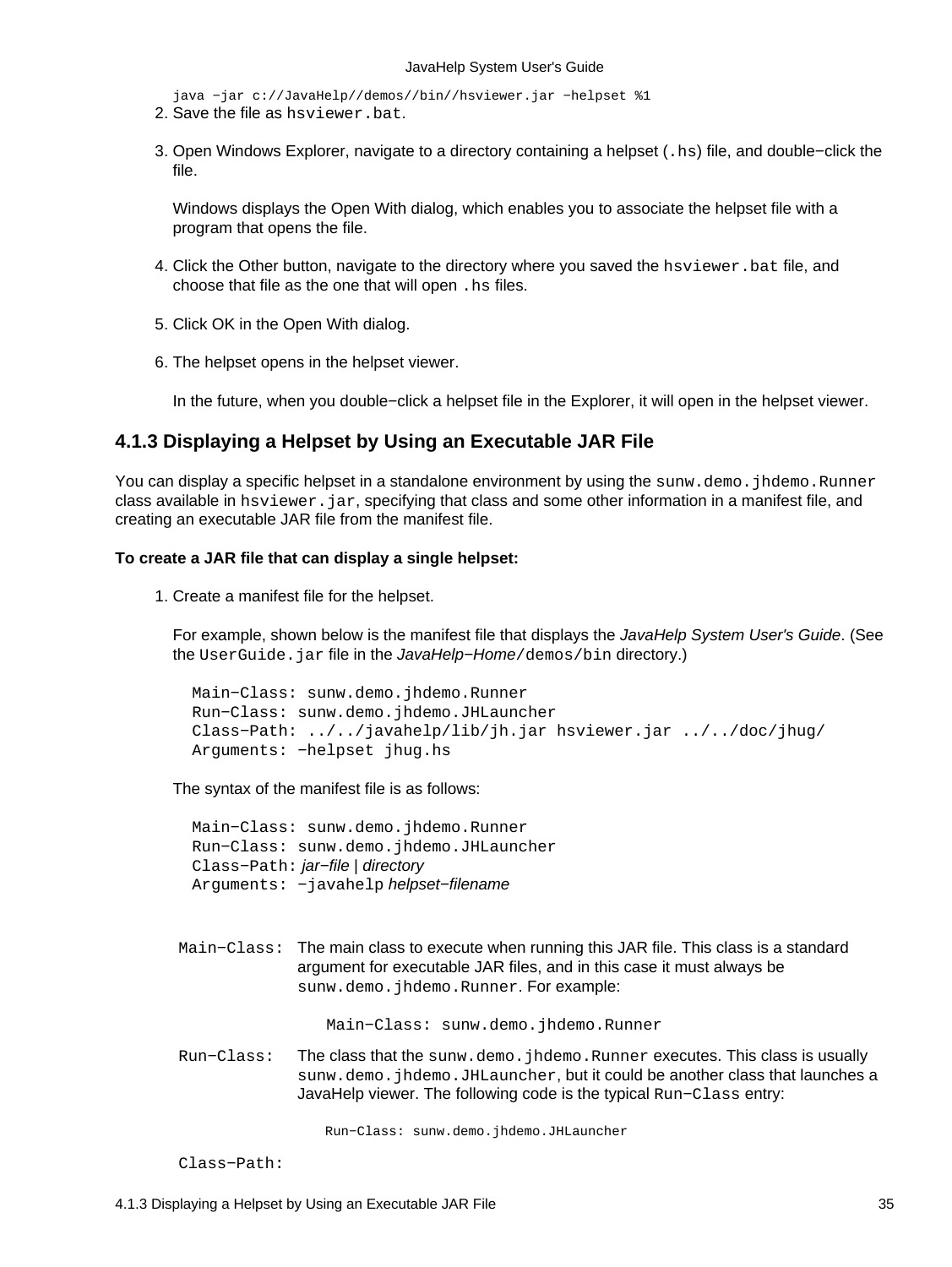```
java -jar c://JavaHelp//demos//bin//hsviewer.jar -helpset %1
```

2. Save the file as `hsviewer.bat`.
3. Open Windows Explorer, navigate to a directory containing a helpset (`.hs`) file, and double-click the file.

   Windows displays the Open With dialog, which enables you to associate the helpset file with a program that opens the file.
4. Click the Other button, navigate to the directory where you saved the `hsviewer.bat` file, and choose that file as the one that will open `.hs` files.
5. Click OK in the Open With dialog.
6. The helpset opens in the helpset viewer.

   In the future, when you double-click a helpset file in the Explorer, it will open in the helpset viewer.

### 4.1.3 Displaying a Helpset by Using an Executable JAR File

You can display a specific helpset in a standalone environment by using the `sunw.demo.jhdemo.Runner` class available in `hsviewer.jar`, specifying that class and some other information in a manifest file, and creating an executable JAR file from the manifest file.

**To create a JAR file that can display a single helpset:**

1. Create a manifest file for the helpset.

   For example, shown below is the manifest file that displays the *JavaHelp System User's Guide*. (See the `UserGuide.jar` file in the *JavaHelp-Home*`/demos/bin` directory.)

   ```
   Main-Class: sunw.demo.jhdemo.Runner
   Run-Class: sunw.demo.jhdemo.JHLauncher
   Class-Path: ../../javahelp/lib/jh.jar hsviewer.jar ../../doc/jhug/
   Arguments: -helpset jhug.hs
   ```

   The syntax of the manifest file is as follows:

   ```
   Main-Class: sunw.demo.jhdemo.Runner
   Run-Class: sunw.demo.jhdemo.JHLauncher
   Class-Path: jar-file | directory
   Arguments: -javahelp helpset-filename
   ```

   `Main-Class:` The main class to execute when running this JAR file. This class is a standard argument for executable JAR files, and in this case it must always be `sunw.demo.jhdemo.Runner`. For example:

   ```
   Main-Class: sunw.demo.jhdemo.Runner
   ```

   `Run-Class:` The class that the `sunw.demo.jhdemo.Runner` executes. This class is usually `sunw.demo.jhdemo.JHLauncher`, but it could be another class that launches a JavaHelp viewer. The following code is the typical `Run-Class` entry:

   ```
   Run-Class: sunw.demo.jhdemo.JHLauncher
   ```

   `Class-Path:`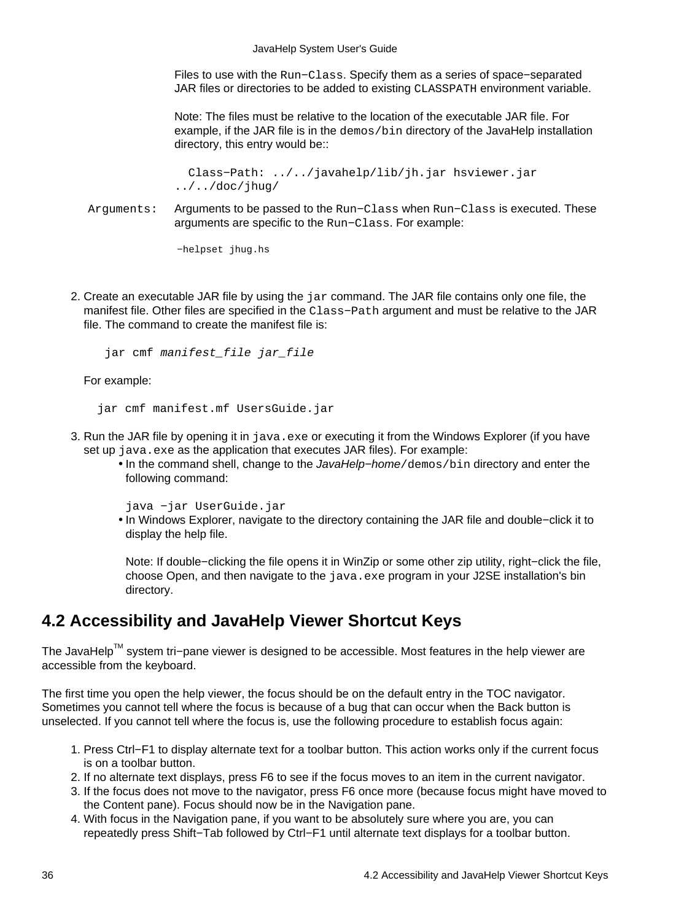Files to use with the Run−Class. Specify them as a series of space−separated JAR files or directories to be added to existing CLASSPATH environment variable.

Note: The files must be relative to the location of the executable JAR file. For example, if the JAR file is in the demos/bin directory of the JavaHelp installation directory, this entry would be::

```
  Class−Path: ../../javahelp/lib/jh.jar hsviewer.jar
../../doc/jhug/
```

Arguments: Arguments to be passed to the Run−Class when Run−Class is executed. These arguments are specific to the Run−Class. For example:

```
−helpset jhug.hs
```

2. Create an executable JAR file by using the jar command. The JAR file contains only one file, the manifest file. Other files are specified in the Class−Path argument and must be relative to the JAR file. The command to create the manifest file is:

   ```
   jar cmf manifest_file jar_file
   ```

   For example:

   ```
   jar cmf manifest.mf UsersGuide.jar
   ```

3. Run the JAR file by opening it in java.exe or executing it from the Windows Explorer (if you have set up java.exe as the application that executes JAR files). For example:
   - In the command shell, change to the *JavaHelp−home*/demos/bin directory and enter the following command:

     ```
     java −jar UserGuide.jar
     ```
   - In Windows Explorer, navigate to the directory containing the JAR file and double−click it to display the help file.

     Note: If double−clicking the file opens it in WinZip or some other zip utility, right−click the file, choose Open, and then navigate to the java.exe program in your J2SE installation's bin directory.

## 4.2 Accessibility and JavaHelp Viewer Shortcut Keys

The JavaHelp™ system tri−pane viewer is designed to be accessible. Most features in the help viewer are accessible from the keyboard.

The first time you open the help viewer, the focus should be on the default entry in the TOC navigator. Sometimes you cannot tell where the focus is because of a bug that can occur when the Back button is unselected. If you cannot tell where the focus is, use the following procedure to establish focus again:

1. Press Ctrl−F1 to display alternate text for a toolbar button. This action works only if the current focus is on a toolbar button.
2. If no alternate text displays, press F6 to see if the focus moves to an item in the current navigator.
3. If the focus does not move to the navigator, press F6 once more (because focus might have moved to the Content pane). Focus should now be in the Navigation pane.
4. With focus in the Navigation pane, if you want to be absolutely sure where you are, you can repeatedly press Shift−Tab followed by Ctrl−F1 until alternate text displays for a toolbar button.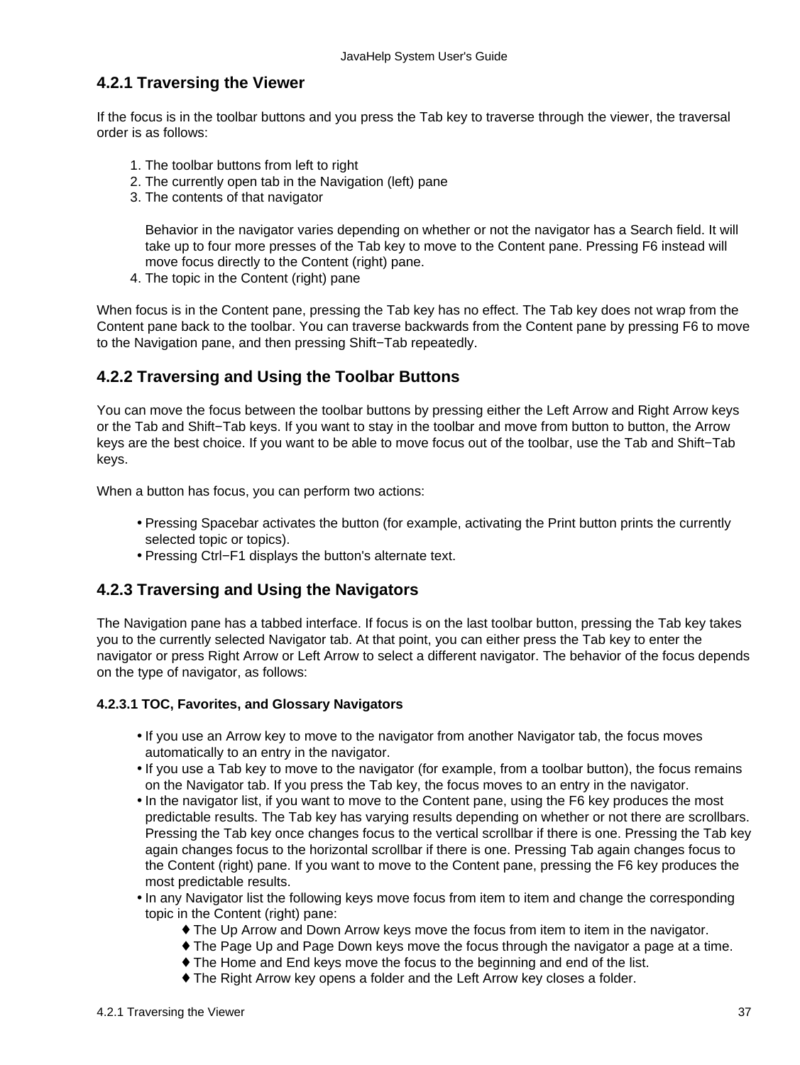### 4.2.1 Traversing the Viewer

If the focus is in the toolbar buttons and you press the Tab key to traverse through the viewer, the traversal order is as follows:

1. The toolbar buttons from left to right
2. The currently open tab in the Navigation (left) pane
3. The contents of that navigator

   Behavior in the navigator varies depending on whether or not the navigator has a Search field. It will take up to four more presses of the Tab key to move to the Content pane. Pressing F6 instead will move focus directly to the Content (right) pane.
4. The topic in the Content (right) pane

When focus is in the Content pane, pressing the Tab key has no effect. The Tab key does not wrap from the Content pane back to the toolbar. You can traverse backwards from the Content pane by pressing F6 to move to the Navigation pane, and then pressing Shift−Tab repeatedly.

### 4.2.2 Traversing and Using the Toolbar Buttons

You can move the focus between the toolbar buttons by pressing either the Left Arrow and Right Arrow keys or the Tab and Shift−Tab keys. If you want to stay in the toolbar and move from button to button, the Arrow keys are the best choice. If you want to be able to move focus out of the toolbar, use the Tab and Shift−Tab keys.

When a button has focus, you can perform two actions:

- Pressing Spacebar activates the button (for example, activating the Print button prints the currently selected topic or topics).
- Pressing Ctrl−F1 displays the button's alternate text.

### 4.2.3 Traversing and Using the Navigators

The Navigation pane has a tabbed interface. If focus is on the last toolbar button, pressing the Tab key takes you to the currently selected Navigator tab. At that point, you can either press the Tab key to enter the navigator or press Right Arrow or Left Arrow to select a different navigator. The behavior of the focus depends on the type of navigator, as follows:

#### 4.2.3.1 TOC, Favorites, and Glossary Navigators

- If you use an Arrow key to move to the navigator from another Navigator tab, the focus moves automatically to an entry in the navigator.
- If you use a Tab key to move to the navigator (for example, from a toolbar button), the focus remains on the Navigator tab. If you press the Tab key, the focus moves to an entry in the navigator.
- In the navigator list, if you want to move to the Content pane, using the F6 key produces the most predictable results. The Tab key has varying results depending on whether or not there are scrollbars. Pressing the Tab key once changes focus to the vertical scrollbar if there is one. Pressing the Tab key again changes focus to the horizontal scrollbar if there is one. Pressing Tab again changes focus to the Content (right) pane. If you want to move to the Content pane, pressing the F6 key produces the most predictable results.
- In any Navigator list the following keys move focus from item to item and change the corresponding topic in the Content (right) pane:
  - The Up Arrow and Down Arrow keys move the focus from item to item in the navigator.
  - The Page Up and Page Down keys move the focus through the navigator a page at a time.
  - The Home and End keys move the focus to the beginning and end of the list.
  - The Right Arrow key opens a folder and the Left Arrow key closes a folder.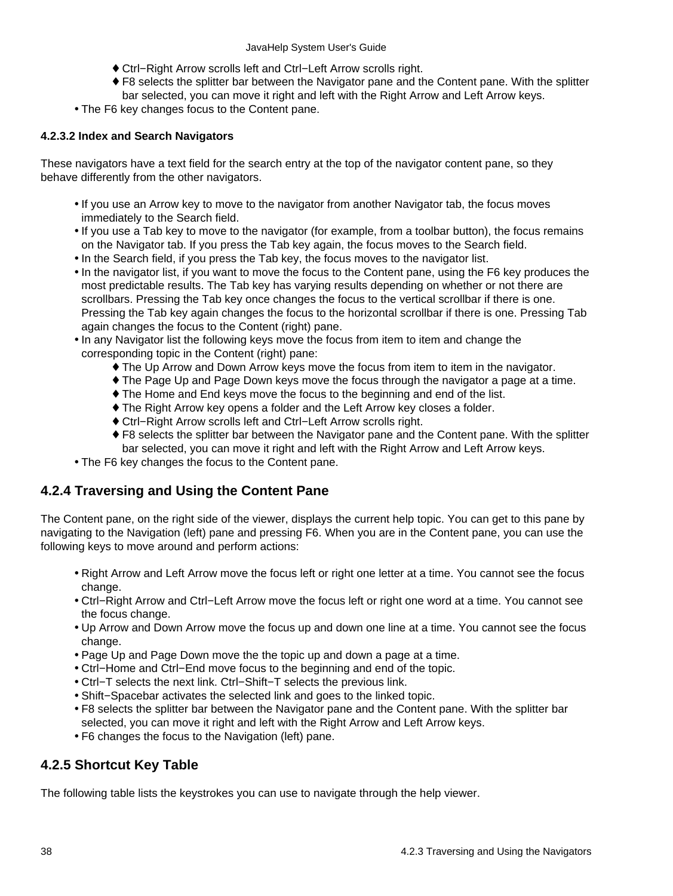- Ctrl−Right Arrow scrolls left and Ctrl−Left Arrow scrolls right.
    - F8 selects the splitter bar between the Navigator pane and the Content pane. With the splitter bar selected, you can move it right and left with the Right Arrow and Left Arrow keys.
- The F6 key changes focus to the Content pane.

#### 4.2.3.2 Index and Search Navigators

These navigators have a text field for the search entry at the top of the navigator content pane, so they behave differently from the other navigators.

- If you use an Arrow key to move to the navigator from another Navigator tab, the focus moves immediately to the Search field.
- If you use a Tab key to move to the navigator (for example, from a toolbar button), the focus remains on the Navigator tab. If you press the Tab key again, the focus moves to the Search field.
- In the Search field, if you press the Tab key, the focus moves to the navigator list.
- In the navigator list, if you want to move the focus to the Content pane, using the F6 key produces the most predictable results. The Tab key has varying results depending on whether or not there are scrollbars. Pressing the Tab key once changes the focus to the vertical scrollbar if there is one. Pressing the Tab key again changes the focus to the horizontal scrollbar if there is one. Pressing Tab again changes the focus to the Content (right) pane.
- In any Navigator list the following keys move the focus from item to item and change the corresponding topic in the Content (right) pane:
    - The Up Arrow and Down Arrow keys move the focus from item to item in the navigator.
    - The Page Up and Page Down keys move the focus through the navigator a page at a time.
    - The Home and End keys move the focus to the beginning and end of the list.
    - The Right Arrow key opens a folder and the Left Arrow key closes a folder.
    - Ctrl−Right Arrow scrolls left and Ctrl−Left Arrow scrolls right.
    - F8 selects the splitter bar between the Navigator pane and the Content pane. With the splitter bar selected, you can move it right and left with the Right Arrow and Left Arrow keys.
- The F6 key changes the focus to the Content pane.

### 4.2.4 Traversing and Using the Content Pane

The Content pane, on the right side of the viewer, displays the current help topic. You can get to this pane by navigating to the Navigation (left) pane and pressing F6. When you are in the Content pane, you can use the following keys to move around and perform actions:

- Right Arrow and Left Arrow move the focus left or right one letter at a time. You cannot see the focus change.
- Ctrl−Right Arrow and Ctrl−Left Arrow move the focus left or right one word at a time. You cannot see the focus change.
- Up Arrow and Down Arrow move the focus up and down one line at a time. You cannot see the focus change.
- Page Up and Page Down move the the topic up and down a page at a time.
- Ctrl−Home and Ctrl−End move focus to the beginning and end of the topic.
- Ctrl−T selects the next link. Ctrl−Shift−T selects the previous link.
- Shift−Spacebar activates the selected link and goes to the linked topic.
- F8 selects the splitter bar between the Navigator pane and the Content pane. With the splitter bar selected, you can move it right and left with the Right Arrow and Left Arrow keys.
- F6 changes the focus to the Navigation (left) pane.

### 4.2.5 Shortcut Key Table

The following table lists the keystrokes you can use to navigate through the help viewer.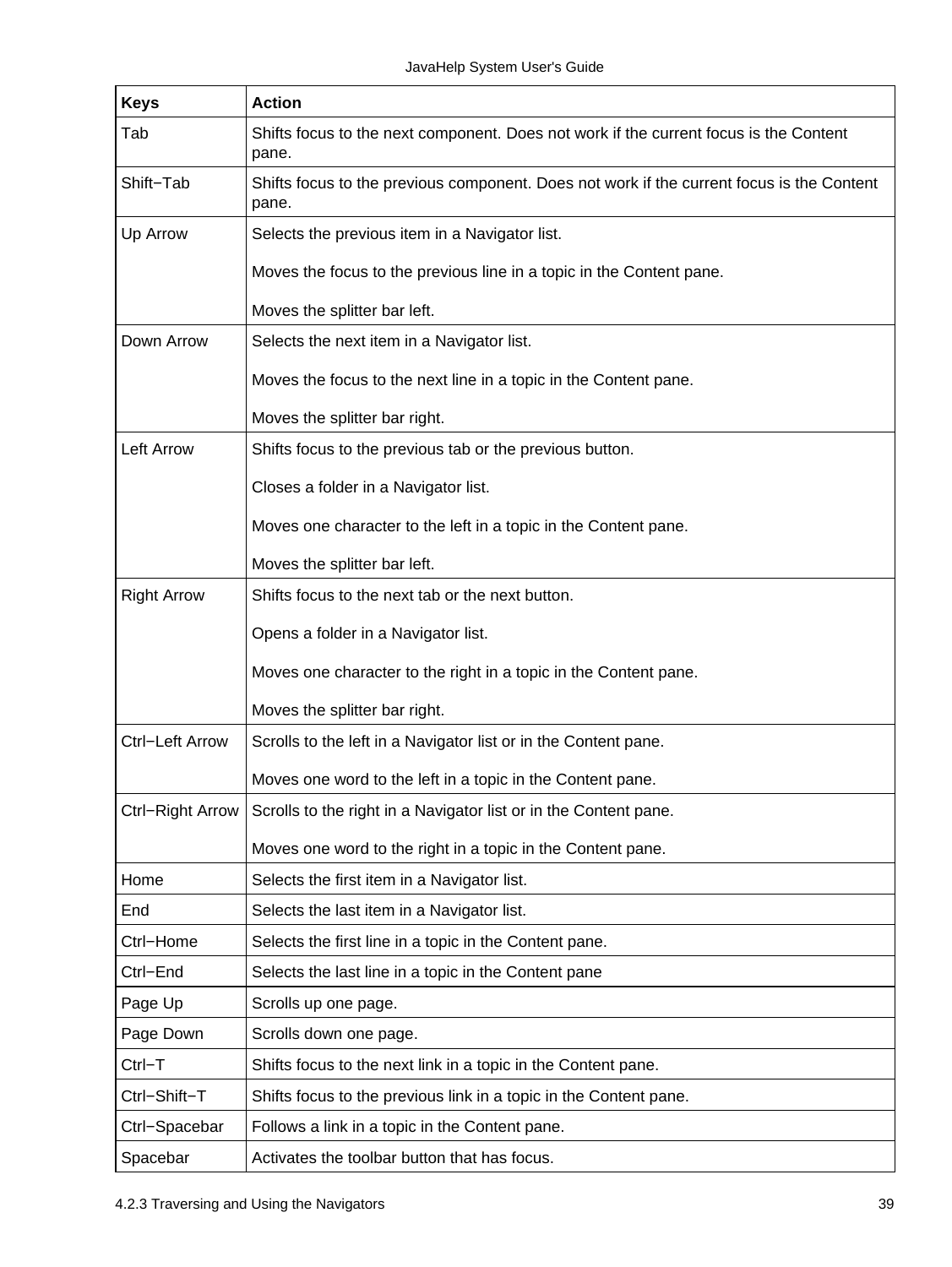| Keys | Action |
| --- | --- |
| Tab | Shifts focus to the next component. Does not work if the current focus is the Content pane. |
| Shift−Tab | Shifts focus to the previous component. Does not work if the current focus is the Content pane. |
| Up Arrow | Selects the previous item in a Navigator list.<br><br>Moves the focus to the previous line in a topic in the Content pane.<br><br>Moves the splitter bar left. |
| Down Arrow | Selects the next item in a Navigator list.<br><br>Moves the focus to the next line in a topic in the Content pane.<br><br>Moves the splitter bar right. |
| Left Arrow | Shifts focus to the previous tab or the previous button.<br><br>Closes a folder in a Navigator list.<br><br>Moves one character to the left in a topic in the Content pane.<br><br>Moves the splitter bar left. |
| Right Arrow | Shifts focus to the next tab or the next button.<br><br>Opens a folder in a Navigator list.<br><br>Moves one character to the right in a topic in the Content pane.<br><br>Moves the splitter bar right. |
| Ctrl−Left Arrow | Scrolls to the left in a Navigator list or in the Content pane.<br><br>Moves one word to the left in a topic in the Content pane. |
| Ctrl−Right Arrow | Scrolls to the right in a Navigator list or in the Content pane.<br><br>Moves one word to the right in a topic in the Content pane. |
| Home | Selects the first item in a Navigator list. |
| End | Selects the last item in a Navigator list. |
| Ctrl−Home | Selects the first line in a topic in the Content pane. |
| Ctrl−End | Selects the last line in a topic in the Content pane |
| Page Up | Scrolls up one page. |
| Page Down | Scrolls down one page. |
| Ctrl−T | Shifts focus to the next link in a topic in the Content pane. |
| Ctrl−Shift−T | Shifts focus to the previous link in a topic in the Content pane. |
| Ctrl−Spacebar | Follows a link in a topic in the Content pane. |
| Spacebar | Activates the toolbar button that has focus. |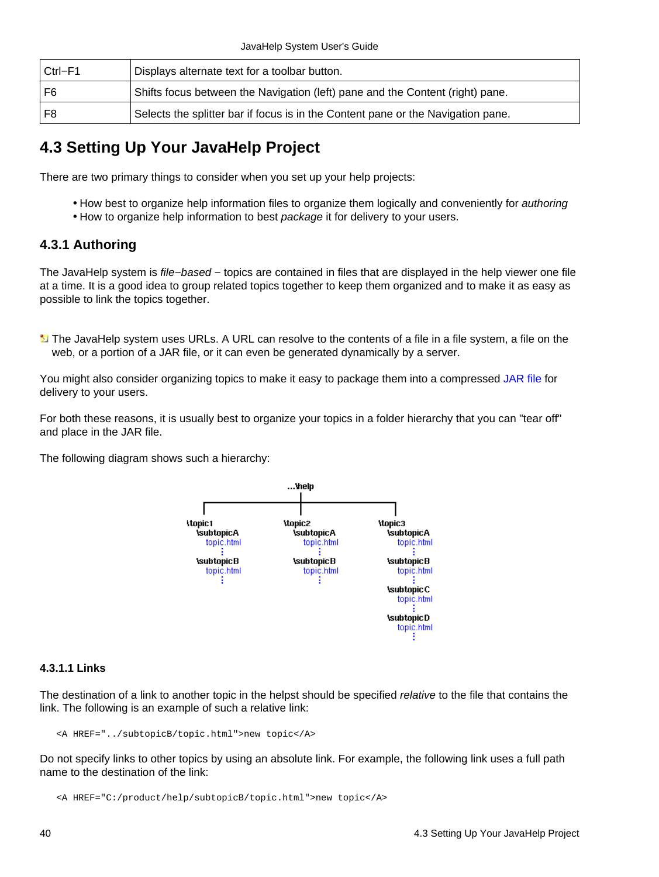| Ctrl−F1 | Displays alternate text for a toolbar button. |
| --- | --- |
| F6 | Shifts focus between the Navigation (left) pane and the Content (right) pane. |
| F8 | Selects the splitter bar if focus is in the Content pane or the Navigation pane. |

## 4.3 Setting Up Your JavaHelp Project

There are two primary things to consider when you set up your help projects:

- How best to organize help information files to organize them logically and conveniently for *authoring*
- How to organize help information to best *package* it for delivery to your users.

### 4.3.1 Authoring

The JavaHelp system is *file−based* − topics are contained in files that are displayed in the help viewer one file at a time. It is a good idea to group related topics together to keep them organized and to make it as easy as possible to link the topics together.

The JavaHelp system uses URLs. A URL can resolve to the contents of a file in a file system, a file on the web, or a portion of a JAR file, or it can even be generated dynamically by a server.

You might also consider organizing topics to make it easy to package them into a compressed JAR file for delivery to your users.

For both these reasons, it is usually best to organize your topics in a folder hierarchy that you can "tear off" and place in the JAR file.

The following diagram shows such a hierarchy:

```
                        ...\help
        ______________________|______________________
       |                      |                      |
\topic1                 \topic2                \topic3
   \subtopicA              \subtopicA              \subtopicA
      topic.html              topic.html              topic.html
      :                       :                       :
   \subtopicB              \subtopicB              \subtopicB
      topic.html              topic.html              topic.html
      :                       :                       :
                                                   \subtopicC
                                                      topic.html
                                                      :
                                                   \subtopicD
                                                      topic.html
                                                      :
```

#### 4.3.1.1 Links

The destination of a link to another topic in the helpst should be specified *relative* to the file that contains the link. The following is an example of such a relative link:

```
<A HREF="../subtopicB/topic.html">new topic</A>
```

Do not specify links to other topics by using an absolute link. For example, the following link uses a full path name to the destination of the link:

```
<A HREF="C:/product/help/subtopicB/topic.html">new topic</A>
```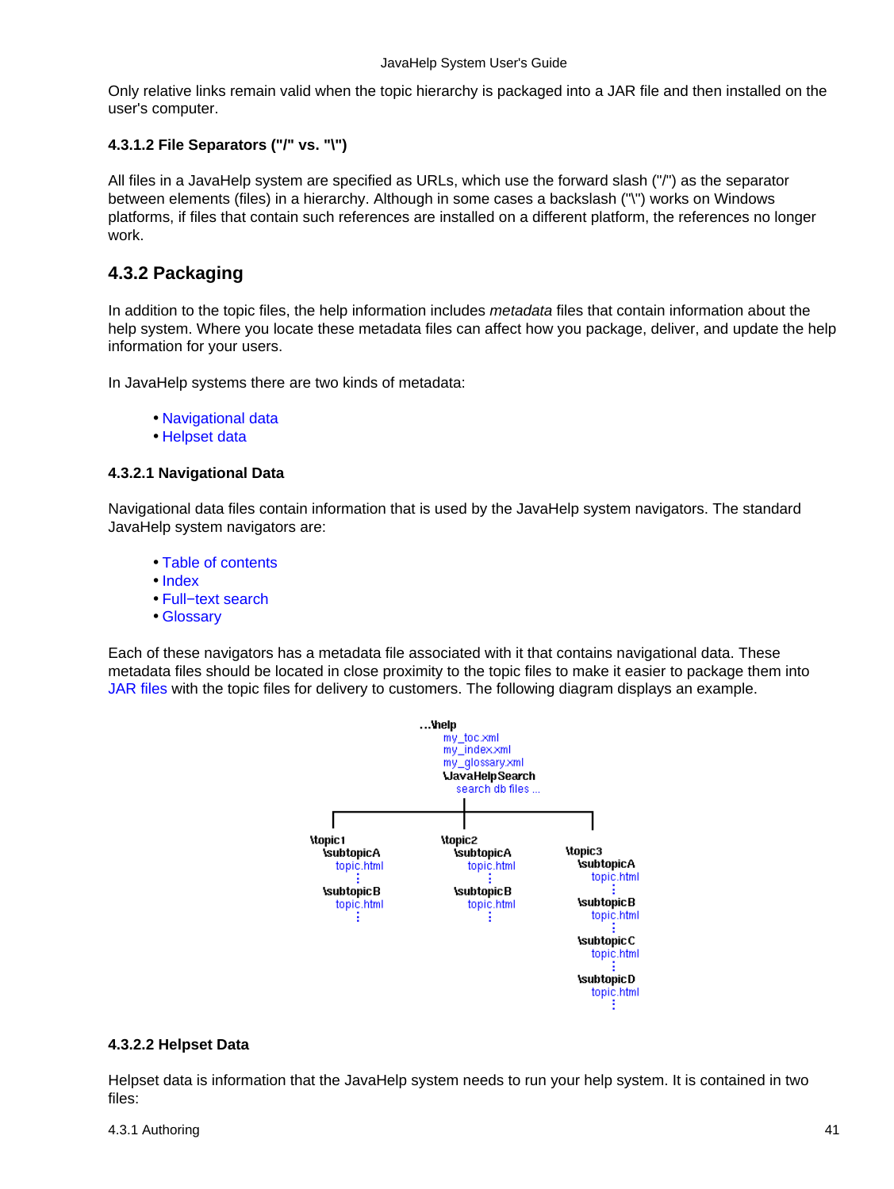Only relative links remain valid when the topic hierarchy is packaged into a JAR file and then installed on the user's computer.

#### 4.3.1.2 File Separators ("/" vs. "\")

All files in a JavaHelp system are specified as URLs, which use the forward slash ("/") as the separator between elements (files) in a hierarchy. Although in some cases a backslash ("\") works on Windows platforms, if files that contain such references are installed on a different platform, the references no longer work.

## 4.3.2 Packaging

In addition to the topic files, the help information includes *metadata* files that contain information about the help system. Where you locate these metadata files can affect how you package, deliver, and update the help information for your users.

In JavaHelp systems there are two kinds of metadata:

- Navigational data
- Helpset data

#### 4.3.2.1 Navigational Data

Navigational data files contain information that is used by the JavaHelp system navigators. The standard JavaHelp system navigators are:

- Table of contents
- Index
- Full−text search
- Glossary

Each of these navigators has a metadata file associated with it that contains navigational data. These metadata files should be located in close proximity to the topic files to make it easier to package them into JAR files with the topic files for delivery to customers. The following diagram displays an example.

```
...\help
   my_toc.xml
   my_index.xml
   my_glossary.xml
   \JavaHelpSearch
      search db files ...

\topic1              \topic2              \topic3
  \subtopicA           \subtopicA           \subtopicA
     topic.html           topic.html           topic.html
     :                    :                    :
  \subtopicB           \subtopicB           \subtopicB
     topic.html           topic.html           topic.html
     :                    :                    :
                                            \subtopicC
                                               topic.html
                                               :
                                            \subtopicD
                                               topic.html
                                               :
```

#### 4.3.2.2 Helpset Data

Helpset data is information that the JavaHelp system needs to run your help system. It is contained in two files: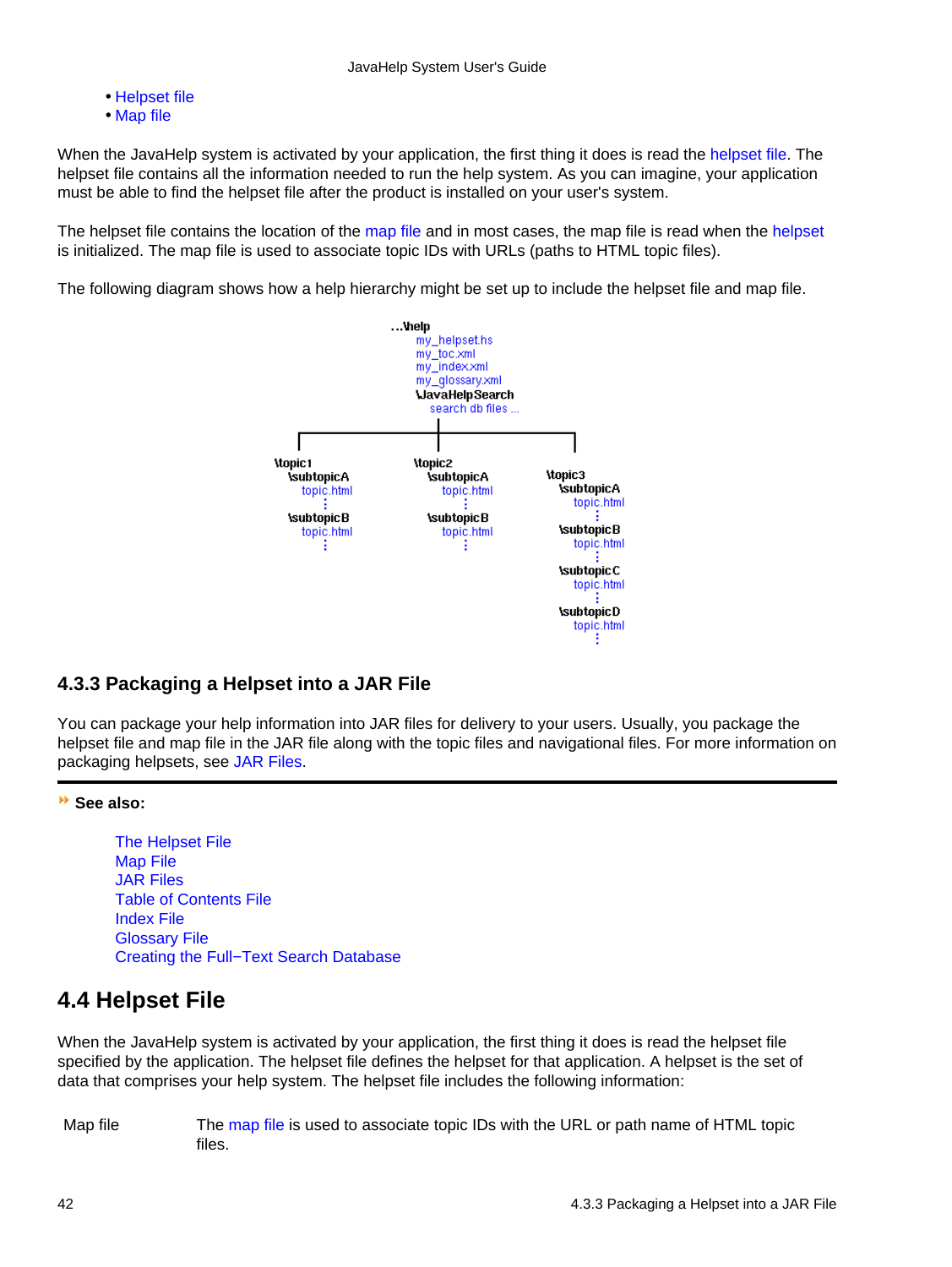- Helpset file
- Map file

When the JavaHelp system is activated by your application, the first thing it does is read the helpset file. The helpset file contains all the information needed to run the help system. As you can imagine, your application must be able to find the helpset file after the product is installed on your user's system.

The helpset file contains the location of the map file and in most cases, the map file is read when the helpset is initialized. The map file is used to associate topic IDs with URLs (paths to HTML topic files).

The following diagram shows how a help hierarchy might be set up to include the helpset file and map file.

```
...\help
    my_helpset.hs
    my_toc.xml
    my_index.xml
    my_glossary.xml
    \JavaHelpSearch
        search db files ...

\topic1                 \topic2                 \topic3
    \subtopicA              \subtopicA              \subtopicA
        topic.html              topic.html              topic.html
        :                       :                       :
    \subtopicB              \subtopicB              \subtopicB
        topic.html              topic.html              topic.html
        :                       :                       :
                                                    \subtopicC
                                                        topic.html
                                                        :
                                                    \subtopicD
                                                        topic.html
                                                        :
```

### 4.3.3 Packaging a Helpset into a JAR File

You can package your help information into JAR files for delivery to your users. Usually, you package the helpset file and map file in the JAR file along with the topic files and navigational files. For more information on packaging helpsets, see JAR Files.

---

**See also:**

The Helpset File
Map File
JAR Files
Table of Contents File
Index File
Glossary File
Creating the Full−Text Search Database

## 4.4 Helpset File

When the JavaHelp system is activated by your application, the first thing it does is read the helpset file specified by the application. The helpset file defines the helpset for that application. A helpset is the set of data that comprises your help system. The helpset file includes the following information:

| | |
|---|---|
| Map file | The map file is used to associate topic IDs with the URL or path name of HTML topic files. |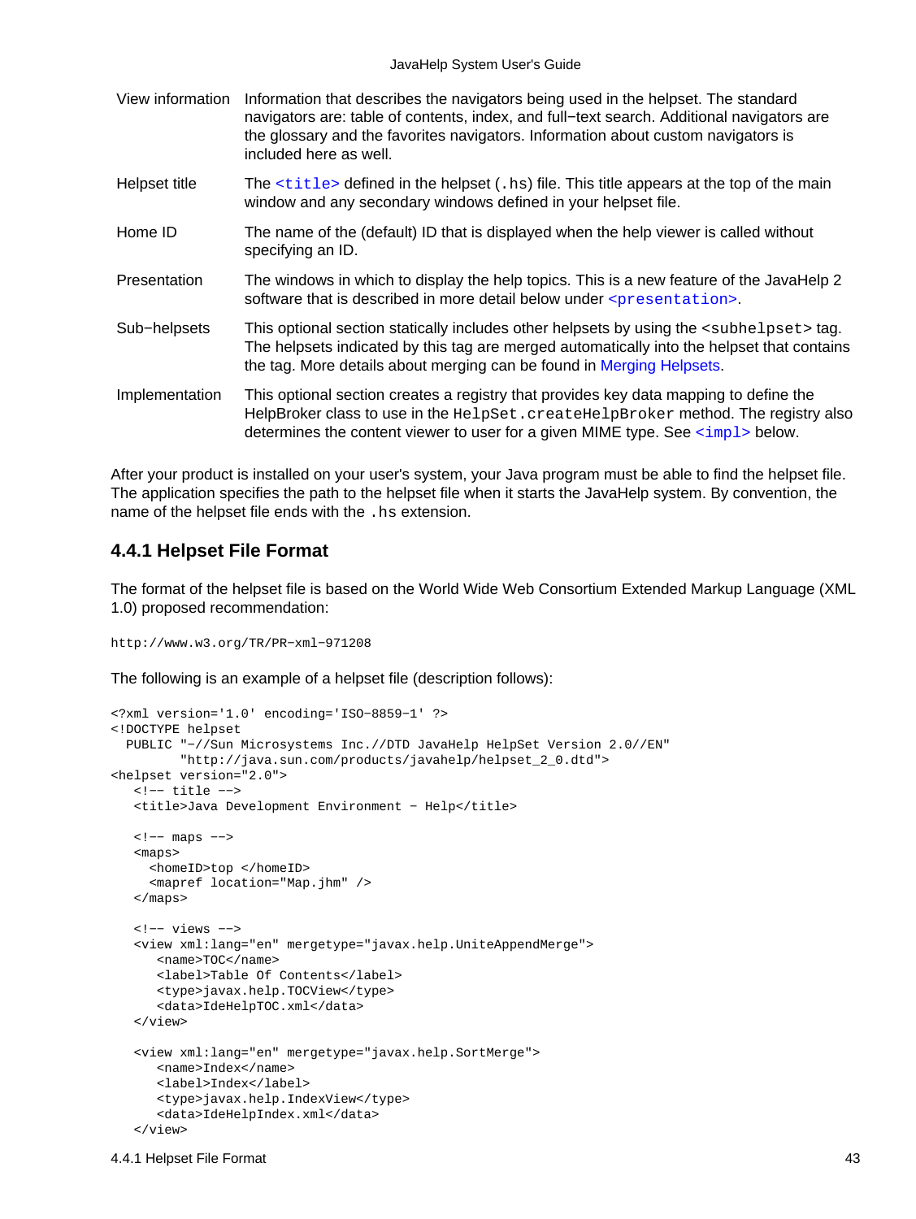| | |
|---|---|
| View information | Information that describes the navigators being used in the helpset. The standard navigators are: table of contents, index, and full−text search. Additional navigators are the glossary and the favorites navigators. Information about custom navigators is included here as well. |
| Helpset title | The `<title>` defined in the helpset (`.hs`) file. This title appears at the top of the main window and any secondary windows defined in your helpset file. |
| Home ID | The name of the (default) ID that is displayed when the help viewer is called without specifying an ID. |
| Presentation | The windows in which to display the help topics. This is a new feature of the JavaHelp 2 software that is described in more detail below under `<presentation>`. |
| Sub−helpsets | This optional section statically includes other helpsets by using the `<subhelpset>` tag. The helpsets indicated by this tag are merged automatically into the helpset that contains the tag. More details about merging can be found in Merging Helpsets. |
| Implementation | This optional section creates a registry that provides key data mapping to define the HelpBroker class to use in the `HelpSet.createHelpBroker` method. The registry also determines the content viewer to user for a given MIME type. See `<impl>` below. |

After your product is installed on your user's system, your Java program must be able to find the helpset file. The application specifies the path to the helpset file when it starts the JavaHelp system. By convention, the name of the helpset file ends with the `.hs` extension.

### 4.4.1 Helpset File Format

The format of the helpset file is based on the World Wide Web Consortium Extended Markup Language (XML 1.0) proposed recommendation:

```
http://www.w3.org/TR/PR−xml−971208
```

The following is an example of a helpset file (description follows):

```
<?xml version='1.0' encoding='ISO−8859−1' ?>
<!DOCTYPE helpset
  PUBLIC "−//Sun Microsystems Inc.//DTD JavaHelp HelpSet Version 2.0//EN"
         "http://java.sun.com/products/javahelp/helpset_2_0.dtd">
<helpset version="2.0">
   <!−− title −−>
   <title>Java Development Environment − Help</title>

   <!−− maps −−>
   <maps>
     <homeID>top </homeID>
     <mapref location="Map.jhm" />
   </maps>

   <!−− views −−>
   <view xml:lang="en" mergetype="javax.help.UniteAppendMerge">
      <name>TOC</name>
      <label>Table Of Contents</label>
      <type>javax.help.TOCView</type>
      <data>IdeHelpTOC.xml</data>
   </view>

   <view xml:lang="en" mergetype="javax.help.SortMerge">
      <name>Index</name>
      <label>Index</label>
      <type>javax.help.IndexView</type>
      <data>IdeHelpIndex.xml</data>
   </view>
```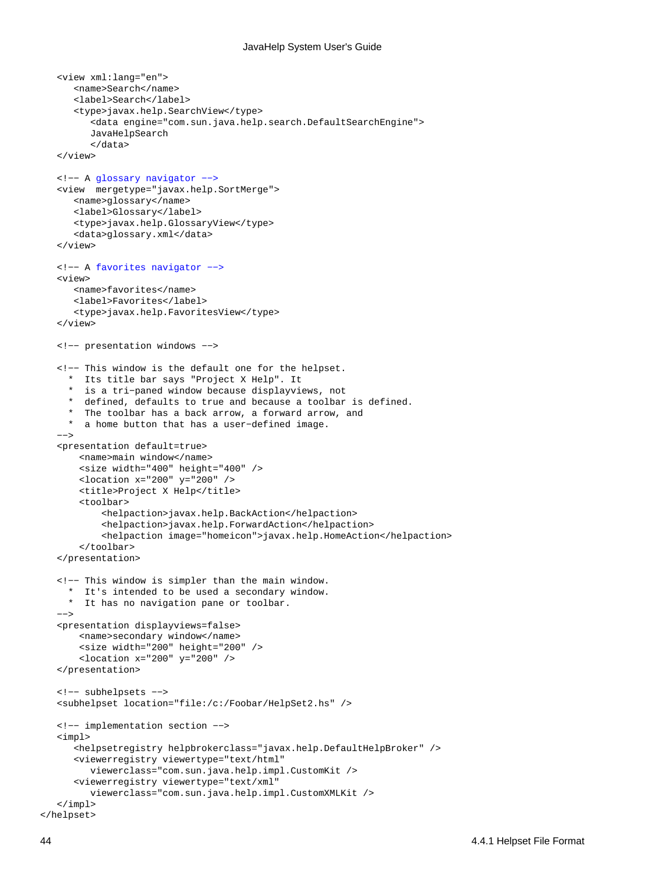```
   <view xml:lang="en">
      <name>Search</name>
      <label>Search</label>
      <type>javax.help.SearchView</type>
         <data engine="com.sun.java.help.search.DefaultSearchEngine">
         JavaHelpSearch
         </data>
   </view>

   <!-- A glossary navigator -->
   <view  mergetype="javax.help.SortMerge">
      <name>glossary</name>
      <label>Glossary</label>
      <type>javax.help.GlossaryView</type>
      <data>glossary.xml</data>
   </view>

   <!-- A favorites navigator -->
   <view>
      <name>favorites</name>
      <label>Favorites</label>
      <type>javax.help.FavoritesView</type>
   </view>

   <!-- presentation windows -->

   <!-- This window is the default one for the helpset.
     *  Its title bar says "Project X Help". It
     *  is a tri-paned window because displayviews, not
     *  defined, defaults to true and because a toolbar is defined.
     *  The toolbar has a back arrow, a forward arrow, and
     *  a home button that has a user-defined image.
   -->
   <presentation default=true>
       <name>main window</name>
       <size width="400" height="400" />
       <location x="200" y="200" />
       <title>Project X Help</title>
       <toolbar>
           <helpaction>javax.help.BackAction</helpaction>
           <helpaction>javax.help.ForwardAction</helpaction>
           <helpaction image="homeicon">javax.help.HomeAction</helpaction>
       </toolbar>
   </presentation>

   <!-- This window is simpler than the main window.
     *  It's intended to be used a secondary window.
     *  It has no navigation pane or toolbar.
   -->
   <presentation displayviews=false>
       <name>secondary window</name>
       <size width="200" height="200" />
       <location x="200" y="200" />
   </presentation>

   <!-- subhelpsets -->
   <subhelpset location="file:/c:/Foobar/HelpSet2.hs" />

   <!-- implementation section -->
   <impl>
      <helpsetregistry helpbrokerclass="javax.help.DefaultHelpBroker" />
      <viewerregistry viewertype="text/html"
         viewerclass="com.sun.java.help.impl.CustomKit />
      <viewerregistry viewertype="text/xml"
         viewerclass="com.sun.java.help.impl.CustomXMLKit />
   </impl>
</helpset>
```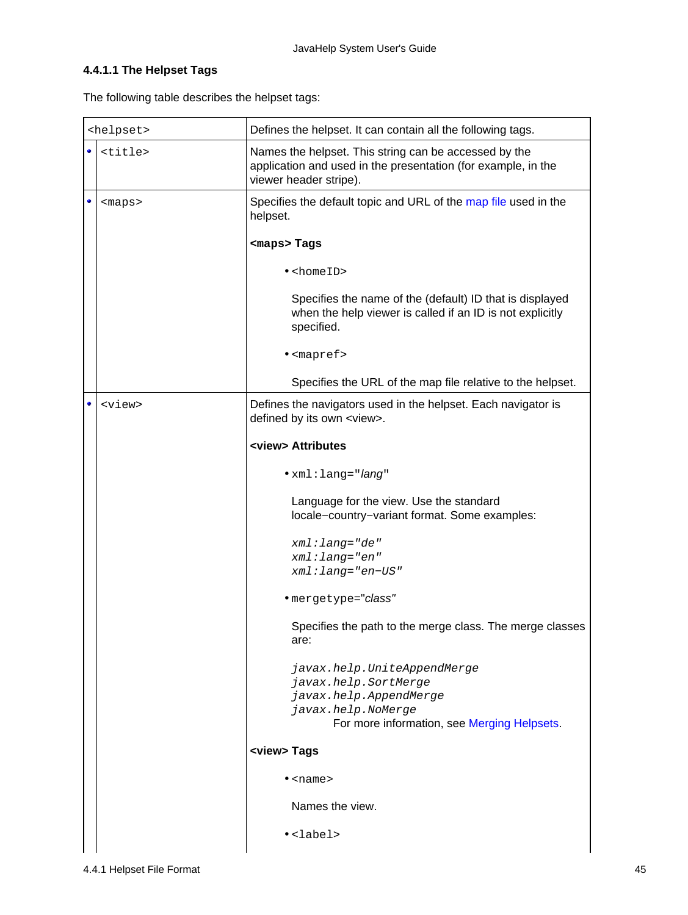#### 4.4.1.1 The Helpset Tags

The following table describes the helpset tags:

| `<helpset>` | Defines the helpset. It can contain all the following tags. |
|---|---|
| • `<title>` | Names the helpset. This string can be accessed by the application and used in the presentation (for example, in the viewer header stripe). |
| • `<maps>` | Specifies the default topic and URL of the map file used in the helpset.<br><br>**<maps> Tags**<br><br>• `<homeID>`<br><br>Specifies the name of the (default) ID that is displayed when the help viewer is called if an ID is not explicitly specified.<br><br>• `<mapref>`<br><br>Specifies the URL of the map file relative to the helpset. |
| • `<view>` | Defines the navigators used in the helpset. Each navigator is defined by its own <view>.<br><br>**<view> Attributes**<br><br>• `xml:lang="`*lang*`"`<br><br>Language for the view. Use the standard locale−country−variant format. Some examples:<br><br>*xml:lang="de"*<br>*xml:lang="en"*<br>*xml:lang="en−US"*<br><br>• `mergetype="`*class*`"`<br><br>Specifies the path to the merge class. The merge classes are:<br><br>*javax.help.UniteAppendMerge*<br>*javax.help.SortMerge*<br>*javax.help.AppendMerge*<br>*javax.help.NoMerge*<br>For more information, see Merging Helpsets.<br><br>**<view> Tags**<br><br>• `<name>`<br><br>Names the view.<br><br>• `<label>` |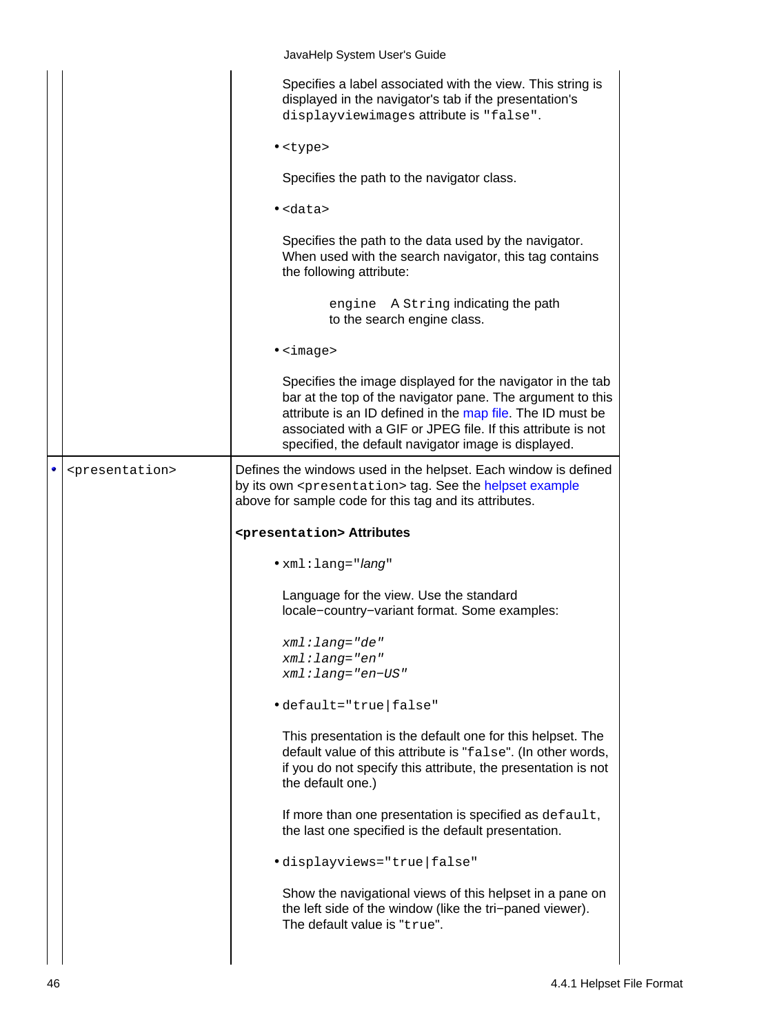| | | |
|---|---|---|
| | | Specifies a label associated with the view. This string is displayed in the navigator's tab if the presentation's `displayviewimages` attribute is `"false"`.<br><br>• `<type>`<br><br>Specifies the path to the navigator class.<br><br>• `<data>`<br><br>Specifies the path to the data used by the navigator. When used with the search navigator, this tag contains the following attribute:<br><br>`engine` A `String` indicating the path to the search engine class.<br><br>• `<image>`<br><br>Specifies the image displayed for the navigator in the tab bar at the top of the navigator pane. The argument to this attribute is an ID defined in the map file. The ID must be associated with a GIF or JPEG file. If this attribute is not specified, the default navigator image is displayed. |
| • | `<presentation>` | Defines the windows used in the helpset. Each window is defined by its own `<presentation>` tag. See the helpset example above for sample code for this tag and its attributes.<br><br>**`<presentation>` Attributes**<br><br>• `xml:lang="`*lang*`"`<br><br>Language for the view. Use the standard locale−country−variant format. Some examples:<br><br>*`xml:lang="de"`*<br>*`xml:lang="en"`*<br>*`xml:lang="en−US"`*<br><br>• `default="true\|false"`<br><br>This presentation is the default one for this helpset. The default value of this attribute is `"false"`. (In other words, if you do not specify this attribute, the presentation is not the default one.)<br><br>If more than one presentation is specified as `default`, the last one specified is the default presentation.<br><br>• `displayviews="true\|false"`<br><br>Show the navigational views of this helpset in a pane on the left side of the window (like the tri−paned viewer). The default value is `"true"`. |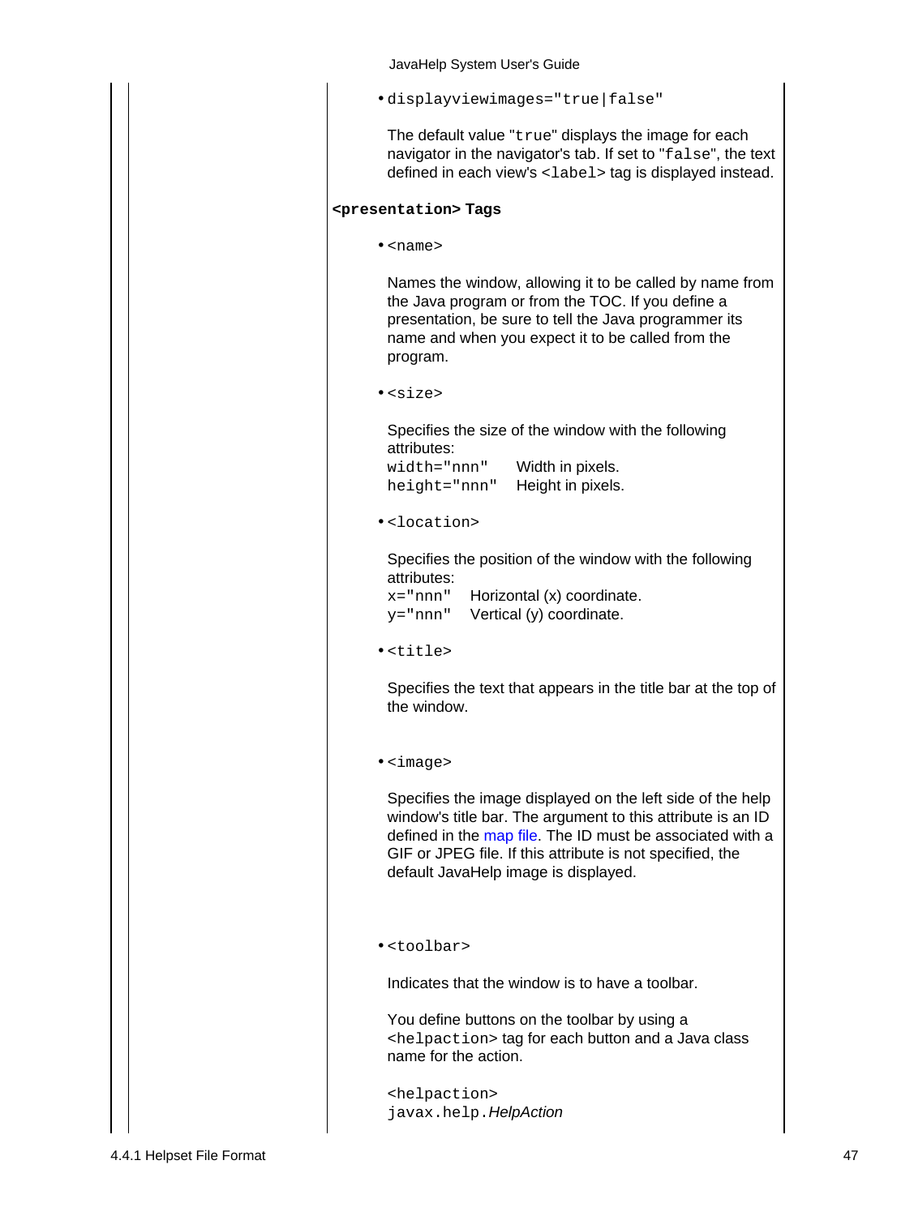- `displayviewimages="true|false"`

  The default value "`true`" displays the image for each navigator in the navigator's tab. If set to "`false`", the text defined in each view's `<label>` tag is displayed instead.

### `<presentation>` Tags

- `<name>`

  Names the window, allowing it to be called by name from the Java program or from the TOC. If you define a presentation, be sure to tell the Java programmer its name and when you expect it to be called from the program.

- `<size>`

  Specifies the size of the window with the following attributes:

  | | |
  |---|---|
  | `width="nnn"` | Width in pixels. |
  | `height="nnn"` | Height in pixels. |

- `<location>`

  Specifies the position of the window with the following attributes:

  | | |
  |---|---|
  | `x="nnn"` | Horizontal (x) coordinate. |
  | `y="nnn"` | Vertical (y) coordinate. |

- `<title>`

  Specifies the text that appears in the title bar at the top of the window.

- `<image>`

  Specifies the image displayed on the left side of the help window's title bar. The argument to this attribute is an ID defined in the map file. The ID must be associated with a GIF or JPEG file. If this attribute is not specified, the default JavaHelp image is displayed.

- `<toolbar>`

  Indicates that the window is to have a toolbar.

  You define buttons on the toolbar by using a `<helpaction>` tag for each button and a Java class name for the action.

  `<helpaction>`
  `javax.help.`*HelpAction*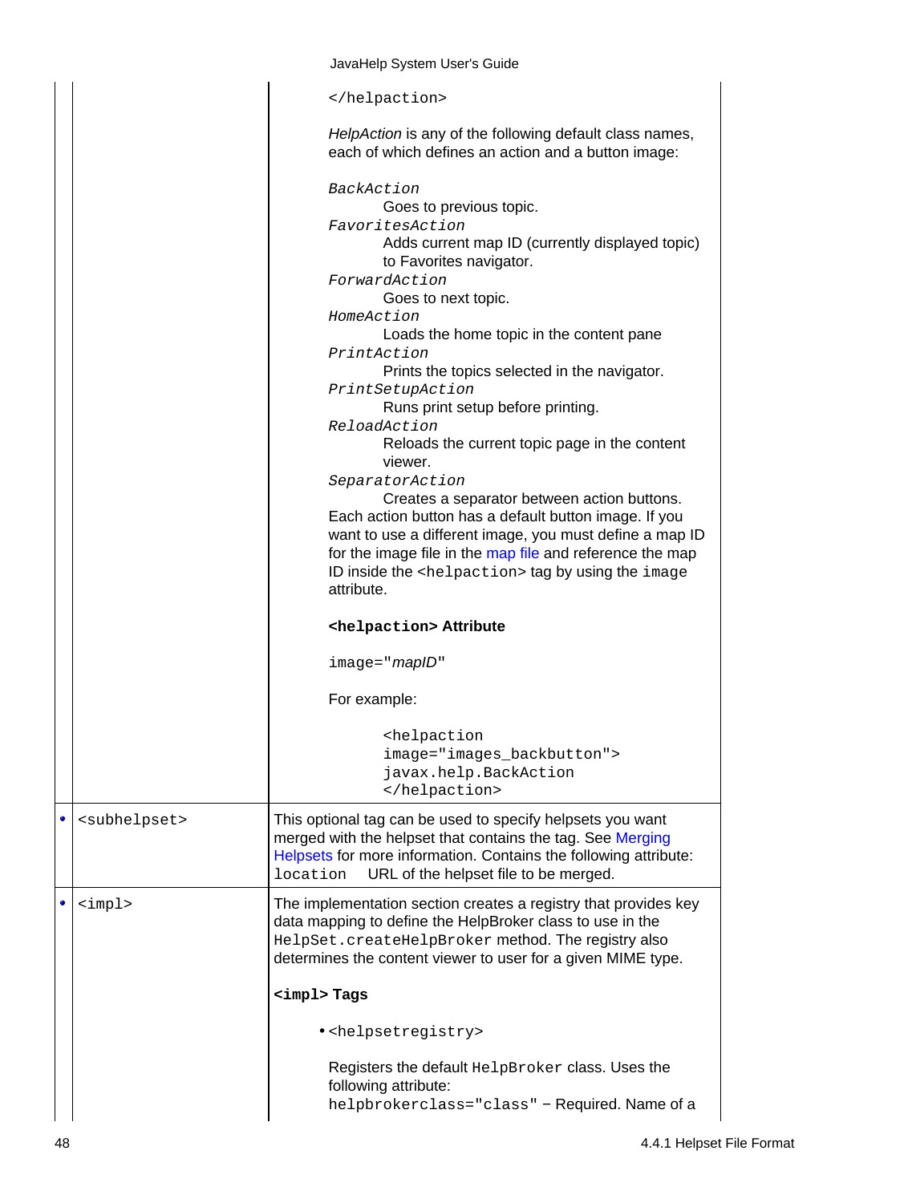|   |   |   |
|---|---|---|
| | | `</helpaction>`<br><br>*HelpAction* is any of the following default class names, each of which defines an action and a button image:<br><br>*`BackAction`*<br>Goes to previous topic.<br>*`FavoritesAction`*<br>Adds current map ID (currently displayed topic) to Favorites navigator.<br>*`ForwardAction`*<br>Goes to next topic.<br>*`HomeAction`*<br>Loads the home topic in the content pane<br>*`PrintAction`*<br>Prints the topics selected in the navigator.<br>*`PrintSetupAction`*<br>Runs print setup before printing.<br>*`ReloadAction`*<br>Reloads the current topic page in the content viewer.<br>*`SeparatorAction`*<br>Creates a separator between action buttons.<br>Each action button has a default button image. If you want to use a different image, you must define a map ID for the image file in the map file and reference the map ID inside the `<helpaction>` tag by using the `image` attribute.<br><br>**`<helpaction>` Attribute**<br><br>`image="`*mapID*`"`<br><br>For example:<br><br>`<helpaction image="images_backbutton"> javax.help.BackAction </helpaction>` |
| • | `<subhelpset>` | This optional tag can be used to specify helpsets you want merged with the helpset that contains the tag. See Merging Helpsets for more information. Contains the following attribute:<br>`location` URL of the helpset file to be merged. |
| • | `<impl>` | The implementation section creates a registry that provides key data mapping to define the HelpBroker class to use in the `HelpSet.createHelpBroker` method. The registry also determines the content viewer to user for a given MIME type.<br><br>**`<impl>` Tags**<br><br>• `<helpsetregistry>`<br><br>Registers the default `HelpBroker` class. Uses the following attribute:<br>`helpbrokerclass="class"` – Required. Name of a |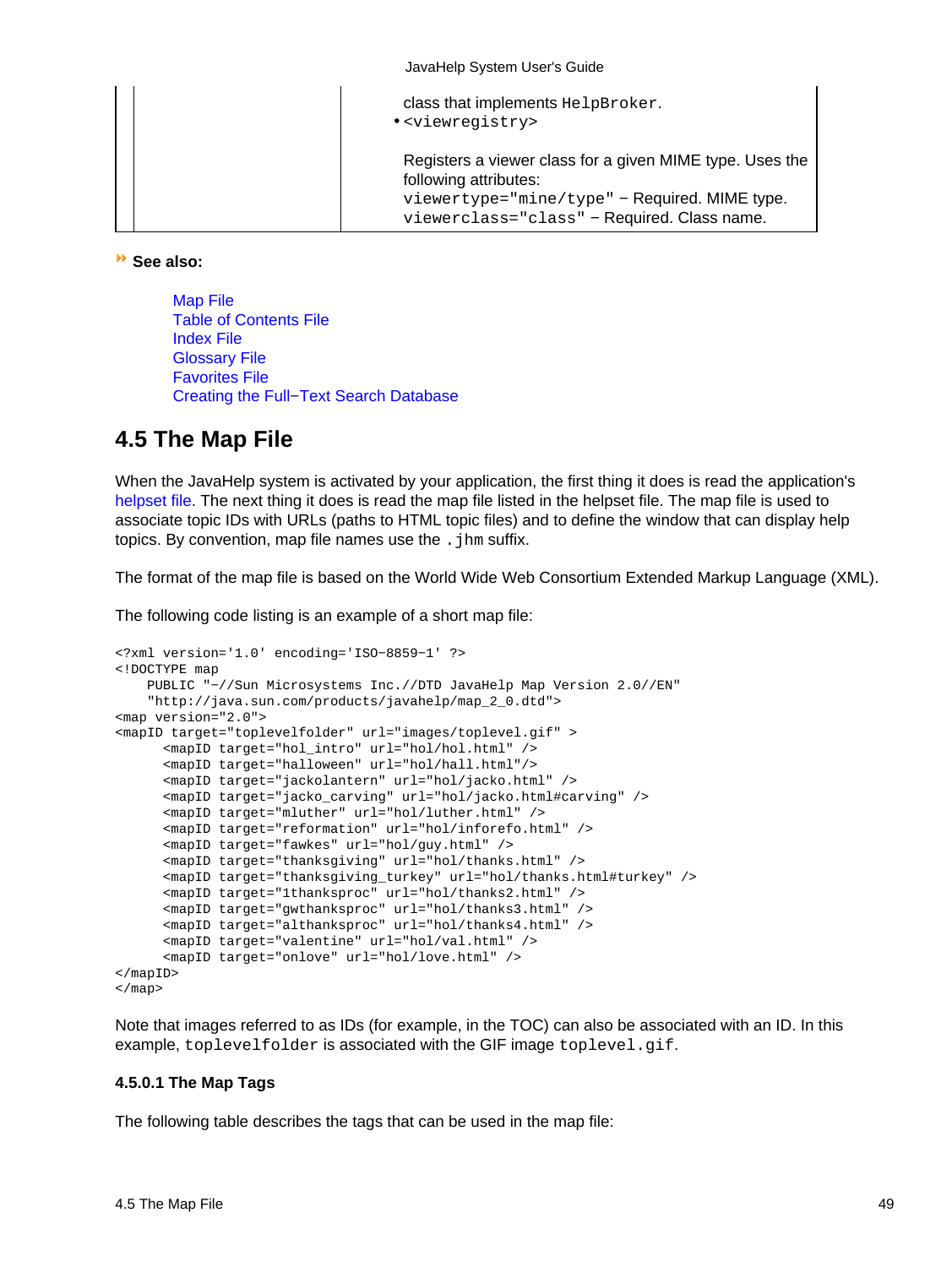| | | class that implements HelpBroker.<br>• <viewregistry><br><br>Registers a viewer class for a given MIME type. Uses the following attributes:<br>viewertype="mine/type" − Required. MIME type.<br>viewerclass="class" − Required. Class name. |
|---|---|---|

**See also:**

Map File
Table of Contents File
Index File
Glossary File
Favorites File
Creating the Full−Text Search Database

## 4.5 The Map File

When the JavaHelp system is activated by your application, the first thing it does is read the application's helpset file. The next thing it does is read the map file listed in the helpset file. The map file is used to associate topic IDs with URLs (paths to HTML topic files) and to define the window that can display help topics. By convention, map file names use the `.jhm` suffix.

The format of the map file is based on the World Wide Web Consortium Extended Markup Language (XML).

The following code listing is an example of a short map file:

```
<?xml version='1.0' encoding='ISO−8859−1' ?>
<!DOCTYPE map
    PUBLIC "−//Sun Microsystems Inc.//DTD JavaHelp Map Version 2.0//EN"
    "http://java.sun.com/products/javahelp/map_2_0.dtd">
<map version="2.0">
<mapID target="toplevelfolder" url="images/toplevel.gif" >
      <mapID target="hol_intro" url="hol/hol.html" />
      <mapID target="halloween" url="hol/hall.html"/>
      <mapID target="jackolantern" url="hol/jacko.html" />
      <mapID target="jacko_carving" url="hol/jacko.html#carving" />
      <mapID target="mluther" url="hol/luther.html" />
      <mapID target="reformation" url="hol/inforefo.html" />
      <mapID target="fawkes" url="hol/guy.html" />
      <mapID target="thanksgiving" url="hol/thanks.html" />
      <mapID target="thanksgiving_turkey" url="hol/thanks.html#turkey" />
      <mapID target="1thanksproc" url="hol/thanks2.html" />
      <mapID target="gwthanksproc" url="hol/thanks3.html" />
      <mapID target="althanksproc" url="hol/thanks4.html" />
      <mapID target="valentine" url="hol/val.html" />
      <mapID target="onlove" url="hol/love.html" />
</mapID>
</map>
```

Note that images referred to as IDs (for example, in the TOC) can also be associated with an ID. In this example, `toplevelfolder` is associated with the GIF image `toplevel.gif`.

#### 4.5.0.1 The Map Tags

The following table describes the tags that can be used in the map file: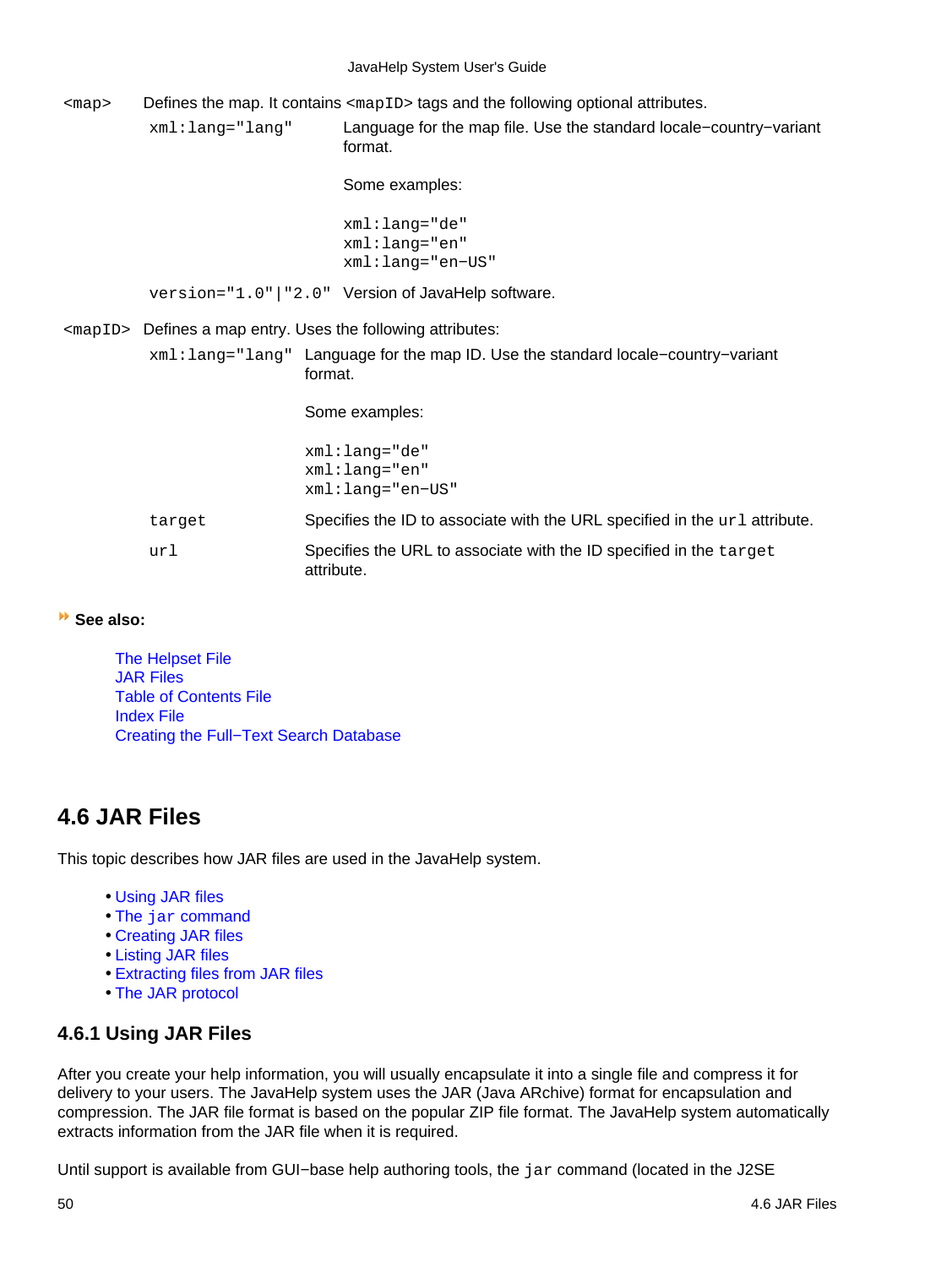| | | |
|---|---|---|
| `<map>` | Defines the map. It contains `<mapID>` tags and the following optional attributes. | |
| | `xml:lang="lang"` | Language for the map file. Use the standard locale−country−variant format.<br><br>Some examples:<br><br>`xml:lang="de"`<br>`xml:lang="en"`<br>`xml:lang="en−US"` |
| | `version="1.0"\|"2.0"` | Version of JavaHelp software. |
| `<mapID>` | Defines a map entry. Uses the following attributes: | |
| | `xml:lang="lang"` | Language for the map ID. Use the standard locale−country−variant format.<br><br>Some examples:<br><br>`xml:lang="de"`<br>`xml:lang="en"`<br>`xml:lang="en−US"` |
| | `target` | Specifies the ID to associate with the URL specified in the `url` attribute. |
| | `url` | Specifies the URL to associate with the ID specified in the `target` attribute. |

**See also:**

The Helpset File
JAR Files
Table of Contents File
Index File
Creating the Full−Text Search Database

## 4.6 JAR Files

This topic describes how JAR files are used in the JavaHelp system.

- Using JAR files
- The `jar` command
- Creating JAR files
- Listing JAR files
- Extracting files from JAR files
- The JAR protocol

### 4.6.1 Using JAR Files

After you create your help information, you will usually encapsulate it into a single file and compress it for delivery to your users. The JavaHelp system uses the JAR (Java ARchive) format for encapsulation and compression. The JAR file format is based on the popular ZIP file format. The JavaHelp system automatically extracts information from the JAR file when it is required.

Until support is available from GUI−base help authoring tools, the `jar` command (located in the J2SE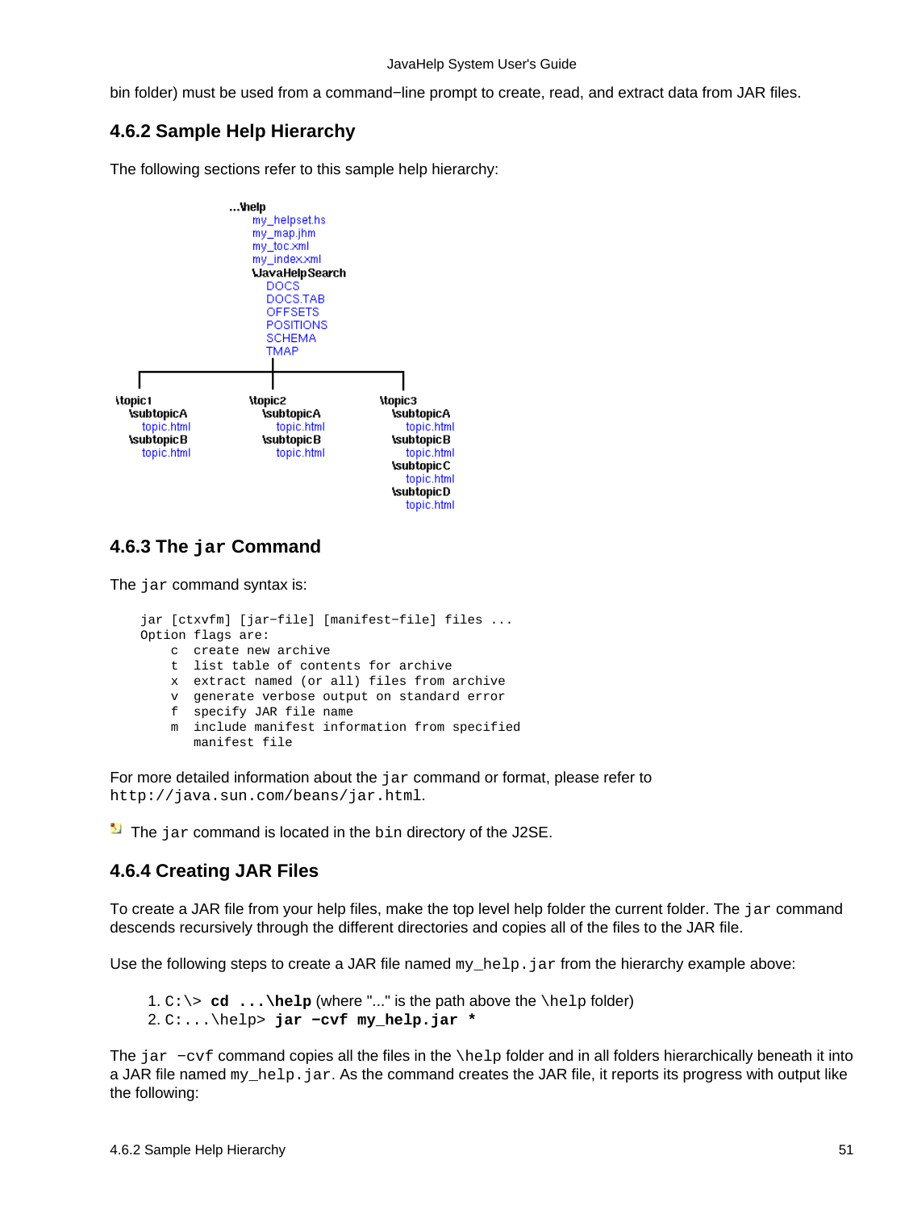bin folder) must be used from a command−line prompt to create, read, and extract data from JAR files.

### 4.6.2 Sample Help Hierarchy

The following sections refer to this sample help hierarchy:

```
...\help
    my_helpset.hs
    my_map.jhm
    my_toc.xml
    my_index.xml
    \JavaHelpSearch
        DOCS
        DOCS.TAB
        OFFSETS
        POSITIONS
        SCHEMA
        TMAP

\topic1                  \topic2                  \topic3
    \subtopicA               \subtopicA               \subtopicA
        topic.html               topic.html               topic.html
    \subtopicB               \subtopicB               \subtopicB
        topic.html               topic.html               topic.html
                                                      \subtopicC
                                                          topic.html
                                                      \subtopicD
                                                          topic.html
```

### 4.6.3 The `jar` Command

The `jar` command syntax is:

```
jar [ctxvfm] [jar−file] [manifest−file] files ...
Option flags are:
    c  create new archive
    t  list table of contents for archive
    x  extract named (or all) files from archive
    v  generate verbose output on standard error
    f  specify JAR file name
    m  include manifest information from specified
       manifest file
```

For more detailed information about the `jar` command or format, please refer to `http://java.sun.com/beans/jar.html`.

The `jar` command is located in the `bin` directory of the J2SE.

### 4.6.4 Creating JAR Files

To create a JAR file from your help files, make the top level help folder the current folder. The `jar` command descends recursively through the different directories and copies all of the files to the JAR file.

Use the following steps to create a JAR file named `my_help.jar` from the hierarchy example above:

1. `C:\>` **`cd ...\help`** (where "..." is the path above the `\help` folder)
2. `C:...\help>` **`jar −cvf my_help.jar *`**

The `jar −cvf` command copies all the files in the `\help` folder and in all folders hierarchically beneath it into a JAR file named `my_help.jar`. As the command creates the JAR file, it reports its progress with output like the following: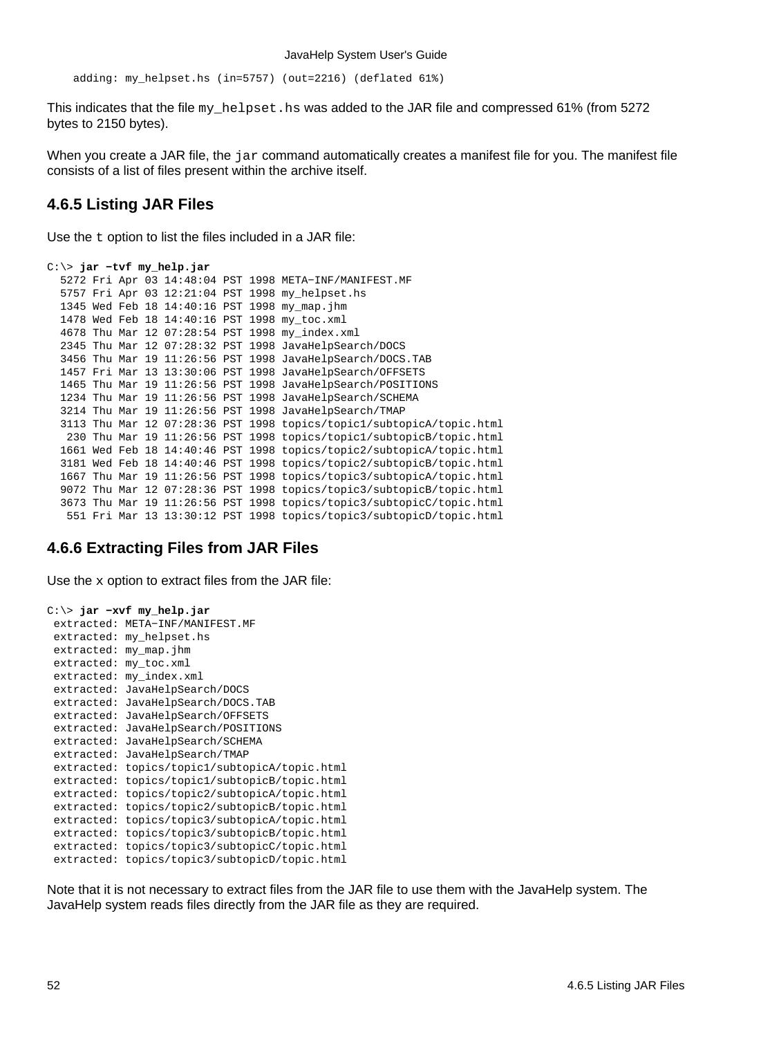```
    adding: my_helpset.hs (in=5757) (out=2216) (deflated 61%)
```

This indicates that the file `my_helpset.hs` was added to the JAR file and compressed 61% (from 5272 bytes to 2150 bytes).

When you create a JAR file, the `jar` command automatically creates a manifest file for you. The manifest file consists of a list of files present within the archive itself.

## 4.6.5 Listing JAR Files

Use the `t` option to list the files included in a JAR file:

```
C:\> jar -tvf my_help.jar
  5272 Fri Apr 03 14:48:04 PST 1998 META-INF/MANIFEST.MF
  5757 Fri Apr 03 12:21:04 PST 1998 my_helpset.hs
  1345 Wed Feb 18 14:40:16 PST 1998 my_map.jhm
  1478 Wed Feb 18 14:40:16 PST 1998 my_toc.xml
  4678 Thu Mar 12 07:28:54 PST 1998 my_index.xml
  2345 Thu Mar 12 07:28:32 PST 1998 JavaHelpSearch/DOCS
  3456 Thu Mar 19 11:26:56 PST 1998 JavaHelpSearch/DOCS.TAB
  1457 Fri Mar 13 13:30:06 PST 1998 JavaHelpSearch/OFFSETS
  1465 Thu Mar 19 11:26:56 PST 1998 JavaHelpSearch/POSITIONS
  1234 Thu Mar 19 11:26:56 PST 1998 JavaHelpSearch/SCHEMA
  3214 Thu Mar 19 11:26:56 PST 1998 JavaHelpSearch/TMAP
  3113 Thu Mar 12 07:28:36 PST 1998 topics/topic1/subtopicA/topic.html
   230 Thu Mar 19 11:26:56 PST 1998 topics/topic1/subtopicB/topic.html
  1661 Wed Feb 18 14:40:46 PST 1998 topics/topic2/subtopicA/topic.html
  3181 Wed Feb 18 14:40:46 PST 1998 topics/topic2/subtopicB/topic.html
  1667 Thu Mar 19 11:26:56 PST 1998 topics/topic3/subtopicA/topic.html
  9072 Thu Mar 12 07:28:36 PST 1998 topics/topic3/subtopicB/topic.html
  3673 Thu Mar 19 11:26:56 PST 1998 topics/topic3/subtopicC/topic.html
   551 Fri Mar 13 13:30:12 PST 1998 topics/topic3/subtopicD/topic.html
```

## 4.6.6 Extracting Files from JAR Files

Use the x option to extract files from the JAR file:

```
C:\> jar -xvf my_help.jar
 extracted: META-INF/MANIFEST.MF
 extracted: my_helpset.hs
 extracted: my_map.jhm
 extracted: my_toc.xml
 extracted: my_index.xml
 extracted: JavaHelpSearch/DOCS
 extracted: JavaHelpSearch/DOCS.TAB
 extracted: JavaHelpSearch/OFFSETS
 extracted: JavaHelpSearch/POSITIONS
 extracted: JavaHelpSearch/SCHEMA
 extracted: JavaHelpSearch/TMAP
 extracted: topics/topic1/subtopicA/topic.html
 extracted: topics/topic1/subtopicB/topic.html
 extracted: topics/topic2/subtopicA/topic.html
 extracted: topics/topic2/subtopicB/topic.html
 extracted: topics/topic3/subtopicA/topic.html
 extracted: topics/topic3/subtopicB/topic.html
 extracted: topics/topic3/subtopicC/topic.html
 extracted: topics/topic3/subtopicD/topic.html
```

Note that it is not necessary to extract files from the JAR file to use them with the JavaHelp system. The JavaHelp system reads files directly from the JAR file as they are required.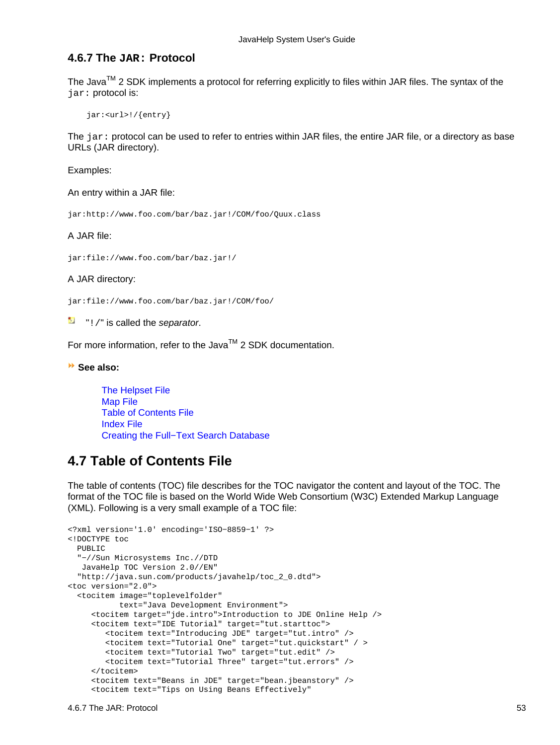### 4.6.7 The `JAR:` Protocol

The Java$^{TM}$ 2 SDK implements a protocol for referring explicitly to files within JAR files. The syntax of the `jar:` protocol is:

```
jar:<url>!/{entry}
```

The `jar:` protocol can be used to refer to entries within JAR files, the entire JAR file, or a directory as base URLs (JAR directory).

Examples:

An entry within a JAR file:

```
jar:http://www.foo.com/bar/baz.jar!/COM/foo/Quux.class
```

A JAR file:

```
jar:file://www.foo.com/bar/baz.jar!/
```

A JAR directory:

```
jar:file://www.foo.com/bar/baz.jar!/COM/foo/
```

"`!/`" is called the *separator*.

For more information, refer to the Java$^{TM}$ 2 SDK documentation.

**See also:**

- The Helpset File
- Map File
- Table of Contents File
- Index File
- Creating the Full−Text Search Database

## 4.7 Table of Contents File

The table of contents (TOC) file describes for the TOC navigator the content and layout of the TOC. The format of the TOC file is based on the World Wide Web Consortium (W3C) Extended Markup Language (XML). Following is a very small example of a TOC file:

```
<?xml version='1.0' encoding='ISO−8859−1' ?>
<!DOCTYPE toc
  PUBLIC
  "−//Sun Microsystems Inc.//DTD
   JavaHelp TOC Version 2.0//EN"
  "http://java.sun.com/products/javahelp/toc_2_0.dtd">
<toc version="2.0">
  <tocitem image="toplevelfolder"
           text="Java Development Environment">
     <tocitem target="jde.intro">Introduction to JDE Online Help />
     <tocitem text="IDE Tutorial" target="tut.starttoc">
        <tocitem text="Introducing JDE" target="tut.intro" />
        <tocitem text="Tutorial One" target="tut.quickstart" / >
        <tocitem text="Tutorial Two" target="tut.edit" />
        <tocitem text="Tutorial Three" target="tut.errors" />
     </tocitem>
     <tocitem text="Beans in JDE" target="bean.jbeanstory" />
     <tocitem text="Tips on Using Beans Effectively"
```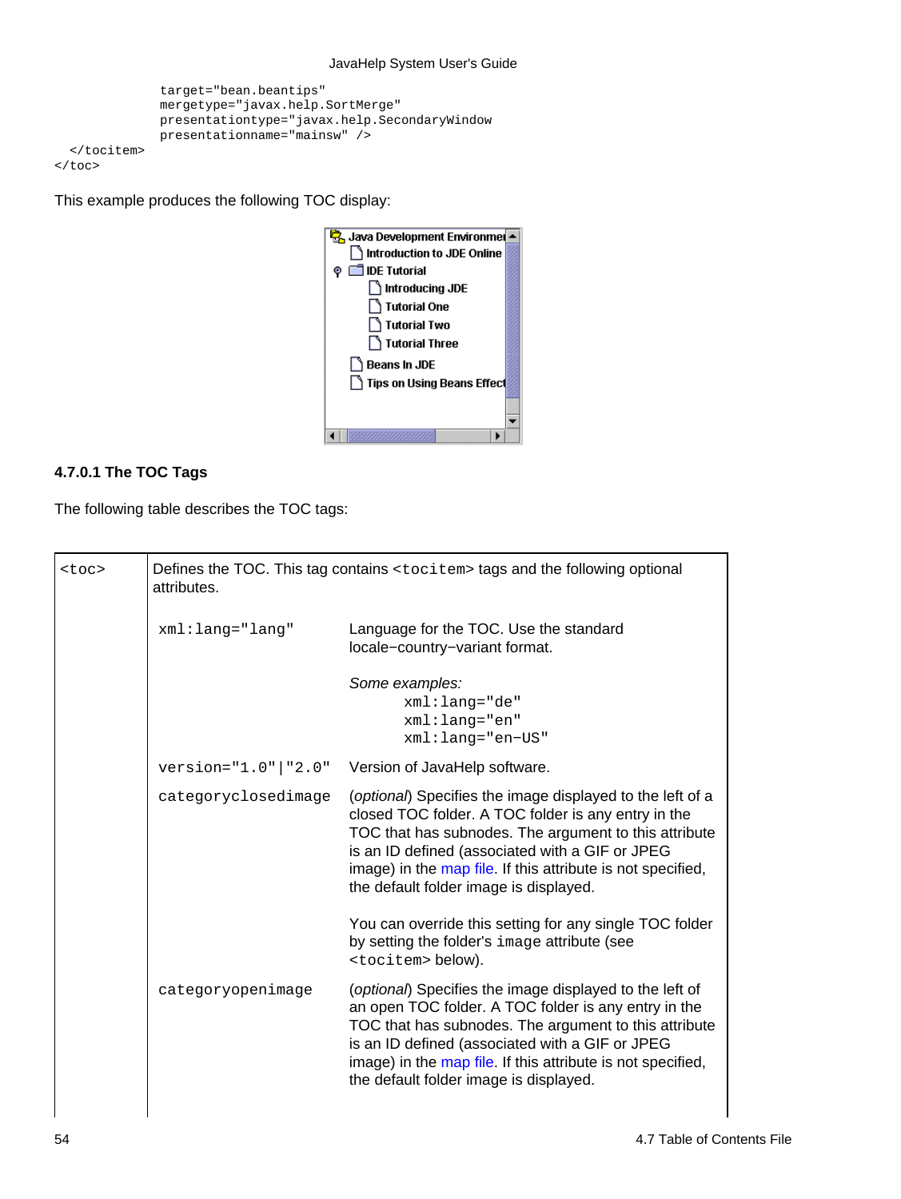```
                target="bean.beantips"
                mergetype="javax.help.SortMerge"
                presentationtype="javax.help.SecondaryWindow
                presentationname="mainsw" />
  </tocitem>
</toc>
```

This example produces the following TOC display:

#### 4.7.0.1 The TOC Tags

The following table describes the TOC tags:

| | | |
|---|---|---|
| `<toc>` | Defines the TOC. This tag contains `<tocitem>` tags and the following optional attributes. | |
| | `xml:lang="lang"` | Language for the TOC. Use the standard locale−country−variant format.<br><br>*Some examples:*<br>`xml:lang="de"`<br>`xml:lang="en"`<br>`xml:lang="en−US"` |
| | `version="1.0"\|"2.0"` | Version of JavaHelp software. |
| | `categoryclosedimage` | (*optional*) Specifies the image displayed to the left of a closed TOC folder. A TOC folder is any entry in the TOC that has subnodes. The argument to this attribute is an ID defined (associated with a GIF or JPEG image) in the map file. If this attribute is not specified, the default folder image is displayed.<br><br>You can override this setting for any single TOC folder by setting the folder's `image` attribute (see `<tocitem>` below). |
| | `categoryopenimage` | (*optional*) Specifies the image displayed to the left of an open TOC folder. A TOC folder is any entry in the TOC that has subnodes. The argument to this attribute is an ID defined (associated with a GIF or JPEG image) in the map file. If this attribute is not specified, the default folder image is displayed. |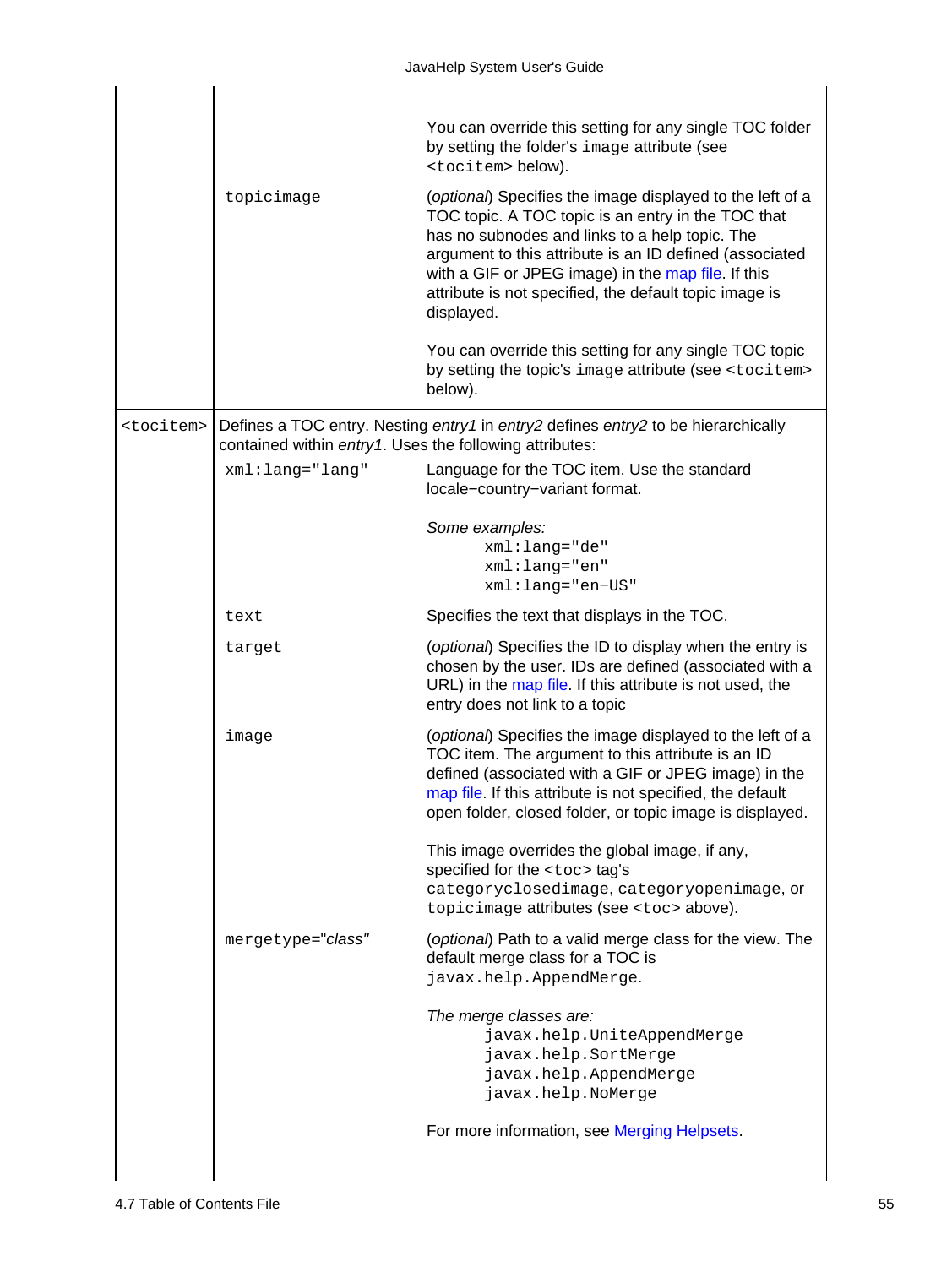| | | |
|---|---|---|
| | | You can override this setting for any single TOC folder by setting the folder's `image` attribute (see `<tocitem>` below). |
| | `topicimage` | (*optional*) Specifies the image displayed to the left of a TOC topic. A TOC topic is an entry in the TOC that has no subnodes and links to a help topic. The argument to this attribute is an ID defined (associated with a GIF or JPEG image) in the map file. If this attribute is not specified, the default topic image is displayed.<br><br>You can override this setting for any single TOC topic by setting the topic's `image` attribute (see `<tocitem>` below). |
| `<tocitem>` | Defines a TOC entry. Nesting *entry1* in *entry2* defines *entry2* to be hierarchically contained within *entry1*. Uses the following attributes: | |
| | `xml:lang="lang"` | Language for the TOC item. Use the standard locale−country−variant format.<br><br>*Some examples:*<br>`xml:lang="de"`<br>`xml:lang="en"`<br>`xml:lang="en-US"` |
| | `text` | Specifies the text that displays in the TOC. |
| | `target` | (*optional*) Specifies the ID to display when the entry is chosen by the user. IDs are defined (associated with a URL) in the map file. If this attribute is not used, the entry does not link to a topic |
| | `image` | (*optional*) Specifies the image displayed to the left of a TOC item. The argument to this attribute is an ID defined (associated with a GIF or JPEG image) in the map file. If this attribute is not specified, the default open folder, closed folder, or topic image is displayed.<br><br>This image overrides the global image, if any, specified for the `<toc>` tag's `categoryclosedimage`, `categoryopenimage`, or `topicimage` attributes (see `<toc>` above). |
| | `mergetype="`*class*`"` | (*optional*) Path to a valid merge class for the view. The default merge class for a TOC is `javax.help.AppendMerge`.<br><br>*The merge classes are:*<br>`javax.help.UniteAppendMerge`<br>`javax.help.SortMerge`<br>`javax.help.AppendMerge`<br>`javax.help.NoMerge`<br><br>For more information, see Merging Helpsets. |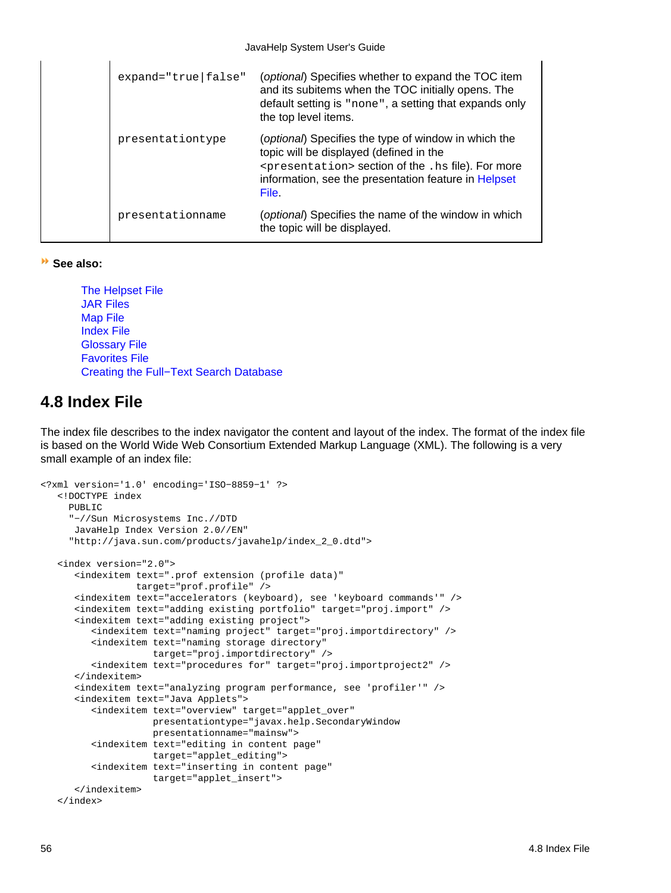| | | |
|---|---|---|
| | expand="true\|false" | (*optional*) Specifies whether to expand the TOC item and its subitems when the TOC initially opens. The default setting is "none", a setting that expands only the top level items. |
| | presentationtype | (*optional*) Specifies the type of window in which the topic will be displayed (defined in the <presentation> section of the .hs file). For more information, see the presentation feature in Helpset File. |
| | presentationname | (*optional*) Specifies the name of the window in which the topic will be displayed. |

**See also:**

The Helpset File
JAR Files
Map File
Index File
Glossary File
Favorites File
Creating the Full−Text Search Database

## 4.8 Index File

The index file describes to the index navigator the content and layout of the index. The format of the index file is based on the World Wide Web Consortium Extended Markup Language (XML). The following is a very small example of an index file:

```
<?xml version='1.0' encoding='ISO-8859-1' ?>
   <!DOCTYPE index
     PUBLIC
     "-//Sun Microsystems Inc.//DTD
      JavaHelp Index Version 2.0//EN"
     "http://java.sun.com/products/javahelp/index_2_0.dtd">

   <index version="2.0">
      <indexitem text=".prof extension (profile data)"
                 target="prof.profile" />
      <indexitem text="accelerators (keyboard), see 'keyboard commands'" />
      <indexitem text="adding existing portfolio" target="proj.import" />
      <indexitem text="adding existing project">
         <indexitem text="naming project" target="proj.importdirectory" />
         <indexitem text="naming storage directory"
                    target="proj.importdirectory" />
         <indexitem text="procedures for" target="proj.importproject2" />
      </indexitem>
      <indexitem text="analyzing program performance, see 'profiler'" />
      <indexitem text="Java Applets">
         <indexitem text="overview" target="applet_over"
                    presentationtype="javax.help.SecondaryWindow
                    presentationname="mainsw">
         <indexitem text="editing in content page"
                    target="applet_editing">
         <indexitem text="inserting in content page"
                    target="applet_insert">
      </indexitem>
   </index>
```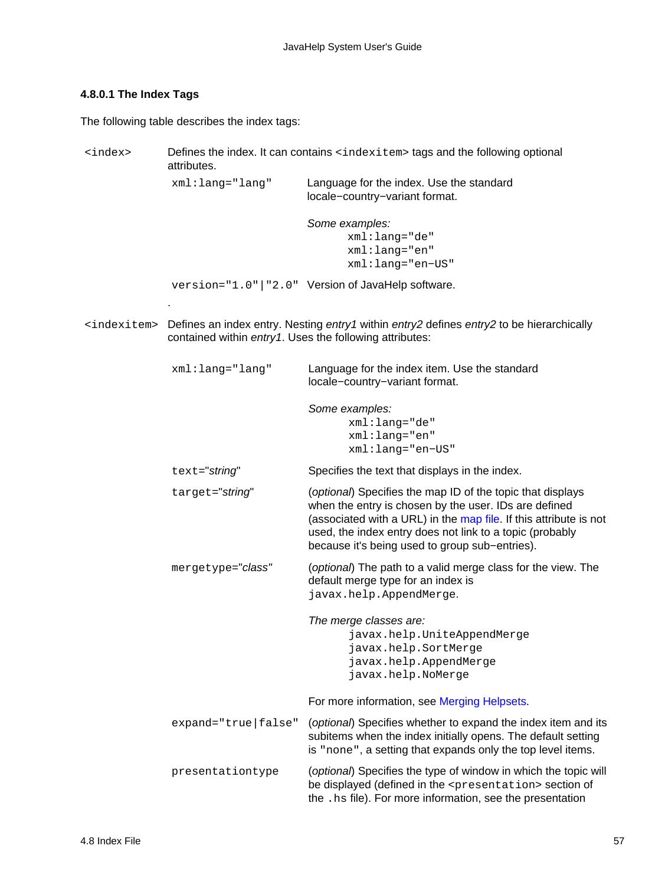#### 4.8.0.1 The Index Tags

The following table describes the index tags:

| Tag | Description | | |
|---|---|---|---|
| `<index>` | Defines the index. It can contains `<indexitem>` tags and the following optional attributes. | | |
| | `xml:lang="lang"` | Language for the index. Use the standard locale−country−variant format.<br><br>*Some examples:*<br>`xml:lang="de"`<br>`xml:lang="en"`<br>`xml:lang="en−US"` | |
| | `version="1.0"\|"2.0"` | Version of JavaHelp software. | |
| | . | | |
| `<indexitem>` | Defines an index entry. Nesting *entry1* within *entry2* defines *entry2* to be hierarchically contained within *entry1*. Uses the following attributes: | | |
| | `xml:lang="lang"` | Language for the index item. Use the standard locale−country−variant format.<br><br>*Some examples:*<br>`xml:lang="de"`<br>`xml:lang="en"`<br>`xml:lang="en−US"` | |
| | `text="`*string*`"` | Specifies the text that displays in the index. | |
| | `target="`*string*`"` | (*optional*) Specifies the map ID of the topic that displays when the entry is chosen by the user. IDs are defined (associated with a URL) in the map file. If this attribute is not used, the index entry does not link to a topic (probably because it's being used to group sub−entries). | |
| | `mergetype="`*class"* | (*optional*) The path to a valid merge class for the view. The default merge type for an index is `javax.help.AppendMerge`.<br><br>*The merge classes are:*<br>`javax.help.UniteAppendMerge`<br>`javax.help.SortMerge`<br>`javax.help.AppendMerge`<br>`javax.help.NoMerge`<br><br>For more information, see Merging Helpsets. | |
| | `expand="true\|false"` | (*optional*) Specifies whether to expand the index item and its subitems when the index initially opens. The default setting is `"none"`, a setting that expands only the top level items. | |
| | `presentationtype` | (*optional*) Specifies the type of window in which the topic will be displayed (defined in the `<presentation>` section of the `.hs` file). For more information, see the presentation | |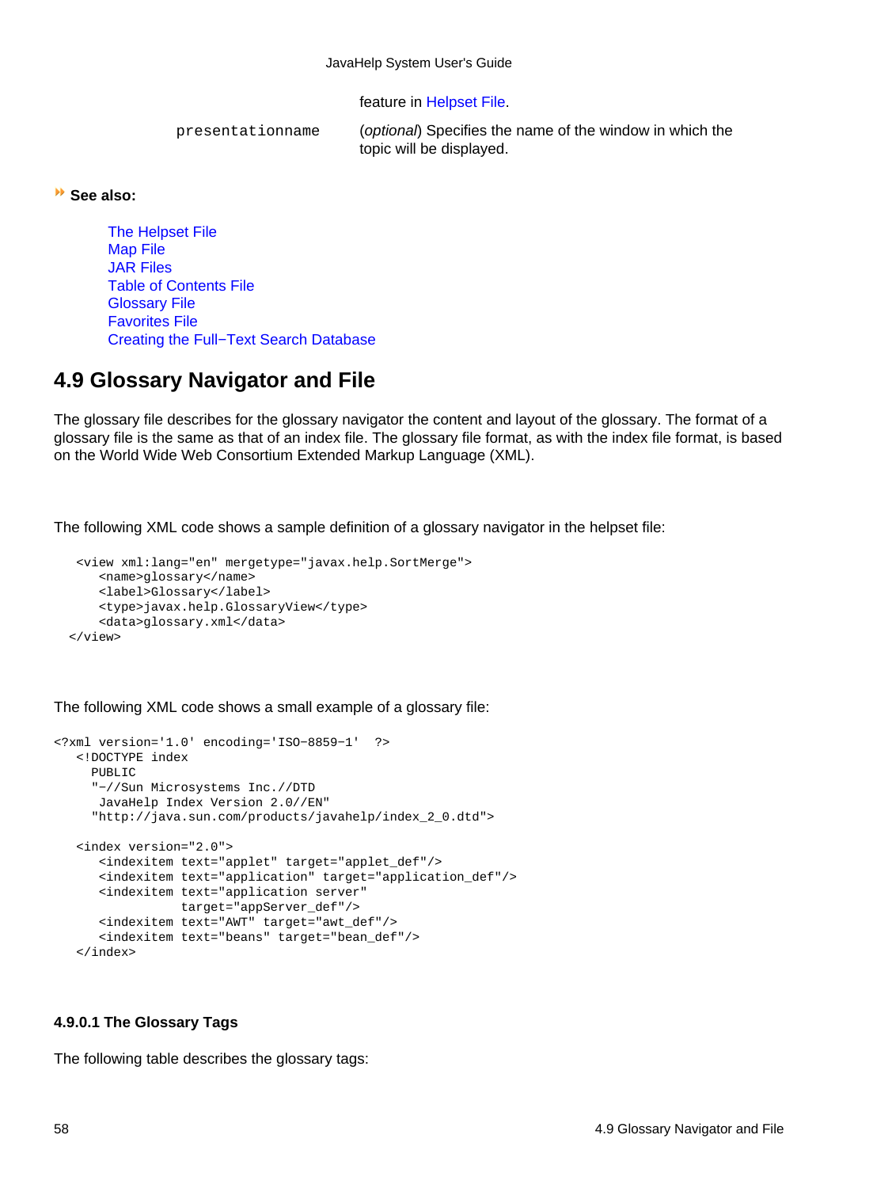| | |
|---|---|
| | feature in Helpset File. |
| `presentationname` | (*optional*) Specifies the name of the window in which the topic will be displayed. |

**See also:**

- The Helpset File
- Map File
- JAR Files
- Table of Contents File
- Glossary File
- Favorites File
- Creating the Full−Text Search Database

## 4.9 Glossary Navigator and File

The glossary file describes for the glossary navigator the content and layout of the glossary. The format of a glossary file is the same as that of an index file. The glossary file format, as with the index file format, is based on the World Wide Web Consortium Extended Markup Language (XML).

The following XML code shows a sample definition of a glossary navigator in the helpset file:

```
   <view xml:lang="en" mergetype="javax.help.SortMerge">
      <name>glossary</name>
      <label>Glossary</label>
      <type>javax.help.GlossaryView</type>
      <data>glossary.xml</data>
  </view>
```

The following XML code shows a small example of a glossary file:

```
<?xml version='1.0' encoding='ISO−8859−1'  ?>
   <!DOCTYPE index
     PUBLIC
     "−//Sun Microsystems Inc.//DTD
      JavaHelp Index Version 2.0//EN"
     "http://java.sun.com/products/javahelp/index_2_0.dtd">

   <index version="2.0">
      <indexitem text="applet" target="applet_def"/>
      <indexitem text="application" target="application_def"/>
      <indexitem text="application server"
                 target="appServer_def"/>
      <indexitem text="AWT" target="awt_def"/>
      <indexitem text="beans" target="bean_def"/>
   </index>
```

#### 4.9.0.1 The Glossary Tags

The following table describes the glossary tags: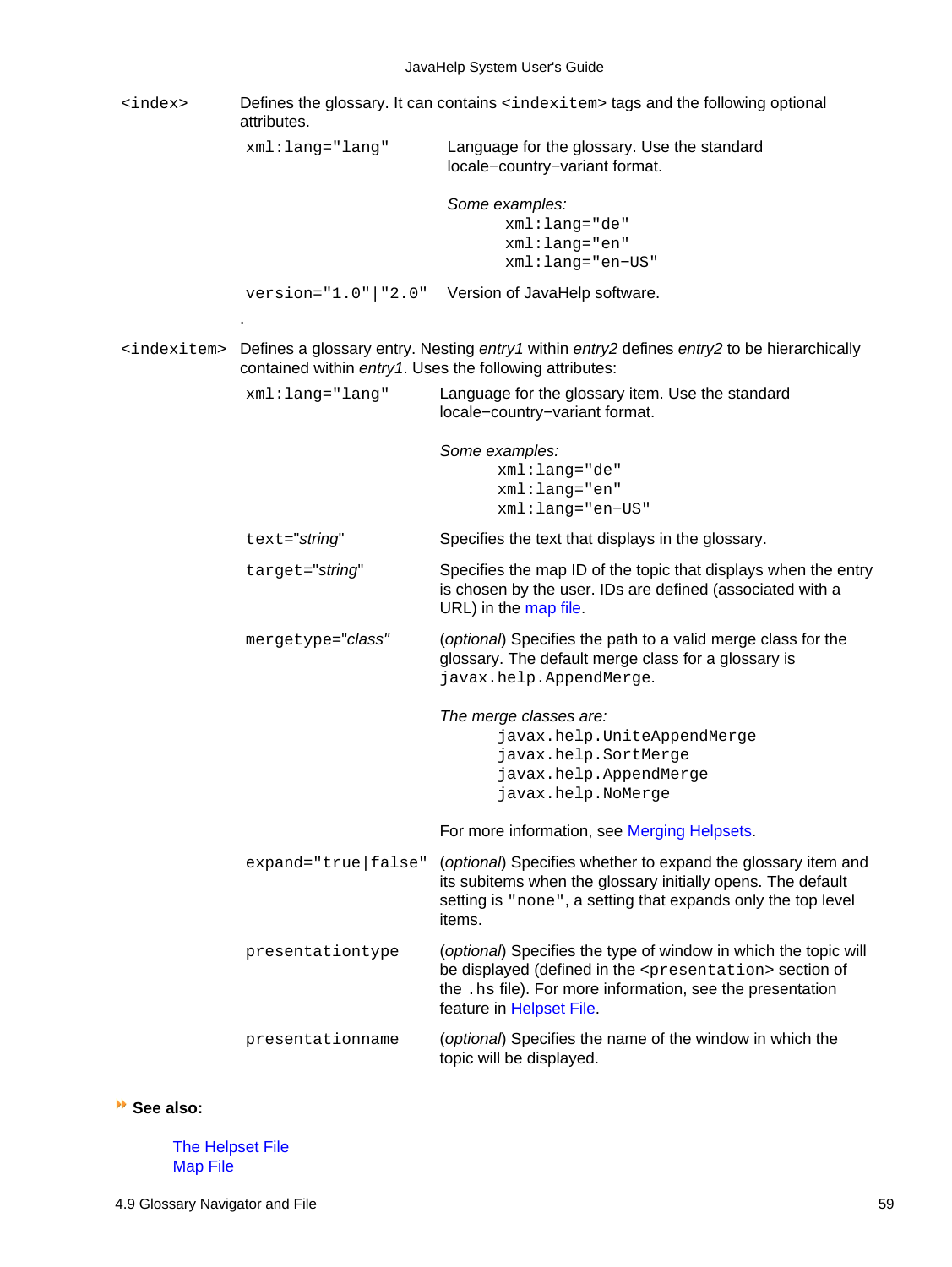`<index>` Defines the glossary. It can contains `<indexitem>` tags and the following optional attributes.

| Attribute | Description |
|---|---|
| `xml:lang="lang"` | Language for the glossary. Use the standard locale−country−variant format.<br><br>*Some examples:*<br>`xml:lang="de"`<br>`xml:lang="en"`<br>`xml:lang="en−US"` |
| `version="1.0"\|"2.0"` | Version of JavaHelp software. |

.

`<indexitem>` Defines a glossary entry. Nesting *entry1* within *entry2* defines *entry2* to be hierarchically contained within *entry1*. Uses the following attributes:

| Attribute | Description |
|---|---|
| `xml:lang="lang"` | Language for the glossary item. Use the standard locale−country−variant format.<br><br>*Some examples:*<br>`xml:lang="de"`<br>`xml:lang="en"`<br>`xml:lang="en−US"` |
| `text="`*string*`"` | Specifies the text that displays in the glossary. |
| `target="`*string*`"` | Specifies the map ID of the topic that displays when the entry is chosen by the user. IDs are defined (associated with a URL) in the map file. |
| `mergetype="`*class*`"` | (*optional*) Specifies the path to a valid merge class for the glossary. The default merge class for a glossary is `javax.help.AppendMerge`.<br><br>*The merge classes are:*<br>`javax.help.UniteAppendMerge`<br>`javax.help.SortMerge`<br>`javax.help.AppendMerge`<br>`javax.help.NoMerge`<br><br>For more information, see Merging Helpsets. |
| `expand="true\|false"` | (*optional*) Specifies whether to expand the glossary item and its subitems when the glossary initially opens. The default setting is `"none"`, a setting that expands only the top level items. |
| `presentationtype` | (*optional*) Specifies the type of window in which the topic will be displayed (defined in the `<presentation>` section of the `.hs` file). For more information, see the presentation feature in Helpset File. |
| `presentationname` | (*optional*) Specifies the name of the window in which the topic will be displayed. |

**See also:**

The Helpset File
Map File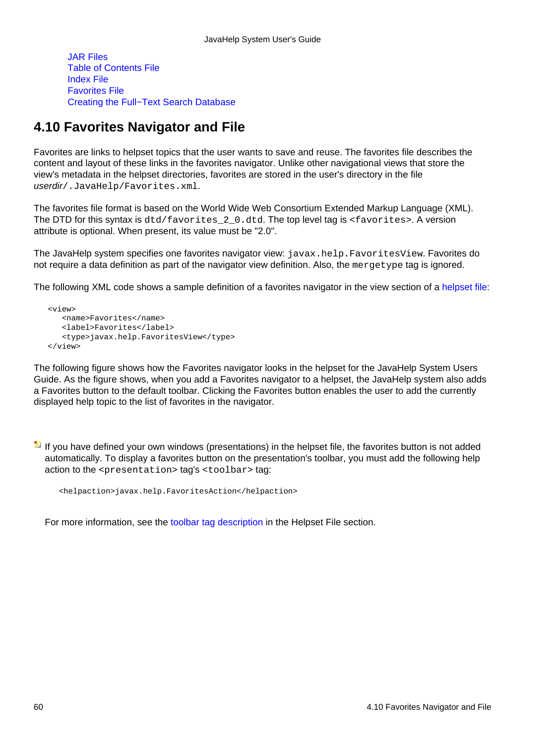- JAR Files
- Table of Contents File
- Index File
- Favorites File
- Creating the Full−Text Search Database

## 4.10 Favorites Navigator and File

Favorites are links to helpset topics that the user wants to save and reuse. The favorites file describes the content and layout of these links in the favorites navigator. Unlike other navigational views that store the view's metadata in the helpset directories, favorites are stored in the user's directory in the file *userdir*`/.JavaHelp/Favorites.xml`.

The favorites file format is based on the World Wide Web Consortium Extended Markup Language (XML). The DTD for this syntax is `dtd/favorites_2_0.dtd`. The top level tag is `<favorites>`. A version attribute is optional. When present, its value must be "2.0".

The JavaHelp system specifies one favorites navigator view: `javax.help.FavoritesView`. Favorites do not require a data definition as part of the navigator view definition. Also, the `mergetype` tag is ignored.

The following XML code shows a sample definition of a favorites navigator in the view section of a helpset file:

```
<view>
   <name>Favorites</name>
   <label>Favorites</label>
   <type>javax.help.FavoritesView</type>
</view>
```

The following figure shows how the Favorites navigator looks in the helpset for the JavaHelp System Users Guide. As the figure shows, when you add a Favorites navigator to a helpset, the JavaHelp system also adds a Favorites button to the default toolbar. Clicking the Favorites button enables the user to add the currently displayed help topic to the list of favorites in the navigator.

If you have defined your own windows (presentations) in the helpset file, the favorites button is not added automatically. To display a favorites button on the presentation's toolbar, you must add the following help action to the `<presentation>` tag's `<toolbar>` tag:

```
<helpaction>javax.help.FavoritesAction</helpaction>
```

For more information, see the toolbar tag description in the Helpset File section.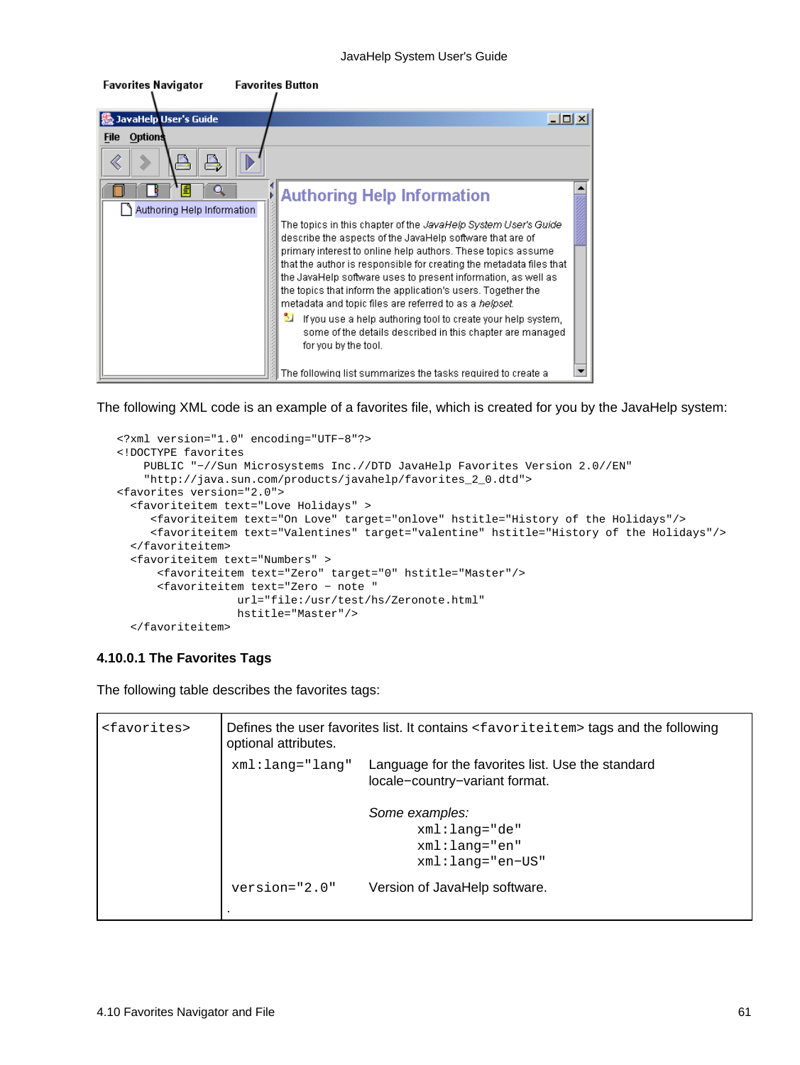Favorites Navigator    Favorites Button

The following XML code is an example of a favorites file, which is created for you by the JavaHelp system:

```
<?xml version="1.0" encoding="UTF-8"?>
<!DOCTYPE favorites
    PUBLIC "-//Sun Microsystems Inc.//DTD JavaHelp Favorites Version 2.0//EN"
    "http://java.sun.com/products/javahelp/favorites_2_0.dtd">
<favorites version="2.0">
  <favoriteitem text="Love Holidays" >
     <favoriteitem text="On Love" target="onlove" hstitle="History of the Holidays"/>
     <favoriteitem text="Valentines" target="valentine" hstitle="History of the Holidays"/>
  </favoriteitem>
  <favoriteitem text="Numbers" >
      <favoriteitem text="Zero" target="0" hstitle="Master"/>
      <favoriteitem text="Zero - note "
                  url="file:/usr/test/hs/Zeronote.html"
                  hstitle="Master"/>
  </favoriteitem>
```

### 4.10.0.1 The Favorites Tags

The following table describes the favorites tags:

| | | |
|---|---|---|
| `<favorites>` | Defines the user favorites list. It contains `<favoriteitem>` tags and the following optional attributes. | |
| | `xml:lang="lang"` | Language for the favorites list. Use the standard locale−country−variant format.<br><br>*Some examples:*<br>`xml:lang="de"`<br>`xml:lang="en"`<br>`xml:lang="en-US"` |
| | `version="2.0"` | Version of JavaHelp software. |
| | . | |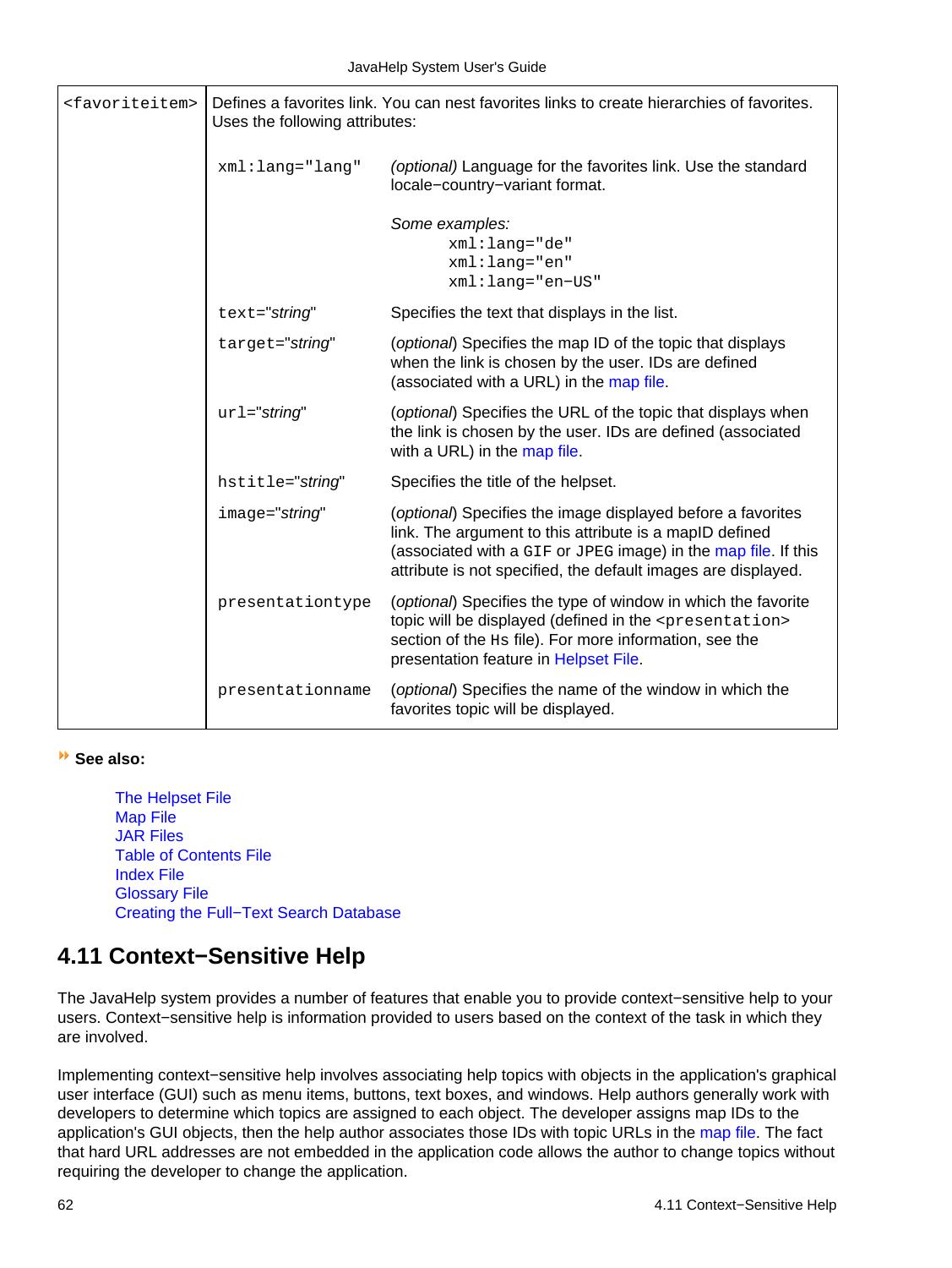| `<favoriteitem>` | Defines a favorites link. You can nest favorites links to create hierarchies of favorites. Uses the following attributes: | |
|---|---|---|
| | `xml:lang="lang"` | *(optional)* Language for the favorites link. Use the standard locale−country−variant format.<br><br>*Some examples:*<br>`xml:lang="de"`<br>`xml:lang="en"`<br>`xml:lang="en−US"` |
| | `text="`*string*`"` | Specifies the text that displays in the list. |
| | `target="`*string*`"` | (*optional*) Specifies the map ID of the topic that displays when the link is chosen by the user. IDs are defined (associated with a URL) in the map file. |
| | `url="`*string*`"` | (*optional*) Specifies the URL of the topic that displays when the link is chosen by the user. IDs are defined (associated with a URL) in the map file. |
| | `hstitle="`*string*`"` | Specifies the title of the helpset. |
| | `image="`*string*`"` | (*optional*) Specifies the image displayed before a favorites link. The argument to this attribute is a mapID defined (associated with a `GIF` or `JPEG` image) in the map file. If this attribute is not specified, the default images are displayed. |
| | `presentationtype` | (*optional*) Specifies the type of window in which the favorite topic will be displayed (defined in the `<presentation>` section of the `Hs` file). For more information, see the presentation feature in Helpset File. |
| | `presentationname` | (*optional*) Specifies the name of the window in which the favorites topic will be displayed. |

**See also:**

The Helpset File
Map File
JAR Files
Table of Contents File
Index File
Glossary File
Creating the Full−Text Search Database

## 4.11 Context−Sensitive Help

The JavaHelp system provides a number of features that enable you to provide context−sensitive help to your users. Context−sensitive help is information provided to users based on the context of the task in which they are involved.

Implementing context−sensitive help involves associating help topics with objects in the application's graphical user interface (GUI) such as menu items, buttons, text boxes, and windows. Help authors generally work with developers to determine which topics are assigned to each object. The developer assigns map IDs to the application's GUI objects, then the help author associates those IDs with topic URLs in the map file. The fact that hard URL addresses are not embedded in the application code allows the author to change topics without requiring the developer to change the application.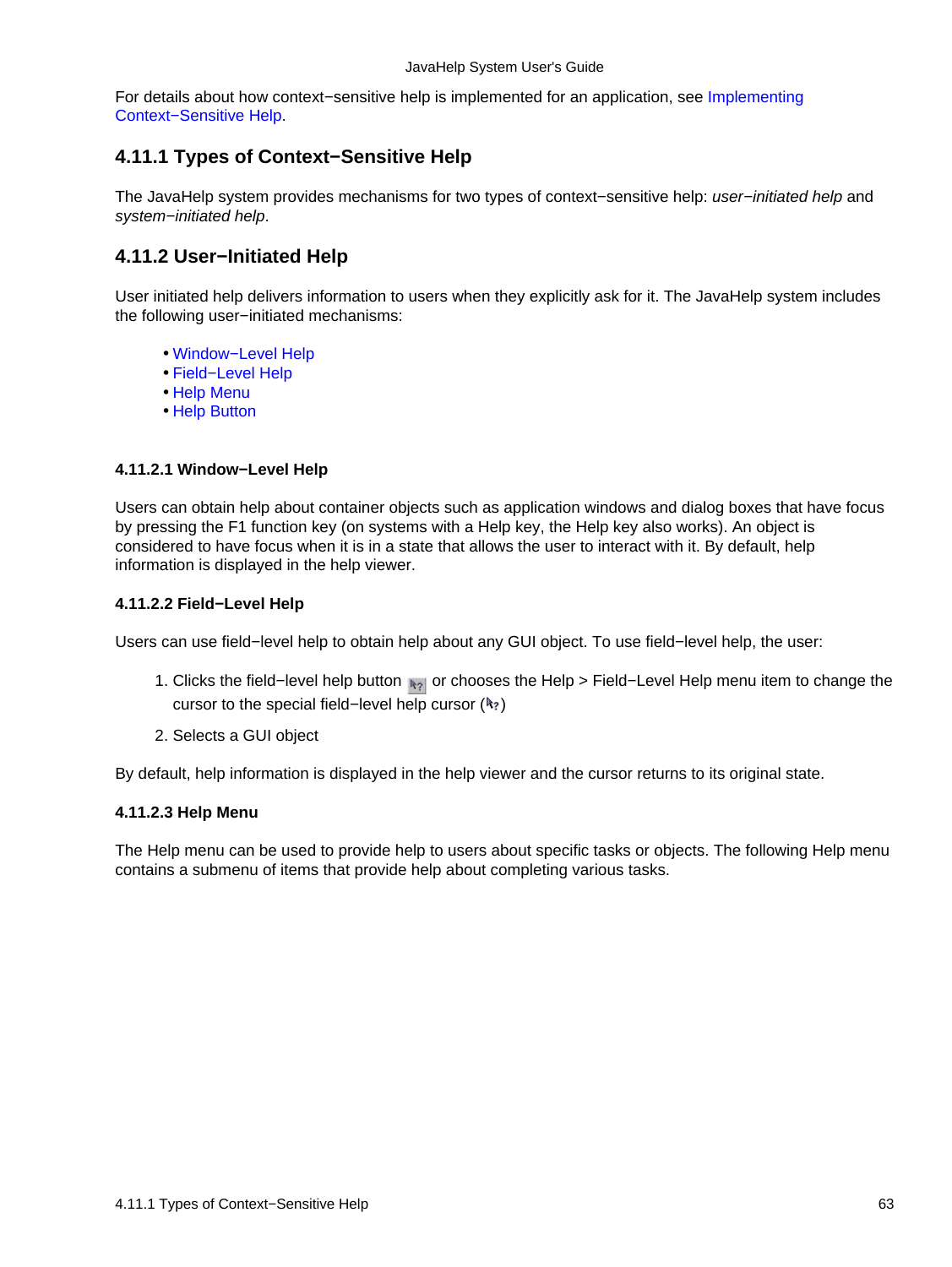For details about how context−sensitive help is implemented for an application, see Implementing Context−Sensitive Help.

## 4.11.1 Types of Context−Sensitive Help

The JavaHelp system provides mechanisms for two types of context−sensitive help: *user−initiated help* and *system−initiated help*.

## 4.11.2 User−Initiated Help

User initiated help delivers information to users when they explicitly ask for it. The JavaHelp system includes the following user−initiated mechanisms:

- Window−Level Help
- Field−Level Help
- Help Menu
- Help Button

### 4.11.2.1 Window−Level Help

Users can obtain help about container objects such as application windows and dialog boxes that have focus by pressing the F1 function key (on systems with a Help key, the Help key also works). An object is considered to have focus when it is in a state that allows the user to interact with it. By default, help information is displayed in the help viewer.

### 4.11.2.2 Field−Level Help

Users can use field−level help to obtain help about any GUI object. To use field−level help, the user:

1. Clicks the field−level help button or chooses the Help > Field−Level Help menu item to change the cursor to the special field−level help cursor ()
2. Selects a GUI object

By default, help information is displayed in the help viewer and the cursor returns to its original state.

### 4.11.2.3 Help Menu

The Help menu can be used to provide help to users about specific tasks or objects. The following Help menu contains a submenu of items that provide help about completing various tasks.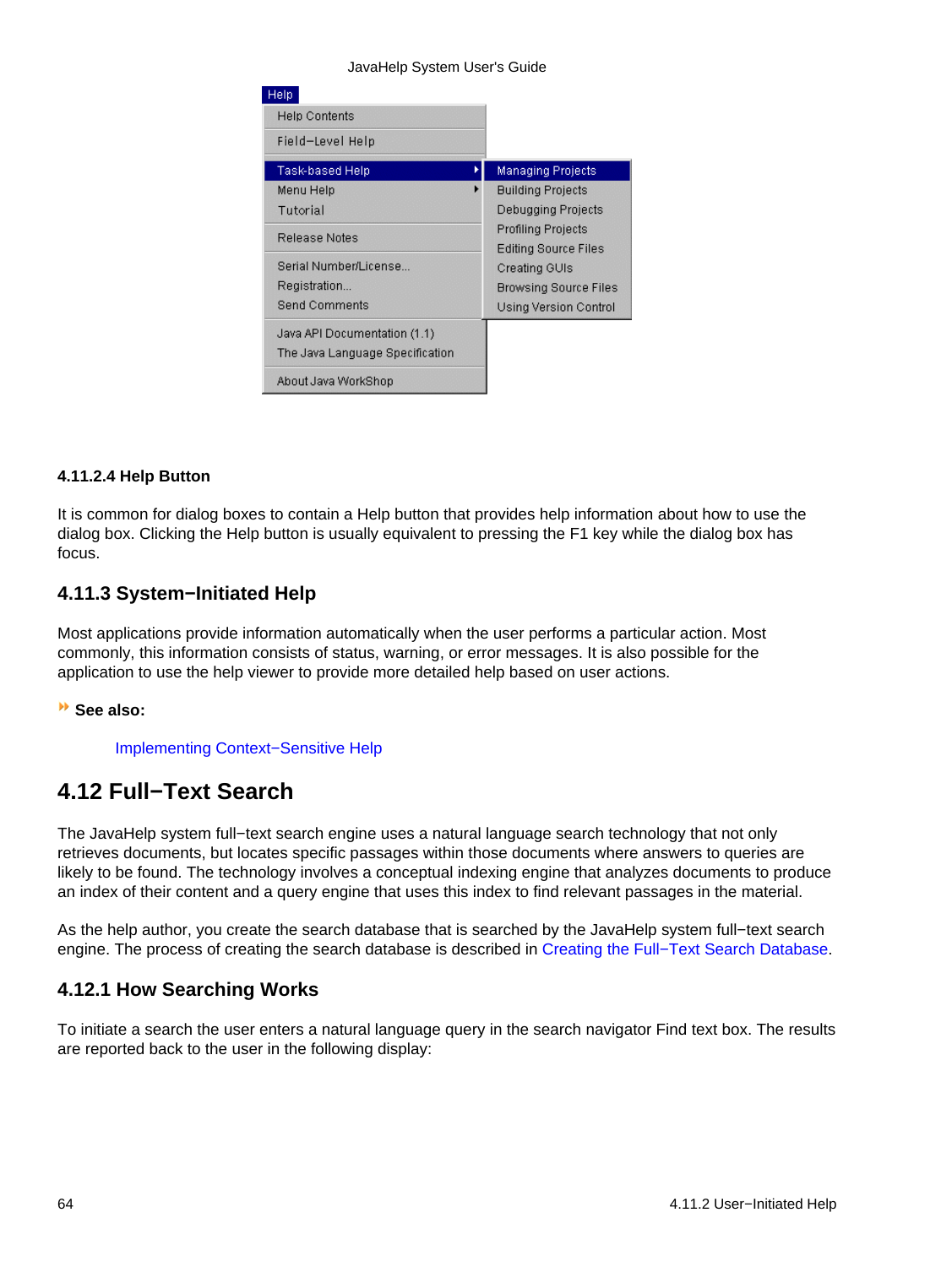#### 4.11.2.4 Help Button

It is common for dialog boxes to contain a Help button that provides help information about how to use the dialog box. Clicking the Help button is usually equivalent to pressing the F1 key while the dialog box has focus.

### 4.11.3 System−Initiated Help

Most applications provide information automatically when the user performs a particular action. Most commonly, this information consists of status, warning, or error messages. It is also possible for the application to use the help viewer to provide more detailed help based on user actions.

**See also:**

Implementing Context−Sensitive Help

## 4.12 Full−Text Search

The JavaHelp system full−text search engine uses a natural language search technology that not only retrieves documents, but locates specific passages within those documents where answers to queries are likely to be found. The technology involves a conceptual indexing engine that analyzes documents to produce an index of their content and a query engine that uses this index to find relevant passages in the material.

As the help author, you create the search database that is searched by the JavaHelp system full−text search engine. The process of creating the search database is described in Creating the Full−Text Search Database.

### 4.12.1 How Searching Works

To initiate a search the user enters a natural language query in the search navigator Find text box. The results are reported back to the user in the following display: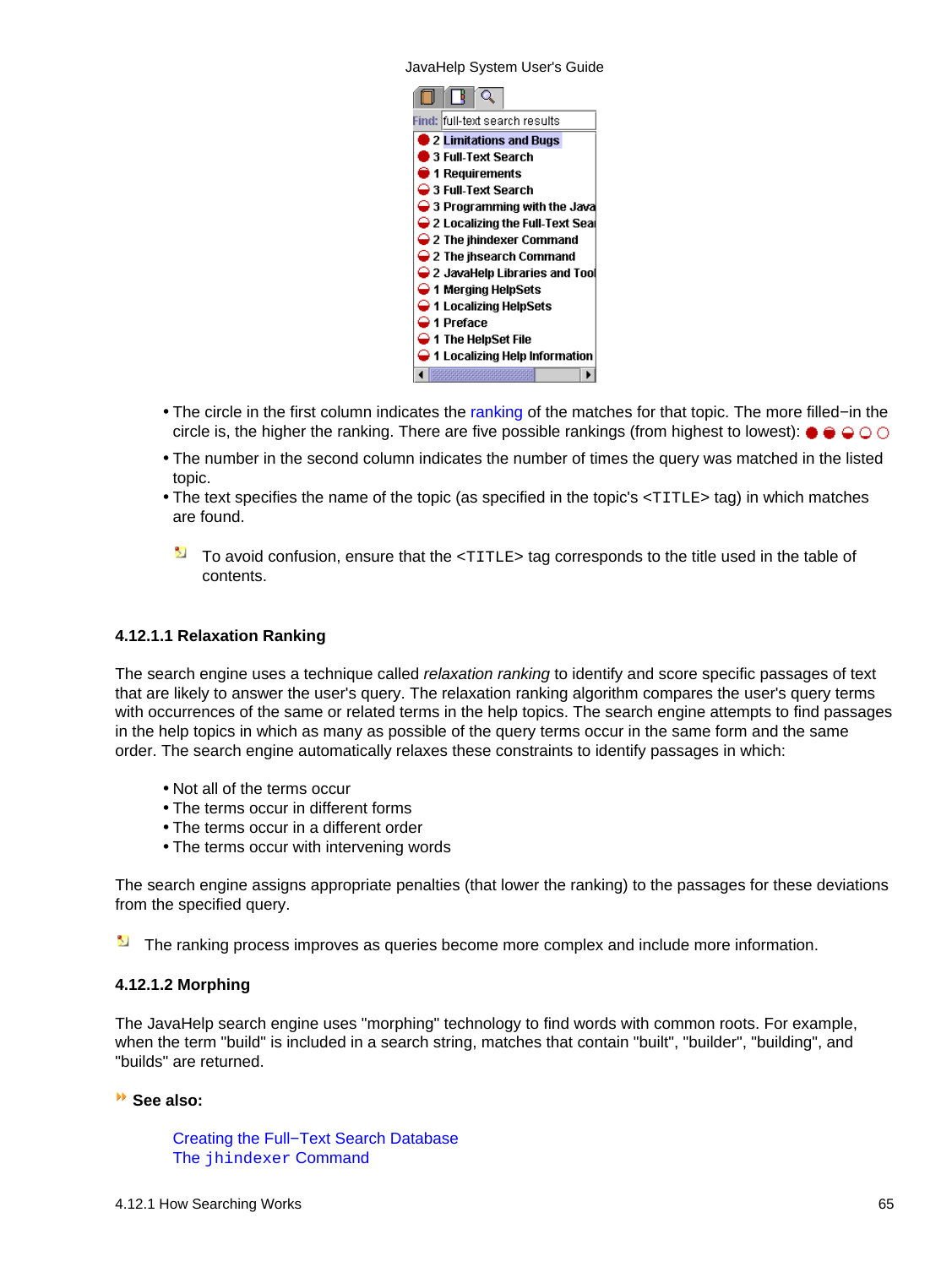- The circle in the first column indicates the ranking of the matches for that topic. The more filled−in the circle is, the higher the ranking. There are five possible rankings (from highest to lowest):
- The number in the second column indicates the number of times the query was matched in the listed topic.
- The text specifies the name of the topic (as specified in the topic's `<TITLE>` tag) in which matches are found.

To avoid confusion, ensure that the `<TITLE>` tag corresponds to the title used in the table of contents.

#### 4.12.1.1 Relaxation Ranking

The search engine uses a technique called *relaxation ranking* to identify and score specific passages of text that are likely to answer the user's query. The relaxation ranking algorithm compares the user's query terms with occurrences of the same or related terms in the help topics. The search engine attempts to find passages in the help topics in which as many as possible of the query terms occur in the same form and the same order. The search engine automatically relaxes these constraints to identify passages in which:

- Not all of the terms occur
- The terms occur in different forms
- The terms occur in a different order
- The terms occur with intervening words

The search engine assigns appropriate penalties (that lower the ranking) to the passages for these deviations from the specified query.

The ranking process improves as queries become more complex and include more information.

#### 4.12.1.2 Morphing

The JavaHelp search engine uses "morphing" technology to find words with common roots. For example, when the term "build" is included in a search string, matches that contain "built", "builder", "building", and "builds" are returned.

**See also:**

Creating the Full−Text Search Database
The `jhindexer` Command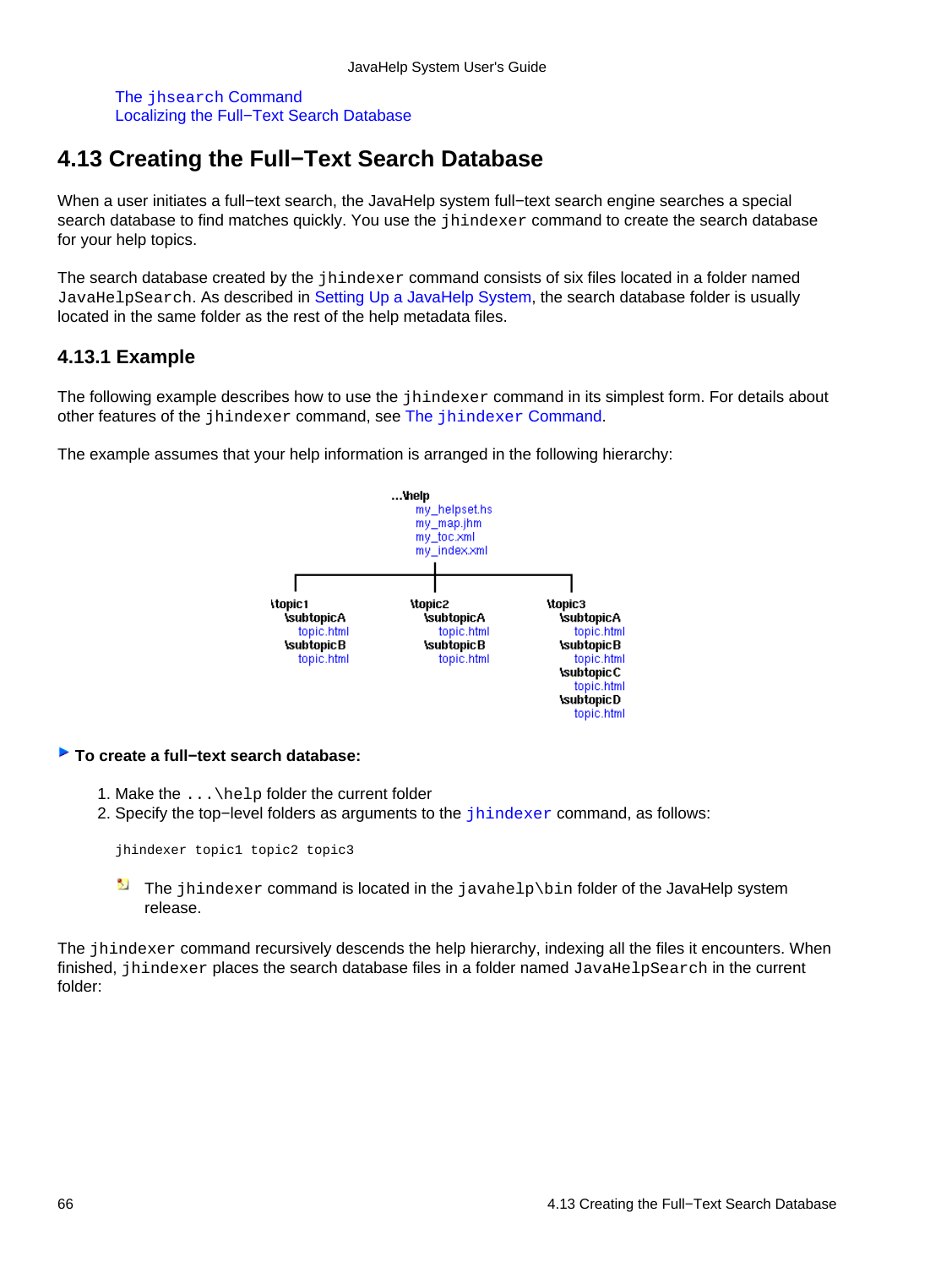The jhsearch Command
Localizing the Full−Text Search Database

## 4.13 Creating the Full−Text Search Database

When a user initiates a full−text search, the JavaHelp system full−text search engine searches a special search database to find matches quickly. You use the `jhindexer` command to create the search database for your help topics.

The search database created by the `jhindexer` command consists of six files located in a folder named `JavaHelpSearch`. As described in Setting Up a JavaHelp System, the search database folder is usually located in the same folder as the rest of the help metadata files.

### 4.13.1 Example

The following example describes how to use the `jhindexer` command in its simplest form. For details about other features of the `jhindexer` command, see The `jhindexer` Command.

The example assumes that your help information is arranged in the following hierarchy:

```
...\help
    my_helpset.hs
    my_map.jhm
    my_toc.xml
    my_index.xml

\topic1              \topic2              \topic3
  \subtopicA           \subtopicA           \subtopicA
    topic.html           topic.html           topic.html
  \subtopicB           \subtopicB           \subtopicB
    topic.html           topic.html           topic.html
                                            \subtopicC
                                              topic.html
                                            \subtopicD
                                              topic.html
```

**To create a full−text search database:**

1. Make the `...\help` folder the current folder
2. Specify the top−level folders as arguments to the `jhindexer` command, as follows:

```
jhindexer topic1 topic2 topic3
```

The `jhindexer` command is located in the `javahelp\bin` folder of the JavaHelp system release.

The `jhindexer` command recursively descends the help hierarchy, indexing all the files it encounters. When finished, `jhindexer` places the search database files in a folder named `JavaHelpSearch` in the current folder: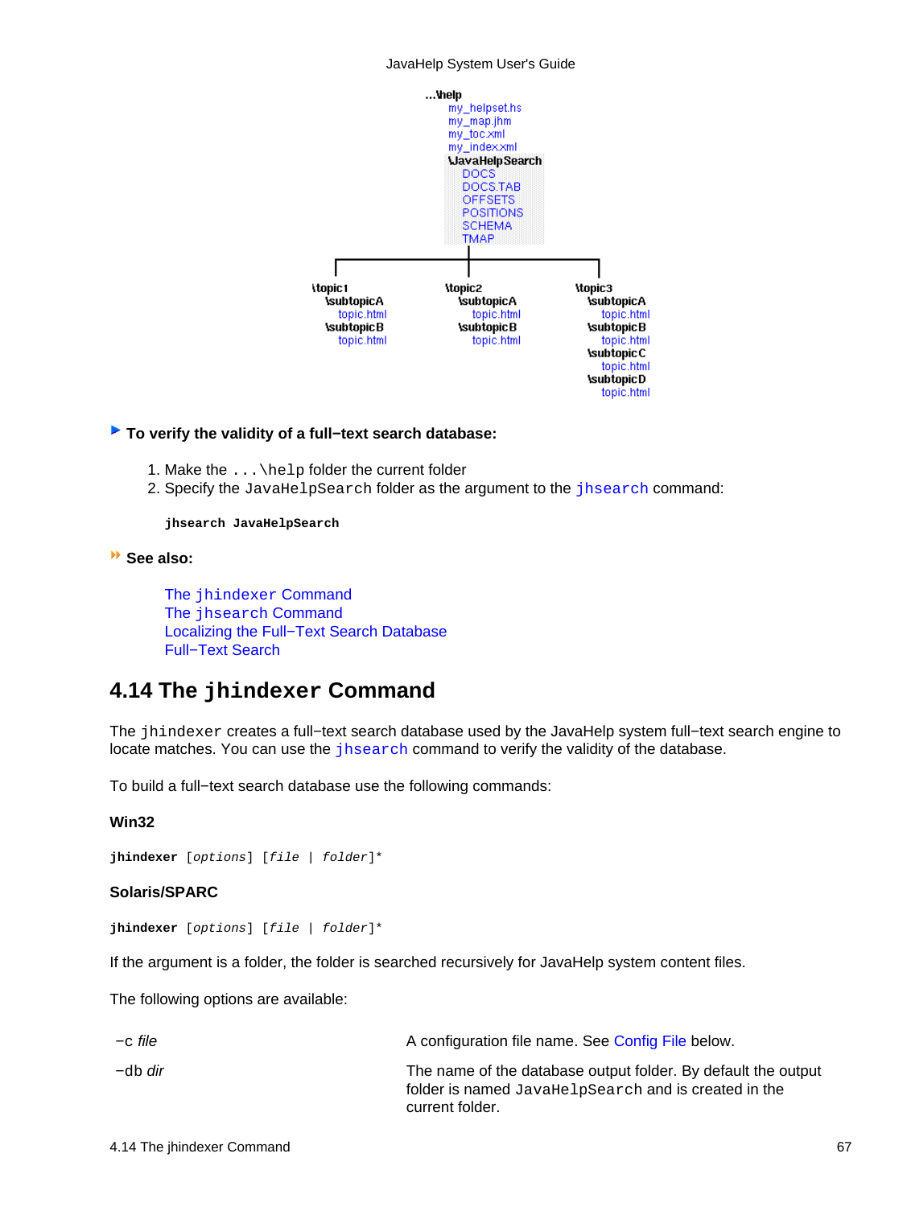```
...\help
    my_helpset.hs
    my_map.jhm
    my_toc.xml
    my_index.xml
    \JavaHelpSearch
        DOCS
        DOCS.TAB
        OFFSETS
        POSITIONS
        SCHEMA
        TMAP

\topic1
    \subtopicA
        topic.html
    \subtopicB
        topic.html
\topic2
    \subtopicA
        topic.html
    \subtopicB
        topic.html
\topic3
    \subtopicA
        topic.html
    \subtopicB
        topic.html
    \subtopicC
        topic.html
    \subtopicD
        topic.html
```

**To verify the validity of a full−text search database:**

1. Make the `...\help` folder the current folder
2. Specify the `JavaHelpSearch` folder as the argument to the `jhsearch` command:

```
jhsearch JavaHelpSearch
```

**See also:**

The `jhindexer` Command
The `jhsearch` Command
Localizing the Full−Text Search Database
Full−Text Search

## 4.14 The `jhindexer` Command

The `jhindexer` creates a full−text search database used by the JavaHelp system full−text search engine to locate matches. You can use the `jhsearch` command to verify the validity of the database.

To build a full−text search database use the following commands:

**Win32**

**jhindexer** [*options*] [*file* | *folder*]*

**Solaris/SPARC**

**jhindexer** [*options*] [*file* | *folder*]*

If the argument is a folder, the folder is searched recursively for JavaHelp system content files.

The following options are available:

| | |
|---|---|
| −c *file* | A configuration file name. See Config File below. |
| −db *dir* | The name of the database output folder. By default the output folder is named `JavaHelpSearch` and is created in the current folder. |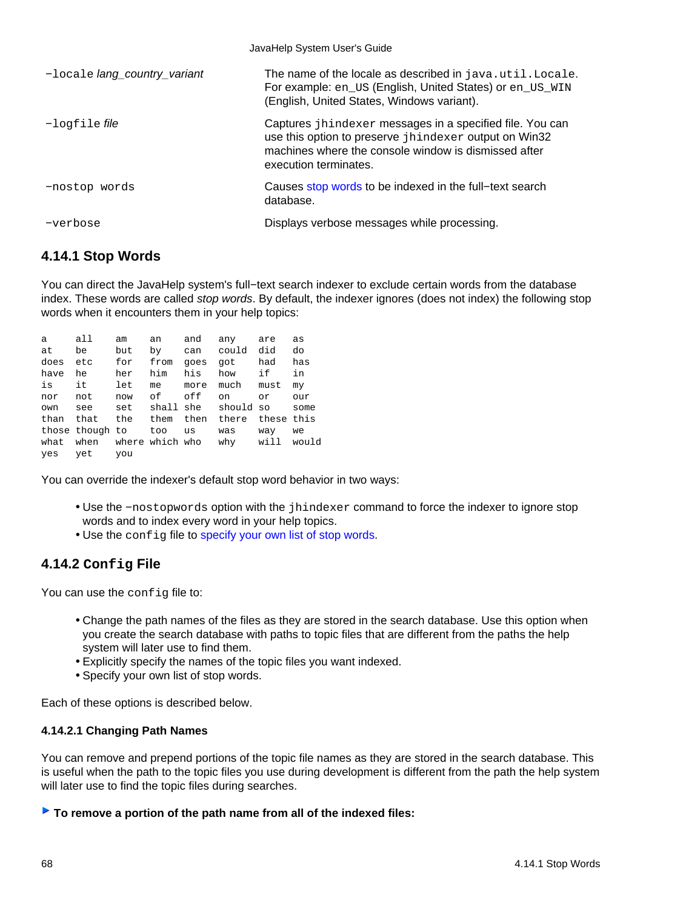| | |
|---|---|
| `-locale` *lang_country_variant* | The name of the locale as described in `java.util.Locale`. For example: `en_US` (English, United States) or `en_US_WIN` (English, United States, Windows variant). |
| `-logfile` *file* | Captures `jhindexer` messages in a specified file. You can use this option to preserve `jhindexer` output on Win32 machines where the console window is dismissed after execution terminates. |
| `-nostop words` | Causes stop words to be indexed in the full-text search database. |
| `-verbose` | Displays verbose messages while processing. |

### 4.14.1 Stop Words

You can direct the JavaHelp system's full-text search indexer to exclude certain words from the database index. These words are called *stop words*. By default, the indexer ignores (does not index) the following stop words when it encounters them in your help topics:

```
a     all    am    an    and   any    are   as
at    be     but   by    can   could  did   do
does  etc    for   from  goes  got    had   has
have  he     her   him   his   how    if    in
is    it     let   me    more  much   must  my
nor   not    now   of    off   on     or    our
own   see    set   shall she   should so    some
than  that   the   them  then  there  these this
those though to    too   us    was    way   we
what  when   where which who   why    will  would
yes   yet    you
```

You can override the indexer's default stop word behavior in two ways:

- Use the `-nostopwords` option with the `jhindexer` command to force the indexer to ignore stop words and to index every word in your help topics.
- Use the `config` file to specify your own list of stop words.

### 4.14.2 `Config` File

You can use the `config` file to:

- Change the path names of the files as they are stored in the search database. Use this option when you create the search database with paths to topic files that are different from the paths the help system will later use to find them.
- Explicitly specify the names of the topic files you want indexed.
- Specify your own list of stop words.

Each of these options is described below.

#### 4.14.2.1 Changing Path Names

You can remove and prepend portions of the topic file names as they are stored in the search database. This is useful when the path to the topic files you use during development is different from the path the help system will later use to find the topic files during searches.

**▸ To remove a portion of the path name from all of the indexed files:**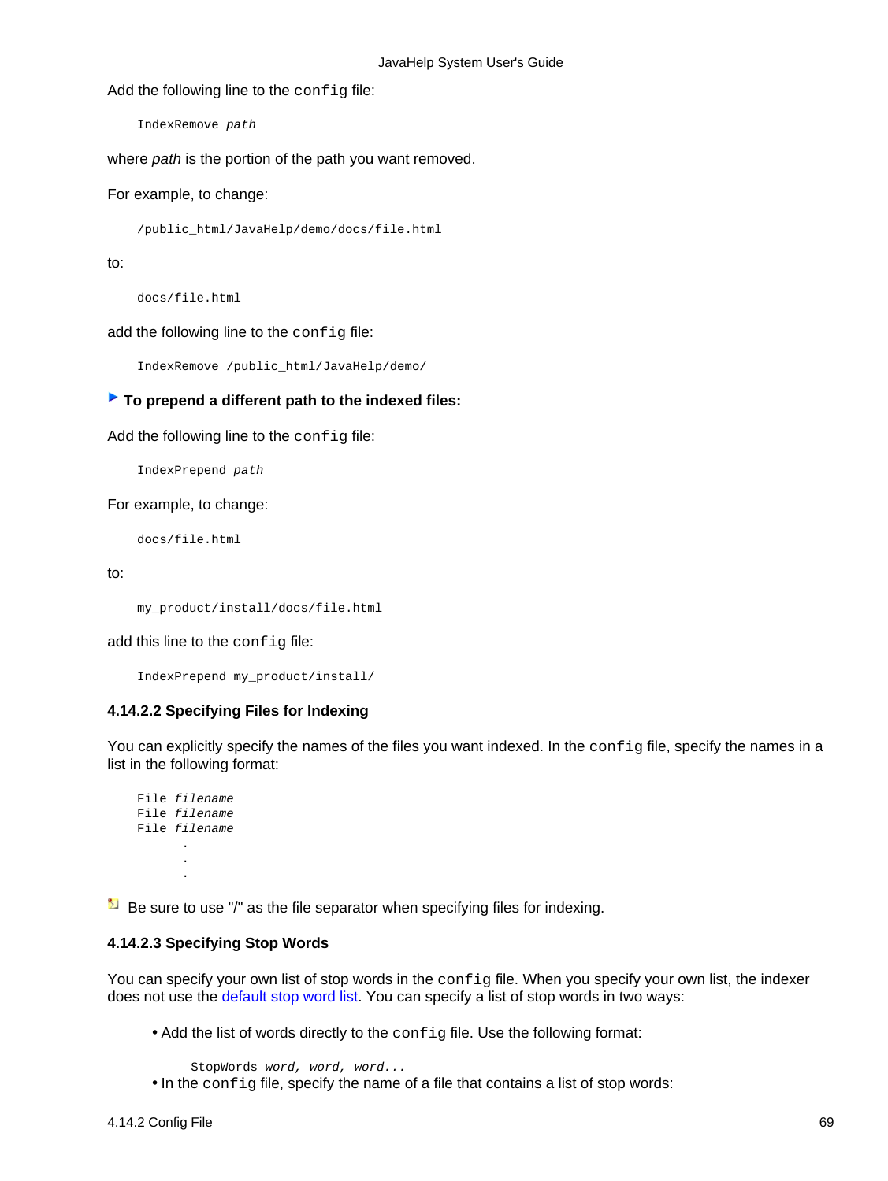Add the following line to the `config` file:

```
IndexRemove path
```

where *path* is the portion of the path you want removed.

For example, to change:

```
/public_html/JavaHelp/demo/docs/file.html
```

to:

```
docs/file.html
```

add the following line to the `config` file:

```
IndexRemove /public_html/JavaHelp/demo/
```

**To prepend a different path to the indexed files:**

Add the following line to the `config` file:

```
IndexPrepend path
```

For example, to change:

```
docs/file.html
```

to:

```
my_product/install/docs/file.html
```

add this line to the `config` file:

```
IndexPrepend my_product/install/
```

#### 4.14.2.2 Specifying Files for Indexing

You can explicitly specify the names of the files you want indexed. In the `config` file, specify the names in a list in the following format:

```
File filename
File filename
File filename
      .
      .
      .
```

Be sure to use "/" as the file separator when specifying files for indexing.

#### 4.14.2.3 Specifying Stop Words

You can specify your own list of stop words in the `config` file. When you specify your own list, the indexer does not use the default stop word list. You can specify a list of stop words in two ways:

- Add the list of words directly to the `config` file. Use the following format:

  ```
  StopWords word, word, word...
  ```

- In the `config` file, specify the name of a file that contains a list of stop words: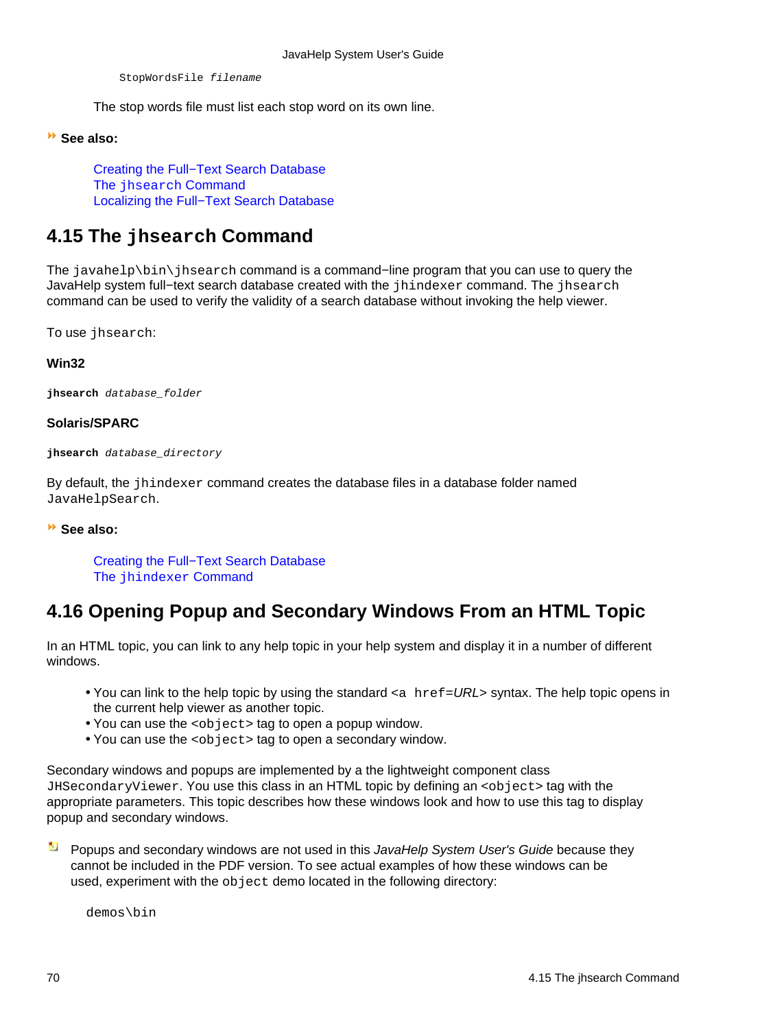```
StopWordsFile filename
```

The stop words file must list each stop word on its own line.

**See also:**

Creating the Full−Text Search Database
The `jhsearch` Command
Localizing the Full−Text Search Database

## 4.15 The `jhsearch` Command

The `javahelp\bin\jhsearch` command is a command−line program that you can use to query the JavaHelp system full−text search database created with the `jhindexer` command. The `jhsearch` command can be used to verify the validity of a search database without invoking the help viewer.

To use `jhsearch`:

**Win32**

```
jhsearch database_folder
```

**Solaris/SPARC**

```
jhsearch database_directory
```

By default, the `jhindexer` command creates the database files in a database folder named `JavaHelpSearch`.

**See also:**

Creating the Full−Text Search Database
The `jhindexer` Command

## 4.16 Opening Popup and Secondary Windows From an HTML Topic

In an HTML topic, you can link to any help topic in your help system and display it in a number of different windows.

- You can link to the help topic by using the standard `<a href=`*URL*`>` syntax. The help topic opens in the current help viewer as another topic.
- You can use the `<object>` tag to open a popup window.
- You can use the `<object>` tag to open a secondary window.

Secondary windows and popups are implemented by a the lightweight component class `JHSecondaryViewer`. You use this class in an HTML topic by defining an `<object>` tag with the appropriate parameters. This topic describes how these windows look and how to use this tag to display popup and secondary windows.

Popups and secondary windows are not used in this *JavaHelp System User's Guide* because they cannot be included in the PDF version. To see actual examples of how these windows can be used, experiment with the `object` demo located in the following directory:

```
demos\bin
```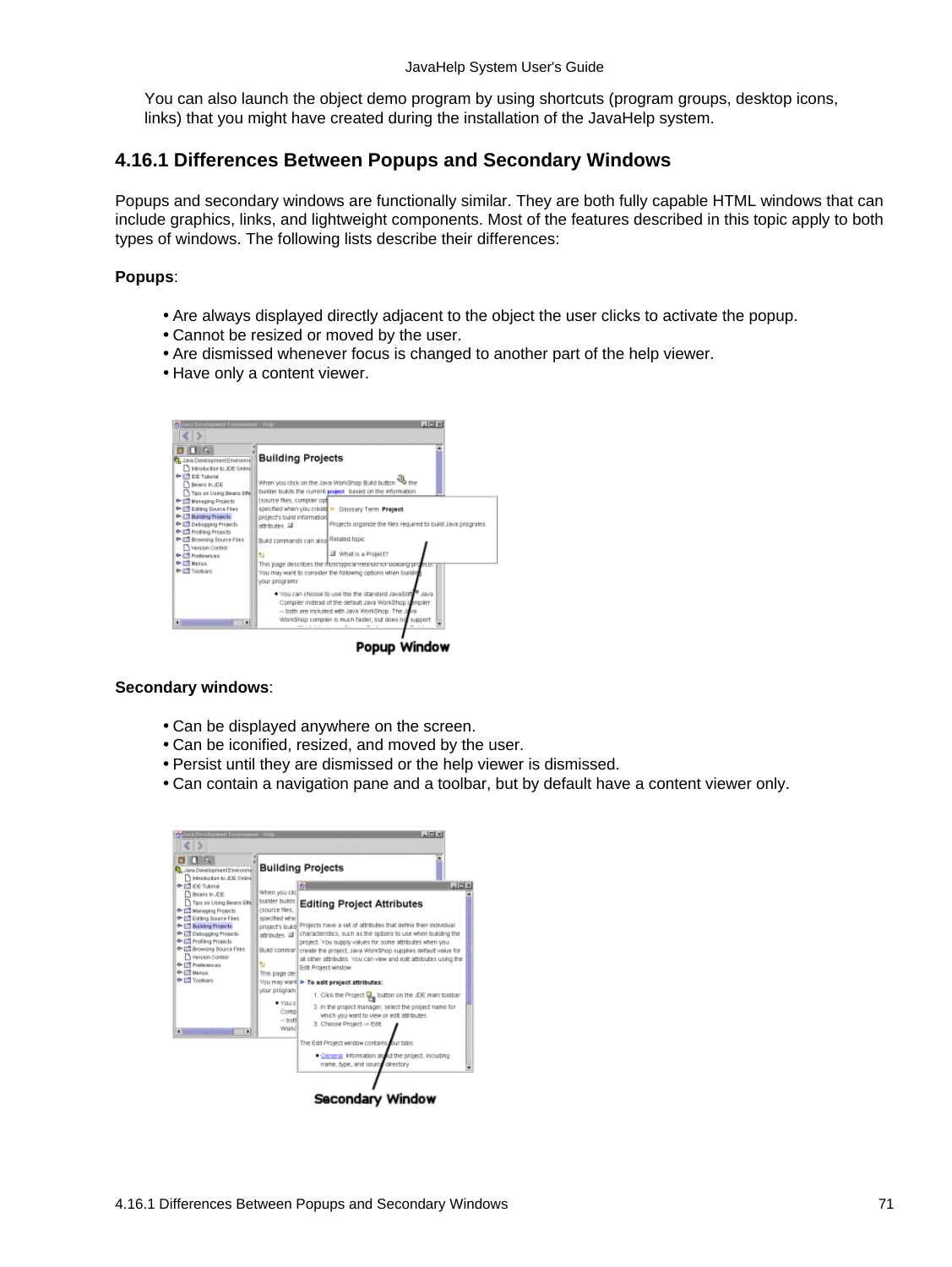You can also launch the object demo program by using shortcuts (program groups, desktop icons, links) that you might have created during the installation of the JavaHelp system.

### 4.16.1 Differences Between Popups and Secondary Windows

Popups and secondary windows are functionally similar. They are both fully capable HTML windows that can include graphics, links, and lightweight components. Most of the features described in this topic apply to both types of windows. The following lists describe their differences:

**Popups**:

- Are always displayed directly adjacent to the object the user clicks to activate the popup.
- Cannot be resized or moved by the user.
- Are dismissed whenever focus is changed to another part of the help viewer.
- Have only a content viewer.

Popup Window

**Secondary windows**:

- Can be displayed anywhere on the screen.
- Can be iconified, resized, and moved by the user.
- Persist until they are dismissed or the help viewer is dismissed.
- Can contain a navigation pane and a toolbar, but by default have a content viewer only.

Secondary Window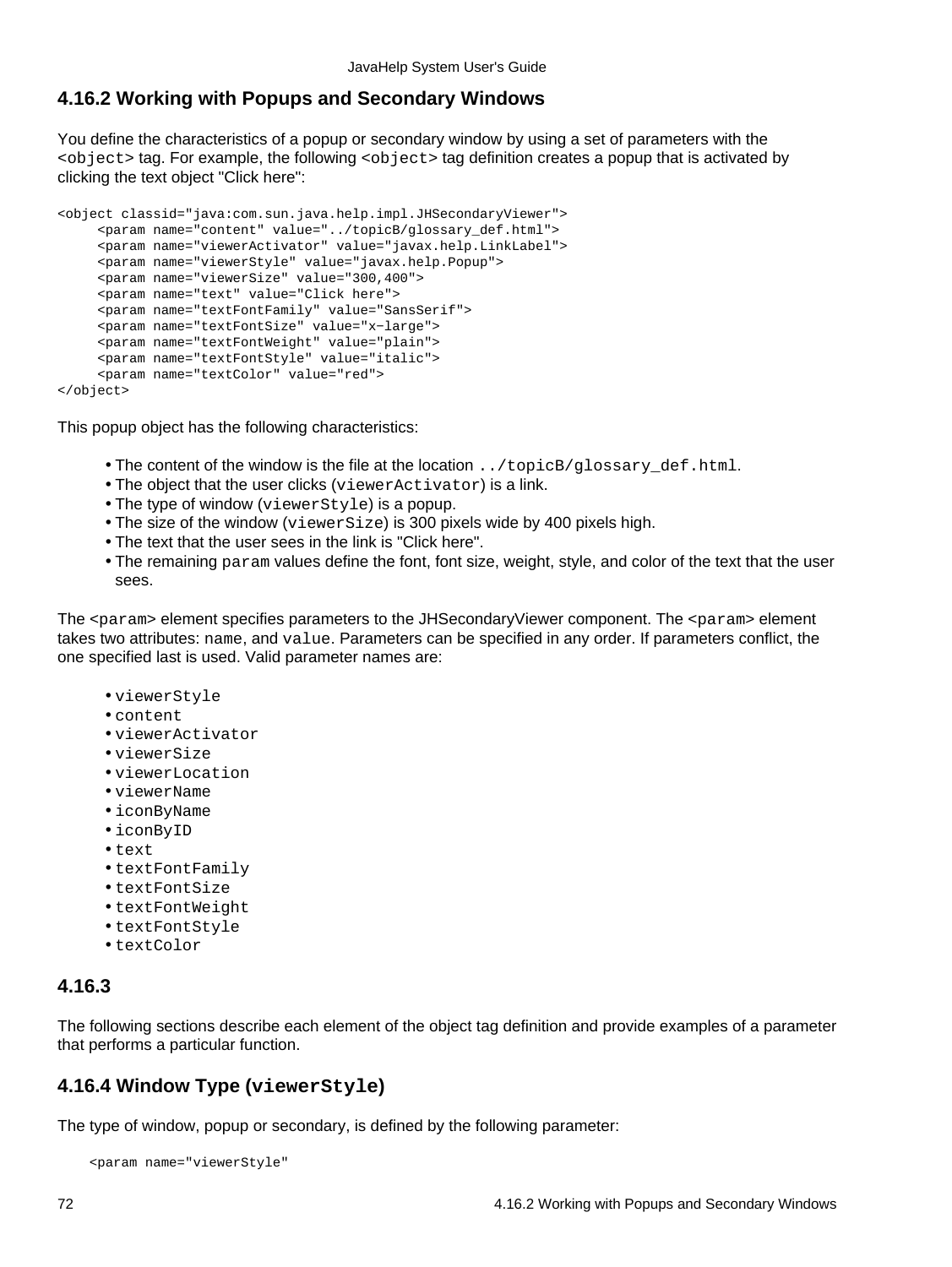## 4.16.2 Working with Popups and Secondary Windows

You define the characteristics of a popup or secondary window by using a set of parameters with the `<object>` tag. For example, the following `<object>` tag definition creates a popup that is activated by clicking the text object "Click here":

```
<object classid="java:com.sun.java.help.impl.JHSecondaryViewer">
     <param name="content" value="../topicB/glossary_def.html">
     <param name="viewerActivator" value="javax.help.LinkLabel">
     <param name="viewerStyle" value="javax.help.Popup">
     <param name="viewerSize" value="300,400">
     <param name="text" value="Click here">
     <param name="textFontFamily" value="SansSerif">
     <param name="textFontSize" value="x−large">
     <param name="textFontWeight" value="plain">
     <param name="textFontStyle" value="italic">
     <param name="textColor" value="red">
</object>
```

This popup object has the following characteristics:

- The content of the window is the file at the location `../topicB/glossary_def.html`.
- The object that the user clicks (`viewerActivator`) is a link.
- The type of window (`viewerStyle`) is a popup.
- The size of the window (`viewerSize`) is 300 pixels wide by 400 pixels high.
- The text that the user sees in the link is "Click here".
- The remaining `param` values define the font, font size, weight, style, and color of the text that the user sees.

The `<param>` element specifies parameters to the JHSecondaryViewer component. The `<param>` element takes two attributes: `name`, and `value`. Parameters can be specified in any order. If parameters conflict, the one specified last is used. Valid parameter names are:

- `viewerStyle`
- `content`
- `viewerActivator`
- `viewerSize`
- `viewerLocation`
- `viewerName`
- `iconByName`
- `iconByID`
- `text`
- `textFontFamily`
- `textFontSize`
- `textFontWeight`
- `textFontStyle`
- `textColor`

## 4.16.3

The following sections describe each element of the object tag definition and provide examples of a parameter that performs a particular function.

## 4.16.4 Window Type (`viewerStyle`)

The type of window, popup or secondary, is defined by the following parameter:

```
<param name="viewerStyle"
```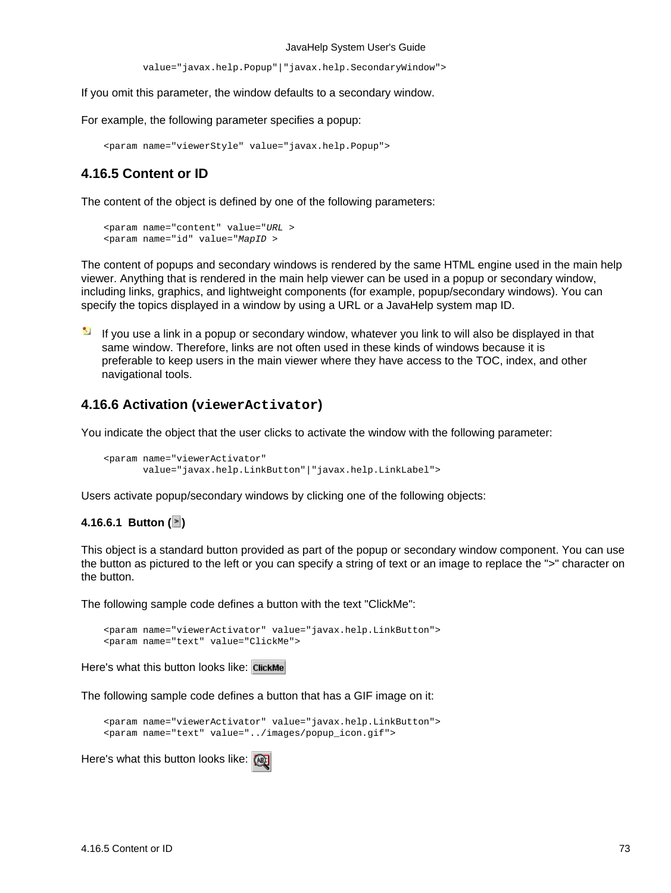```
        value="javax.help.Popup"|"javax.help.SecondaryWindow">
```

If you omit this parameter, the window defaults to a secondary window.

For example, the following parameter specifies a popup:

```
<param name="viewerStyle" value="javax.help.Popup">
```

## 4.16.5 Content or ID

The content of the object is defined by one of the following parameters:

```
<param name="content" value="URL >
<param name="id" value="MapID >
```

The content of popups and secondary windows is rendered by the same HTML engine used in the main help viewer. Anything that is rendered in the main help viewer can be used in a popup or secondary window, including links, graphics, and lightweight components (for example, popup/secondary windows). You can specify the topics displayed in a window by using a URL or a JavaHelp system map ID.

If you use a link in a popup or secondary window, whatever you link to will also be displayed in that same window. Therefore, links are not often used in these kinds of windows because it is preferable to keep users in the main viewer where they have access to the TOC, index, and other navigational tools.

## 4.16.6 Activation (`viewerActivator`)

You indicate the object that the user clicks to activate the window with the following parameter:

```
<param name="viewerActivator"
        value="javax.help.LinkButton"|"javax.help.LinkLabel">
```

Users activate popup/secondary windows by clicking one of the following objects:

### 4.16.6.1 Button (>)

This object is a standard button provided as part of the popup or secondary window component. You can use the button as pictured to the left or you can specify a string of text or an image to replace the ">" character on the button.

The following sample code defines a button with the text "ClickMe":

```
<param name="viewerActivator" value="javax.help.LinkButton">
<param name="text" value="ClickMe">
```

Here's what this button looks like: ClickMe

The following sample code defines a button that has a GIF image on it:

```
<param name="viewerActivator" value="javax.help.LinkButton">
<param name="text" value="../images/popup_icon.gif">
```

Here's what this button looks like: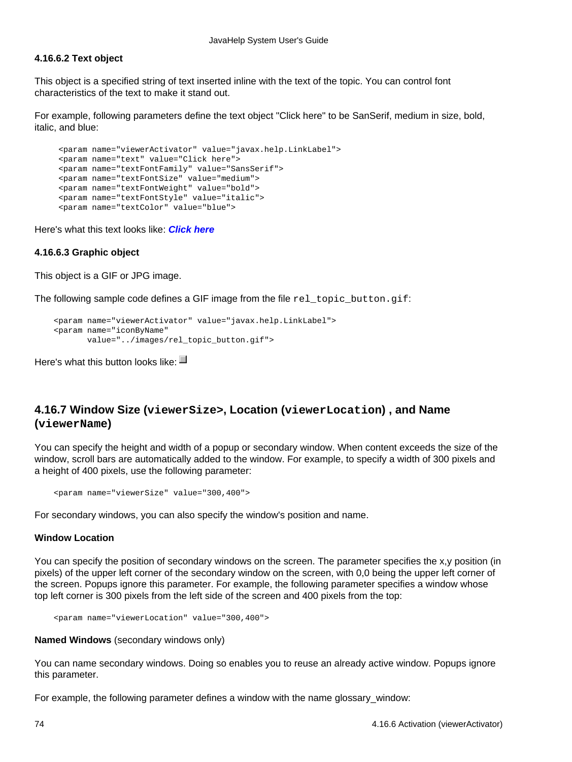#### 4.16.6.2 Text object

This object is a specified string of text inserted inline with the text of the topic. You can control font characteristics of the text to make it stand out.

For example, following parameters define the text object "Click here" to be SanSerif, medium in size, bold, italic, and blue:

```
<param name="viewerActivator" value="javax.help.LinkLabel">
<param name="text" value="Click here">
<param name="textFontFamily" value="SansSerif">
<param name="textFontSize" value="medium">
<param name="textFontWeight" value="bold">
<param name="textFontStyle" value="italic">
<param name="textColor" value="blue">
```

Here's what this text looks like: ***Click here***

#### 4.16.6.3 Graphic object

This object is a GIF or JPG image.

The following sample code defines a GIF image from the file `rel_topic_button.gif`:

```
<param name="viewerActivator" value="javax.help.LinkLabel">
<param name="iconByName"
       value="../images/rel_topic_button.gif">
```

Here's what this button looks like:

### 4.16.7 Window Size (`viewerSize>`, Location (`viewerLocation`) , and Name (`viewerName`)

You can specify the height and width of a popup or secondary window. When content exceeds the size of the window, scroll bars are automatically added to the window. For example, to specify a width of 300 pixels and a height of 400 pixels, use the following parameter:

```
<param name="viewerSize" value="300,400">
```

For secondary windows, you can also specify the window's position and name.

**Window Location**

You can specify the position of secondary windows on the screen. The parameter specifies the x,y position (in pixels) of the upper left corner of the secondary window on the screen, with 0,0 being the upper left corner of the screen. Popups ignore this parameter. For example, the following parameter specifies a window whose top left corner is 300 pixels from the left side of the screen and 400 pixels from the top:

```
<param name="viewerLocation" value="300,400">
```

**Named Windows** (secondary windows only)

You can name secondary windows. Doing so enables you to reuse an already active window. Popups ignore this parameter.

For example, the following parameter defines a window with the name glossary_window: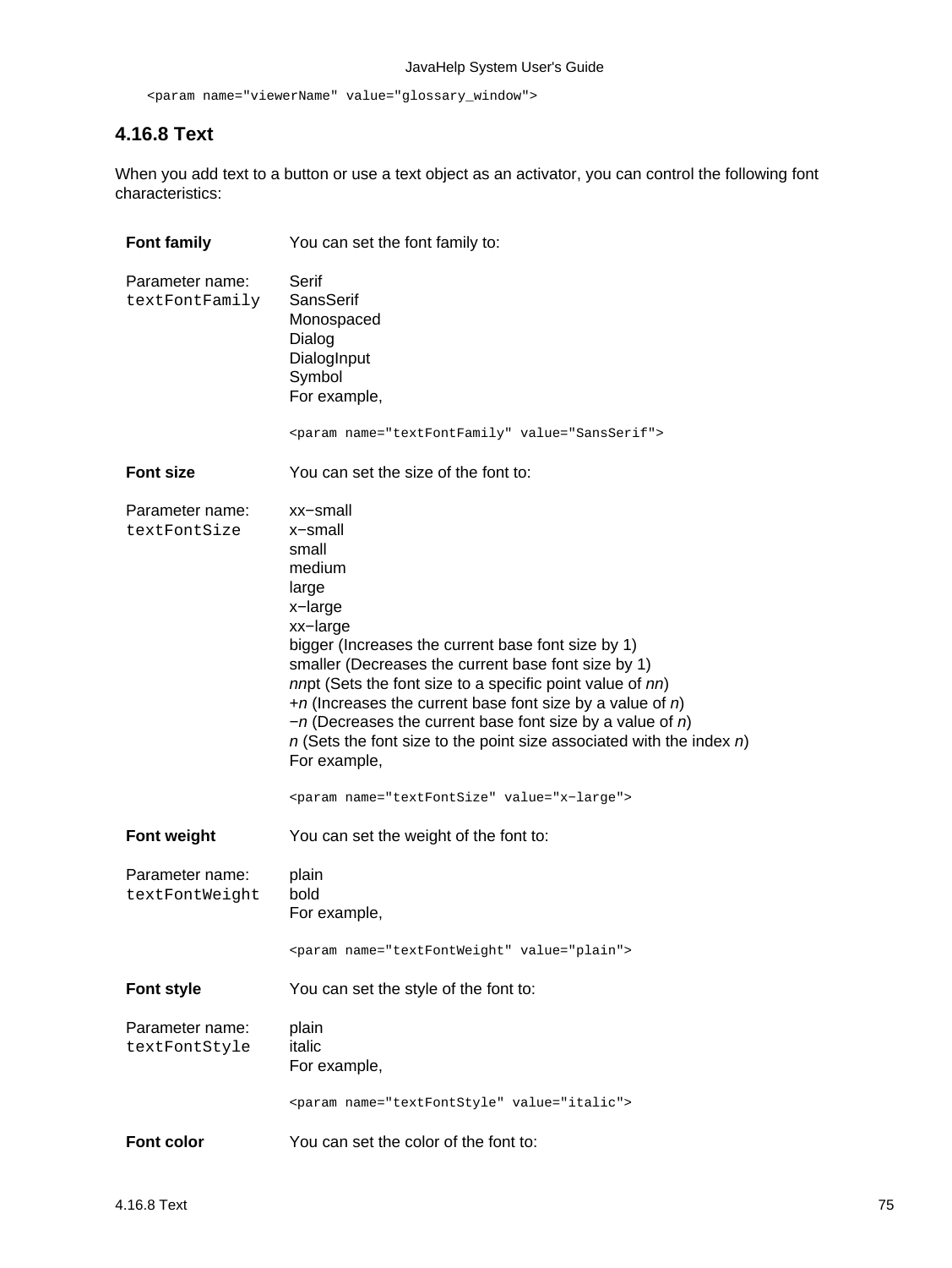```
<param name="viewerName" value="glossary_window">
```

### 4.16.8 Text

When you add text to a button or use a text object as an activator, you can control the following font characteristics:

**Font family**

Parameter name: `textFontFamily`

You can set the font family to:

Serif
SansSerif
Monospaced
Dialog
DialogInput
Symbol
For example,

```
<param name="textFontFamily" value="SansSerif">
```

**Font size**

Parameter name: `textFontSize`

You can set the size of the font to:

xx−small
x−small
small
medium
large
x−large
xx−large
bigger (Increases the current base font size by 1)
smaller (Decreases the current base font size by 1)
*nn*pt (Sets the font size to a specific point value of *nn*)
+*n* (Increases the current base font size by a value of *n*)
−*n* (Decreases the current base font size by a value of *n*)
*n* (Sets the font size to the point size associated with the index *n*)
For example,

```
<param name="textFontSize" value="x−large">
```

**Font weight**

Parameter name: `textFontWeight`

You can set the weight of the font to:

plain
bold
For example,

```
<param name="textFontWeight" value="plain">
```

**Font style**

Parameter name: `textFontStyle`

You can set the style of the font to:

plain
italic
For example,

```
<param name="textFontStyle" value="italic">
```

**Font color**

You can set the color of the font to: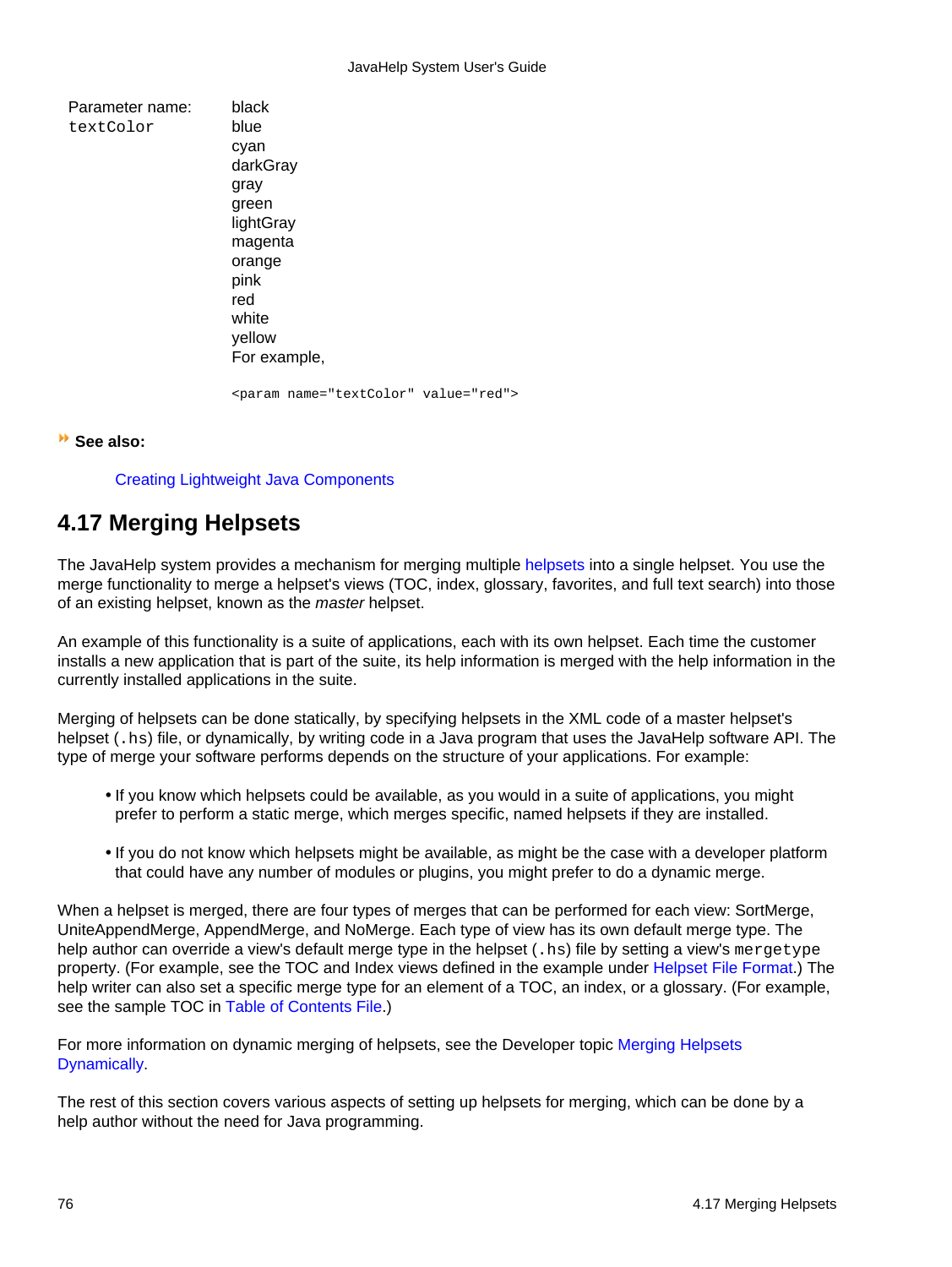| Parameter name: `textColor` | black<br>blue<br>cyan<br>darkGray<br>gray<br>green<br>lightGray<br>magenta<br>orange<br>pink<br>red<br>white<br>yellow<br>For example,<br>`<param name="textColor" value="red">` |
| --- | --- |

**See also:**

Creating Lightweight Java Components

## 4.17 Merging Helpsets

The JavaHelp system provides a mechanism for merging multiple helpsets into a single helpset. You use the merge functionality to merge a helpset's views (TOC, index, glossary, favorites, and full text search) into those of an existing helpset, known as the *master* helpset.

An example of this functionality is a suite of applications, each with its own helpset. Each time the customer installs a new application that is part of the suite, its help information is merged with the help information in the currently installed applications in the suite.

Merging of helpsets can be done statically, by specifying helpsets in the XML code of a master helpset's helpset (`.hs`) file, or dynamically, by writing code in a Java program that uses the JavaHelp software API. The type of merge your software performs depends on the structure of your applications. For example:

- If you know which helpsets could be available, as you would in a suite of applications, you might prefer to perform a static merge, which merges specific, named helpsets if they are installed.
- If you do not know which helpsets might be available, as might be the case with a developer platform that could have any number of modules or plugins, you might prefer to do a dynamic merge.

When a helpset is merged, there are four types of merges that can be performed for each view: SortMerge, UniteAppendMerge, AppendMerge, and NoMerge. Each type of view has its own default merge type. The help author can override a view's default merge type in the helpset (`.hs`) file by setting a view's `mergetype` property. (For example, see the TOC and Index views defined in the example under Helpset File Format.) The help writer can also set a specific merge type for an element of a TOC, an index, or a glossary. (For example, see the sample TOC in Table of Contents File.)

For more information on dynamic merging of helpsets, see the Developer topic Merging Helpsets Dynamically.

The rest of this section covers various aspects of setting up helpsets for merging, which can be done by a help author without the need for Java programming.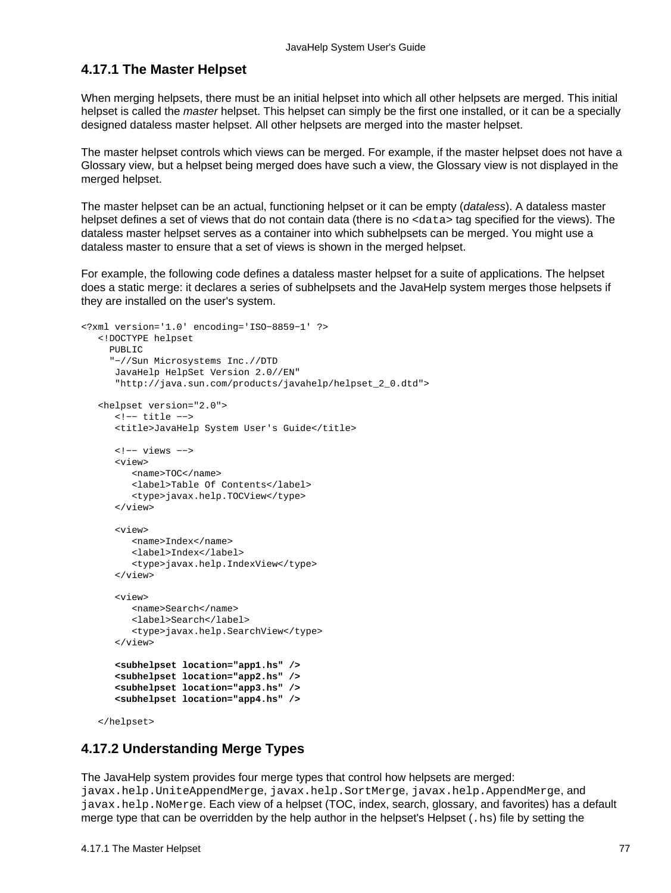### 4.17.1 The Master Helpset

When merging helpsets, there must be an initial helpset into which all other helpsets are merged. This initial helpset is called the *master* helpset. This helpset can simply be the first one installed, or it can be a specially designed dataless master helpset. All other helpsets are merged into the master helpset.

The master helpset controls which views can be merged. For example, if the master helpset does not have a Glossary view, but a helpset being merged does have such a view, the Glossary view is not displayed in the merged helpset.

The master helpset can be an actual, functioning helpset or it can be empty (*dataless*). A dataless master helpset defines a set of views that do not contain data (there is no `<data>` tag specified for the views). The dataless master helpset serves as a container into which subhelpsets can be merged. You might use a dataless master to ensure that a set of views is shown in the merged helpset.

For example, the following code defines a dataless master helpset for a suite of applications. The helpset does a static merge: it declares a series of subhelpsets and the JavaHelp system merges those helpsets if they are installed on the user's system.

```
<?xml version='1.0' encoding='ISO-8859-1' ?>
   <!DOCTYPE helpset
     PUBLIC
     "-//Sun Microsystems Inc.//DTD
      JavaHelp HelpSet Version 2.0//EN"
      "http://java.sun.com/products/javahelp/helpset_2_0.dtd">

   <helpset version="2.0">
      <!-- title -->
      <title>JavaHelp System User's Guide</title>

      <!-- views -->
      <view>
         <name>TOC</name>
         <label>Table Of Contents</label>
         <type>javax.help.TOCView</type>
      </view>

      <view>
         <name>Index</name>
         <label>Index</label>
         <type>javax.help.IndexView</type>
      </view>

      <view>
         <name>Search</name>
         <label>Search</label>
         <type>javax.help.SearchView</type>
      </view>

      <subhelpset location="app1.hs" />
      <subhelpset location="app2.hs" />
      <subhelpset location="app3.hs" />
      <subhelpset location="app4.hs" />

   </helpset>
```

### 4.17.2 Understanding Merge Types

The JavaHelp system provides four merge types that control how helpsets are merged: `javax.help.UniteAppendMerge`, `javax.help.SortMerge`, `javax.help.AppendMerge`, and `javax.help.NoMerge`. Each view of a helpset (TOC, index, search, glossary, and favorites) has a default merge type that can be overridden by the help author in the helpset's Helpset (`.hs`) file by setting the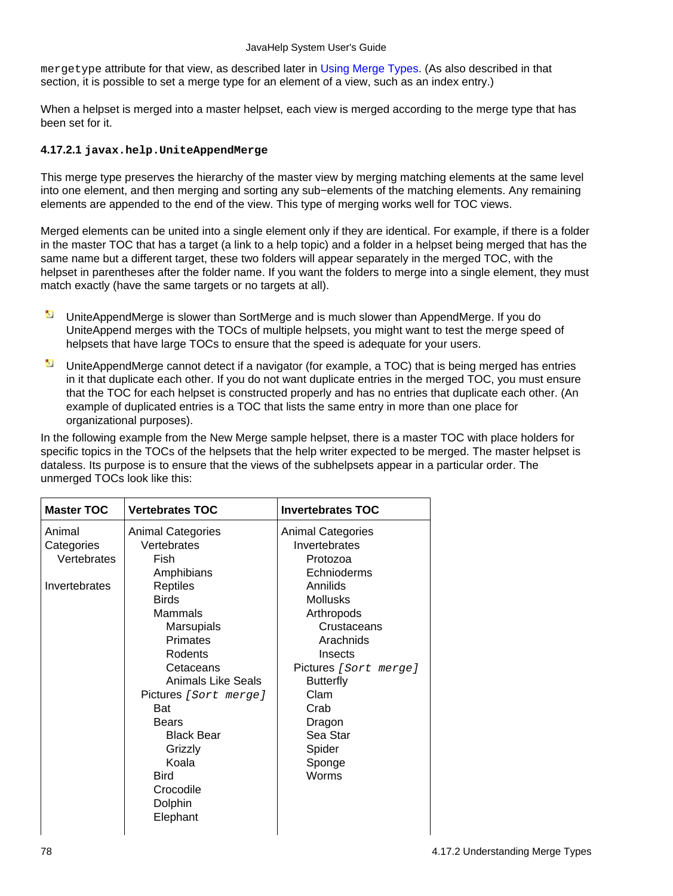mergetype attribute for that view, as described later in Using Merge Types. (As also described in that section, it is possible to set a merge type for an element of a view, such as an index entry.)

When a helpset is merged into a master helpset, each view is merged according to the merge type that has been set for it.

#### 4.17.2.1 `javax.help.UniteAppendMerge`

This merge type preserves the hierarchy of the master view by merging matching elements at the same level into one element, and then merging and sorting any sub−elements of the matching elements. Any remaining elements are appended to the end of the view. This type of merging works well for TOC views.

Merged elements can be united into a single element only if they are identical. For example, if there is a folder in the master TOC that has a target (a link to a help topic) and a folder in a helpset being merged that has the same name but a different target, these two folders will appear separately in the merged TOC, with the helpset in parentheses after the folder name. If you want the folders to merge into a single element, they must match exactly (have the same targets or no targets at all).

- UniteAppendMerge is slower than SortMerge and is much slower than AppendMerge. If you do UniteAppend merges with the TOCs of multiple helpsets, you might want to test the merge speed of helpsets that have large TOCs to ensure that the speed is adequate for your users.
- UniteAppendMerge cannot detect if a navigator (for example, a TOC) that is being merged has entries in it that duplicate each other. If you do not want duplicate entries in the merged TOC, you must ensure that the TOC for each helpset is constructed properly and has no entries that duplicate each other. (An example of duplicated entries is a TOC that lists the same entry in more than one place for organizational purposes).

In the following example from the New Merge sample helpset, there is a master TOC with place holders for specific topics in the TOCs of the helpsets that the help writer expected to be merged. The master helpset is dataless. Its purpose is to ensure that the views of the subhelpsets appear in a particular order. The unmerged TOCs look like this:

| Master TOC | Vertebrates TOC | Invertebrates TOC |
|---|---|---|
| Animal Categories<br>&nbsp;&nbsp;&nbsp;&nbsp;Vertebrates<br><br>Invertebrates | Animal Categories<br>&nbsp;&nbsp;&nbsp;&nbsp;Vertebrates<br>&nbsp;&nbsp;&nbsp;&nbsp;&nbsp;&nbsp;&nbsp;&nbsp;Fish<br>&nbsp;&nbsp;&nbsp;&nbsp;&nbsp;&nbsp;&nbsp;&nbsp;Amphibians<br>&nbsp;&nbsp;&nbsp;&nbsp;&nbsp;&nbsp;&nbsp;&nbsp;Reptiles<br>&nbsp;&nbsp;&nbsp;&nbsp;&nbsp;&nbsp;&nbsp;&nbsp;Birds<br>&nbsp;&nbsp;&nbsp;&nbsp;&nbsp;&nbsp;&nbsp;&nbsp;Mammals<br>&nbsp;&nbsp;&nbsp;&nbsp;&nbsp;&nbsp;&nbsp;&nbsp;&nbsp;&nbsp;&nbsp;&nbsp;Marsupials<br>&nbsp;&nbsp;&nbsp;&nbsp;&nbsp;&nbsp;&nbsp;&nbsp;&nbsp;&nbsp;&nbsp;&nbsp;Primates<br>&nbsp;&nbsp;&nbsp;&nbsp;&nbsp;&nbsp;&nbsp;&nbsp;&nbsp;&nbsp;&nbsp;&nbsp;Rodents<br>&nbsp;&nbsp;&nbsp;&nbsp;&nbsp;&nbsp;&nbsp;&nbsp;&nbsp;&nbsp;&nbsp;&nbsp;Cetaceans<br>&nbsp;&nbsp;&nbsp;&nbsp;&nbsp;&nbsp;&nbsp;&nbsp;&nbsp;&nbsp;&nbsp;&nbsp;Animals Like Seals<br>&nbsp;&nbsp;&nbsp;&nbsp;Pictures *[Sort merge]*<br>&nbsp;&nbsp;&nbsp;&nbsp;&nbsp;&nbsp;&nbsp;&nbsp;Bat<br>&nbsp;&nbsp;&nbsp;&nbsp;&nbsp;&nbsp;&nbsp;&nbsp;Bears<br>&nbsp;&nbsp;&nbsp;&nbsp;&nbsp;&nbsp;&nbsp;&nbsp;&nbsp;&nbsp;&nbsp;&nbsp;Black Bear<br>&nbsp;&nbsp;&nbsp;&nbsp;&nbsp;&nbsp;&nbsp;&nbsp;&nbsp;&nbsp;&nbsp;&nbsp;Grizzly<br>&nbsp;&nbsp;&nbsp;&nbsp;&nbsp;&nbsp;&nbsp;&nbsp;&nbsp;&nbsp;&nbsp;&nbsp;Koala<br>&nbsp;&nbsp;&nbsp;&nbsp;&nbsp;&nbsp;&nbsp;&nbsp;Bird<br>&nbsp;&nbsp;&nbsp;&nbsp;&nbsp;&nbsp;&nbsp;&nbsp;Crocodile<br>&nbsp;&nbsp;&nbsp;&nbsp;&nbsp;&nbsp;&nbsp;&nbsp;Dolphin<br>&nbsp;&nbsp;&nbsp;&nbsp;&nbsp;&nbsp;&nbsp;&nbsp;Elephant | Animal Categories<br>&nbsp;&nbsp;&nbsp;&nbsp;Invertebrates<br>&nbsp;&nbsp;&nbsp;&nbsp;&nbsp;&nbsp;&nbsp;&nbsp;Protozoa<br>&nbsp;&nbsp;&nbsp;&nbsp;&nbsp;&nbsp;&nbsp;&nbsp;Echnioderms<br>&nbsp;&nbsp;&nbsp;&nbsp;&nbsp;&nbsp;&nbsp;&nbsp;Annilids<br>&nbsp;&nbsp;&nbsp;&nbsp;&nbsp;&nbsp;&nbsp;&nbsp;Mollusks<br>&nbsp;&nbsp;&nbsp;&nbsp;&nbsp;&nbsp;&nbsp;&nbsp;Arthropods<br>&nbsp;&nbsp;&nbsp;&nbsp;&nbsp;&nbsp;&nbsp;&nbsp;&nbsp;&nbsp;&nbsp;&nbsp;Crustaceans<br>&nbsp;&nbsp;&nbsp;&nbsp;&nbsp;&nbsp;&nbsp;&nbsp;&nbsp;&nbsp;&nbsp;&nbsp;Arachnids<br>&nbsp;&nbsp;&nbsp;&nbsp;&nbsp;&nbsp;&nbsp;&nbsp;&nbsp;&nbsp;&nbsp;&nbsp;Insects<br>&nbsp;&nbsp;&nbsp;&nbsp;Pictures *[Sort merge]*<br>&nbsp;&nbsp;&nbsp;&nbsp;&nbsp;&nbsp;&nbsp;&nbsp;Butterfly<br>&nbsp;&nbsp;&nbsp;&nbsp;&nbsp;&nbsp;&nbsp;&nbsp;Clam<br>&nbsp;&nbsp;&nbsp;&nbsp;&nbsp;&nbsp;&nbsp;&nbsp;Crab<br>&nbsp;&nbsp;&nbsp;&nbsp;&nbsp;&nbsp;&nbsp;&nbsp;Dragon<br>&nbsp;&nbsp;&nbsp;&nbsp;&nbsp;&nbsp;&nbsp;&nbsp;Sea Star<br>&nbsp;&nbsp;&nbsp;&nbsp;&nbsp;&nbsp;&nbsp;&nbsp;Spider<br>&nbsp;&nbsp;&nbsp;&nbsp;&nbsp;&nbsp;&nbsp;&nbsp;Sponge<br>&nbsp;&nbsp;&nbsp;&nbsp;&nbsp;&nbsp;&nbsp;&nbsp;Worms |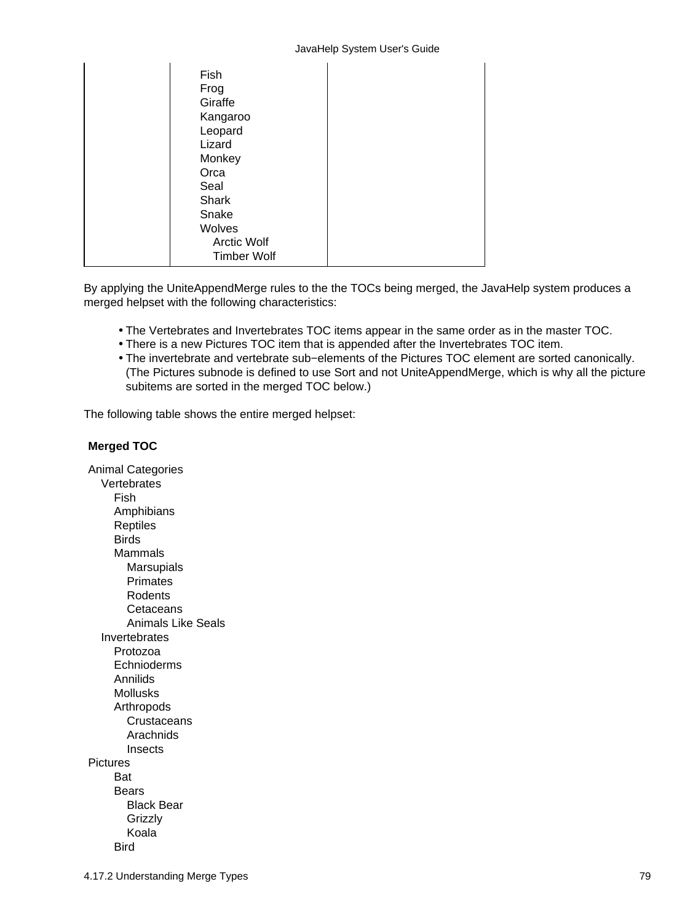|  | Fish<br>Frog<br>Giraffe<br>Kangaroo<br>Leopard<br>Lizard<br>Monkey<br>Orca<br>Seal<br>Shark<br>Snake<br>Wolves<br>&nbsp;&nbsp;&nbsp;&nbsp;Arctic Wolf<br>&nbsp;&nbsp;&nbsp;&nbsp;Timber Wolf |  |
|---|---|---|

By applying the UniteAppendMerge rules to the the TOCs being merged, the JavaHelp system produces a merged helpset with the following characteristics:

- The Vertebrates and Invertebrates TOC items appear in the same order as in the master TOC.
- There is a new Pictures TOC item that is appended after the Invertebrates TOC item.
- The invertebrate and vertebrate sub−elements of the Pictures TOC element are sorted canonically. (The Pictures subnode is defined to use Sort and not UniteAppendMerge, which is why all the picture subitems are sorted in the merged TOC below.)

The following table shows the entire merged helpset:

**Merged TOC**

```
Animal Categories
    Vertebrates
        Fish
        Amphibians
        Reptiles
        Birds
        Mammals
            Marsupials
            Primates
            Rodents
            Cetaceans
            Animals Like Seals
    Invertebrates
        Protozoa
        Echnioderms
        Annilids
        Mollusks
        Arthropods
            Crustaceans
            Arachnids
            Insects
Pictures
        Bat
        Bears
            Black Bear
            Grizzly
            Koala
        Bird
```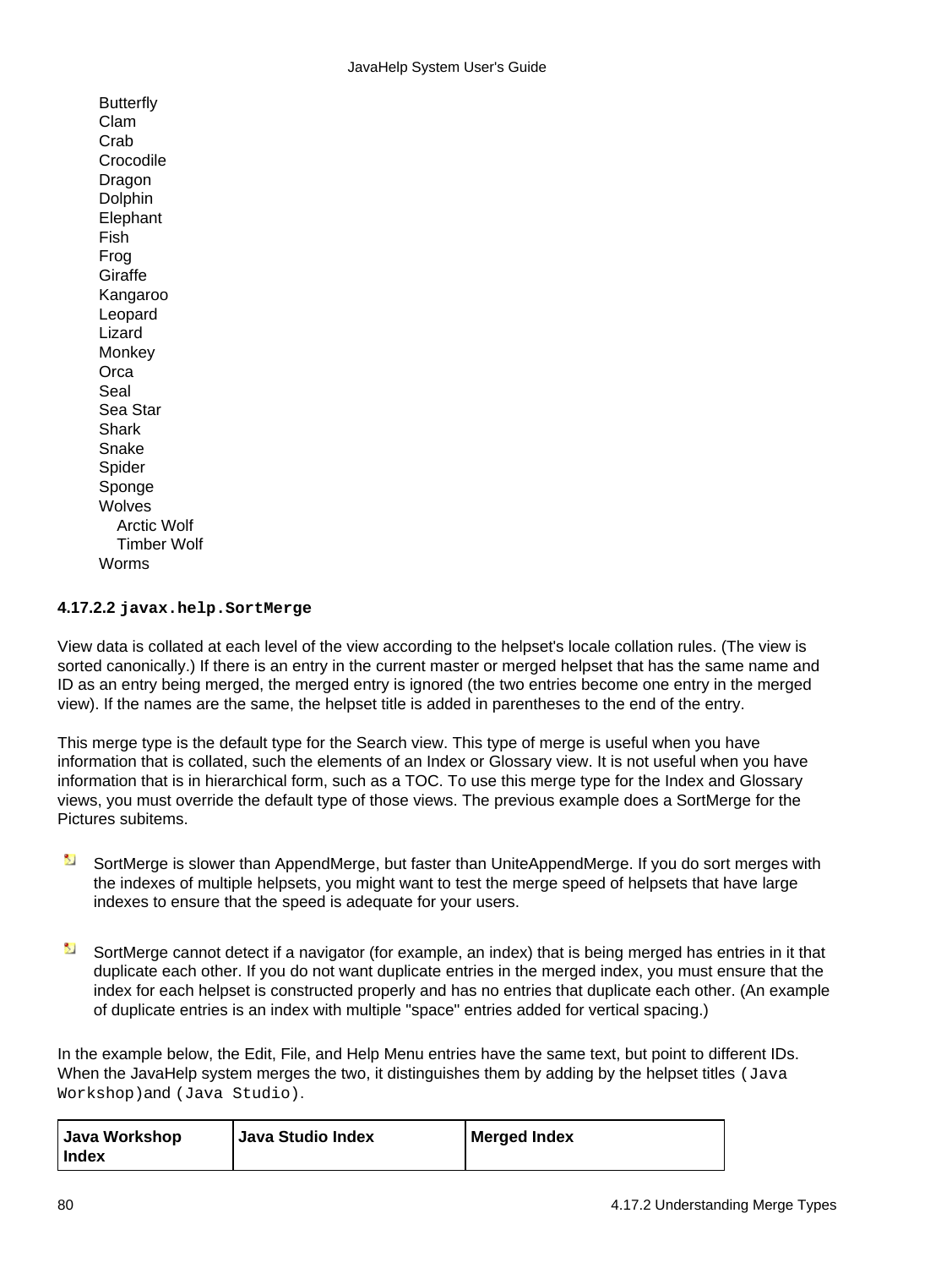Butterfly
Clam
Crab
Crocodile
Dragon
Dolphin
Elephant
Fish
Frog
Giraffe
Kangaroo
Leopard
Lizard
Monkey
Orca
Seal
Sea Star
Shark
Snake
Spider
Sponge
Wolves
    Arctic Wolf
    Timber Wolf
Worms

#### 4.17.2.2 `javax.help.SortMerge`

View data is collated at each level of the view according to the helpset's locale collation rules. (The view is sorted canonically.) If there is an entry in the current master or merged helpset that has the same name and ID as an entry being merged, the merged entry is ignored (the two entries become one entry in the merged view). If the names are the same, the helpset title is added in parentheses to the end of the entry.

This merge type is the default type for the Search view. This type of merge is useful when you have information that is collated, such the elements of an Index or Glossary view. It is not useful when you have information that is in hierarchical form, such as a TOC. To use this merge type for the Index and Glossary views, you must override the default type of those views. The previous example does a SortMerge for the Pictures subitems.

- SortMerge is slower than AppendMerge, but faster than UniteAppendMerge. If you do sort merges with the indexes of multiple helpsets, you might want to test the merge speed of helpsets that have large indexes to ensure that the speed is adequate for your users.

- SortMerge cannot detect if a navigator (for example, an index) that is being merged has entries in it that duplicate each other. If you do not want duplicate entries in the merged index, you must ensure that the index for each helpset is constructed properly and has no entries that duplicate each other. (An example of duplicate entries is an index with multiple "space" entries added for vertical spacing.)

In the example below, the Edit, File, and Help Menu entries have the same text, but point to different IDs. When the JavaHelp system merges the two, it distinguishes them by adding by the helpset titles `(Java Workshop)`and `(Java Studio)`.

| Java Workshop Index | Java Studio Index | Merged Index |
|---|---|---|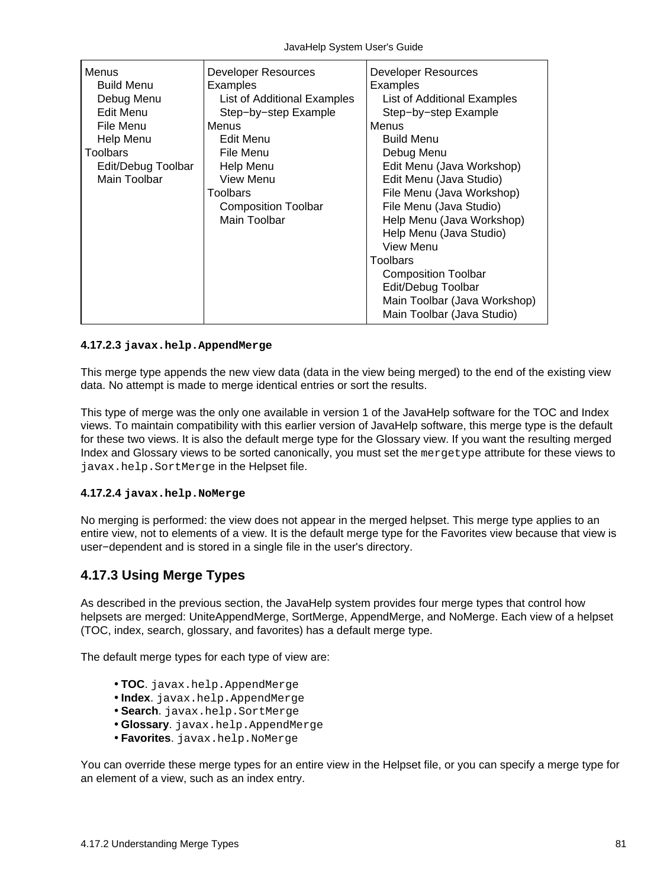| Menus<br>  Build Menu<br>  Debug Menu<br>  Edit Menu<br>  File Menu<br>  Help Menu<br>Toolbars<br>  Edit/Debug Toolbar<br>  Main Toolbar | Developer Resources<br>Examples<br>  List of Additional Examples<br>  Step−by−step Example<br>Menus<br>  Edit Menu<br>  File Menu<br>  Help Menu<br>  View Menu<br>Toolbars<br>  Composition Toolbar<br>  Main Toolbar | Developer Resources<br>Examples<br>  List of Additional Examples<br>  Step−by−step Example<br>Menus<br>  Build Menu<br>  Debug Menu<br>  Edit Menu (Java Workshop)<br>  Edit Menu (Java Studio)<br>  File Menu (Java Workshop)<br>  File Menu (Java Studio)<br>  Help Menu (Java Workshop)<br>  Help Menu (Java Studio)<br>  View Menu<br>Toolbars<br>  Composition Toolbar<br>  Edit/Debug Toolbar<br>  Main Toolbar (Java Workshop)<br>  Main Toolbar (Java Studio) |
|---|---|---|

#### 4.17.2.3 `javax.help.AppendMerge`

This merge type appends the new view data (data in the view being merged) to the end of the existing view data. No attempt is made to merge identical entries or sort the results.

This type of merge was the only one available in version 1 of the JavaHelp software for the TOC and Index views. To maintain compatibility with this earlier version of JavaHelp software, this merge type is the default for these two views. It is also the default merge type for the Glossary view. If you want the resulting merged Index and Glossary views to be sorted canonically, you must set the `mergetype` attribute for these views to `javax.help.SortMerge` in the Helpset file.

#### 4.17.2.4 `javax.help.NoMerge`

No merging is performed: the view does not appear in the merged helpset. This merge type applies to an entire view, not to elements of a view. It is the default merge type for the Favorites view because that view is user−dependent and is stored in a single file in the user's directory.

### 4.17.3 Using Merge Types

As described in the previous section, the JavaHelp system provides four merge types that control how helpsets are merged: UniteAppendMerge, SortMerge, AppendMerge, and NoMerge. Each view of a helpset (TOC, index, search, glossary, and favorites) has a default merge type.

The default merge types for each type of view are:

- **TOC**. `javax.help.AppendMerge`
- **Index**. `javax.help.AppendMerge`
- **Search**. `javax.help.SortMerge`
- **Glossary**. `javax.help.AppendMerge`
- **Favorites**. `javax.help.NoMerge`

You can override these merge types for an entire view in the Helpset file, or you can specify a merge type for an element of a view, such as an index entry.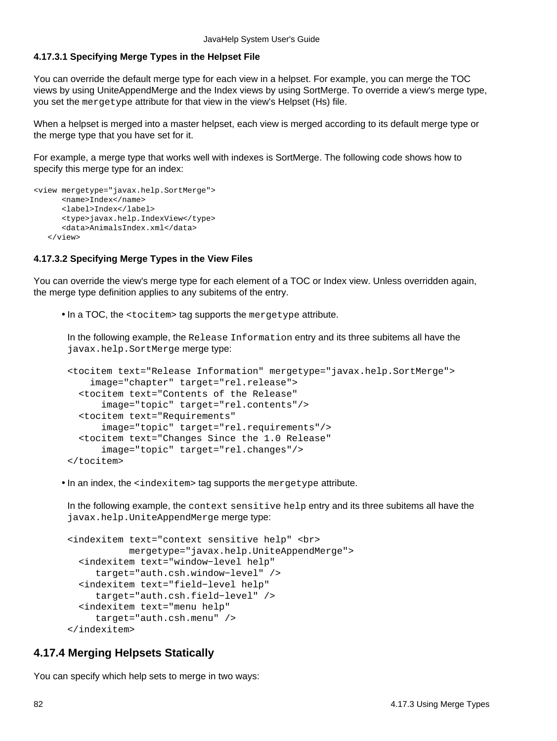#### 4.17.3.1 Specifying Merge Types in the Helpset File

You can override the default merge type for each view in a helpset. For example, you can merge the TOC views by using UniteAppendMerge and the Index views by using SortMerge. To override a view's merge type, you set the `mergetype` attribute for that view in the view's Helpset (Hs) file.

When a helpset is merged into a master helpset, each view is merged according to its default merge type or the merge type that you have set for it.

For example, a merge type that works well with indexes is SortMerge. The following code shows how to specify this merge type for an index:

```
<view mergetype="javax.help.SortMerge">
      <name>Index</name>
      <label>Index</label>
      <type>javax.help.IndexView</type>
      <data>AnimalsIndex.xml</data>
   </view>
```

#### 4.17.3.2 Specifying Merge Types in the View Files

You can override the view's merge type for each element of a TOC or Index view. Unless overridden again, the merge type definition applies to any subitems of the entry.

- In a TOC, the `<tocitem>` tag supports the `mergetype` attribute.

  In the following example, the `Release Information` entry and its three subitems all have the `javax.help.SortMerge` merge type:

  ```
  <tocitem text="Release Information" mergetype="javax.help.SortMerge">
      image="chapter" target="rel.release">
    <tocitem text="Contents of the Release"
        image="topic" target="rel.contents"/>
    <tocitem text="Requirements"
        image="topic" target="rel.requirements"/>
    <tocitem text="Changes Since the 1.0 Release"
        image="topic" target="rel.changes"/>
  </tocitem>
  ```

- In an index, the `<indexitem>` tag supports the `mergetype` attribute.

  In the following example, the `context sensitive help` entry and its three subitems all have the `javax.help.UniteAppendMerge` merge type:

  ```
  <indexitem text="context sensitive help" <br>
             mergetype="javax.help.UniteAppendMerge">
    <indexitem text="window-level help"
       target="auth.csh.window-level" />
    <indexitem text="field-level help"
       target="auth.csh.field-level" />
    <indexitem text="menu help"
       target="auth.csh.menu" />
  </indexitem>
  ```

### 4.17.4 Merging Helpsets Statically

You can specify which help sets to merge in two ways: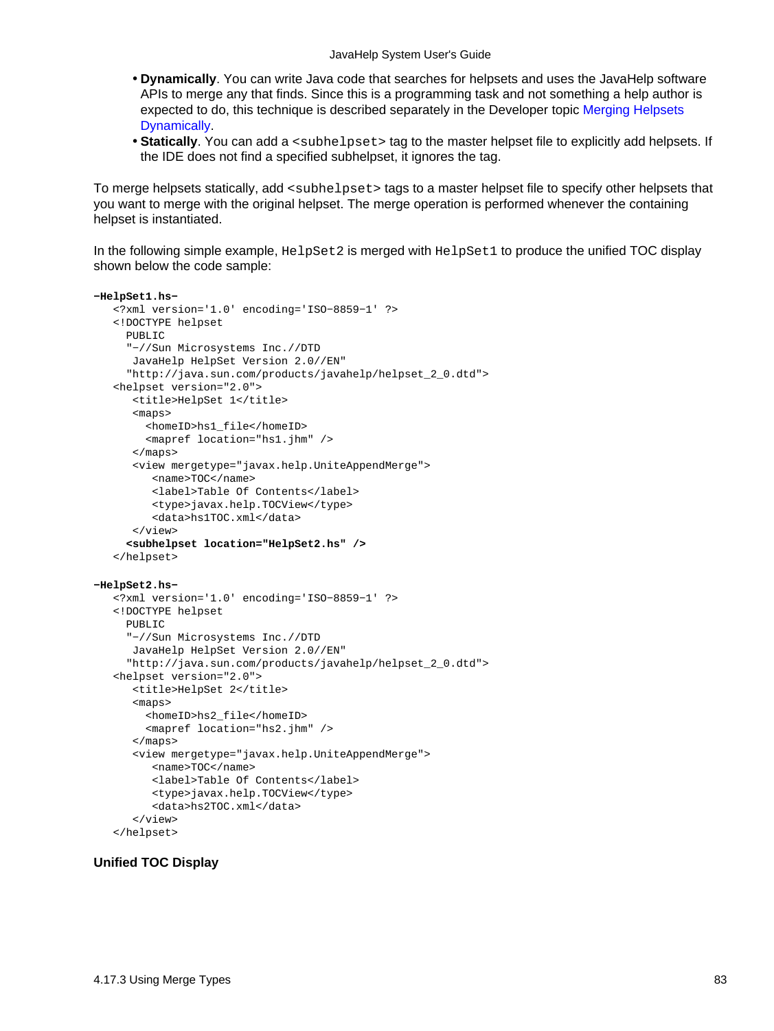- **Dynamically**. You can write Java code that searches for helpsets and uses the JavaHelp software APIs to merge any that finds. Since this is a programming task and not something a help author is expected to do, this technique is described separately in the Developer topic Merging Helpsets Dynamically.
- **Statically**. You can add a `<subhelpset>` tag to the master helpset file to explicitly add helpsets. If the IDE does not find a specified subhelpset, it ignores the tag.

To merge helpsets statically, add `<subhelpset>` tags to a master helpset file to specify other helpsets that you want to merge with the original helpset. The merge operation is performed whenever the containing helpset is instantiated.

In the following simple example, `HelpSet2` is merged with `HelpSet1` to produce the unified TOC display shown below the code sample:

```
-HelpSet1.hs-
   <?xml version='1.0' encoding='ISO-8859-1' ?>
   <!DOCTYPE helpset
     PUBLIC
     "-//Sun Microsystems Inc.//DTD
      JavaHelp HelpSet Version 2.0//EN"
     "http://java.sun.com/products/javahelp/helpset_2_0.dtd">
   <helpset version="2.0">
      <title>HelpSet 1</title>
      <maps>
        <homeID>hs1_file</homeID>
        <mapref location="hs1.jhm" />
      </maps>
      <view mergetype="javax.help.UniteAppendMerge">
         <name>TOC</name>
         <label>Table Of Contents</label>
         <type>javax.help.TOCView</type>
         <data>hs1TOC.xml</data>
      </view>
     <subhelpset location="HelpSet2.hs" />
   </helpset>

-HelpSet2.hs-
   <?xml version='1.0' encoding='ISO-8859-1' ?>
   <!DOCTYPE helpset
     PUBLIC
     "-//Sun Microsystems Inc.//DTD
      JavaHelp HelpSet Version 2.0//EN"
     "http://java.sun.com/products/javahelp/helpset_2_0.dtd">
   <helpset version="2.0">
      <title>HelpSet 2</title>
      <maps>
        <homeID>hs2_file</homeID>
        <mapref location="hs2.jhm" />
      </maps>
      <view mergetype="javax.help.UniteAppendMerge">
         <name>TOC</name>
         <label>Table Of Contents</label>
         <type>javax.help.TOCView</type>
         <data>hs2TOC.xml</data>
      </view>
   </helpset>
```

**Unified TOC Display**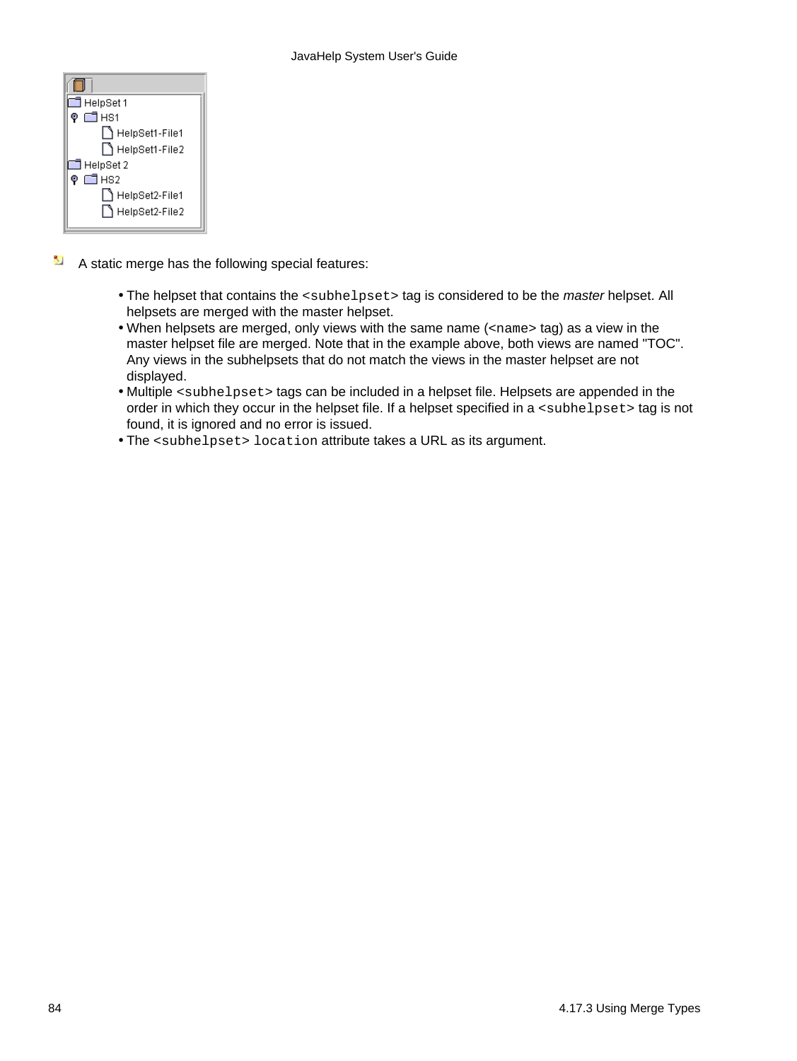A static merge has the following special features:

- The helpset that contains the `<subhelpset>` tag is considered to be the *master* helpset. All helpsets are merged with the master helpset.
- When helpsets are merged, only views with the same name (`<name>` tag) as a view in the master helpset file are merged. Note that in the example above, both views are named "TOC". Any views in the subhelpsets that do not match the views in the master helpset are not displayed.
- Multiple `<subhelpset>` tags can be included in a helpset file. Helpsets are appended in the order in which they occur in the helpset file. If a helpset specified in a `<subhelpset>` tag is not found, it is ignored and no error is issued.
- The `<subhelpset> location` attribute takes a URL as its argument.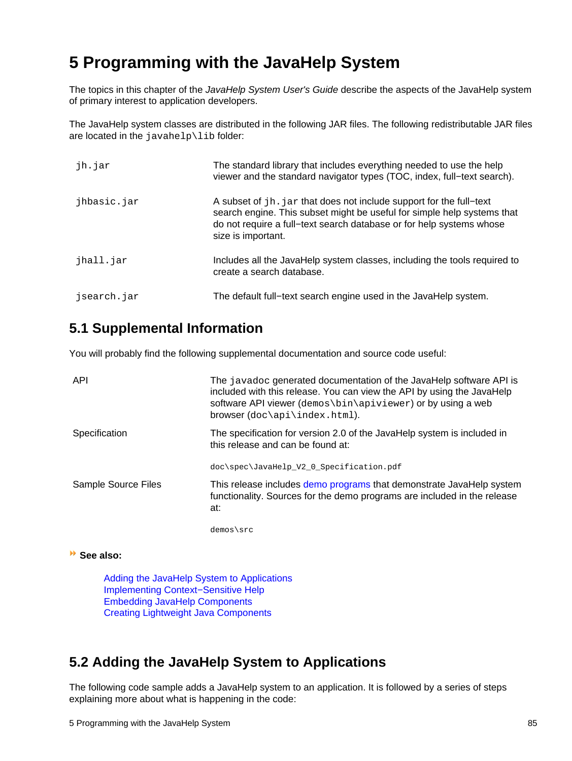# 5 Programming with the JavaHelp System

The topics in this chapter of the *JavaHelp System User's Guide* describe the aspects of the JavaHelp system of primary interest to application developers.

The JavaHelp system classes are distributed in the following JAR files. The following redistributable JAR files are located in the `javahelp\lib` folder:

| | |
|---|---|
| `jh.jar` | The standard library that includes everything needed to use the help viewer and the standard navigator types (TOC, index, full−text search). |
| `jhbasic.jar` | A subset of `jh.jar` that does not include support for the full−text search engine. This subset might be useful for simple help systems that do not require a full−text search database or for help systems whose size is important. |
| `jhall.jar` | Includes all the JavaHelp system classes, including the tools required to create a search database. |
| `jsearch.jar` | The default full−text search engine used in the JavaHelp system. |

## 5.1 Supplemental Information

You will probably find the following supplemental documentation and source code useful:

| | |
|---|---|
| API | The `javadoc` generated documentation of the JavaHelp software API is included with this release. You can view the API by using the JavaHelp software API viewer (`demos\bin\apiviewer`) or by using a web browser (`doc\api\index.html`). |
| Specification | The specification for version 2.0 of the JavaHelp system is included in this release and can be found at:<br><br>`doc\spec\JavaHelp_V2_0_Specification.pdf` |
| Sample Source Files | This release includes demo programs that demonstrate JavaHelp system functionality. Sources for the demo programs are included in the release at:<br><br>`demos\src` |

**See also:**

- Adding the JavaHelp System to Applications
- Implementing Context−Sensitive Help
- Embedding JavaHelp Components
- Creating Lightweight Java Components

## 5.2 Adding the JavaHelp System to Applications

The following code sample adds a JavaHelp system to an application. It is followed by a series of steps explaining more about what is happening in the code: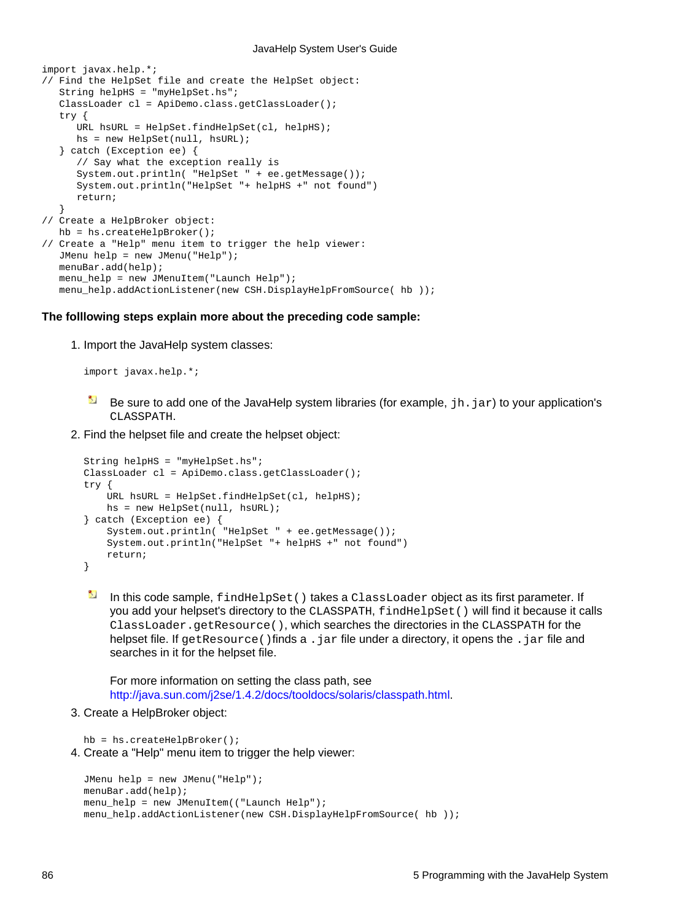```
import javax.help.*;
// Find the HelpSet file and create the HelpSet object:
   String helpHS = "myHelpSet.hs";
   ClassLoader cl = ApiDemo.class.getClassLoader();
   try {
      URL hsURL = HelpSet.findHelpSet(cl, helpHS);
      hs = new HelpSet(null, hsURL);
   } catch (Exception ee) {
      // Say what the exception really is
      System.out.println( "HelpSet " + ee.getMessage());
      System.out.println("HelpSet "+ helpHS +" not found")
      return;
   }
// Create a HelpBroker object:
   hb = hs.createHelpBroker();
// Create a "Help" menu item to trigger the help viewer:
   JMenu help = new JMenu("Help");
   menuBar.add(help);
   menu_help = new JMenuItem("Launch Help");
   menu_help.addActionListener(new CSH.DisplayHelpFromSource( hb ));
```

**The folllowing steps explain more about the preceding code sample:**

1. Import the JavaHelp system classes:

   ```
   import javax.help.*;
   ```

   Be sure to add one of the JavaHelp system libraries (for example, `jh.jar`) to your application's `CLASSPATH`.

2. Find the helpset file and create the helpset object:

   ```
   String helpHS = "myHelpSet.hs";
   ClassLoader cl = ApiDemo.class.getClassLoader();
   try {
       URL hsURL = HelpSet.findHelpSet(cl, helpHS);
       hs = new HelpSet(null, hsURL);
   } catch (Exception ee) {
       System.out.println( "HelpSet " + ee.getMessage());
       System.out.println("HelpSet "+ helpHS +" not found")
       return;
   }
   ```

   In this code sample, `findHelpSet()` takes a `ClassLoader` object as its first parameter. If you add your helpset's directory to the `CLASSPATH`, `findHelpSet()` will find it because it calls `ClassLoader.getResource()`, which searches the directories in the `CLASSPATH` for the helpset file. If `getResource()` finds a `.jar` file under a directory, it opens the `.jar` file and searches in it for the helpset file.

   For more information on setting the class path, see http://java.sun.com/j2se/1.4.2/docs/tooldocs/solaris/classpath.html.

3. Create a HelpBroker object:

   ```
   hb = hs.createHelpBroker();
   ```

4. Create a "Help" menu item to trigger the help viewer:

   ```
   JMenu help = new JMenu("Help");
   menuBar.add(help);
   menu_help = new JMenuItem(("Launch Help");
   menu_help.addActionListener(new CSH.DisplayHelpFromSource( hb ));
   ```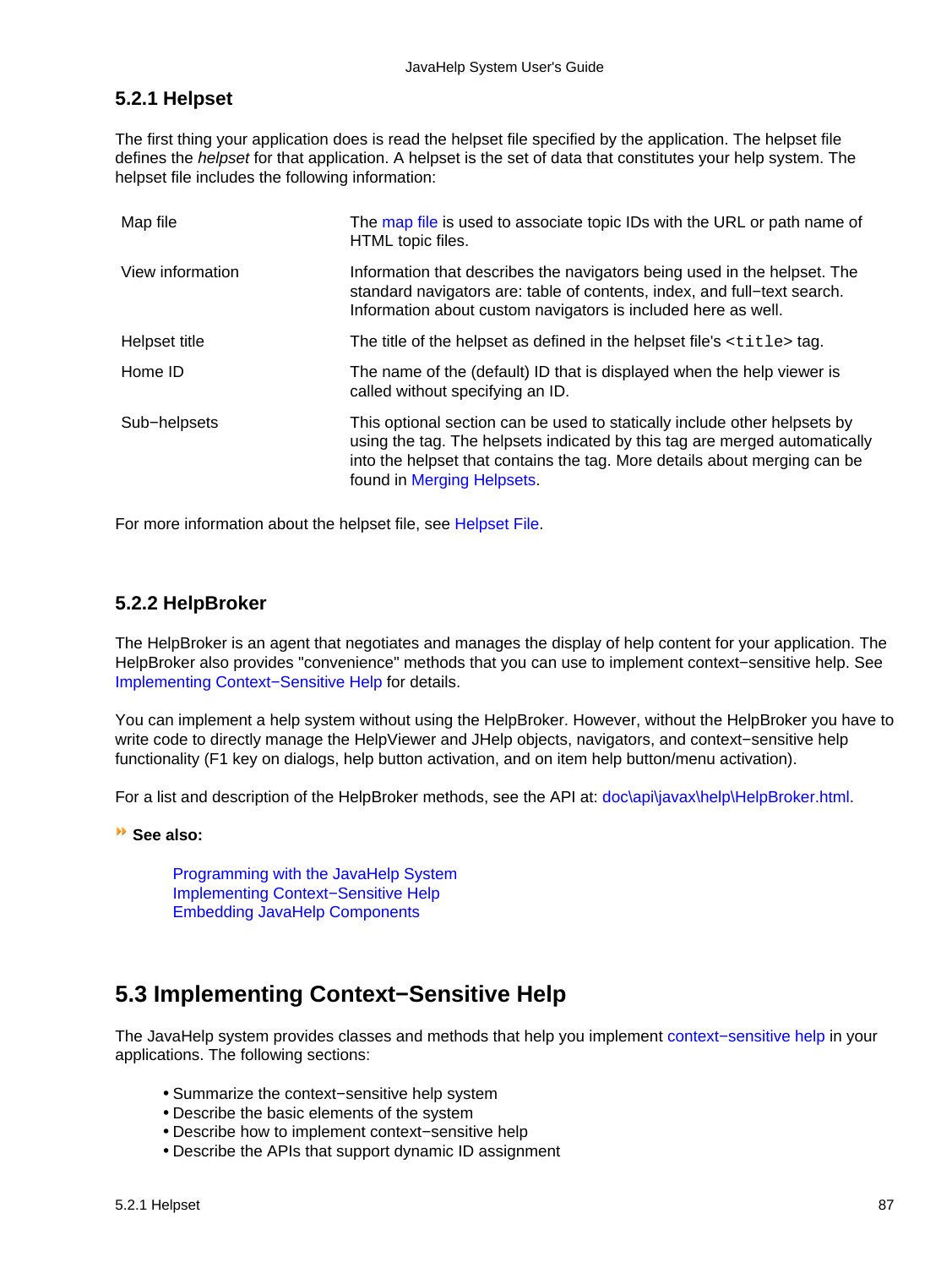### 5.2.1 Helpset

The first thing your application does is read the helpset file specified by the application. The helpset file defines the *helpset* for that application. A helpset is the set of data that constitutes your help system. The helpset file includes the following information:

| | |
|---|---|
| Map file | The map file is used to associate topic IDs with the URL or path name of HTML topic files. |
| View information | Information that describes the navigators being used in the helpset. The standard navigators are: table of contents, index, and full−text search. Information about custom navigators is included here as well. |
| Helpset title | The title of the helpset as defined in the helpset file's `<title>` tag. |
| Home ID | The name of the (default) ID that is displayed when the help viewer is called without specifying an ID. |
| Sub−helpsets | This optional section can be used to statically include other helpsets by using the tag. The helpsets indicated by this tag are merged automatically into the helpset that contains the tag. More details about merging can be found in Merging Helpsets. |

For more information about the helpset file, see Helpset File.

### 5.2.2 HelpBroker

The HelpBroker is an agent that negotiates and manages the display of help content for your application. The HelpBroker also provides "convenience" methods that you can use to implement context−sensitive help. See Implementing Context−Sensitive Help for details.

You can implement a help system without using the HelpBroker. However, without the HelpBroker you have to write code to directly manage the HelpViewer and JHelp objects, navigators, and context−sensitive help functionality (F1 key on dialogs, help button activation, and on item help button/menu activation).

For a list and description of the HelpBroker methods, see the API at: doc\api\javax\help\HelpBroker.html.

**See also:**

Programming with the JavaHelp System
Implementing Context−Sensitive Help
Embedding JavaHelp Components

## 5.3 Implementing Context−Sensitive Help

The JavaHelp system provides classes and methods that help you implement context−sensitive help in your applications. The following sections:

- Summarize the context−sensitive help system
- Describe the basic elements of the system
- Describe how to implement context−sensitive help
- Describe the APIs that support dynamic ID assignment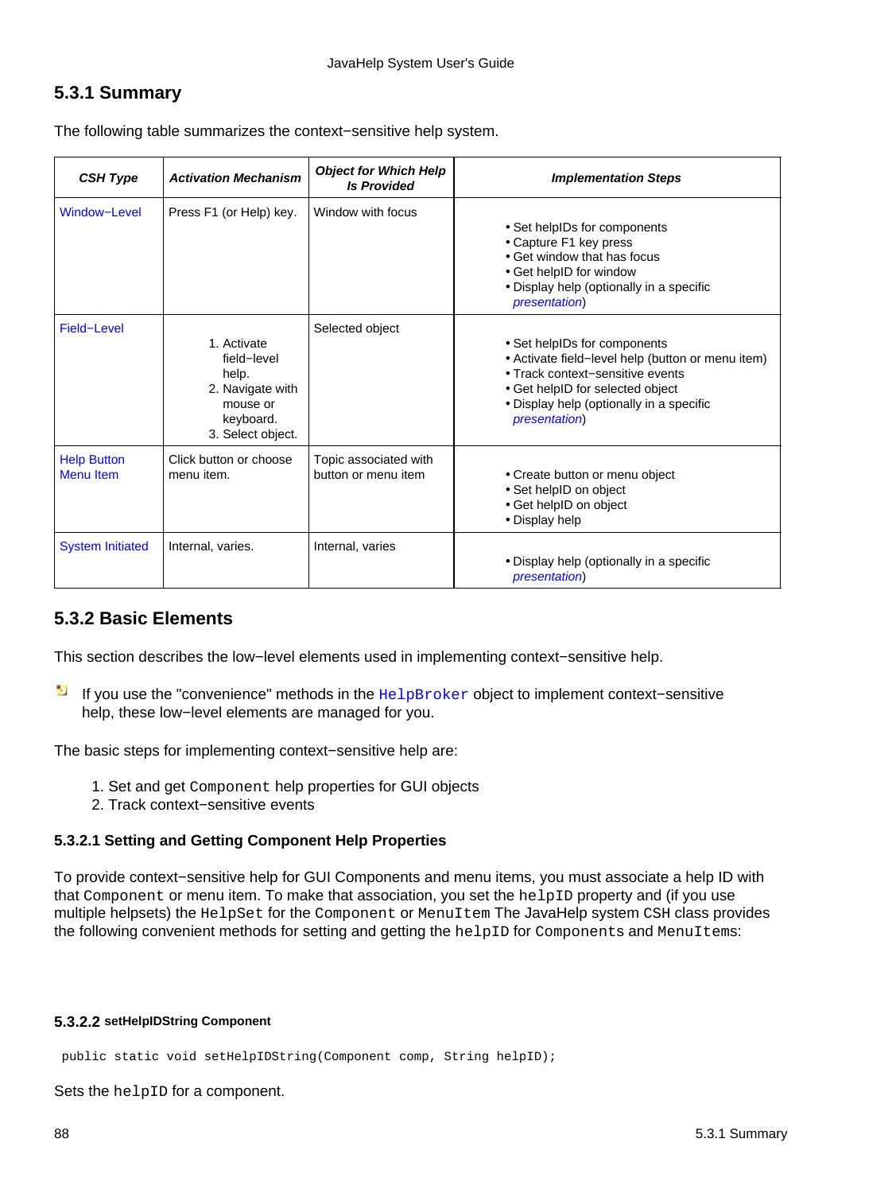## 5.3.1 Summary

The following table summarizes the context−sensitive help system.

| *CSH Type* | *Activation Mechanism* | *Object for Which Help Is Provided* | *Implementation Steps* |
|---|---|---|---|
| Window−Level | Press F1 (or Help) key. | Window with focus | • Set helpIDs for components<br>• Capture F1 key press<br>• Get window that has focus<br>• Get helpID for window<br>• Display help (optionally in a specific *presentation*) |
| Field−Level | 1. Activate field−level help.<br>2. Navigate with mouse or keyboard.<br>3. Select object. | Selected object | • Set helpIDs for components<br>• Activate field−level help (button or menu item)<br>• Track context−sensitive events<br>• Get helpID for selected object<br>• Display help (optionally in a specific *presentation*) |
| Help Button Menu Item | Click button or choose menu item. | Topic associated with button or menu item | • Create button or menu object<br>• Set helpID on object<br>• Get helpID on object<br>• Display help |
| System Initiated | Internal, varies. | Internal, varies | • Display help (optionally in a specific *presentation*) |

## 5.3.2 Basic Elements

This section describes the low−level elements used in implementing context−sensitive help.

If you use the "convenience" methods in the `HelpBroker` object to implement context−sensitive help, these low−level elements are managed for you.

The basic steps for implementing context−sensitive help are:

1. Set and get `Component` help properties for GUI objects
2. Track context−sensitive events

### 5.3.2.1 Setting and Getting Component Help Properties

To provide context−sensitive help for GUI Components and menu items, you must associate a help ID with that `Component` or menu item. To make that association, you set the `helpID` property and (if you use multiple helpsets) the `HelpSet` for the `Component` or `MenuItem` The JavaHelp system `CSH` class provides the following convenient methods for setting and getting the `helpID` for `Components` and `MenuItems`:

### 5.3.2.2 setHelpIDString Component

```
public static void setHelpIDString(Component comp, String helpID);
```

Sets the `helpID` for a component.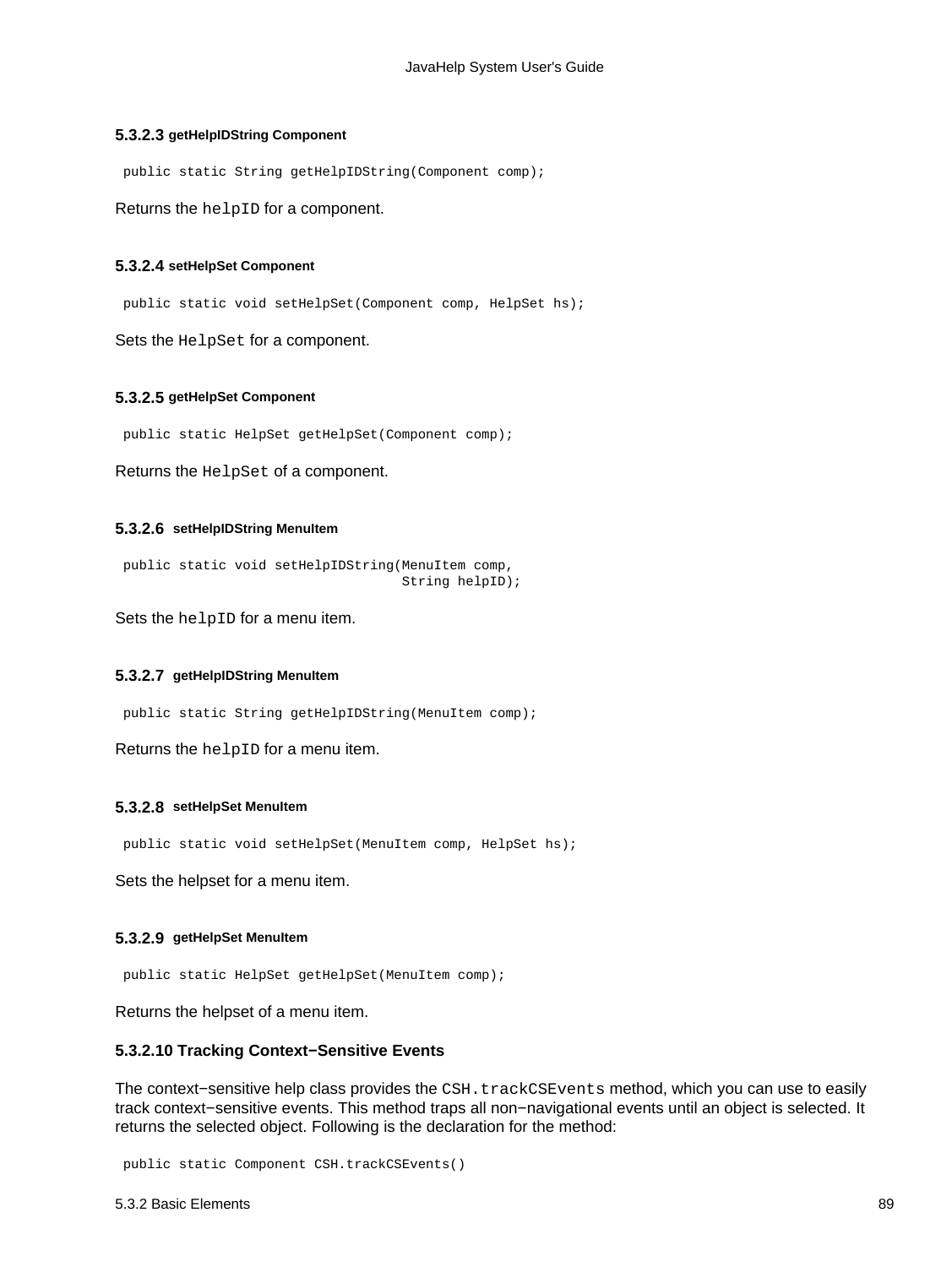#### 5.3.2.3 getHelpIDString Component

```
public static String getHelpIDString(Component comp);
```

Returns the `helpID` for a component.

#### 5.3.2.4 setHelpSet Component

```
public static void setHelpSet(Component comp, HelpSet hs);
```

Sets the `HelpSet` for a component.

#### 5.3.2.5 getHelpSet Component

```
public static HelpSet getHelpSet(Component comp);
```

Returns the `HelpSet` of a component.

#### 5.3.2.6 setHelpIDString MenuItem

```
public static void setHelpIDString(MenuItem comp,
                                   String helpID);
```

Sets the `helpID` for a menu item.

#### 5.3.2.7 getHelpIDString MenuItem

```
public static String getHelpIDString(MenuItem comp);
```

Returns the `helpID` for a menu item.

#### 5.3.2.8 setHelpSet MenuItem

```
public static void setHelpSet(MenuItem comp, HelpSet hs);
```

Sets the helpset for a menu item.

#### 5.3.2.9 getHelpSet MenuItem

```
public static HelpSet getHelpSet(MenuItem comp);
```

Returns the helpset of a menu item.

#### 5.3.2.10 Tracking Context−Sensitive Events

The context−sensitive help class provides the `CSH.trackCSEvents` method, which you can use to easily track context−sensitive events. This method traps all non−navigational events until an object is selected. It returns the selected object. Following is the declaration for the method:

```
public static Component CSH.trackCSEvents()
```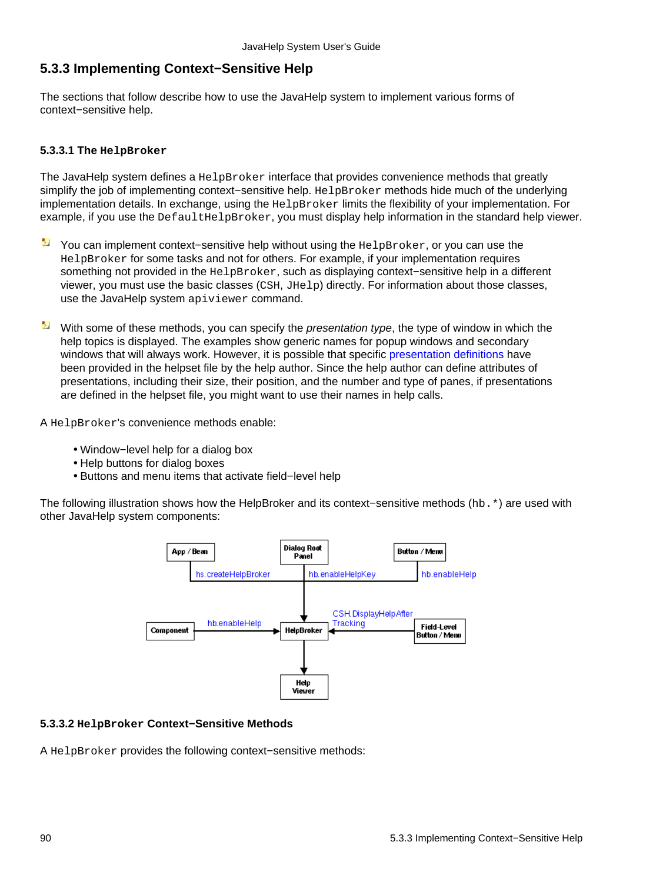### 5.3.3 Implementing Context−Sensitive Help

The sections that follow describe how to use the JavaHelp system to implement various forms of context−sensitive help.

#### 5.3.3.1 The `HelpBroker`

The JavaHelp system defines a `HelpBroker` interface that provides convenience methods that greatly simplify the job of implementing context−sensitive help. `HelpBroker` methods hide much of the underlying implementation details. In exchange, using the `HelpBroker` limits the flexibility of your implementation. For example, if you use the `DefaultHelpBroker`, you must display help information in the standard help viewer.

- You can implement context−sensitive help without using the `HelpBroker`, or you can use the `HelpBroker` for some tasks and not for others. For example, if your implementation requires something not provided in the `HelpBroker`, such as displaying context−sensitive help in a different viewer, you must use the basic classes (`CSH`, `JHelp`) directly. For information about those classes, use the JavaHelp system `apiviewer` command.

- With some of these methods, you can specify the *presentation type*, the type of window in which the help topics is displayed. The examples show generic names for popup windows and secondary windows that will always work. However, it is possible that specific presentation definitions have been provided in the helpset file by the help author. Since the help author can define attributes of presentations, including their size, their position, and the number and type of panes, if presentations are defined in the helpset file, you might want to use their names in help calls.

A `HelpBroker`'s convenience methods enable:

- Window−level help for a dialog box
- Help buttons for dialog boxes
- Buttons and menu items that activate field−level help

The following illustration shows how the HelpBroker and its context−sensitive methods (`hb.*`) are used with other JavaHelp system components:

App / Bean — hs.createHelpBroker → HelpBroker
Dialog Root Panel — hb.enableHelpKey → HelpBroker
Button / Menu — hb.enableHelp → HelpBroker
Component — hb.enableHelp → HelpBroker
Field-Level Button / Menu — CSH.DisplayHelpAfterTracking → HelpBroker
HelpBroker → Help Viewer

#### 5.3.3.2 `HelpBroker` Context−Sensitive Methods

A `HelpBroker` provides the following context−sensitive methods: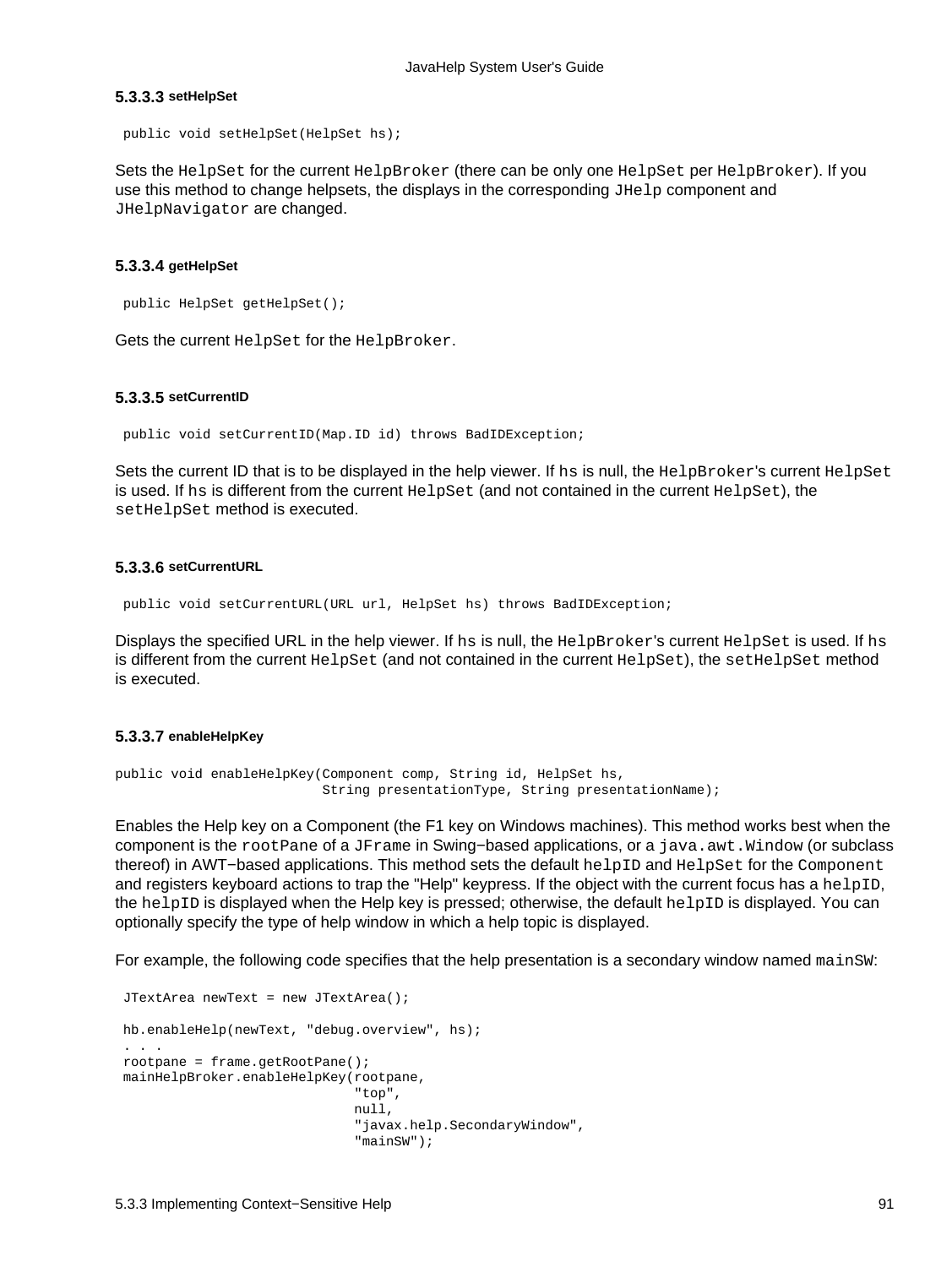#### 5.3.3.3 setHelpSet

```
public void setHelpSet(HelpSet hs);
```

Sets the `HelpSet` for the current `HelpBroker` (there can be only one `HelpSet` per `HelpBroker`). If you use this method to change helpsets, the displays in the corresponding `JHelp` component and `JHelpNavigator` are changed.

#### 5.3.3.4 getHelpSet

```
public HelpSet getHelpSet();
```

Gets the current `HelpSet` for the `HelpBroker`.

#### 5.3.3.5 setCurrentID

```
public void setCurrentID(Map.ID id) throws BadIDException;
```

Sets the current ID that is to be displayed in the help viewer. If `hs` is null, the `HelpBroker`'s current `HelpSet` is used. If `hs` is different from the current `HelpSet` (and not contained in the current `HelpSet`), the `setHelpSet` method is executed.

#### 5.3.3.6 setCurrentURL

```
public void setCurrentURL(URL url, HelpSet hs) throws BadIDException;
```

Displays the specified URL in the help viewer. If `hs` is null, the `HelpBroker`'s current `HelpSet` is used. If `hs` is different from the current `HelpSet` (and not contained in the current `HelpSet`), the `setHelpSet` method is executed.

#### 5.3.3.7 enableHelpKey

```
public void enableHelpKey(Component comp, String id, HelpSet hs,
                          String presentationType, String presentationName);
```

Enables the Help key on a Component (the F1 key on Windows machines). This method works best when the component is the `rootPane` of a `JFrame` in Swing−based applications, or a `java.awt.Window` (or subclass thereof) in AWT−based applications. This method sets the default `helpID` and `HelpSet` for the `Component` and registers keyboard actions to trap the "Help" keypress. If the object with the current focus has a `helpID`, the `helpID` is displayed when the Help key is pressed; otherwise, the default `helpID` is displayed. You can optionally specify the type of help window in which a help topic is displayed.

For example, the following code specifies that the help presentation is a secondary window named `mainSW`:

```
JTextArea newText = new JTextArea();

hb.enableHelp(newText, "debug.overview", hs);
. . .
rootpane = frame.getRootPane();
mainHelpBroker.enableHelpKey(rootpane,
                             "top",
                             null,
                             "javax.help.SecondaryWindow",
                             "mainSW");
```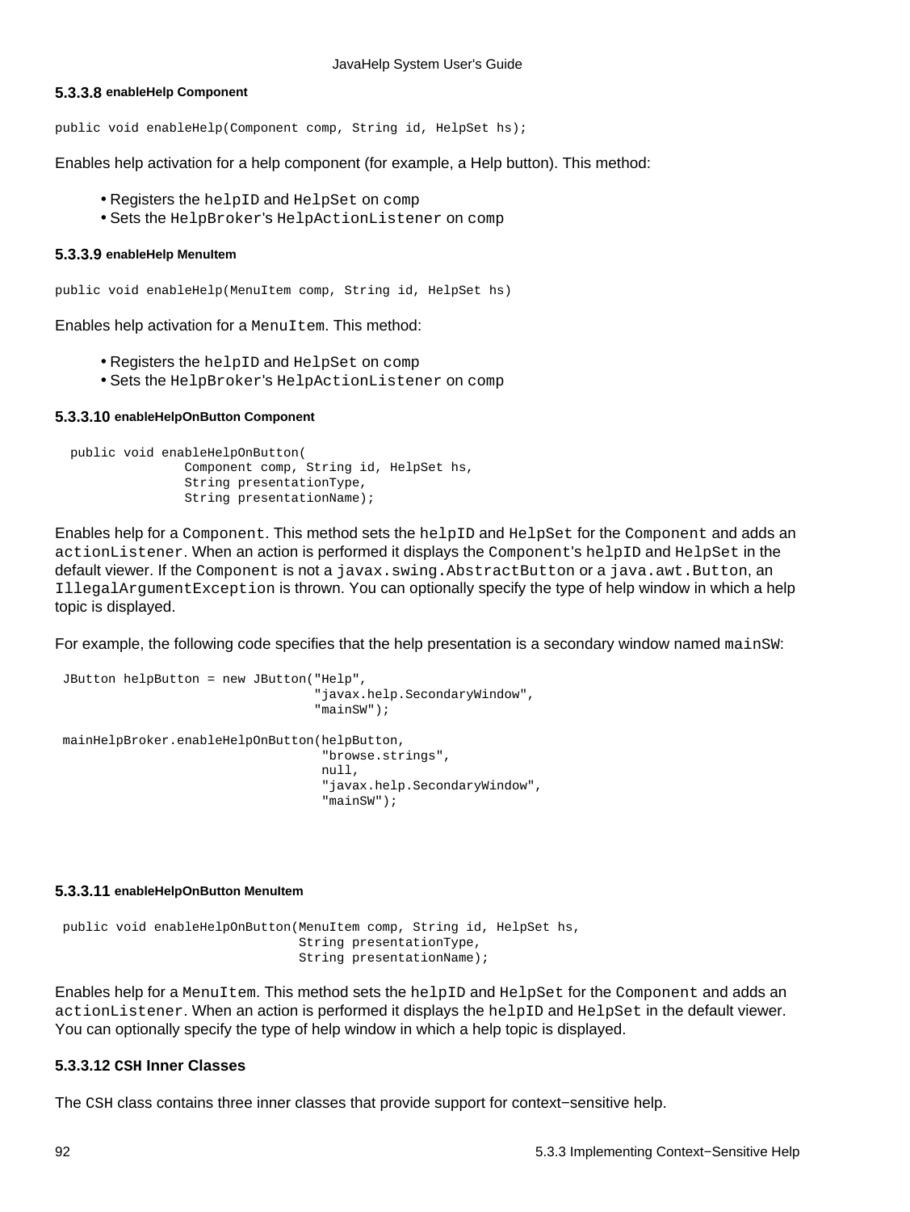#### 5.3.3.8 enableHelp Component

```
public void enableHelp(Component comp, String id, HelpSet hs);
```

Enables help activation for a help component (for example, a Help button). This method:

- Registers the `helpID` and `HelpSet` on `comp`
- Sets the `HelpBroker`'s `HelpActionListener` on `comp`

#### 5.3.3.9 enableHelp MenuItem

```
public void enableHelp(MenuItem comp, String id, HelpSet hs)
```

Enables help activation for a `MenuItem`. This method:

- Registers the `helpID` and `HelpSet` on `comp`
- Sets the `HelpBroker`'s `HelpActionListener` on `comp`

#### 5.3.3.10 enableHelpOnButton Component

```
  public void enableHelpOnButton(
                Component comp, String id, HelpSet hs,
                String presentationType,
                String presentationName);
```

Enables help for a `Component`. This method sets the `helpID` and `HelpSet` for the `Component` and adds an `actionListener`. When an action is performed it displays the `Component`'s `helpID` and `HelpSet` in the default viewer. If the `Component` is not a `javax.swing.AbstractButton` or a `java.awt.Button`, an `IllegalArgumentException` is thrown. You can optionally specify the type of help window in which a help topic is displayed.

For example, the following code specifies that the help presentation is a secondary window named `mainSW`:

```
 JButton helpButton = new JButton("Help",
                                 "javax.help.SecondaryWindow",
                                 "mainSW");

 mainHelpBroker.enableHelpOnButton(helpButton,
                                  "browse.strings",
                                  null,
                                  "javax.help.SecondaryWindow",
                                  "mainSW");
```

#### 5.3.3.11 enableHelpOnButton MenuItem

```
 public void enableHelpOnButton(MenuItem comp, String id, HelpSet hs,
                               String presentationType,
                               String presentationName);
```

Enables help for a `MenuItem`. This method sets the `helpID` and `HelpSet` for the `Component` and adds an `actionListener`. When an action is performed it displays the `helpID` and `HelpSet` in the default viewer. You can optionally specify the type of help window in which a help topic is displayed.

#### 5.3.3.12 `CSH` Inner Classes

The `CSH` class contains three inner classes that provide support for context−sensitive help.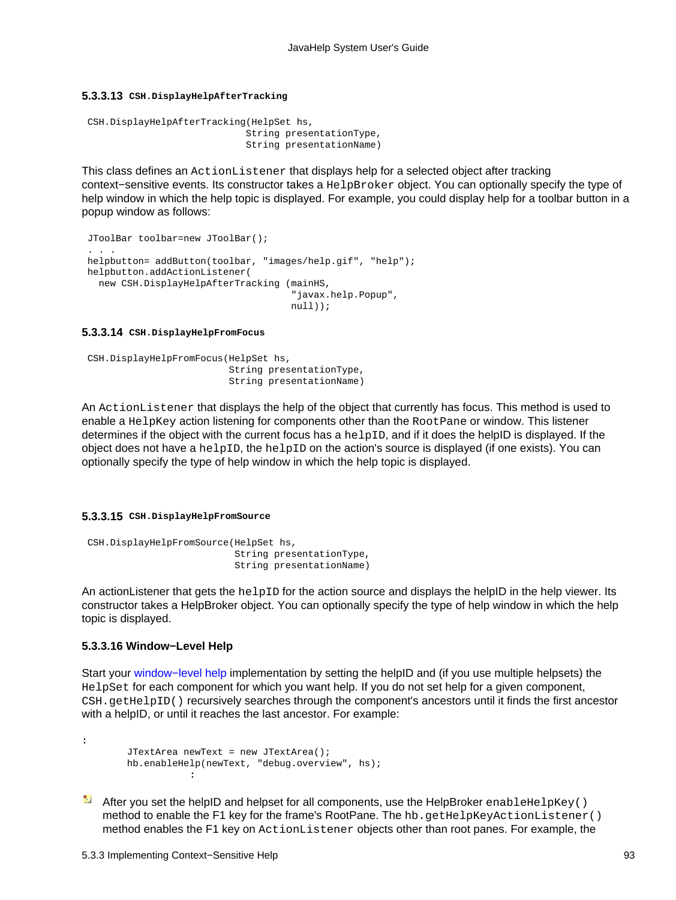#### 5.3.3.13 `CSH.DisplayHelpAfterTracking`

```
CSH.DisplayHelpAfterTracking(HelpSet hs,
                             String presentationType,
                             String presentationName)
```

This class defines an `ActionListener` that displays help for a selected object after tracking context−sensitive events. Its constructor takes a `HelpBroker` object. You can optionally specify the type of help window in which the help topic is displayed. For example, you could display help for a toolbar button in a popup window as follows:

```
JToolBar toolbar=new JToolBar();
. . .
helpbutton= addButton(toolbar, "images/help.gif", "help");
helpbutton.addActionListener(
  new CSH.DisplayHelpAfterTracking (mainHS,
                                    "javax.help.Popup",
                                    null));
```

#### 5.3.3.14 `CSH.DisplayHelpFromFocus`

```
CSH.DisplayHelpFromFocus(HelpSet hs,
                         String presentationType,
                         String presentationName)
```

An `ActionListener` that displays the help of the object that currently has focus. This method is used to enable a `HelpKey` action listening for components other than the `RootPane` or window. This listener determines if the object with the current focus has a `helpID`, and if it does the helpID is displayed. If the object does not have a `helpID`, the `helpID` on the action's source is displayed (if one exists). You can optionally specify the type of help window in which the help topic is displayed.

#### 5.3.3.15 `CSH.DisplayHelpFromSource`

```
CSH.DisplayHelpFromSource(HelpSet hs,
                          String presentationType,
                          String presentationName)
```

An actionListener that gets the `helpID` for the action source and displays the helpID in the help viewer. Its constructor takes a HelpBroker object. You can optionally specify the type of help window in which the help topic is displayed.

#### 5.3.3.16 Window−Level Help

Start your window−level help implementation by setting the helpID and (if you use multiple helpsets) the `HelpSet` for each component for which you want help. If you do not set help for a given component, `CSH.getHelpID()` recursively searches through the component's ancestors until it finds the first ancestor with a helpID, or until it reaches the last ancestor. For example:

```
:
       JTextArea newText = new JTextArea();
       hb.enableHelp(newText, "debug.overview", hs);
                  :
```

- After you set the helpID and helpset for all components, use the HelpBroker `enableHelpKey()` method to enable the F1 key for the frame's RootPane. The `hb.getHelpKeyActionListener()` method enables the F1 key on `ActionListener` objects other than root panes. For example, the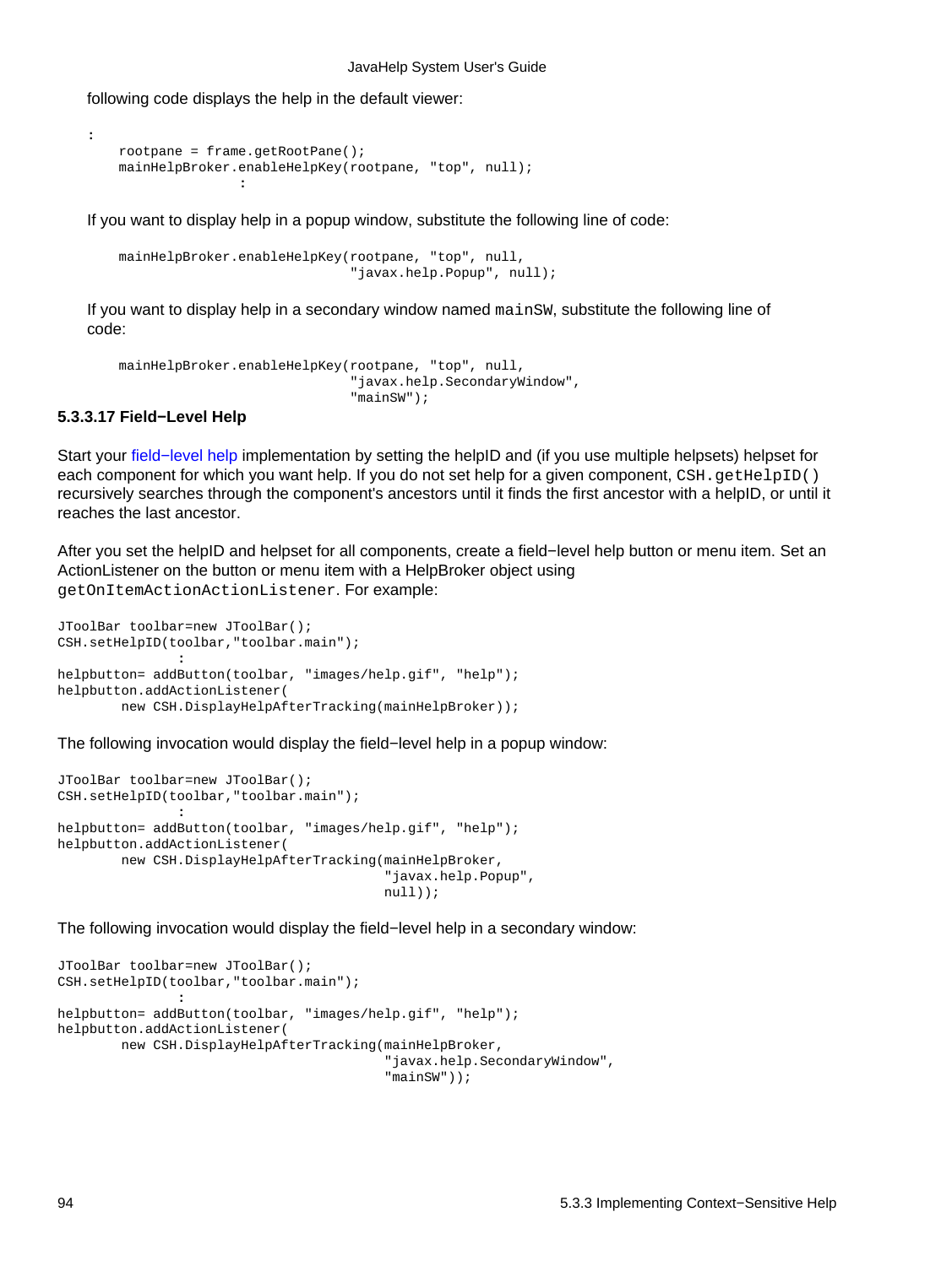following code displays the help in the default viewer:

```
:
    rootpane = frame.getRootPane();
    mainHelpBroker.enableHelpKey(rootpane, "top", null);
                    :
```

If you want to display help in a popup window, substitute the following line of code:

```
    mainHelpBroker.enableHelpKey(rootpane, "top", null,
                                 "javax.help.Popup", null);
```

If you want to display help in a secondary window named `mainSW`, substitute the following line of code:

```
    mainHelpBroker.enableHelpKey(rootpane, "top", null,
                                 "javax.help.SecondaryWindow",
                                 "mainSW");
```

#### 5.3.3.17 Field−Level Help

Start your field−level help implementation by setting the helpID and (if you use multiple helpsets) helpset for each component for which you want help. If you do not set help for a given component, `CSH.getHelpID()` recursively searches through the component's ancestors until it finds the first ancestor with a helpID, or until it reaches the last ancestor.

After you set the helpID and helpset for all components, create a field−level help button or menu item. Set an ActionListener on the button or menu item with a HelpBroker object using `getOnItemActionActionListener`. For example:

```
JToolBar toolbar=new JToolBar();
CSH.setHelpID(toolbar,"toolbar.main");
               :
helpbutton= addButton(toolbar, "images/help.gif", "help");
helpbutton.addActionListener(
        new CSH.DisplayHelpAfterTracking(mainHelpBroker));
```

The following invocation would display the field−level help in a popup window:

```
JToolBar toolbar=new JToolBar();
CSH.setHelpID(toolbar,"toolbar.main");
               :
helpbutton= addButton(toolbar, "images/help.gif", "help");
helpbutton.addActionListener(
        new CSH.DisplayHelpAfterTracking(mainHelpBroker,
                                         "javax.help.Popup",
                                         null));
```

The following invocation would display the field−level help in a secondary window:

```
JToolBar toolbar=new JToolBar();
CSH.setHelpID(toolbar,"toolbar.main");
               :
helpbutton= addButton(toolbar, "images/help.gif", "help");
helpbutton.addActionListener(
        new CSH.DisplayHelpAfterTracking(mainHelpBroker,
                                         "javax.help.SecondaryWindow",
                                         "mainSW"));
```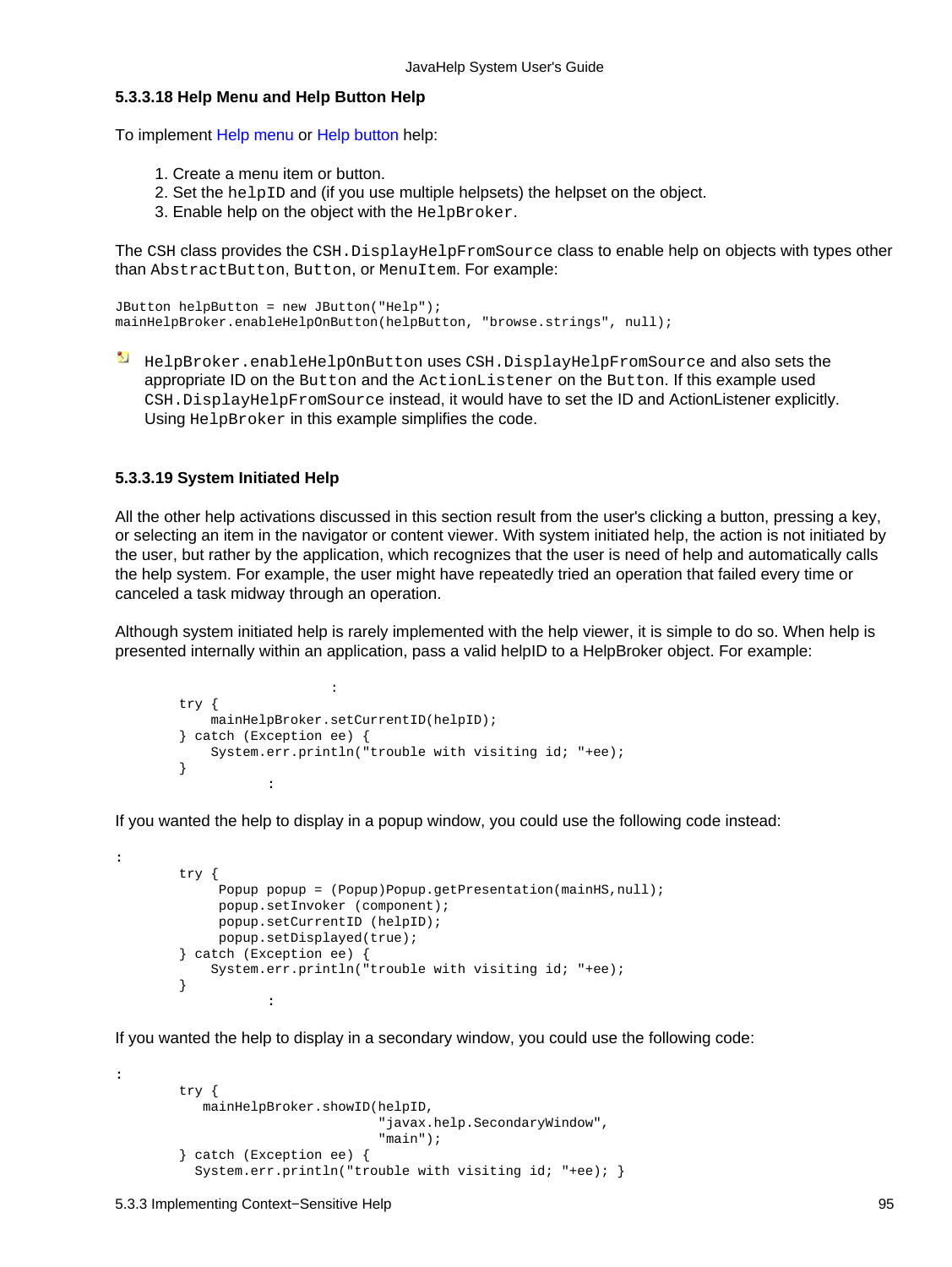#### 5.3.3.18 Help Menu and Help Button Help

To implement Help menu or Help button help:

1. Create a menu item or button.
2. Set the `helpID` and (if you use multiple helpsets) the helpset on the object.
3. Enable help on the object with the `HelpBroker`.

The `CSH` class provides the `CSH.DisplayHelpFromSource` class to enable help on objects with types other than `AbstractButton`, `Button`, or `MenuItem`. For example:

```
JButton helpButton = new JButton("Help");
mainHelpBroker.enableHelpOnButton(helpButton, "browse.strings", null);
```

`HelpBroker.enableHelpOnButton` uses `CSH.DisplayHelpFromSource` and also sets the appropriate ID on the `Button` and the `ActionListener` on the `Button`. If this example used `CSH.DisplayHelpFromSource` instead, it would have to set the ID and ActionListener explicitly. Using `HelpBroker` in this example simplifies the code.

#### 5.3.3.19 System Initiated Help

All the other help activations discussed in this section result from the user's clicking a button, pressing a key, or selecting an item in the navigator or content viewer. With system initiated help, the action is not initiated by the user, but rather by the application, which recognizes that the user is need of help and automatically calls the help system. For example, the user might have repeatedly tried an operation that failed every time or canceled a task midway through an operation.

Although system initiated help is rarely implemented with the help viewer, it is simple to do so. When help is presented internally within an application, pass a valid helpID to a HelpBroker object. For example:

```
                    :
        try {
            mainHelpBroker.setCurrentID(helpID);
        } catch (Exception ee) {
            System.err.println("trouble with visiting id; "+ee);
        }
                :
```

If you wanted the help to display in a popup window, you could use the following code instead:

```
:
        try {
             Popup popup = (Popup)Popup.getPresentation(mainHS,null);
             popup.setInvoker (component);
             popup.setCurrentID (helpID);
             popup.setDisplayed(true);
        } catch (Exception ee) {
            System.err.println("trouble with visiting id; "+ee);
        }
                :
```

If you wanted the help to display in a secondary window, you could use the following code:

```
:
        try {
           mainHelpBroker.showID(helpID,
                                "javax.help.SecondaryWindow",
                                "main");
        } catch (Exception ee) {
          System.err.println("trouble with visiting id; "+ee); }
```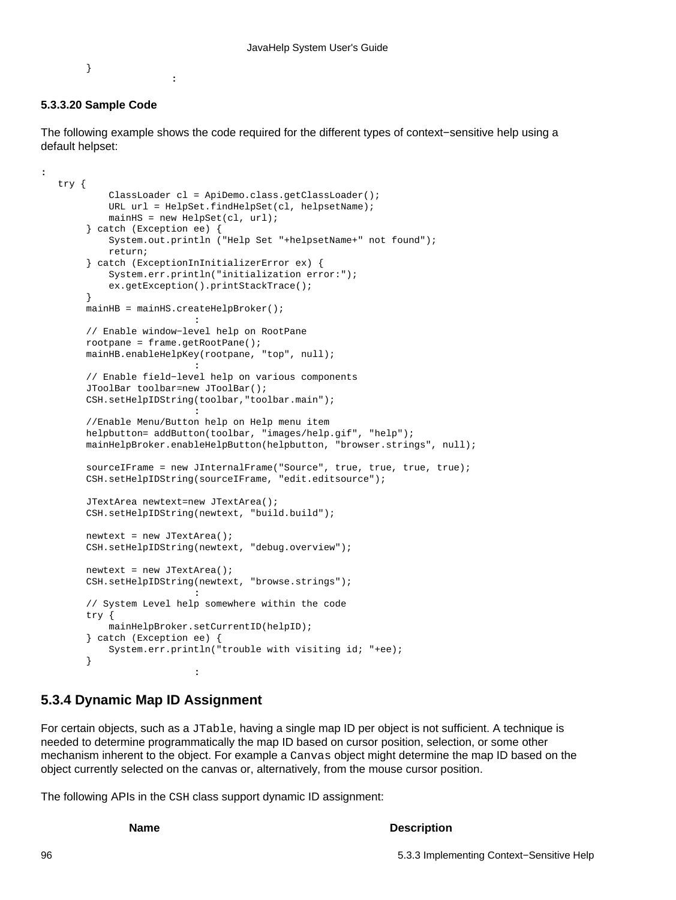```
        }
                    :
```

**5.3.3.20 Sample Code**

The following example shows the code required for the different types of context−sensitive help using a default helpset:

```
:
   try {
            ClassLoader cl = ApiDemo.class.getClassLoader();
            URL url = HelpSet.findHelpSet(cl, helpsetName);
            mainHS = new HelpSet(cl, url);
        } catch (Exception ee) {
            System.out.println ("Help Set "+helpsetName+" not found");
            return;
        } catch (ExceptionInInitializerError ex) {
            System.err.println("initialization error:");
            ex.getException().printStackTrace();
        }
        mainHB = mainHS.createHelpBroker();
                         :
        // Enable window−level help on RootPane
        rootpane = frame.getRootPane();
        mainHB.enableHelpKey(rootpane, "top", null);
                         :
        // Enable field−level help on various components
        JToolBar toolbar=new JToolBar();
        CSH.setHelpIDString(toolbar,"toolbar.main");
                         :
        //Enable Menu/Button help on Help menu item
        helpbutton= addButton(toolbar, "images/help.gif", "help");
        mainHelpBroker.enableHelpButton(helpbutton, "browser.strings", null);

        sourceIFrame = new JInternalFrame("Source", true, true, true, true);
        CSH.setHelpIDString(sourceIFrame, "edit.editsource");

        JTextArea newtext=new JTextArea();
        CSH.setHelpIDString(newtext, "build.build");

        newtext = new JTextArea();
        CSH.setHelpIDString(newtext, "debug.overview");

        newtext = new JTextArea();
        CSH.setHelpIDString(newtext, "browse.strings");
                         :
        // System Level help somewhere within the code
        try {
            mainHelpBroker.setCurrentID(helpID);
        } catch (Exception ee) {
            System.err.println("trouble with visiting id; "+ee);
        }
                         :
```

## 5.3.4 Dynamic Map ID Assignment

For certain objects, such as a `JTable`, having a single map ID per object is not sufficient. A technique is needed to determine programmatically the map ID based on cursor position, selection, or some other mechanism inherent to the object. For example a `Canvas` object might determine the map ID based on the object currently selected on the canvas or, alternatively, from the mouse cursor position.

The following APIs in the `CSH` class support dynamic ID assignment:

| Name | Description |
| --- | --- |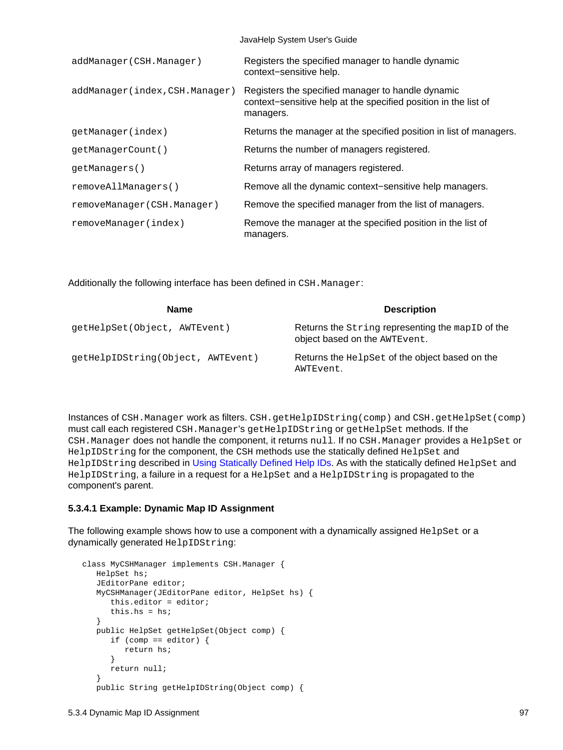| | |
|---|---|
| `addManager(CSH.Manager)` | Registers the specified manager to handle dynamic context−sensitive help. |
| `addManager(index,CSH.Manager)` | Registers the specified manager to handle dynamic context−sensitive help at the specified position in the list of managers. |
| `getManager(index)` | Returns the manager at the specified position in list of managers. |
| `getManagerCount()` | Returns the number of managers registered. |
| `getManagers()` | Returns array of managers registered. |
| `removeAllManagers()` | Remove all the dynamic context−sensitive help managers. |
| `removeManager(CSH.Manager)` | Remove the specified manager from the list of managers. |
| `removeManager(index)` | Remove the manager at the specified position in the list of managers. |

Additionally the following interface has been defined in `CSH.Manager`:

| Name | Description |
|---|---|
| `getHelpSet(Object, AWTEvent)` | Returns the `String` representing the `mapID` of the object based on the `AWTEvent`. |
| `getHelpIDString(Object, AWTEvent)` | Returns the `HelpSet` of the object based on the `AWTEvent`. |

Instances of `CSH.Manager` work as filters. `CSH.getHelpIDString(comp)` and `CSH.getHelpSet(comp)` must call each registered `CSH.Manager`'s `getHelpIDString` or `getHelpSet` methods. If the `CSH.Manager` does not handle the component, it returns `null`. If no `CSH.Manager` provides a `HelpSet` or `HelpIDString` for the component, the `CSH` methods use the statically defined `HelpSet` and `HelpIDString` described in Using Statically Defined Help IDs. As with the statically defined `HelpSet` and `HelpIDString`, a failure in a request for a `HelpSet` and a `HelpIDString` is propagated to the component's parent.

#### 5.3.4.1 Example: Dynamic Map ID Assignment

The following example shows how to use a component with a dynamically assigned `HelpSet` or a dynamically generated `HelpIDString`:

```
class MyCSHManager implements CSH.Manager {
   HelpSet hs;
   JEditorPane editor;
   MyCSHManager(JEditorPane editor, HelpSet hs) {
      this.editor = editor;
      this.hs = hs;
   }
   public HelpSet getHelpSet(Object comp) {
      if (comp == editor) {
         return hs;
      }
      return null;
   }
   public String getHelpIDString(Object comp) {
```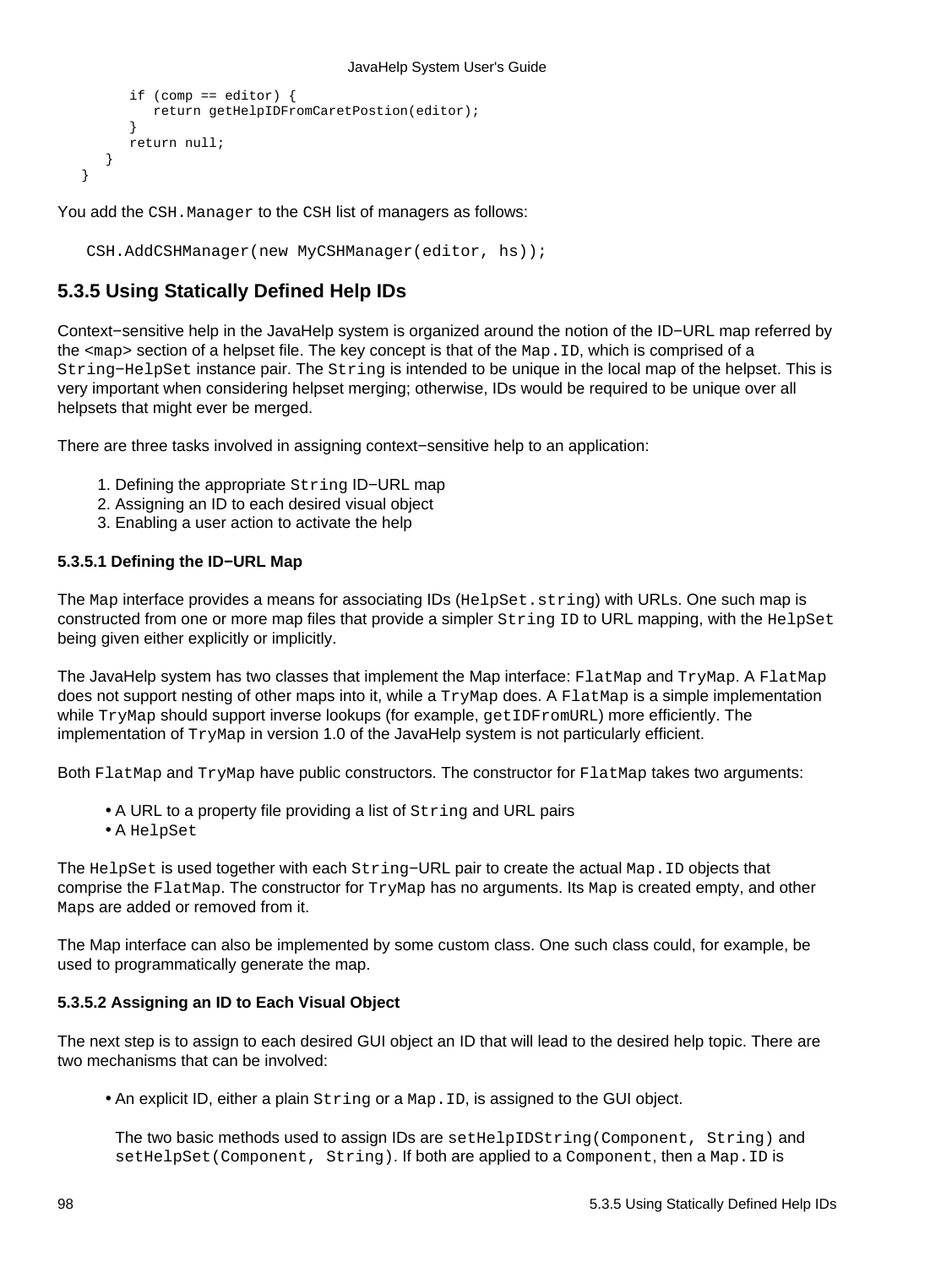```
        if (comp == editor) {
           return getHelpIDFromCaretPostion(editor);
        }
        return null;
     }
  }
```

You add the `CSH.Manager` to the `CSH` list of managers as follows:

```
CSH.AddCSHManager(new MyCSHManager(editor, hs));
```

## 5.3.5 Using Statically Defined Help IDs

Context−sensitive help in the JavaHelp system is organized around the notion of the ID−URL map referred by the `<map>` section of a helpset file. The key concept is that of the `Map.ID`, which is comprised of a `String−HelpSet` instance pair. The `String` is intended to be unique in the local map of the helpset. This is very important when considering helpset merging; otherwise, IDs would be required to be unique over all helpsets that might ever be merged.

There are three tasks involved in assigning context−sensitive help to an application:

1. Defining the appropriate `String` ID−URL map
2. Assigning an ID to each desired visual object
3. Enabling a user action to activate the help

### 5.3.5.1 Defining the ID−URL Map

The `Map` interface provides a means for associating IDs (`HelpSet.string`) with URLs. One such map is constructed from one or more map files that provide a simpler `String ID` to URL mapping, with the `HelpSet` being given either explicitly or implicitly.

The JavaHelp system has two classes that implement the Map interface: `FlatMap` and `TryMap`. A `FlatMap` does not support nesting of other maps into it, while a `TryMap` does. A `FlatMap` is a simple implementation while `TryMap` should support inverse lookups (for example, `getIDFromURL`) more efficiently. The implementation of `TryMap` in version 1.0 of the JavaHelp system is not particularly efficient.

Both `FlatMap` and `TryMap` have public constructors. The constructor for `FlatMap` takes two arguments:

- A URL to a property file providing a list of `String` and URL pairs
- A `HelpSet`

The `HelpSet` is used together with each `String−URL` pair to create the actual `Map.ID` objects that comprise the `FlatMap`. The constructor for `TryMap` has no arguments. Its `Map` is created empty, and other `Maps` are added or removed from it.

The Map interface can also be implemented by some custom class. One such class could, for example, be used to programmatically generate the map.

### 5.3.5.2 Assigning an ID to Each Visual Object

The next step is to assign to each desired GUI object an ID that will lead to the desired help topic. There are two mechanisms that can be involved:

- An explicit ID, either a plain `String` or a `Map.ID`, is assigned to the GUI object.

  The two basic methods used to assign IDs are `setHelpIDString(Component, String)` and `setHelpSet(Component, String)`. If both are applied to a `Component`, then a `Map.ID` is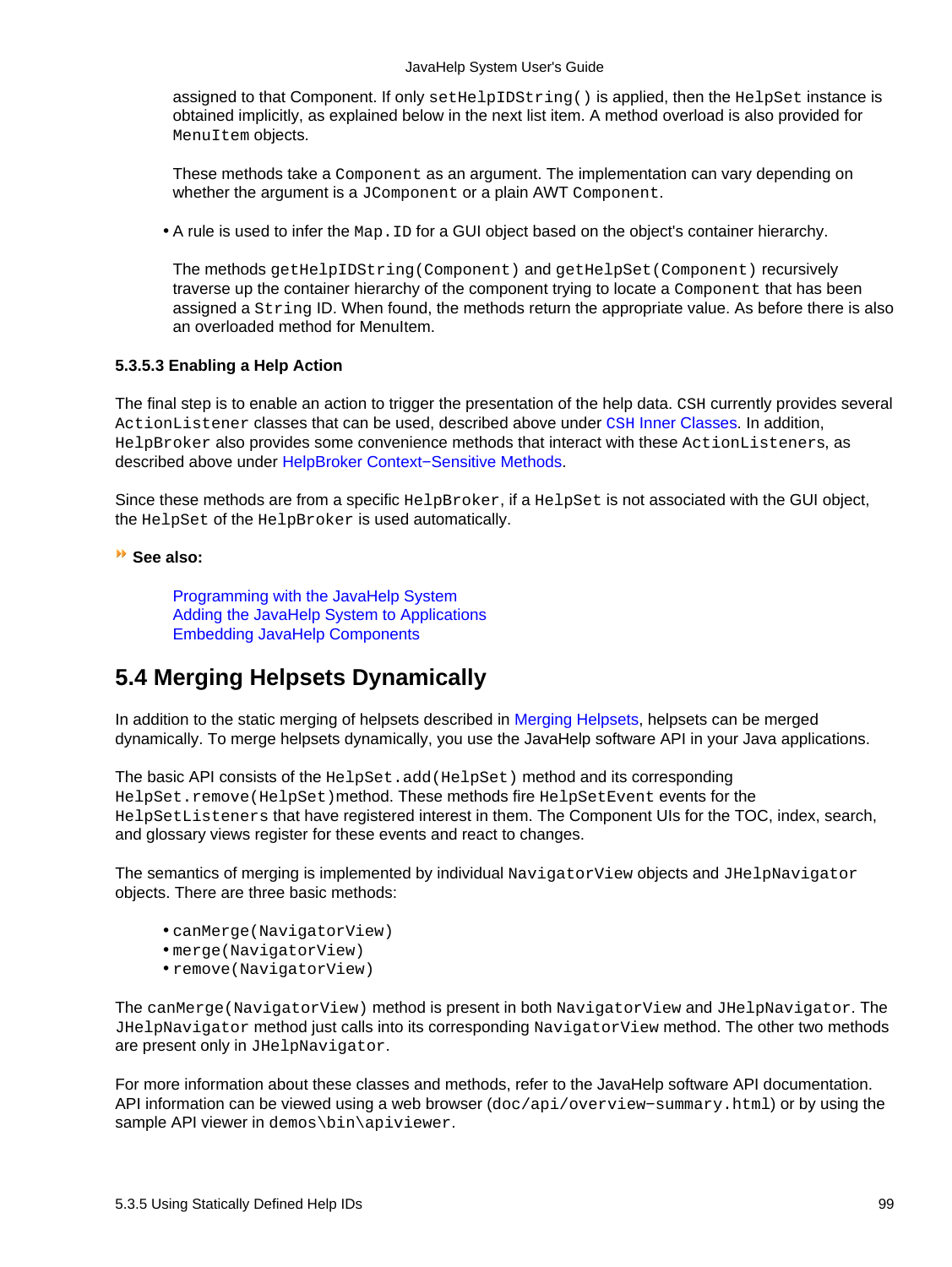assigned to that Component. If only `setHelpIDString()` is applied, then the `HelpSet` instance is obtained implicitly, as explained below in the next list item. A method overload is also provided for `MenuItem` objects.

These methods take a `Component` as an argument. The implementation can vary depending on whether the argument is a `JComponent` or a plain AWT `Component`.

- A rule is used to infer the `Map.ID` for a GUI object based on the object's container hierarchy.

  The methods `getHelpIDString(Component)` and `getHelpSet(Component)` recursively traverse up the container hierarchy of the component trying to locate a `Component` that has been assigned a `String` ID. When found, the methods return the appropriate value. As before there is also an overloaded method for MenuItem.

#### 5.3.5.3 Enabling a Help Action

The final step is to enable an action to trigger the presentation of the help data. `CSH` currently provides several `ActionListener` classes that can be used, described above under CSH Inner Classes. In addition, `HelpBroker` also provides some convenience methods that interact with these `ActionListeners`, as described above under HelpBroker Context−Sensitive Methods.

Since these methods are from a specific `HelpBroker`, if a `HelpSet` is not associated with the GUI object, the `HelpSet` of the `HelpBroker` is used automatically.

**See also:**

Programming with the JavaHelp System
Adding the JavaHelp System to Applications
Embedding JavaHelp Components

## 5.4 Merging Helpsets Dynamically

In addition to the static merging of helpsets described in Merging Helpsets, helpsets can be merged dynamically. To merge helpsets dynamically, you use the JavaHelp software API in your Java applications.

The basic API consists of the `HelpSet.add(HelpSet)` method and its corresponding `HelpSet.remove(HelpSet)`method. These methods fire `HelpSetEvent` events for the `HelpSetListeners` that have registered interest in them. The Component UIs for the TOC, index, search, and glossary views register for these events and react to changes.

The semantics of merging is implemented by individual `NavigatorView` objects and `JHelpNavigator` objects. There are three basic methods:

- `canMerge(NavigatorView)`
- `merge(NavigatorView)`
- `remove(NavigatorView)`

The `canMerge(NavigatorView)` method is present in both `NavigatorView` and `JHelpNavigator`. The `JHelpNavigator` method just calls into its corresponding `NavigatorView` method. The other two methods are present only in `JHelpNavigator`.

For more information about these classes and methods, refer to the JavaHelp software API documentation. API information can be viewed using a web browser (`doc/api/overview−summary.html`) or by using the sample API viewer in `demos\bin\apiviewer`.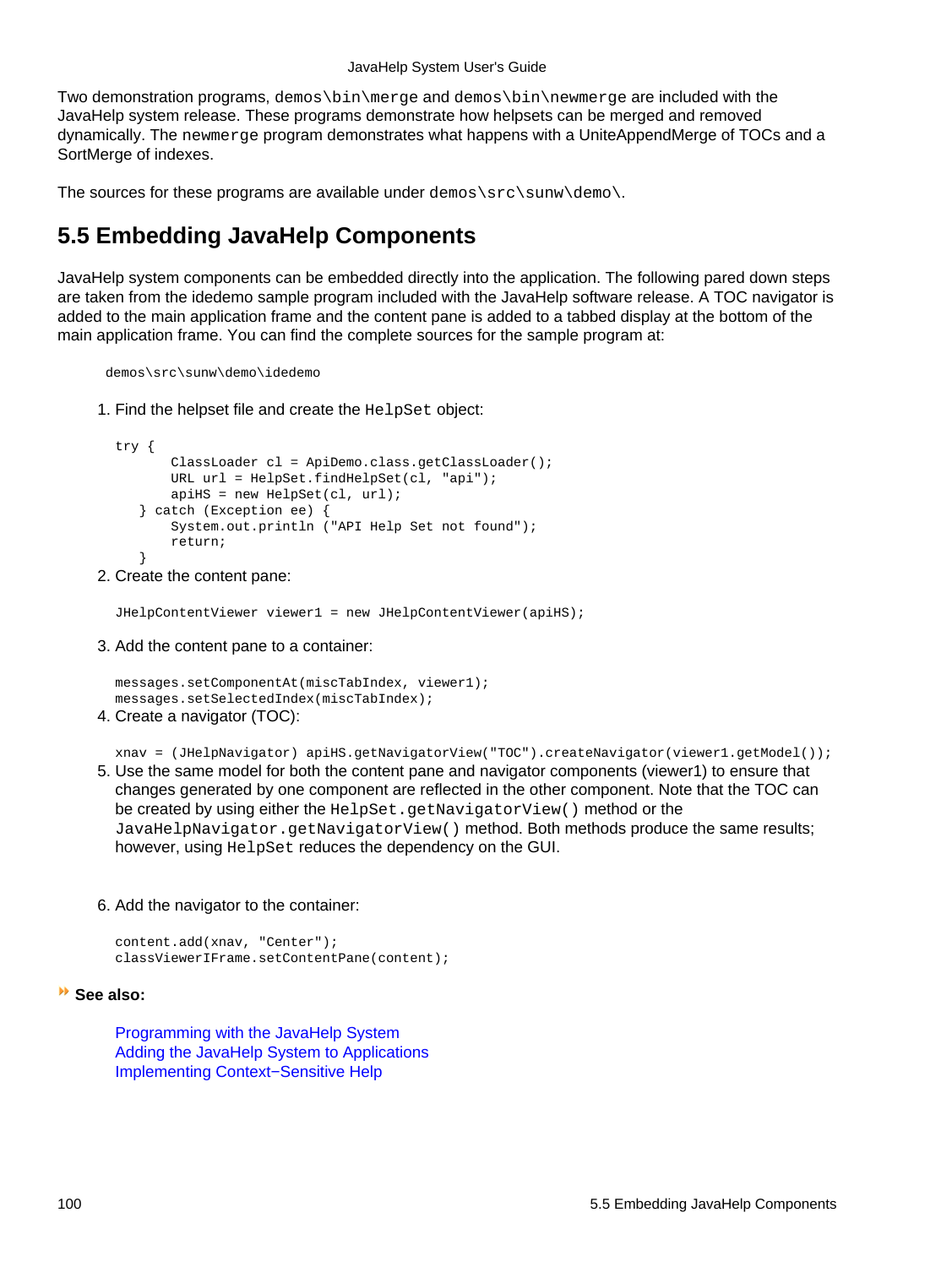Two demonstration programs, `demos\bin\merge` and `demos\bin\newmerge` are included with the JavaHelp system release. These programs demonstrate how helpsets can be merged and removed dynamically. The `newmerge` program demonstrates what happens with a UniteAppendMerge of TOCs and a SortMerge of indexes.

The sources for these programs are available under `demos\src\sunw\demo\`.

## 5.5 Embedding JavaHelp Components

JavaHelp system components can be embedded directly into the application. The following pared down steps are taken from the idedemo sample program included with the JavaHelp software release. A TOC navigator is added to the main application frame and the content pane is added to a tabbed display at the bottom of the main application frame. You can find the complete sources for the sample program at:

```
demos\src\sunw\demo\idedemo
```

1. Find the helpset file and create the `HelpSet` object:

```
try {
       ClassLoader cl = ApiDemo.class.getClassLoader();
       URL url = HelpSet.findHelpSet(cl, "api");
       apiHS = new HelpSet(cl, url);
    } catch (Exception ee) {
       System.out.println ("API Help Set not found");
       return;
    }
```

2. Create the content pane:

```
JHelpContentViewer viewer1 = new JHelpContentViewer(apiHS);
```

3. Add the content pane to a container:

```
messages.setComponentAt(miscTabIndex, viewer1);
messages.setSelectedIndex(miscTabIndex);
```

4. Create a navigator (TOC):

```
xnav = (JHelpNavigator) apiHS.getNavigatorView("TOC").createNavigator(viewer1.getModel());
```

5. Use the same model for both the content pane and navigator components (viewer1) to ensure that changes generated by one component are reflected in the other component. Note that the TOC can be created by using either the `HelpSet.getNavigatorView()` method or the `JavaHelpNavigator.getNavigatorView()` method. Both methods produce the same results; however, using `HelpSet` reduces the dependency on the GUI.

6. Add the navigator to the container:

```
content.add(xnav, "Center");
classViewerIFrame.setContentPane(content);
```

**See also:**

Programming with the JavaHelp System
Adding the JavaHelp System to Applications
Implementing Context−Sensitive Help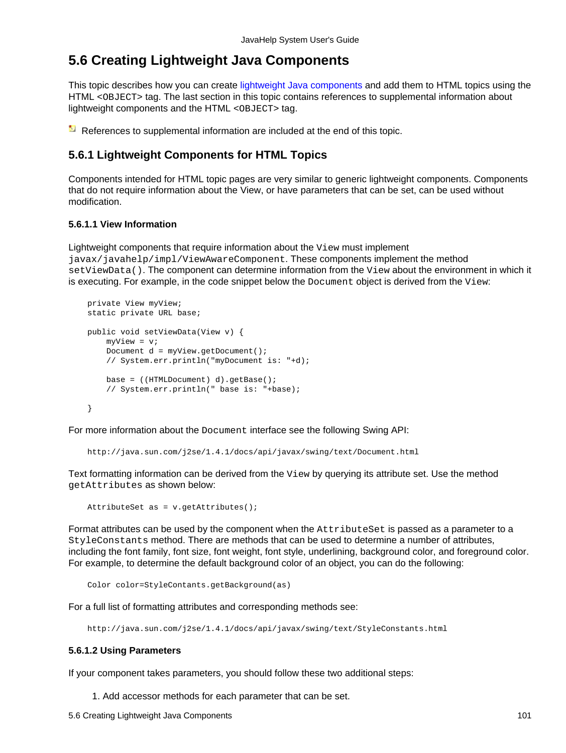# 5.6 Creating Lightweight Java Components

This topic describes how you can create lightweight Java components and add them to HTML topics using the HTML <OBJECT> tag. The last section in this topic contains references to supplemental information about lightweight components and the HTML <OBJECT> tag.

References to supplemental information are included at the end of this topic.

## 5.6.1 Lightweight Components for HTML Topics

Components intended for HTML topic pages are very similar to generic lightweight components. Components that do not require information about the View, or have parameters that can be set, can be used without modification.

### 5.6.1.1 View Information

Lightweight components that require information about the `View` must implement `javax/javahelp/impl/ViewAwareComponent`. These components implement the method `setViewData()`. The component can determine information from the `View` about the environment in which it is executing. For example, in the code snippet below the `Document` object is derived from the `View`:

```
private View myView;
static private URL base;

public void setViewData(View v) {
    myView = v;
    Document d = myView.getDocument();
    // System.err.println("myDocument is: "+d);

    base = ((HTMLDocument) d).getBase();
    // System.err.println(" base is: "+base);

}
```

For more information about the `Document` interface see the following Swing API:

```
http://java.sun.com/j2se/1.4.1/docs/api/javax/swing/text/Document.html
```

Text formatting information can be derived from the `View` by querying its attribute set. Use the method `getAttributes` as shown below:

```
AttributeSet as = v.getAttributes();
```

Format attributes can be used by the component when the `AttributeSet` is passed as a parameter to a `StyleConstants` method. There are methods that can be used to determine a number of attributes, including the font family, font size, font weight, font style, underlining, background color, and foreground color. For example, to determine the default background color of an object, you can do the following:

```
Color color=StyleContants.getBackground(as)
```

For a full list of formatting attributes and corresponding methods see:

```
http://java.sun.com/j2se/1.4.1/docs/api/javax/swing/text/StyleConstants.html
```

### 5.6.1.2 Using Parameters

If your component takes parameters, you should follow these two additional steps:

1. Add accessor methods for each parameter that can be set.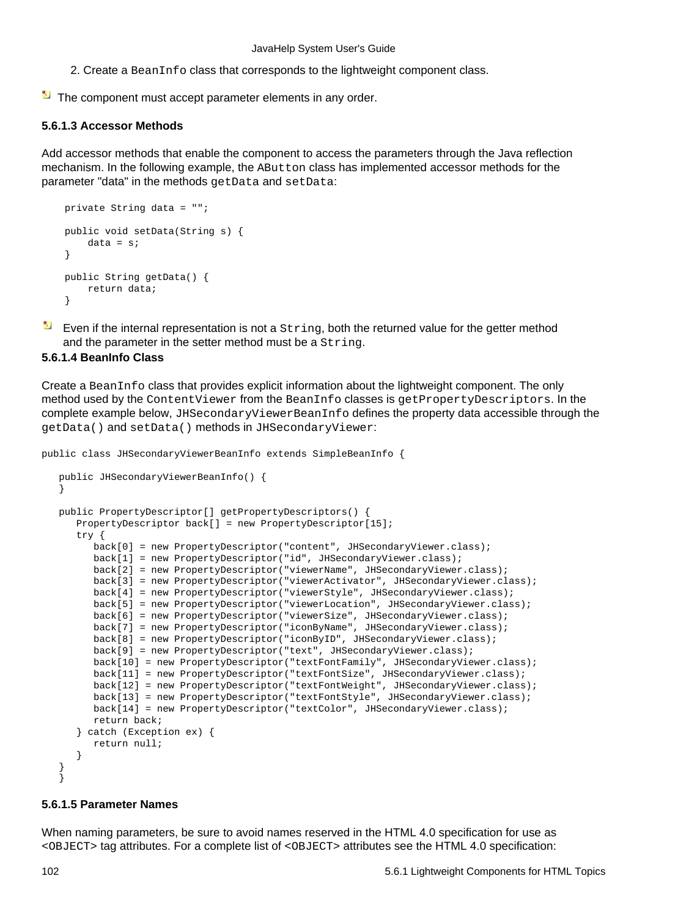2. Create a `BeanInfo` class that corresponds to the lightweight component class.

The component must accept parameter elements in any order.

#### 5.6.1.3 Accessor Methods

Add accessor methods that enable the component to access the parameters through the Java reflection mechanism. In the following example, the `AButton` class has implemented accessor methods for the parameter "data" in the methods `getData` and `setData`:

```
private String data = "";

public void setData(String s) {
    data = s;
}

public String getData() {
    return data;
}
```

Even if the internal representation is not a `String`, both the returned value for the getter method and the parameter in the setter method must be a `String`.

#### 5.6.1.4 BeanInfo Class

Create a `BeanInfo` class that provides explicit information about the lightweight component. The only method used by the `ContentViewer` from the `BeanInfo` classes is `getPropertyDescriptors`. In the complete example below, `JHSecondaryViewerBeanInfo` defines the property data accessible through the `getData()` and `setData()` methods in `JHSecondaryViewer`:

```
public class JHSecondaryViewerBeanInfo extends SimpleBeanInfo {

   public JHSecondaryViewerBeanInfo() {
   }

   public PropertyDescriptor[] getPropertyDescriptors() {
      PropertyDescriptor back[] = new PropertyDescriptor[15];
      try {
         back[0] = new PropertyDescriptor("content", JHSecondaryViewer.class);
         back[1] = new PropertyDescriptor("id", JHSecondaryViewer.class);
         back[2] = new PropertyDescriptor("viewerName", JHSecondaryViewer.class);
         back[3] = new PropertyDescriptor("viewerActivator", JHSecondaryViewer.class);
         back[4] = new PropertyDescriptor("viewerStyle", JHSecondaryViewer.class);
         back[5] = new PropertyDescriptor("viewerLocation", JHSecondaryViewer.class);
         back[6] = new PropertyDescriptor("viewerSize", JHSecondaryViewer.class);
         back[7] = new PropertyDescriptor("iconByName", JHSecondaryViewer.class);
         back[8] = new PropertyDescriptor("iconByID", JHSecondaryViewer.class);
         back[9] = new PropertyDescriptor("text", JHSecondaryViewer.class);
         back[10] = new PropertyDescriptor("textFontFamily", JHSecondaryViewer.class);
         back[11] = new PropertyDescriptor("textFontSize", JHSecondaryViewer.class);
         back[12] = new PropertyDescriptor("textFontWeight", JHSecondaryViewer.class);
         back[13] = new PropertyDescriptor("textFontStyle", JHSecondaryViewer.class);
         back[14] = new PropertyDescriptor("textColor", JHSecondaryViewer.class);
         return back;
      } catch (Exception ex) {
         return null;
      }
   }
   }
```

#### 5.6.1.5 Parameter Names

When naming parameters, be sure to avoid names reserved in the HTML 4.0 specification for use as `<OBJECT>` tag attributes. For a complete list of `<OBJECT>` attributes see the HTML 4.0 specification: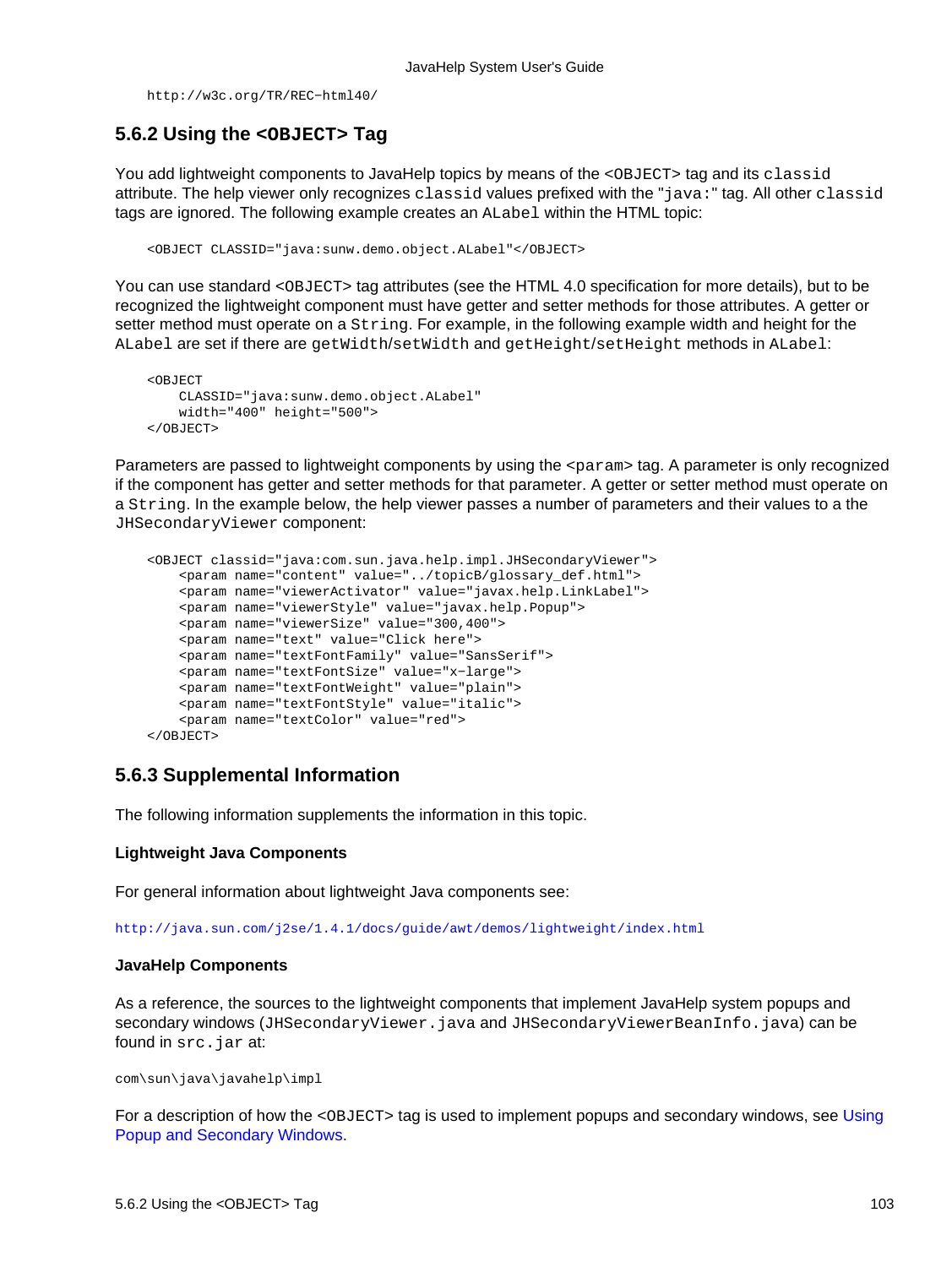```
http://w3c.org/TR/REC-html40/
```

### 5.6.2 Using the <OBJECT> Tag

You add lightweight components to JavaHelp topics by means of the `<OBJECT>` tag and its `classid` attribute. The help viewer only recognizes `classid` values prefixed with the `"java:"` tag. All other `classid` tags are ignored. The following example creates an `ALabel` within the HTML topic:

```
<OBJECT CLASSID="java:sunw.demo.object.ALabel"</OBJECT>
```

You can use standard `<OBJECT>` tag attributes (see the HTML 4.0 specification for more details), but to be recognized the lightweight component must have getter and setter methods for those attributes. A getter or setter method must operate on a `String`. For example, in the following example width and height for the `ALabel` are set if there are `getWidth`/`setWidth` and `getHeight`/`setHeight` methods in `ALabel`:

```
<OBJECT
    CLASSID="java:sunw.demo.object.ALabel"
    width="400" height="500">
</OBJECT>
```

Parameters are passed to lightweight components by using the `<param>` tag. A parameter is only recognized if the component has getter and setter methods for that parameter. A getter or setter method must operate on a `String`. In the example below, the help viewer passes a number of parameters and their values to a the `JHSecondaryViewer` component:

```
<OBJECT classid="java:com.sun.java.help.impl.JHSecondaryViewer">
    <param name="content" value="../topicB/glossary_def.html">
    <param name="viewerActivator" value="javax.help.LinkLabel">
    <param name="viewerStyle" value="javax.help.Popup">
    <param name="viewerSize" value="300,400">
    <param name="text" value="Click here">
    <param name="textFontFamily" value="SansSerif">
    <param name="textFontSize" value="x-large">
    <param name="textFontWeight" value="plain">
    <param name="textFontStyle" value="italic">
    <param name="textColor" value="red">
</OBJECT>
```

### 5.6.3 Supplemental Information

The following information supplements the information in this topic.

**Lightweight Java Components**

For general information about lightweight Java components see:

```
http://java.sun.com/j2se/1.4.1/docs/guide/awt/demos/lightweight/index.html
```

**JavaHelp Components**

As a reference, the sources to the lightweight components that implement JavaHelp system popups and secondary windows (`JHSecondaryViewer.java` and `JHSecondaryViewerBeanInfo.java`) can be found in `src.jar` at:

```
com\sun\java\javahelp\impl
```

For a description of how the `<OBJECT>` tag is used to implement popups and secondary windows, see Using Popup and Secondary Windows.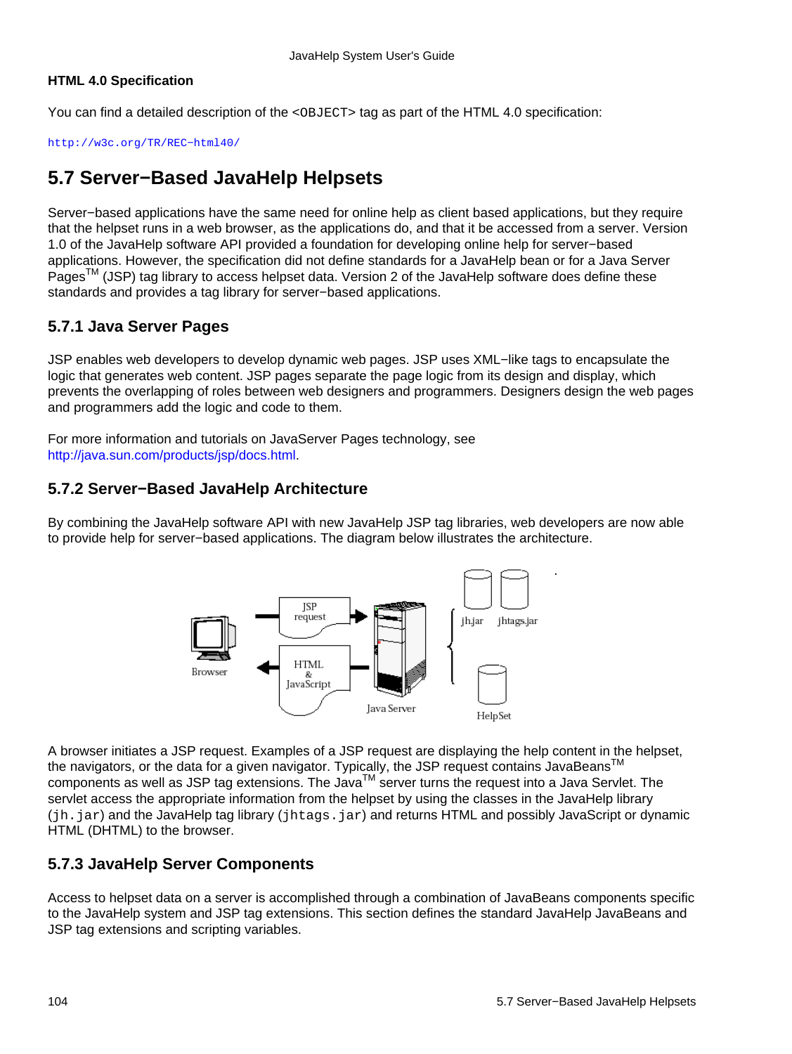**HTML 4.0 Specification**

You can find a detailed description of the <OBJECT> tag as part of the HTML 4.0 specification:

`http://w3c.org/TR/REC-html40/`

## 5.7 Server−Based JavaHelp Helpsets

Server−based applications have the same need for online help as client based applications, but they require that the helpset runs in a web browser, as the applications do, and that it be accessed from a server. Version 1.0 of the JavaHelp software API provided a foundation for developing online help for server−based applications. However, the specification did not define standards for a JavaHelp bean or for a Java Server Pages™ (JSP) tag library to access helpset data. Version 2 of the JavaHelp software does define these standards and provides a tag library for server−based applications.

### 5.7.1 Java Server Pages

JSP enables web developers to develop dynamic web pages. JSP uses XML−like tags to encapsulate the logic that generates web content. JSP pages separate the page logic from its design and display, which prevents the overlapping of roles between web designers and programmers. Designers design the web pages and programmers add the logic and code to them.

For more information and tutorials on JavaServer Pages technology, see http://java.sun.com/products/jsp/docs.html.

### 5.7.2 Server−Based JavaHelp Architecture

By combining the JavaHelp software API with new JavaHelp JSP tag libraries, web developers are now able to provide help for server−based applications. The diagram below illustrates the architecture.

A browser initiates a JSP request. Examples of a JSP request are displaying the help content in the helpset, the navigators, or the data for a given navigator. Typically, the JSP request contains JavaBeans™ components as well as JSP tag extensions. The Java™ server turns the request into a Java Servlet. The servlet access the appropriate information from the helpset by using the classes in the JavaHelp library (`jh.jar`) and the JavaHelp tag library (`jhtags.jar`) and returns HTML and possibly JavaScript or dynamic HTML (DHTML) to the browser.

### 5.7.3 JavaHelp Server Components

Access to helpset data on a server is accomplished through a combination of JavaBeans components specific to the JavaHelp system and JSP tag extensions. This section defines the standard JavaHelp JavaBeans and JSP tag extensions and scripting variables.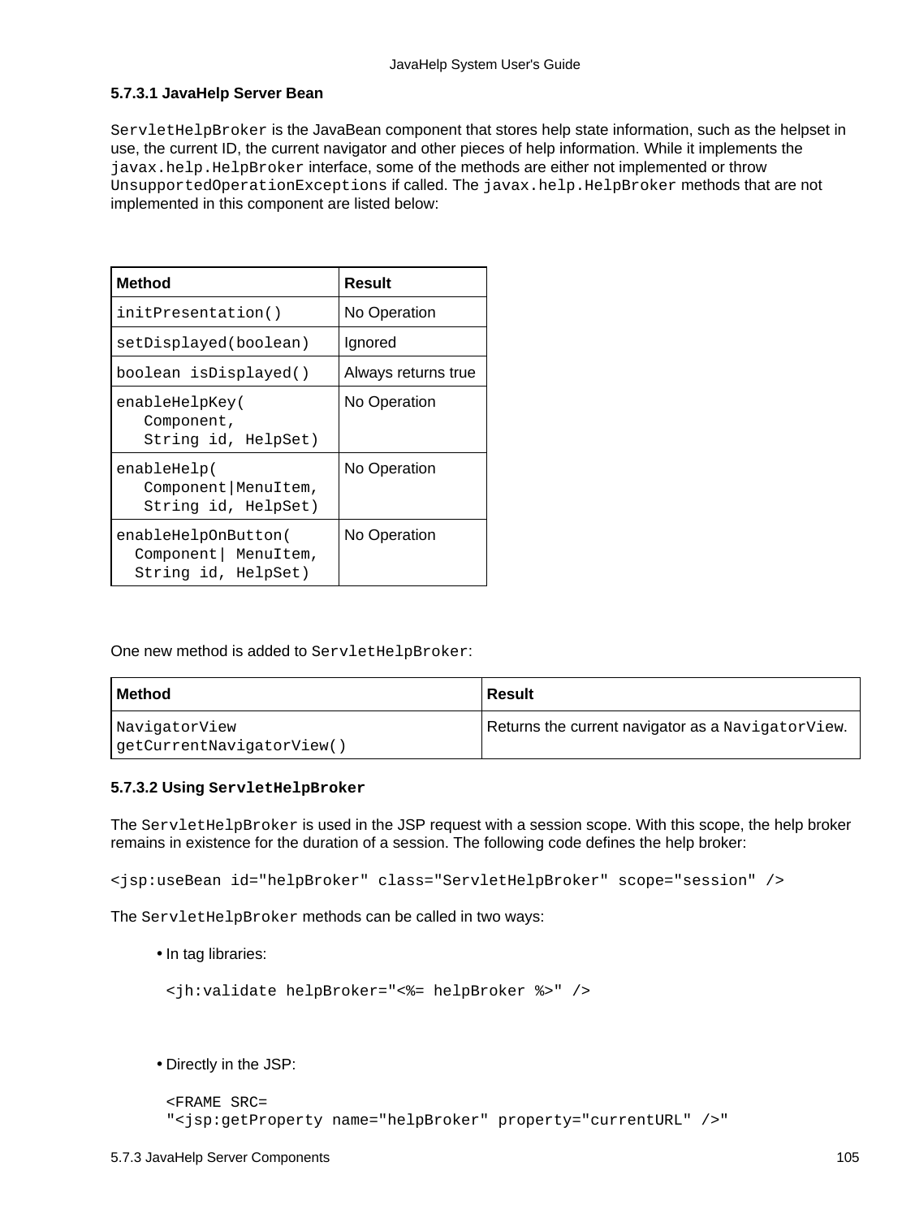#### 5.7.3.1 JavaHelp Server Bean

`ServletHelpBroker` is the JavaBean component that stores help state information, such as the helpset in use, the current ID, the current navigator and other pieces of help information. While it implements the `javax.help.HelpBroker` interface, some of the methods are either not implemented or throw `UnsupportedOperationExceptions` if called. The `javax.help.HelpBroker` methods that are not implemented in this component are listed below:

| Method | Result |
| --- | --- |
| `initPresentation()` | No Operation |
| `setDisplayed(boolean)` | Ignored |
| `boolean isDisplayed()` | Always returns true |
| `enableHelpKey( Component, String id, HelpSet)` | No Operation |
| `enableHelp( Component\|MenuItem, String id, HelpSet)` | No Operation |
| `enableHelpOnButton( Component\| MenuItem, String id, HelpSet)` | No Operation |

One new method is added to `ServletHelpBroker`:

| Method | Result |
| --- | --- |
| `NavigatorView getCurrentNavigatorView()` | Returns the current navigator as a `NavigatorView`. |

#### 5.7.3.2 Using `ServletHelpBroker`

The `ServletHelpBroker` is used in the JSP request with a session scope. With this scope, the help broker remains in existence for the duration of a session. The following code defines the help broker:

```
<jsp:useBean id="helpBroker" class="ServletHelpBroker" scope="session" />
```

The `ServletHelpBroker` methods can be called in two ways:

- In tag libraries:

```
<jh:validate helpBroker="<%= helpBroker %>" />
```

- Directly in the JSP:

```
<FRAME SRC=
"<jsp:getProperty name="helpBroker" property="currentURL" />"
```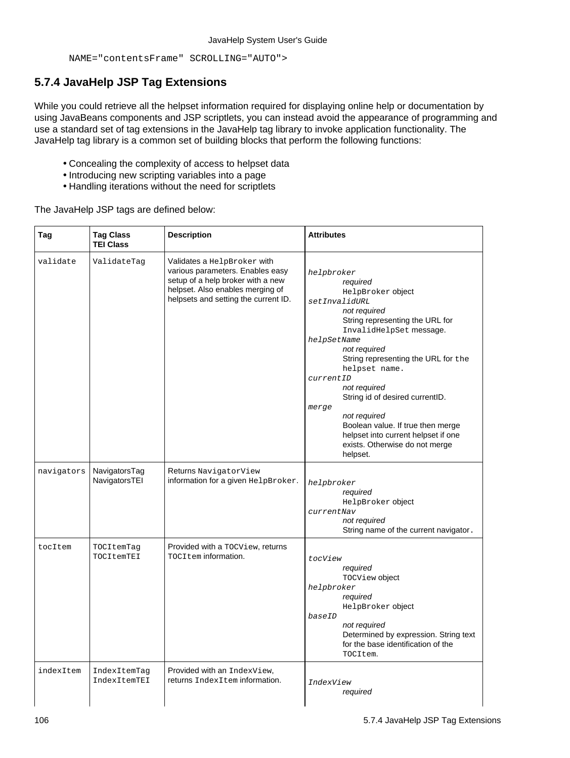```
NAME="contentsFrame" SCROLLING="AUTO">
```

### 5.7.4 JavaHelp JSP Tag Extensions

While you could retrieve all the helpset information required for displaying online help or documentation by using JavaBeans components and JSP scriptlets, you can instead avoid the appearance of programming and use a standard set of tag extensions in the JavaHelp tag library to invoke application functionality. The JavaHelp tag library is a common set of building blocks that perform the following functions:

- Concealing the complexity of access to helpset data
- Introducing new scripting variables into a page
- Handling iterations without the need for scriptlets

The JavaHelp JSP tags are defined below:

| Tag | Tag Class TEI Class | Description | Attributes |
|---|---|---|---|
| validate | ValidateTag | Validates a HelpBroker with various parameters. Enables easy setup of a help broker with a new helpset. Also enables merging of helpsets and setting the current ID. | *helpbroker* *required* HelpBroker object<br>*setInvalidURL* *not required* String representing the URL for InvalidHelpSet message.<br>*helpSetName* *not required* String representing the URL for the helpset name.<br>*currentID* *not required* String id of desired currentID.<br>*merge* *not required* Boolean value. If true then merge helpset into current helpset if one exists. Otherwise do not merge helpset. |
| navigators | NavigatorsTag NavigatorsTEI | Returns NavigatorView information for a given HelpBroker. | *helpbroker* *required* HelpBroker object<br>*currentNav* *not required* String name of the current navigator. |
| tocItem | TOCItemTag TOCItemTEI | Provided with a TOCView, returns TOCItem information. | *tocView* *required* TOCView object<br>*helpbroker* *required* HelpBroker object<br>*baseID* *not required* Determined by expression. String text for the base identification of the TOCItem. |
| indexItem | IndexItemTag IndexItemTEI | Provided with an IndexView, returns IndexItem information. | *IndexView* *required* |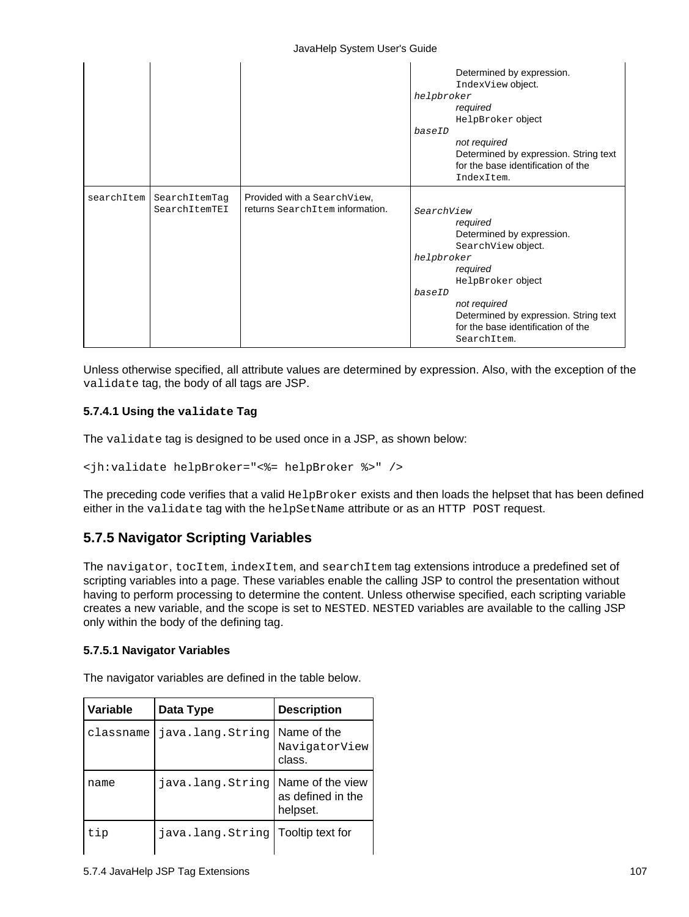| | | | Determined by expression.<br>IndexView object.<br>*helpbroker*<br>*required*<br>HelpBroker object<br>*baseID*<br>*not required*<br>Determined by expression. String text for the base identification of the IndexItem. |
|---|---|---|---|
| searchItem | SearchItemTag<br>SearchItemTEI | Provided with a SearchView, returns SearchItem information. | *SearchView*<br>*required*<br>Determined by expression.<br>SearchView object.<br>*helpbroker*<br>*required*<br>HelpBroker object<br>*baseID*<br>*not required*<br>Determined by expression. String text for the base identification of the SearchItem. |

Unless otherwise specified, all attribute values are determined by expression. Also, with the exception of the `validate` tag, the body of all tags are JSP.

#### 5.7.4.1 Using the `validate` Tag

The `validate` tag is designed to be used once in a JSP, as shown below:

```
<jh:validate helpBroker="<%= helpBroker %>" />
```

The preceding code verifies that a valid `HelpBroker` exists and then loads the helpset that has been defined either in the `validate` tag with the `helpSetName` attribute or as an `HTTP POST` request.

### 5.7.5 Navigator Scripting Variables

The `navigator`, `tocItem`, `indexItem`, and `searchItem` tag extensions introduce a predefined set of scripting variables into a page. These variables enable the calling JSP to control the presentation without having to perform processing to determine the content. Unless otherwise specified, each scripting variable creates a new variable, and the scope is set to `NESTED`. `NESTED` variables are available to the calling JSP only within the body of the defining tag.

#### 5.7.5.1 Navigator Variables

The navigator variables are defined in the table below.

| Variable | Data Type | Description |
|---|---|---|
| classname | java.lang.String | Name of the NavigatorView class. |
| name | java.lang.String | Name of the view as defined in the helpset. |
| tip | java.lang.String | Tooltip text for |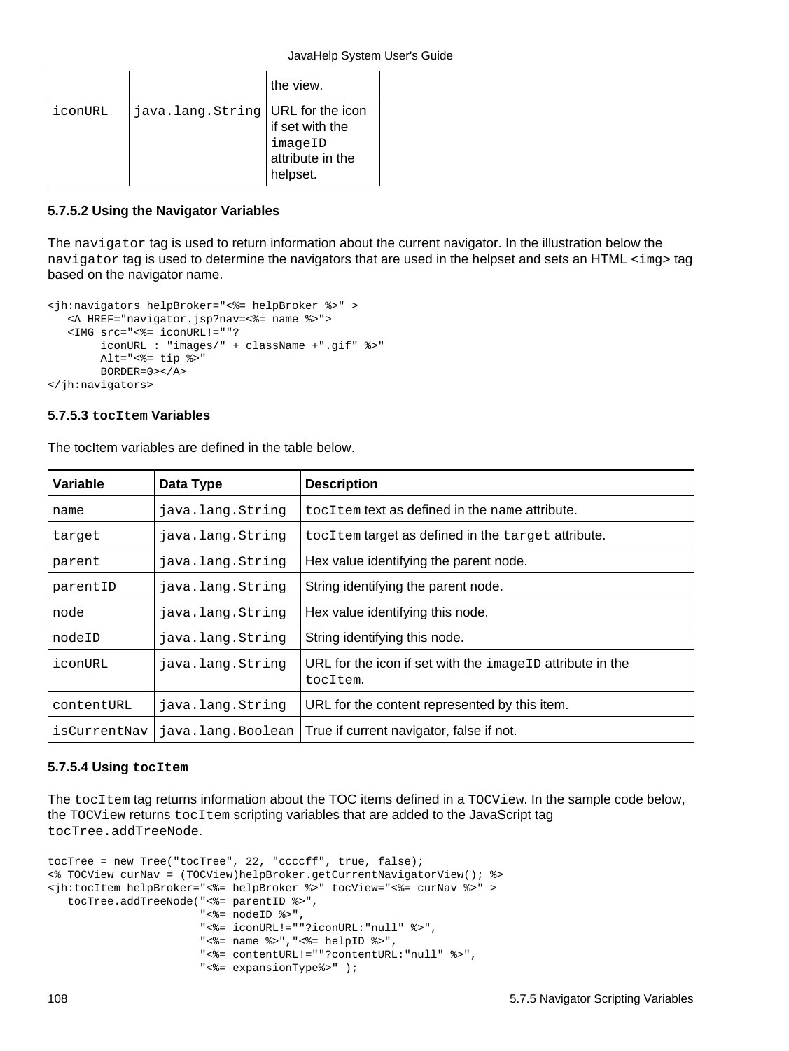| | | the view. |
|---|---|---|
| iconURL | java.lang.String | URL for the icon if set with the imageID attribute in the helpset. |

#### 5.7.5.2 Using the Navigator Variables

The `navigator` tag is used to return information about the current navigator. In the illustration below the `navigator` tag is used to determine the navigators that are used in the helpset and sets an HTML `<img>` tag based on the navigator name.

```
<jh:navigators helpBroker="<%= helpBroker %>" >
   <A HREF="navigator.jsp?nav=<%= name %>">
   <IMG src="<%= iconURL!=""?
         iconURL : "images/" + className +".gif" %>"
         Alt="<%= tip %>"
         BORDER=0></A>
</jh:navigators>
```

#### 5.7.5.3 `tocItem` Variables

The tocItem variables are defined in the table below.

| Variable | Data Type | Description |
|---|---|---|
| name | java.lang.String | `tocItem` text as defined in the `name` attribute. |
| target | java.lang.String | `tocItem` target as defined in the `target` attribute. |
| parent | java.lang.String | Hex value identifying the parent node. |
| parentID | java.lang.String | String identifying the parent node. |
| node | java.lang.String | Hex value identifying this node. |
| nodeID | java.lang.String | String identifying this node. |
| iconURL | java.lang.String | URL for the icon if set with the `imageID` attribute in the `tocItem`. |
| contentURL | java.lang.String | URL for the content represented by this item. |
| isCurrentNav | java.lang.Boolean | True if current navigator, false if not. |

#### 5.7.5.4 Using `tocItem`

The `tocItem` tag returns information about the TOC items defined in a `TOCView`. In the sample code below, the `TOCView` returns `tocItem` scripting variables that are added to the JavaScript tag `tocTree.addTreeNode`.

```
tocTree = new Tree("tocTree", 22, "ccccff", true, false);
<% TOCView curNav = (TOCView)helpBroker.getCurrentNavigatorView(); %>
<jh:tocItem helpBroker="<%= helpBroker %>" tocView="<%= curNav %>" >
   tocTree.addTreeNode("<%= parentID %>",
                       "<%= nodeID %>",
                       "<%= iconURL!=""?iconURL:"null" %>",
                       "<%= name %>","<%= helpID %>",
                       "<%= contentURL!=""?contentURL:"null" %>",
                       "<%= expansionType%>" );
```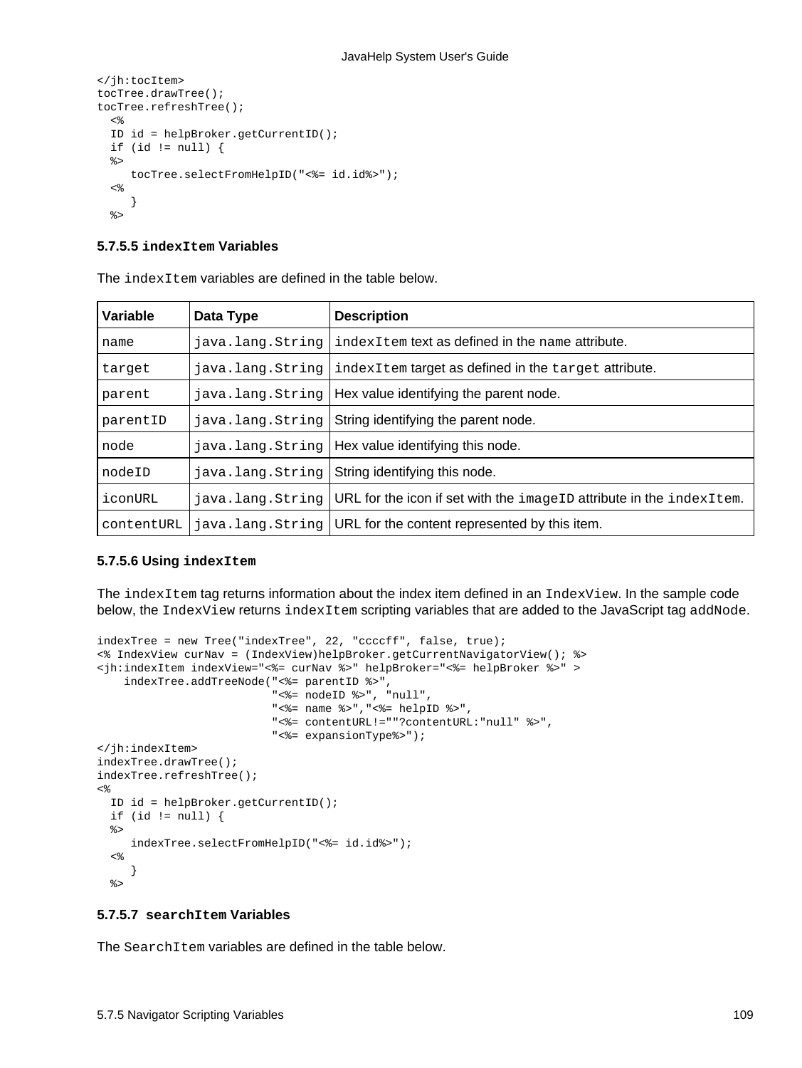```
</jh:tocItem>
tocTree.drawTree();
tocTree.refreshTree();
  <%
  ID id = helpBroker.getCurrentID();
  if (id != null) {
  %>
     tocTree.selectFromHelpID("<%= id.id%>");
  <%
     }
  %>
```

#### 5.7.5.5 `indexItem` Variables

The `indexItem` variables are defined in the table below.

| Variable | Data Type | Description |
| --- | --- | --- |
| `name` | `java.lang.String` | `indexItem` text as defined in the `name` attribute. |
| `target` | `java.lang.String` | `indexItem` target as defined in the `target` attribute. |
| `parent` | `java.lang.String` | Hex value identifying the parent node. |
| `parentID` | `java.lang.String` | String identifying the parent node. |
| `node` | `java.lang.String` | Hex value identifying this node. |
| `nodeID` | `java.lang.String` | String identifying this node. |
| `iconURL` | `java.lang.String` | URL for the icon if set with the `imageID` attribute in the `indexItem`. |
| `contentURL` | `java.lang.String` | URL for the content represented by this item. |

#### 5.7.5.6 Using `indexItem`

The `indexItem` tag returns information about the index item defined in an `IndexView`. In the sample code below, the `IndexView` returns `indexItem` scripting variables that are added to the JavaScript tag `addNode`.

```
indexTree = new Tree("indexTree", 22, "ccccff", false, true);
<% IndexView curNav = (IndexView)helpBroker.getCurrentNavigatorView(); %>
<jh:indexItem indexView="<%= curNav %>" helpBroker="<%= helpBroker %>" >
    indexTree.addTreeNode("<%= parentID %>",
                          "<%= nodeID %>", "null",
                          "<%= name %>","<%= helpID %>",
                          "<%= contentURL!=""?contentURL:"null" %>",
                          "<%= expansionType%>");
</jh:indexItem>
indexTree.drawTree();
indexTree.refreshTree();
<%
  ID id = helpBroker.getCurrentID();
  if (id != null) {
  %>
     indexTree.selectFromHelpID("<%= id.id%>");
  <%
     }
  %>
```

#### 5.7.5.7 `searchItem` Variables

The `SearchItem` variables are defined in the table below.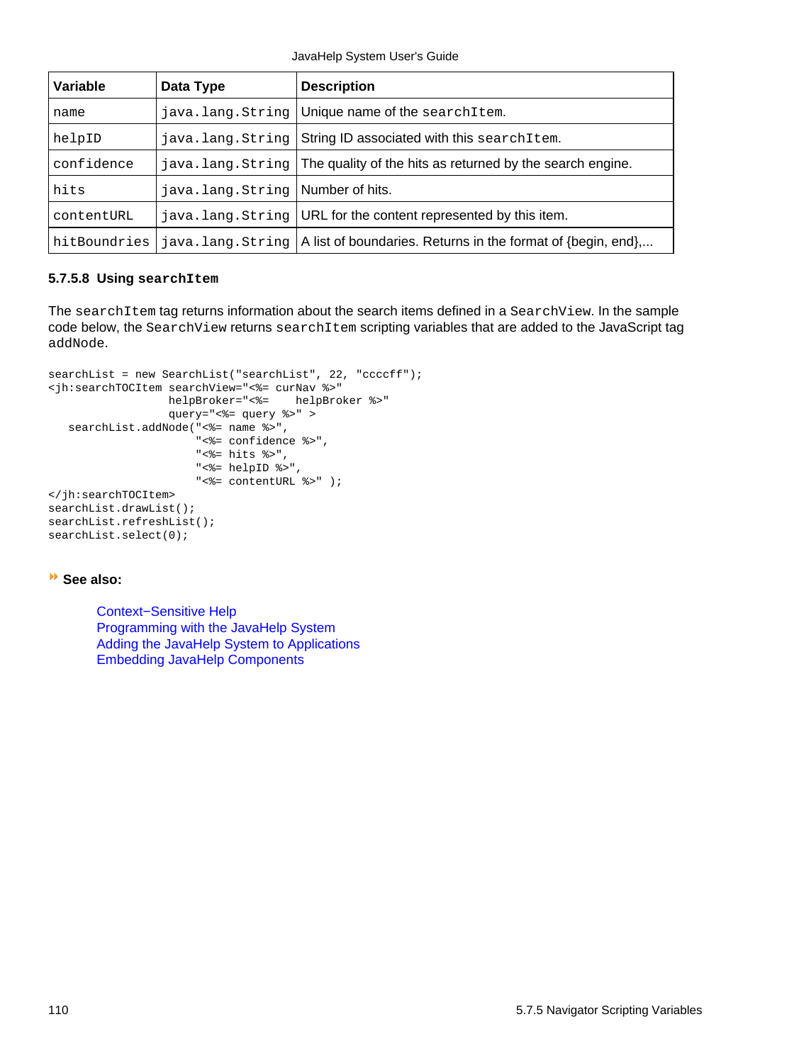| Variable | Data Type | Description |
| --- | --- | --- |
| name | java.lang.String | Unique name of the searchItem. |
| helpID | java.lang.String | String ID associated with this searchItem. |
| confidence | java.lang.String | The quality of the hits as returned by the search engine. |
| hits | java.lang.String | Number of hits. |
| contentURL | java.lang.String | URL for the content represented by this item. |
| hitBoundries | java.lang.String | A list of boundaries. Returns in the format of {begin, end},... |

#### 5.7.5.8 Using searchItem

The searchItem tag returns information about the search items defined in a SearchView. In the sample code below, the SearchView returns searchItem scripting variables that are added to the JavaScript tag addNode.

```
searchList = new SearchList("searchList", 22, "ccccff");
<jh:searchTOCItem searchView="<%= curNav %>"
                  helpBroker="<%=    helpBroker %>"
                  query="<%= query %>" >
   searchList.addNode("<%= name %>",
                      "<%= confidence %>",
                      "<%= hits %>",
                      "<%= helpID %>",
                      "<%= contentURL %>" );
</jh:searchTOCItem>
searchList.drawList();
searchList.refreshList();
searchList.select(0);
```

**See also:**

Context−Sensitive Help
Programming with the JavaHelp System
Adding the JavaHelp System to Applications
Embedding JavaHelp Components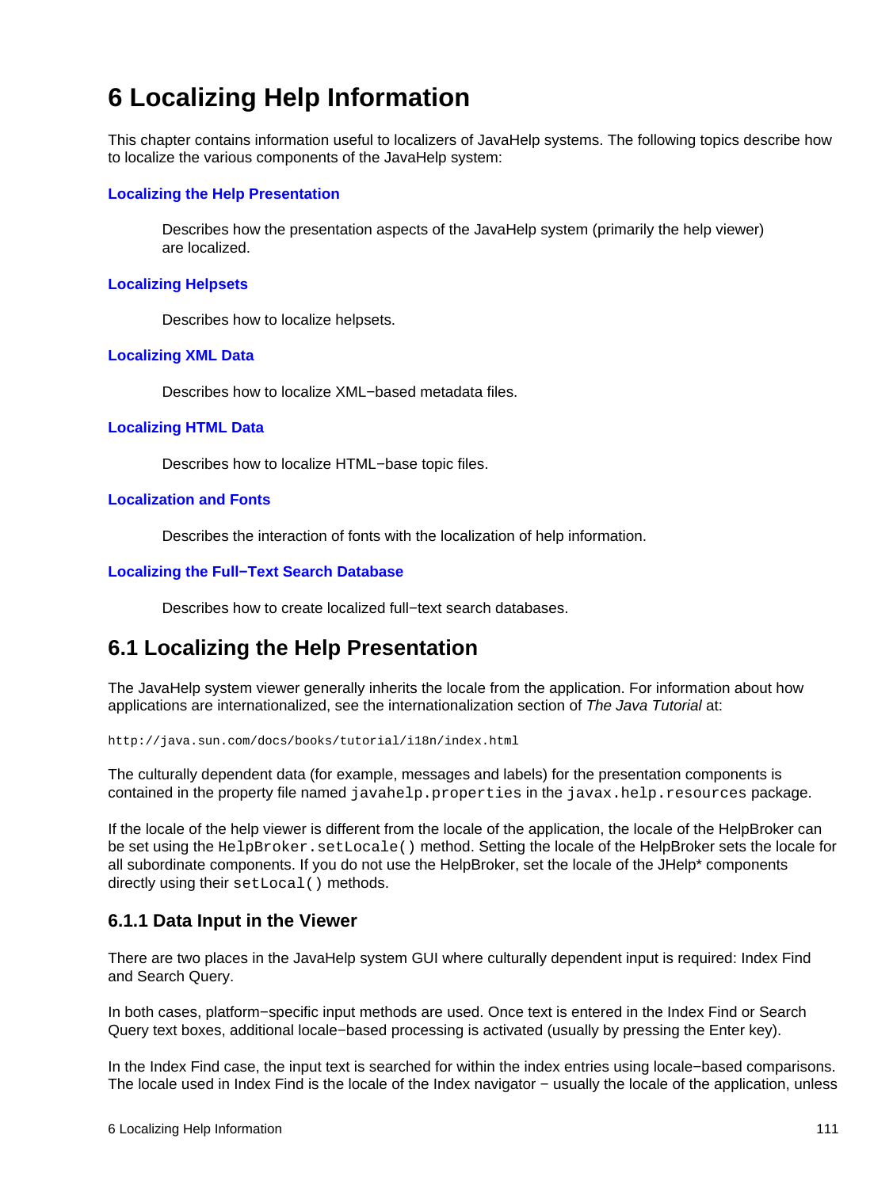# 6 Localizing Help Information

This chapter contains information useful to localizers of JavaHelp systems. The following topics describe how to localize the various components of the JavaHelp system:

**Localizing the Help Presentation**

Describes how the presentation aspects of the JavaHelp system (primarily the help viewer) are localized.

**Localizing Helpsets**

Describes how to localize helpsets.

**Localizing XML Data**

Describes how to localize XML−based metadata files.

**Localizing HTML Data**

Describes how to localize HTML−base topic files.

**Localization and Fonts**

Describes the interaction of fonts with the localization of help information.

**Localizing the Full−Text Search Database**

Describes how to create localized full−text search databases.

## 6.1 Localizing the Help Presentation

The JavaHelp system viewer generally inherits the locale from the application. For information about how applications are internationalized, see the internationalization section of *The Java Tutorial* at:

```
http://java.sun.com/docs/books/tutorial/i18n/index.html
```

The culturally dependent data (for example, messages and labels) for the presentation components is contained in the property file named `javahelp.properties` in the `javax.help.resources` package.

If the locale of the help viewer is different from the locale of the application, the locale of the HelpBroker can be set using the `HelpBroker.setLocale()` method. Setting the locale of the HelpBroker sets the locale for all subordinate components. If you do not use the HelpBroker, set the locale of the JHelp* components directly using their `setLocal()` methods.

### 6.1.1 Data Input in the Viewer

There are two places in the JavaHelp system GUI where culturally dependent input is required: Index Find and Search Query.

In both cases, platform−specific input methods are used. Once text is entered in the Index Find or Search Query text boxes, additional locale−based processing is activated (usually by pressing the Enter key).

In the Index Find case, the input text is searched for within the index entries using locale−based comparisons. The locale used in Index Find is the locale of the Index navigator − usually the locale of the application, unless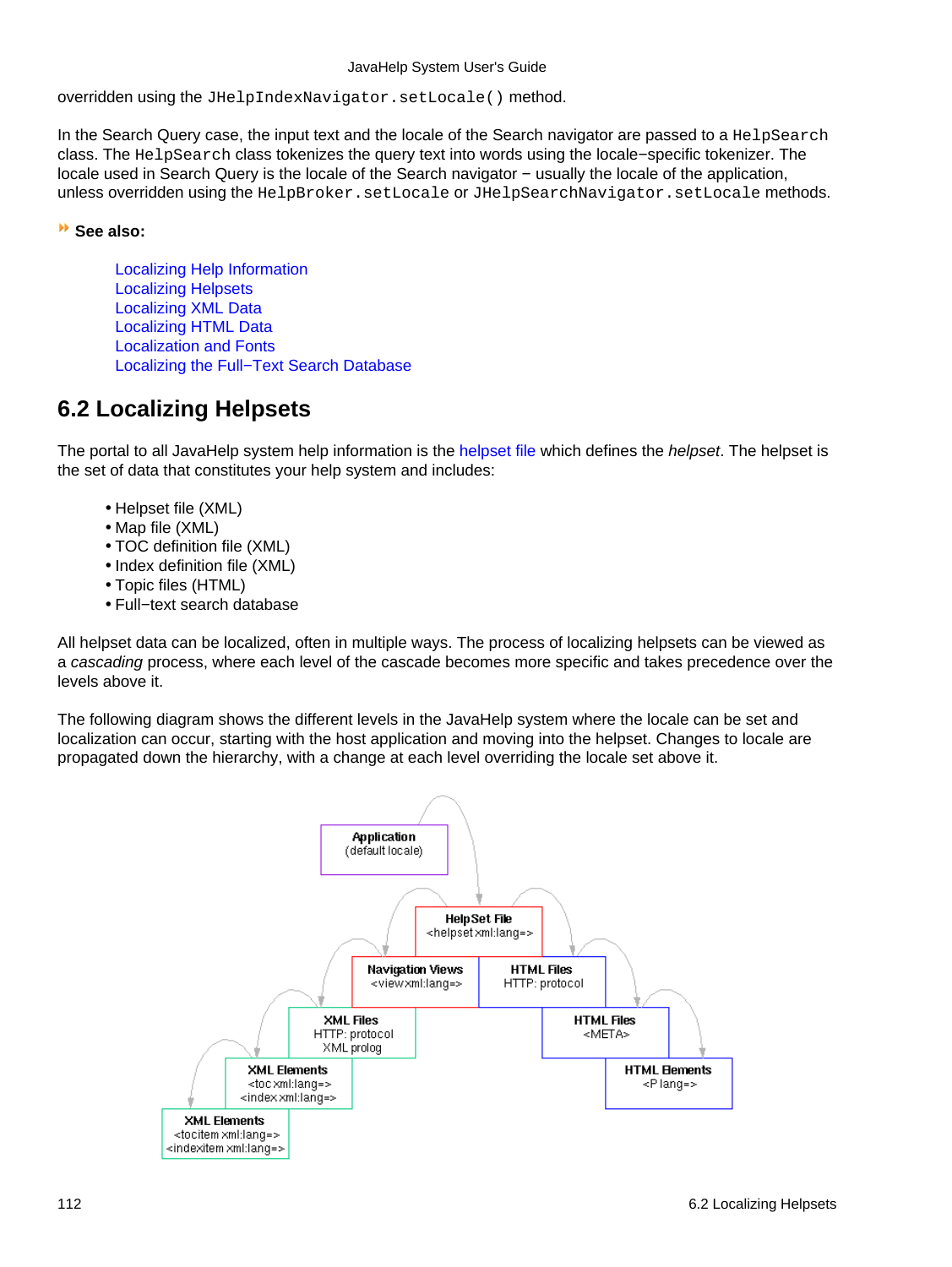overridden using the `JHelpIndexNavigator.setLocale()` method.

In the Search Query case, the input text and the locale of the Search navigator are passed to a `HelpSearch` class. The `HelpSearch` class tokenizes the query text into words using the locale−specific tokenizer. The locale used in Search Query is the locale of the Search navigator − usually the locale of the application, unless overridden using the `HelpBroker.setLocale` or `JHelpSearchNavigator.setLocale` methods.

**See also:**

- Localizing Help Information
- Localizing Helpsets
- Localizing XML Data
- Localizing HTML Data
- Localization and Fonts
- Localizing the Full−Text Search Database

## 6.2 Localizing Helpsets

The portal to all JavaHelp system help information is the helpset file which defines the *helpset*. The helpset is the set of data that constitutes your help system and includes:

- Helpset file (XML)
- Map file (XML)
- TOC definition file (XML)
- Index definition file (XML)
- Topic files (HTML)
- Full−text search database

All helpset data can be localized, often in multiple ways. The process of localizing helpsets can be viewed as a *cascading* process, where each level of the cascade becomes more specific and takes precedence over the levels above it.

The following diagram shows the different levels in the JavaHelp system where the locale can be set and localization can occur, starting with the host application and moving into the helpset. Changes to locale are propagated down the hierarchy, with a change at each level overriding the locale set above it.

**Application**
(default locale)

**HelpSet File**
<helpset xml:lang=>

**Navigation Views**
<view xml:lang=>

**HTML Files**
HTTP: protocol

**XML Files**
HTTP: protocol
XML prolog

**HTML Files**
<META>

**XML Elements**
<toc xml:lang=>
<index xml:lang=>

**HTML Elements**
<P lang=>

**XML Elements**
<tocitem xml:lang=>
<indexitem xml:lang=>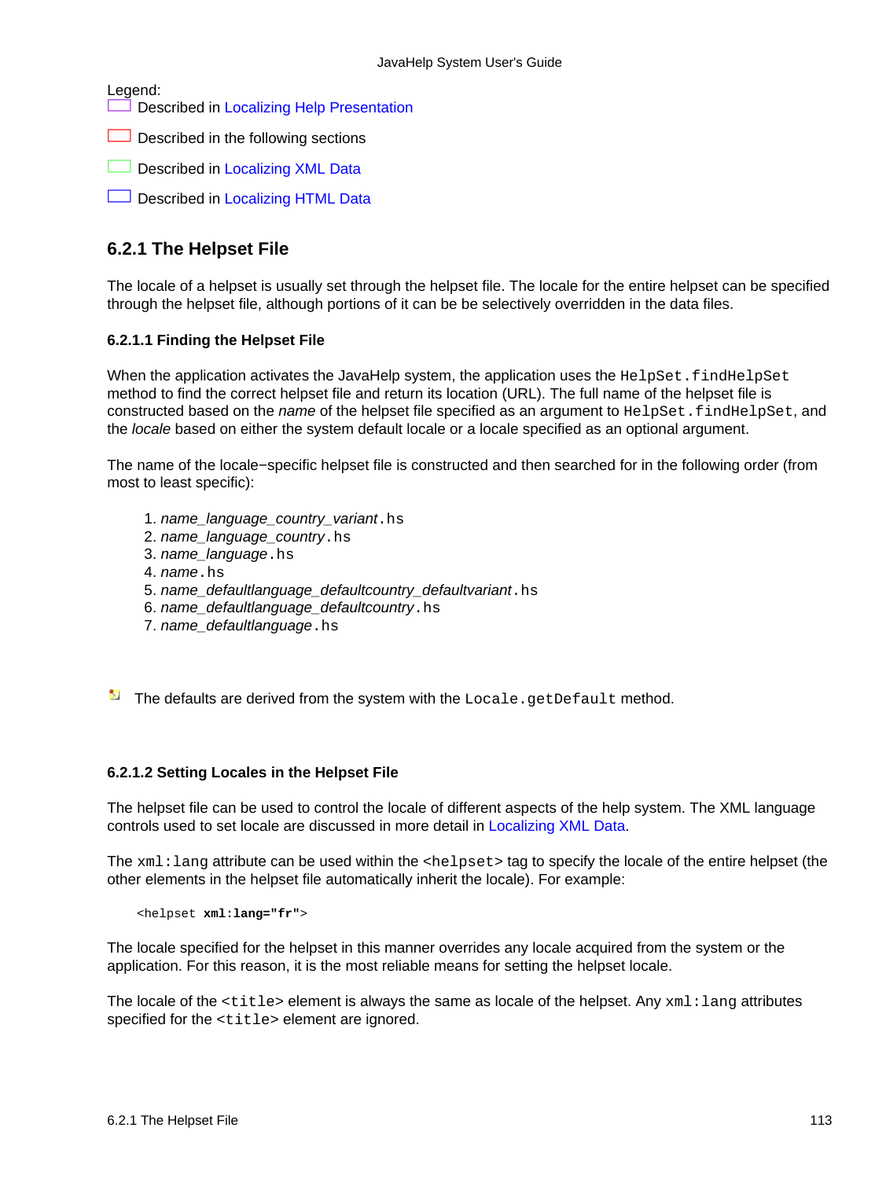Legend:

Described in Localizing Help Presentation

Described in the following sections

Described in Localizing XML Data

Described in Localizing HTML Data

## 6.2.1 The Helpset File

The locale of a helpset is usually set through the helpset file. The locale for the entire helpset can be specified through the helpset file, although portions of it can be be selectively overridden in the data files.

### 6.2.1.1 Finding the Helpset File

When the application activates the JavaHelp system, the application uses the `HelpSet.findHelpSet` method to find the correct helpset file and return its location (URL). The full name of the helpset file is constructed based on the *name* of the helpset file specified as an argument to `HelpSet.findHelpSet`, and the *locale* based on either the system default locale or a locale specified as an optional argument.

The name of the locale−specific helpset file is constructed and then searched for in the following order (from most to least specific):

1. *name_language_country_variant*`.hs`
2. *name_language_country*`.hs`
3. *name_language*`.hs`
4. *name*`.hs`
5. *name_defaultlanguage_defaultcountry_defaultvariant*`.hs`
6. *name_defaultlanguage_defaultcountry*`.hs`
7. *name_defaultlanguage*`.hs`

The defaults are derived from the system with the `Locale.getDefault` method.

### 6.2.1.2 Setting Locales in the Helpset File

The helpset file can be used to control the locale of different aspects of the help system. The XML language controls used to set locale are discussed in more detail in Localizing XML Data.

The `xml:lang` attribute can be used within the `<helpset>` tag to specify the locale of the entire helpset (the other elements in the helpset file automatically inherit the locale). For example:

```
<helpset xml:lang="fr">
```

The locale specified for the helpset in this manner overrides any locale acquired from the system or the application. For this reason, it is the most reliable means for setting the helpset locale.

The locale of the `<title>` element is always the same as locale of the helpset. Any `xml:lang` attributes specified for the `<title>` element are ignored.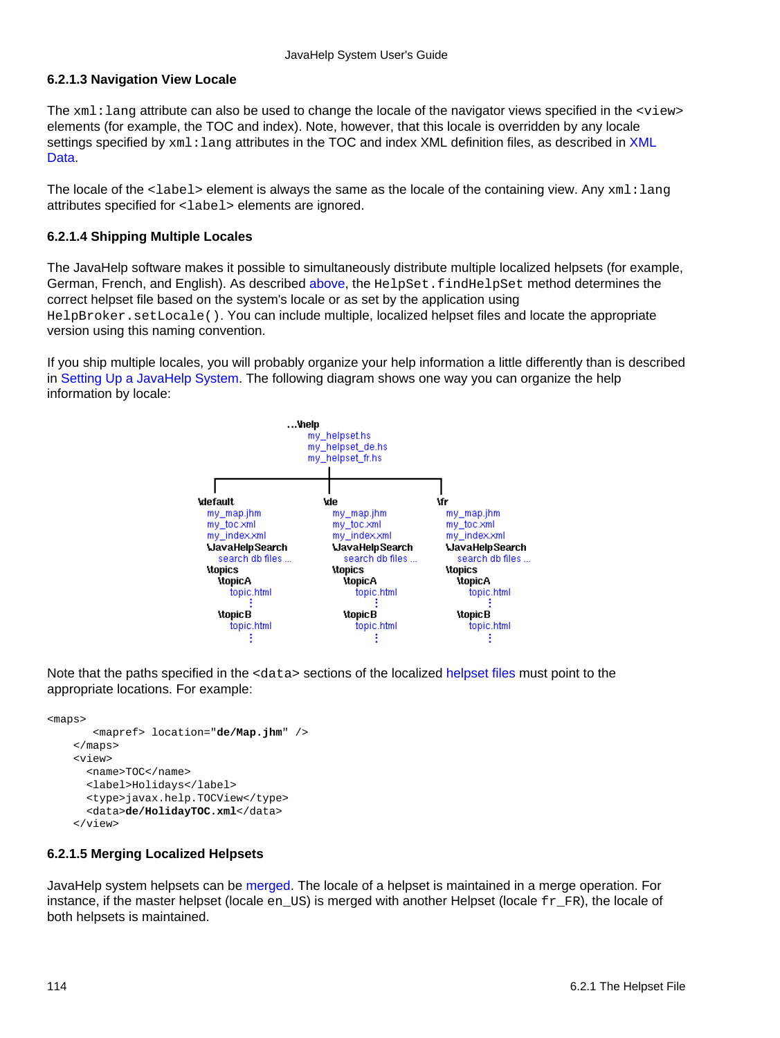### 6.2.1.3 Navigation View Locale

The `xml:lang` attribute can also be used to change the locale of the navigator views specified in the `<view>` elements (for example, the TOC and index). Note, however, that this locale is overridden by any locale settings specified by `xml:lang` attributes in the TOC and index XML definition files, as described in XML Data.

The locale of the `<label>` element is always the same as the locale of the containing view. Any `xml:lang` attributes specified for `<label>` elements are ignored.

### 6.2.1.4 Shipping Multiple Locales

The JavaHelp software makes it possible to simultaneously distribute multiple localized helpsets (for example, German, French, and English). As described above, the `HelpSet.findHelpSet` method determines the correct helpset file based on the system's locale or as set by the application using `HelpBroker.setLocale()`. You can include multiple, localized helpset files and locate the appropriate version using this naming convention.

If you ship multiple locales, you will probably organize your help information a little differently than is described in Setting Up a JavaHelp System. The following diagram shows one way you can organize the help information by locale:

```
...\help
    my_helpset.hs
    my_helpset_de.hs
    my_helpset_fr.hs

\default                  \de                       \fr
  my_map.jhm                my_map.jhm                my_map.jhm
  my_toc.xml                my_toc.xml                my_toc.xml
  my_index.xml              my_index.xml              my_index.xml
  \JavaHelpSearch           \JavaHelpSearch           \JavaHelpSearch
    search db files ...       search db files ...       search db files ...
  \topics                   \topics                   \topics
    \topicA                   \topicA                   \topicA
      topic.html                topic.html                topic.html
        :                         :                         :
    \topicB                   \topicB                   \topicB
      topic.html                topic.html                topic.html
        :                         :                         :
```

Note that the paths specified in the `<data>` sections of the localized helpset files must point to the appropriate locations. For example:

```
<maps>
       <mapref> location="de/Map.jhm" />
    </maps>
    <view>
      <name>TOC</name>
      <label>Holidays</label>
      <type>javax.help.TOCView</type>
      <data>de/HolidayTOC.xml</data>
    </view>
```

### 6.2.1.5 Merging Localized Helpsets

JavaHelp system helpsets can be merged. The locale of a helpset is maintained in a merge operation. For instance, if the master helpset (locale `en_US`) is merged with another Helpset (locale `fr_FR`), the locale of both helpsets is maintained.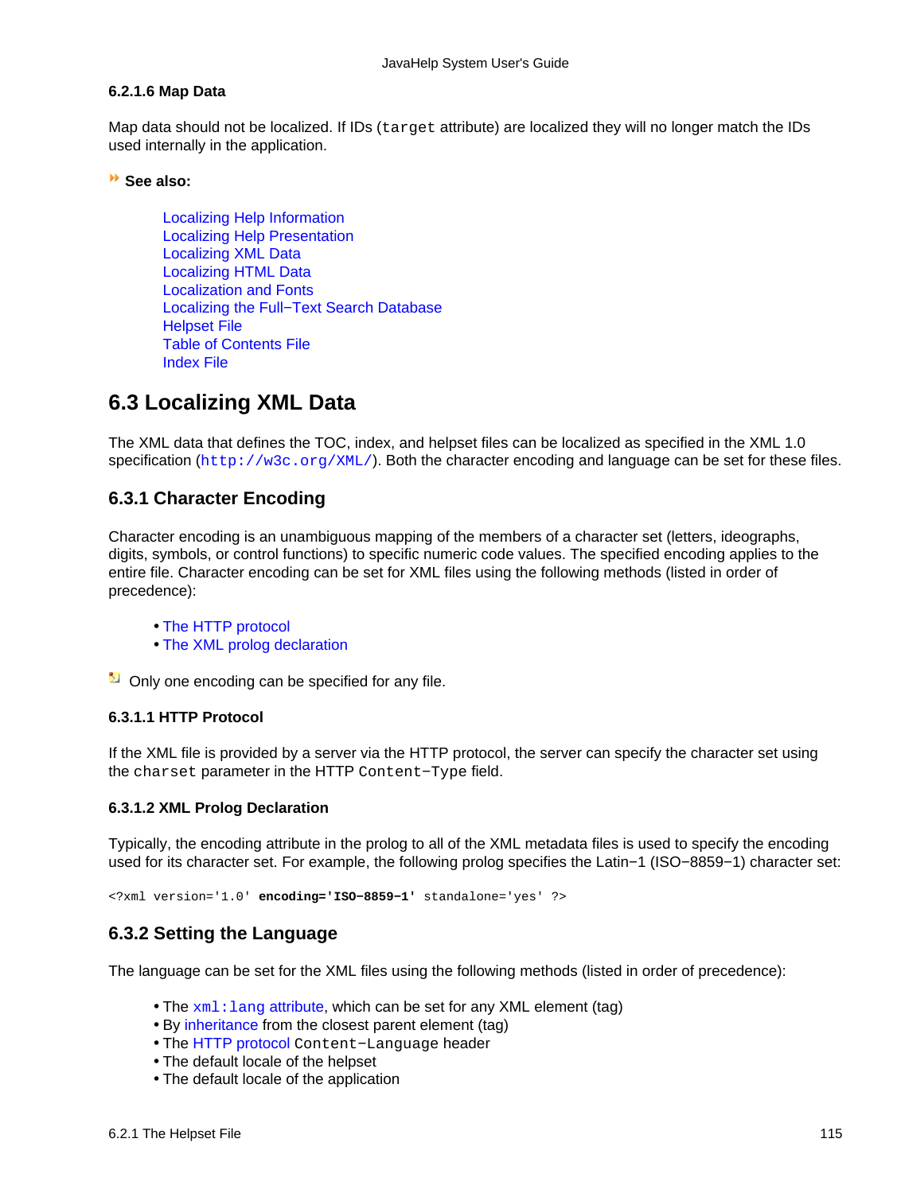#### 6.2.1.6 Map Data

Map data should not be localized. If IDs (`target` attribute) are localized they will no longer match the IDs used internally in the application.

**See also:**

Localizing Help Information
Localizing Help Presentation
Localizing XML Data
Localizing HTML Data
Localization and Fonts
Localizing the Full−Text Search Database
Helpset File
Table of Contents File
Index File

## 6.3 Localizing XML Data

The XML data that defines the TOC, index, and helpset files can be localized as specified in the XML 1.0 specification (`http://w3c.org/XML/`). Both the character encoding and language can be set for these files.

### 6.3.1 Character Encoding

Character encoding is an unambiguous mapping of the members of a character set (letters, ideographs, digits, symbols, or control functions) to specific numeric code values. The specified encoding applies to the entire file. Character encoding can be set for XML files using the following methods (listed in order of precedence):

- The HTTP protocol
- The XML prolog declaration

Only one encoding can be specified for any file.

#### 6.3.1.1 HTTP Protocol

If the XML file is provided by a server via the HTTP protocol, the server can specify the character set using the `charset` parameter in the HTTP `Content−Type` field.

#### 6.3.1.2 XML Prolog Declaration

Typically, the encoding attribute in the prolog to all of the XML metadata files is used to specify the encoding used for its character set. For example, the following prolog specifies the Latin−1 (ISO−8859−1) character set:

```
<?xml version='1.0' encoding='ISO−8859−1' standalone='yes' ?>
```

### 6.3.2 Setting the Language

The language can be set for the XML files using the following methods (listed in order of precedence):

- The `xml:lang` attribute, which can be set for any XML element (tag)
- By inheritance from the closest parent element (tag)
- The HTTP protocol `Content−Language` header
- The default locale of the helpset
- The default locale of the application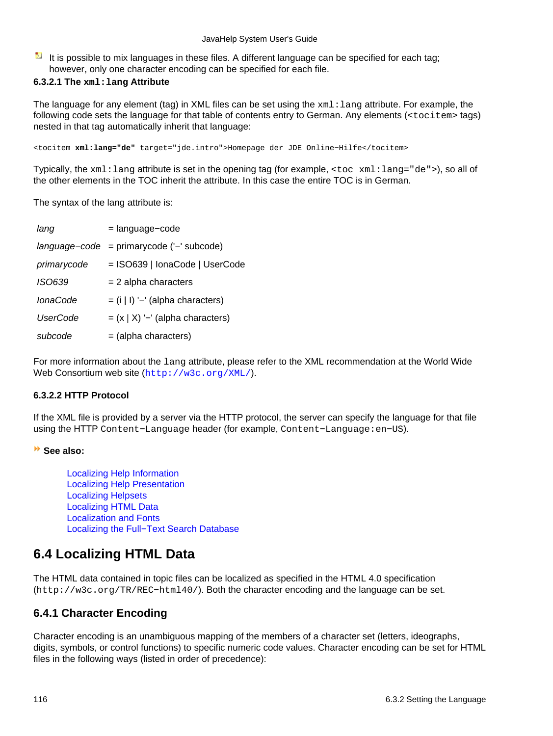It is possible to mix languages in these files. A different language can be specified for each tag; however, only one character encoding can be specified for each file.

#### 6.3.2.1 The `xml:lang` Attribute

The language for any element (tag) in XML files can be set using the `xml:lang` attribute. For example, the following code sets the language for that table of contents entry to German. Any elements (`<tocitem>` tags) nested in that tag automatically inherit that language:

```
<tocitem xml:lang="de" target="jde.intro">Homepage der JDE Online-Hilfe</tocitem>
```

Typically, the `xml:lang` attribute is set in the opening tag (for example, `<toc xml:lang="de">`), so all of the other elements in the TOC inherit the attribute. In this case the entire TOC is in German.

The syntax of the lang attribute is:

| | |
|---|---|
| *lang* | = language−code |
| *language−code* | = primarycode ('−' subcode) |
| *primarycode* | = ISO639 \| IonaCode \| UserCode |
| *ISO639* | = 2 alpha characters |
| *IonaCode* | = (i \| I) '−' (alpha characters) |
| *UserCode* | = (x \| X) '−' (alpha characters) |
| *subcode* | = (alpha characters) |

For more information about the `lang` attribute, please refer to the XML recommendation at the World Wide Web Consortium web site (`http://w3c.org/XML/`).

#### 6.3.2.2 HTTP Protocol

If the XML file is provided by a server via the HTTP protocol, the server can specify the language for that file using the HTTP `Content−Language` header (for example, `Content−Language:en−US`).

**See also:**

Localizing Help Information
Localizing Help Presentation
Localizing Helpsets
Localizing HTML Data
Localization and Fonts
Localizing the Full−Text Search Database

## 6.4 Localizing HTML Data

The HTML data contained in topic files can be localized as specified in the HTML 4.0 specification (`http://w3c.org/TR/REC−html40/`). Both the character encoding and the language can be set.

### 6.4.1 Character Encoding

Character encoding is an unambiguous mapping of the members of a character set (letters, ideographs, digits, symbols, or control functions) to specific numeric code values. Character encoding can be set for HTML files in the following ways (listed in order of precedence):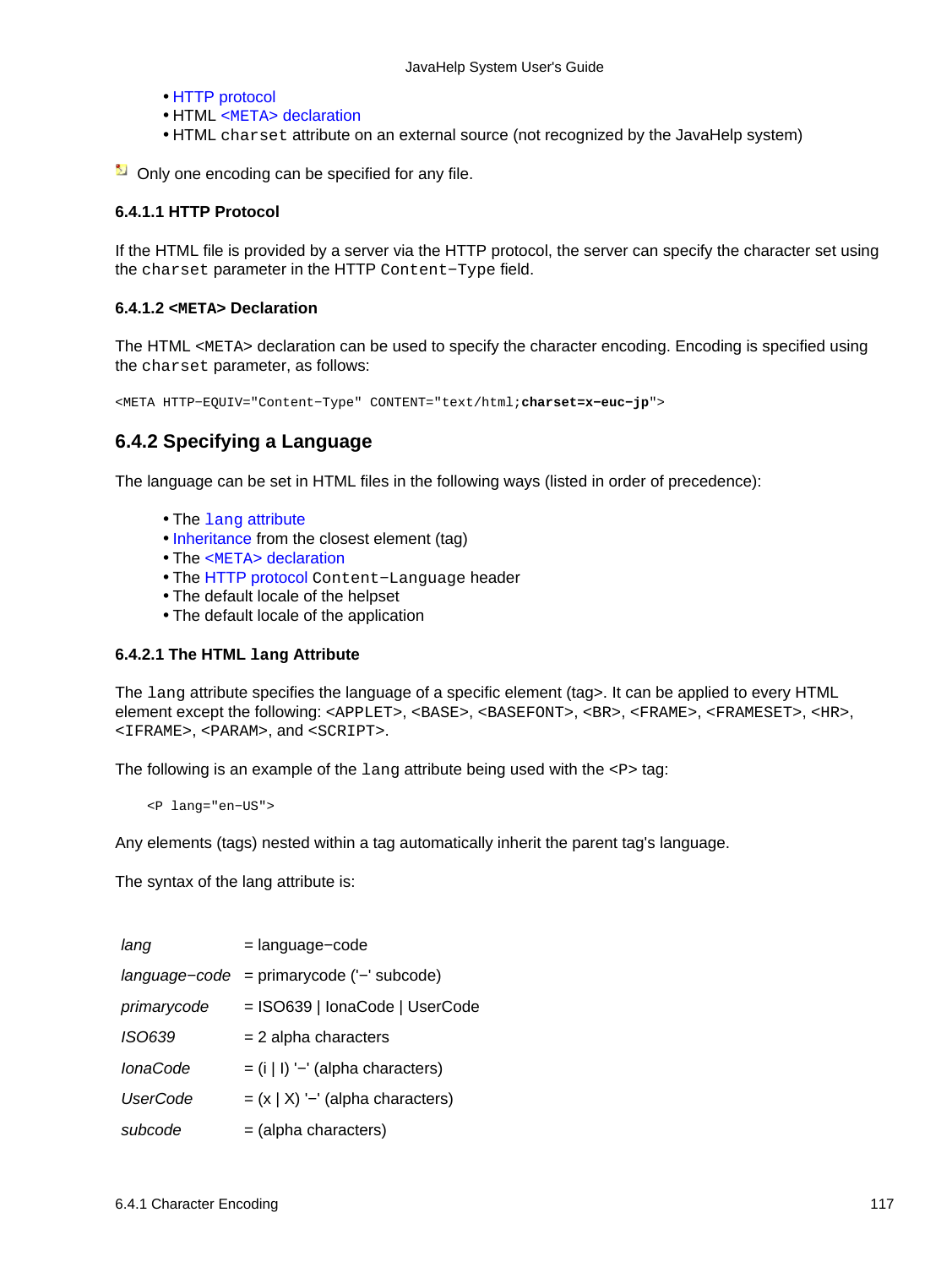- HTTP protocol
- HTML <META> declaration
- HTML `charset` attribute on an external source (not recognized by the JavaHelp system)

Only one encoding can be specified for any file.

#### 6.4.1.1 HTTP Protocol

If the HTML file is provided by a server via the HTTP protocol, the server can specify the character set using the `charset` parameter in the HTTP `Content−Type` field.

#### 6.4.1.2 <META> Declaration

The HTML <META> declaration can be used to specify the character encoding. Encoding is specified using the `charset` parameter, as follows:

```
<META HTTP−EQUIV="Content−Type" CONTENT="text/html;charset=x−euc−jp">
```

### 6.4.2 Specifying a Language

The language can be set in HTML files in the following ways (listed in order of precedence):

- The `lang` attribute
- Inheritance from the closest element (tag)
- The <META> declaration
- The HTTP protocol `Content−Language` header
- The default locale of the helpset
- The default locale of the application

#### 6.4.2.1 The HTML `lang` Attribute

The `lang` attribute specifies the language of a specific element (tag>. It can be applied to every HTML element except the following: <APPLET>, <BASE>, <BASEFONT>, <BR>, <FRAME>, <FRAMESET>, <HR>, <IFRAME>, <PARAM>, and <SCRIPT>.

The following is an example of the `lang` attribute being used with the <P> tag:

```
<P lang="en−US">
```

Any elements (tags) nested within a tag automatically inherit the parent tag's language.

The syntax of the lang attribute is:

| | |
|---|---|
| *lang* | = language−code |
| *language−code* | = primarycode ('−' subcode) |
| *primarycode* | = ISO639 \| IonaCode \| UserCode |
| *ISO639* | = 2 alpha characters |
| *IonaCode* | = (i \| I) '−' (alpha characters) |
| *UserCode* | = (x \| X) '−' (alpha characters) |
| *subcode* | = (alpha characters) |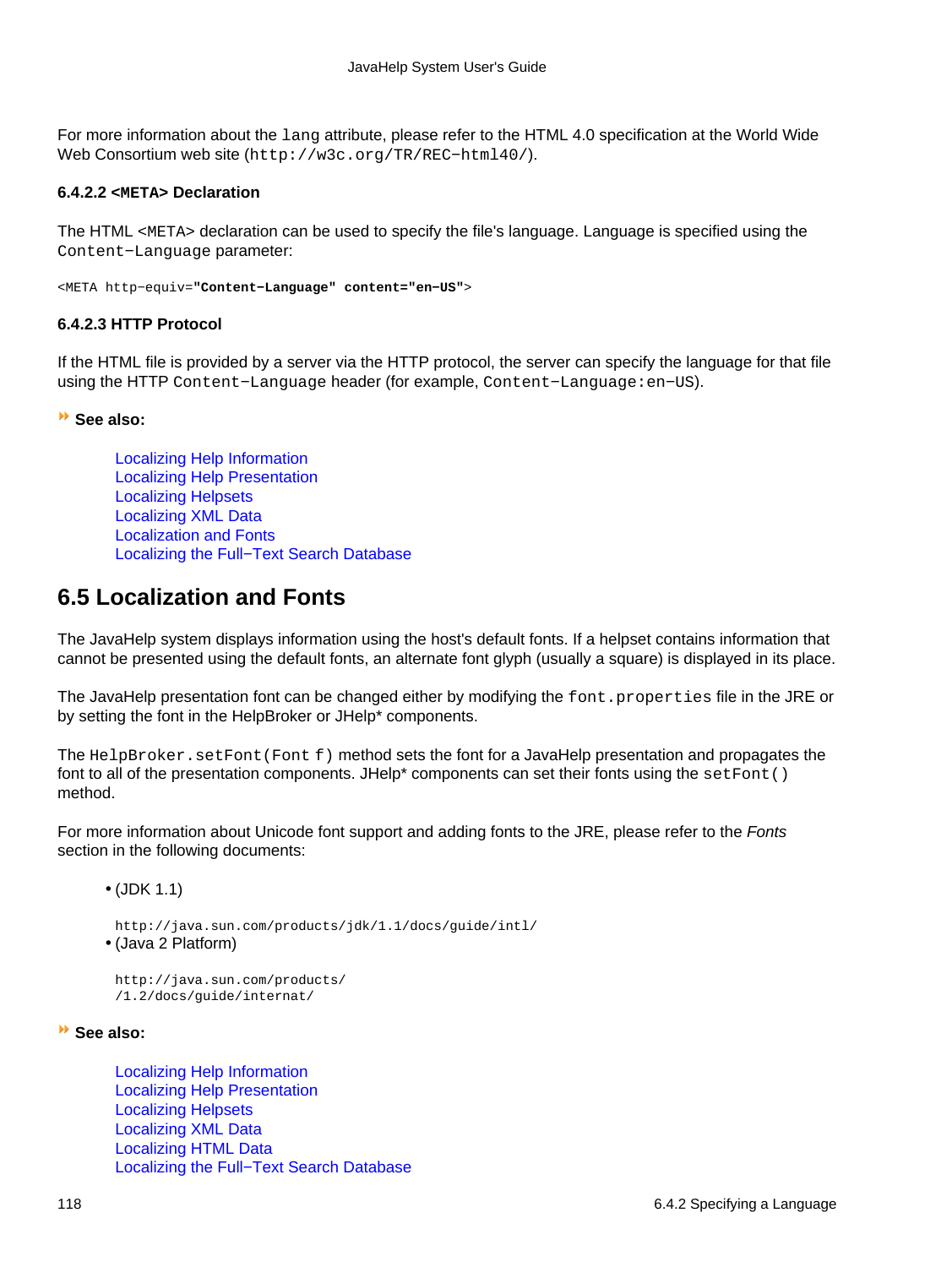For more information about the `lang` attribute, please refer to the HTML 4.0 specification at the World Wide Web Consortium web site (`http://w3c.org/TR/REC−html40/`).

#### 6.4.2.2 <META> Declaration

The HTML `<META>` declaration can be used to specify the file's language. Language is specified using the `Content−Language` parameter:

```
<META http−equiv="Content−Language" content="en−US">
```

#### 6.4.2.3 HTTP Protocol

If the HTML file is provided by a server via the HTTP protocol, the server can specify the language for that file using the HTTP `Content−Language` header (for example, `Content−Language:en−US`).

**See also:**

Localizing Help Information
Localizing Help Presentation
Localizing Helpsets
Localizing XML Data
Localization and Fonts
Localizing the Full−Text Search Database

## 6.5 Localization and Fonts

The JavaHelp system displays information using the host's default fonts. If a helpset contains information that cannot be presented using the default fonts, an alternate font glyph (usually a square) is displayed in its place.

The JavaHelp presentation font can be changed either by modifying the `font.properties` file in the JRE or by setting the font in the HelpBroker or JHelp* components.

The `HelpBroker.setFont(Font f)` method sets the font for a JavaHelp presentation and propagates the font to all of the presentation components. JHelp* components can set their fonts using the `setFont()` method.

For more information about Unicode font support and adding fonts to the JRE, please refer to the *Fonts* section in the following documents:

- (JDK 1.1)

  `http://java.sun.com/products/jdk/1.1/docs/guide/intl/`
- (Java 2 Platform)

  `http://java.sun.com/products/`
  `/1.2/docs/guide/internat/`

**See also:**

Localizing Help Information
Localizing Help Presentation
Localizing Helpsets
Localizing XML Data
Localizing HTML Data
Localizing the Full−Text Search Database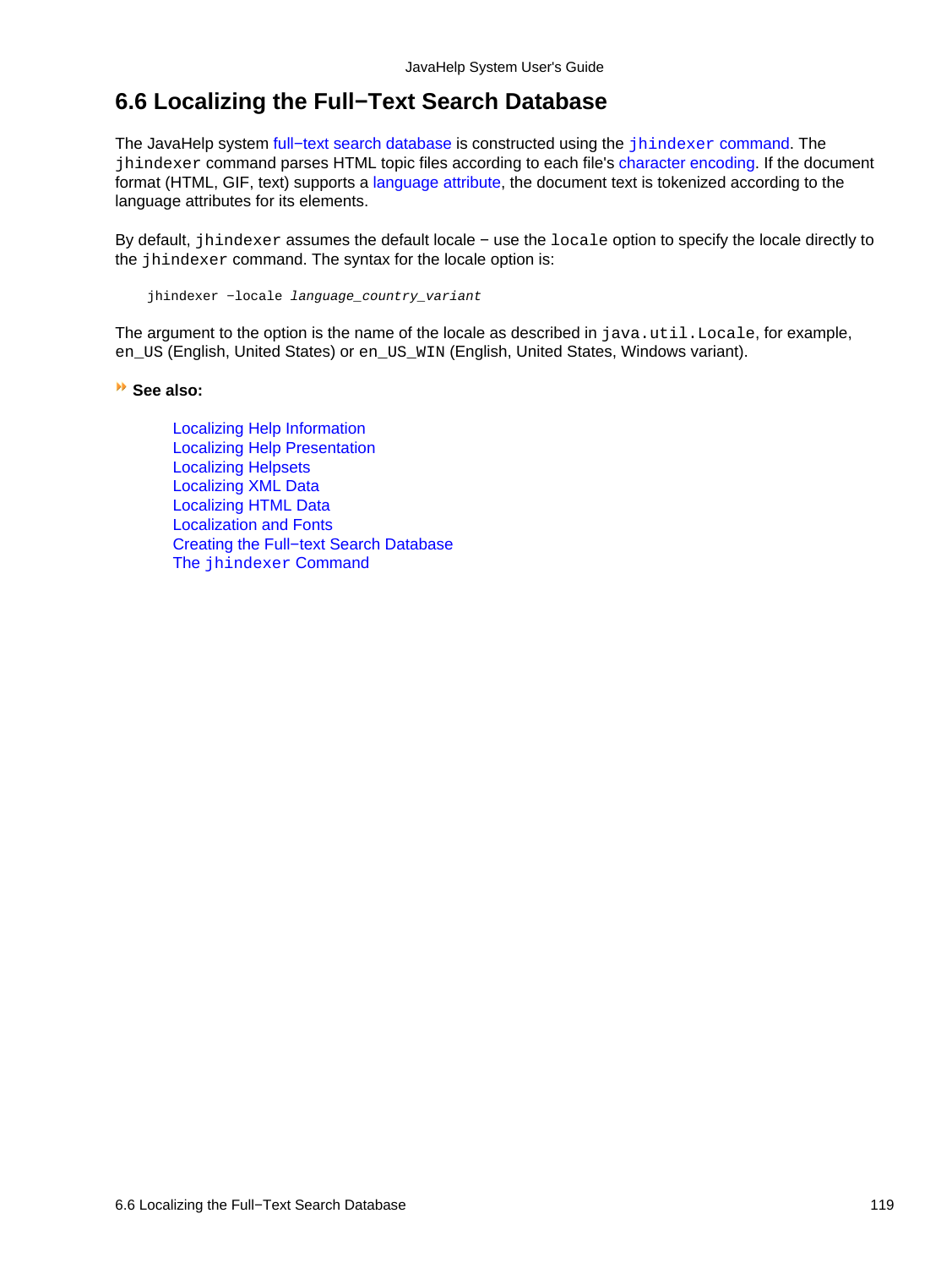# 6.6 Localizing the Full−Text Search Database

The JavaHelp system full−text search database is constructed using the `jhindexer` command. The `jhindexer` command parses HTML topic files according to each file's character encoding. If the document format (HTML, GIF, text) supports a language attribute, the document text is tokenized according to the language attributes for its elements.

By default, `jhindexer` assumes the default locale − use the `locale` option to specify the locale directly to the `jhindexer` command. The syntax for the locale option is:

```
jhindexer −locale language_country_variant
```

The argument to the option is the name of the locale as described in `java.util.Locale`, for example, `en_US` (English, United States) or `en_US_WIN` (English, United States, Windows variant).

**See also:**

- Localizing Help Information
- Localizing Help Presentation
- Localizing Helpsets
- Localizing XML Data
- Localizing HTML Data
- Localization and Fonts
- Creating the Full−text Search Database
- The `jhindexer` Command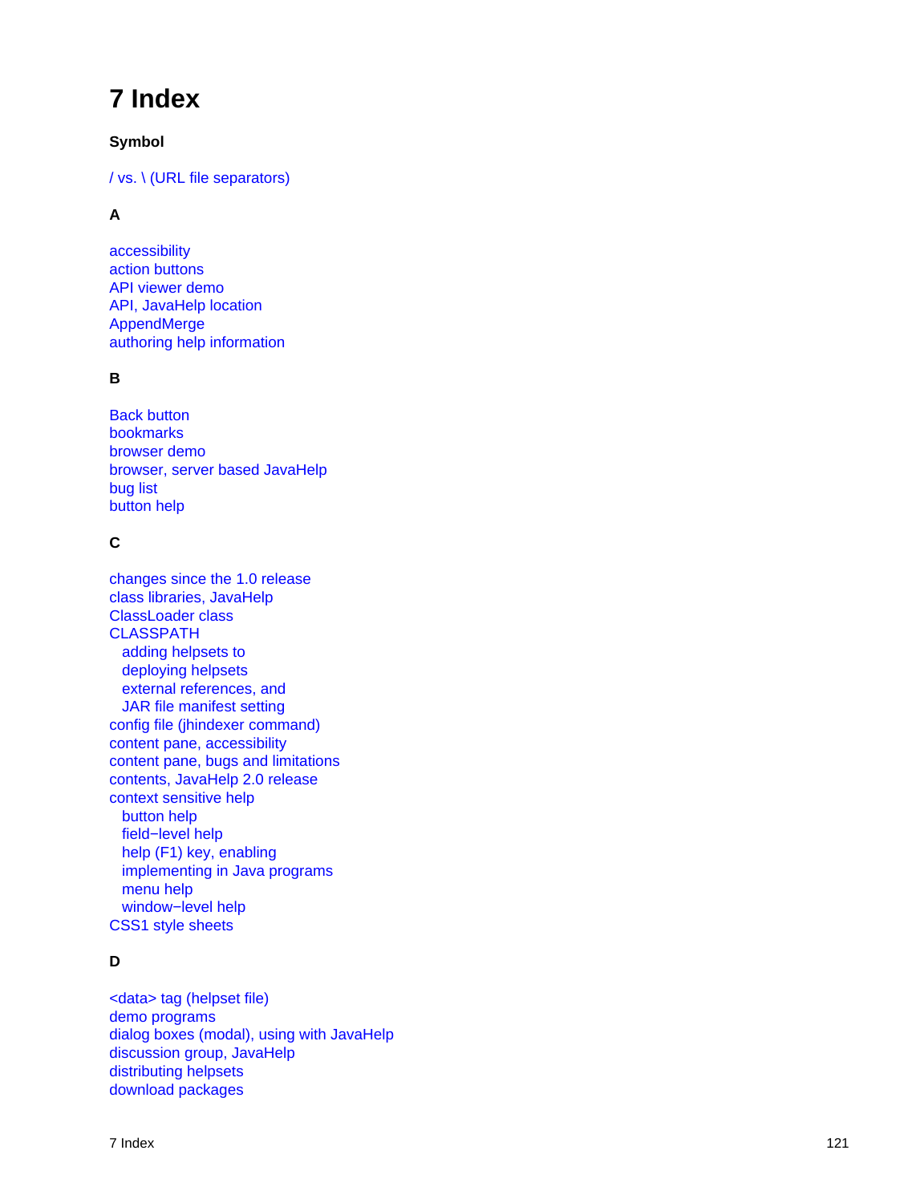# 7 Index

### Symbol

/ vs. \ (URL file separators)

### A

accessibility
action buttons
API viewer demo
API, JavaHelp location
AppendMerge
authoring help information

### B

Back button
bookmarks
browser demo
browser, server based JavaHelp
bug list
button help

### C

changes since the 1.0 release
class libraries, JavaHelp
ClassLoader class
CLASSPATH
  adding helpsets to
  deploying helpsets
  external references, and
  JAR file manifest setting
config file (jhindexer command)
content pane, accessibility
content pane, bugs and limitations
contents, JavaHelp 2.0 release
context sensitive help
  button help
  field−level help
  help (F1) key, enabling
  implementing in Java programs
  menu help
  window−level help
CSS1 style sheets

### D

<data> tag (helpset file)
demo programs
dialog boxes (modal), using with JavaHelp
discussion group, JavaHelp
distributing helpsets
download packages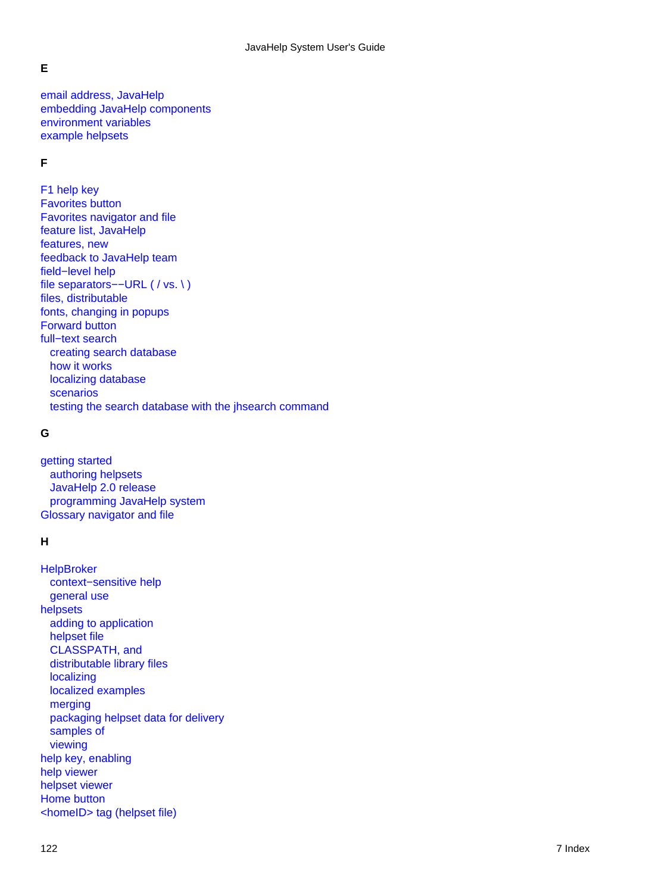## E

email address, JavaHelp
embedding JavaHelp components
environment variables
example helpsets

## F

F1 help key
Favorites button
Favorites navigator and file
feature list, JavaHelp
features, new
feedback to JavaHelp team
field−level help
file separators−−URL ( / vs. \ )
files, distributable
fonts, changing in popups
Forward button
full−text search
- creating search database
- how it works
- localizing database
- scenarios
- testing the search database with the jhsearch command

## G

getting started
- authoring helpsets
- JavaHelp 2.0 release
- programming JavaHelp system

Glossary navigator and file

## H

HelpBroker
- context−sensitive help
- general use

helpsets
- adding to application
- helpset file
- CLASSPATH, and
- distributable library files
- localizing
- localized examples
- merging
- packaging helpset data for delivery
- samples of
- viewing

help key, enabling
help viewer
helpset viewer
Home button
<homeID> tag (helpset file)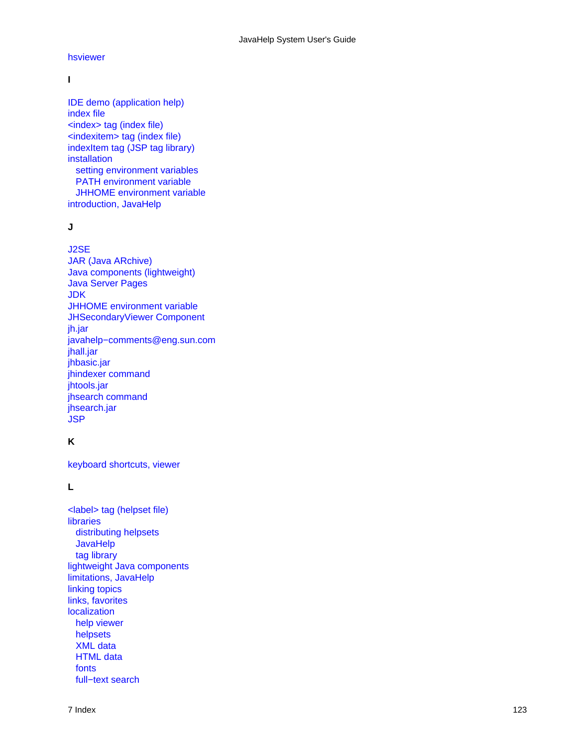hsviewer

**I**

IDE demo (application help)
index file
<index> tag (index file)
<indexitem> tag (index file)
indexItem tag (JSP tag library)
installation
  setting environment variables
  PATH environment variable
  JHHOME environment variable
introduction, JavaHelp

**J**

J2SE
JAR (Java ARchive)
Java components (lightweight)
Java Server Pages
JDK
JHHOME environment variable
JHSecondaryViewer Component
jh.jar
javahelp−comments@eng.sun.com
jhall.jar
jhbasic.jar
jhindexer command
jhtools.jar
jhsearch command
jhsearch.jar
JSP

**K**

keyboard shortcuts, viewer

**L**

<label> tag (helpset file)
libraries
  distributing helpsets
  JavaHelp
  tag library
lightweight Java components
limitations, JavaHelp
linking topics
links, favorites
localization
  help viewer
  helpsets
  XML data
  HTML data
  fonts
  full−text search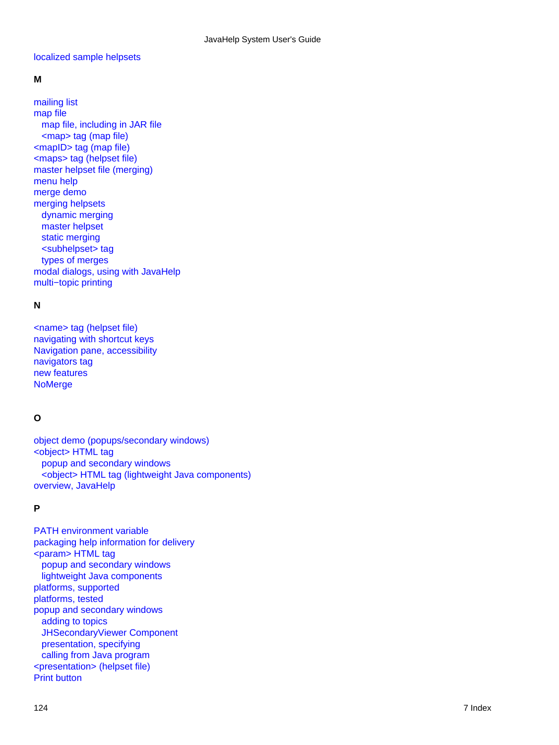localized sample helpsets

**M**

mailing list
map file
- map file, including in JAR file
- <map> tag (map file)

<mapID> tag (map file)
<maps> tag (helpset file)
master helpset file (merging)
menu help
merge demo
merging helpsets
- dynamic merging
- master helpset
- static merging
- <subhelpset> tag
- types of merges

modal dialogs, using with JavaHelp
multi−topic printing

**N**

<name> tag (helpset file)
navigating with shortcut keys
Navigation pane, accessibility
navigators tag
new features
NoMerge

**O**

object demo (popups/secondary windows)
<object> HTML tag
- popup and secondary windows
- <object> HTML tag (lightweight Java components)

overview, JavaHelp

**P**

PATH environment variable
packaging help information for delivery
<param> HTML tag
- popup and secondary windows
- lightweight Java components

platforms, supported
platforms, tested
popup and secondary windows
- adding to topics
- JHSecondaryViewer Component
- presentation, specifying
- calling from Java program

<presentation> (helpset file)
Print button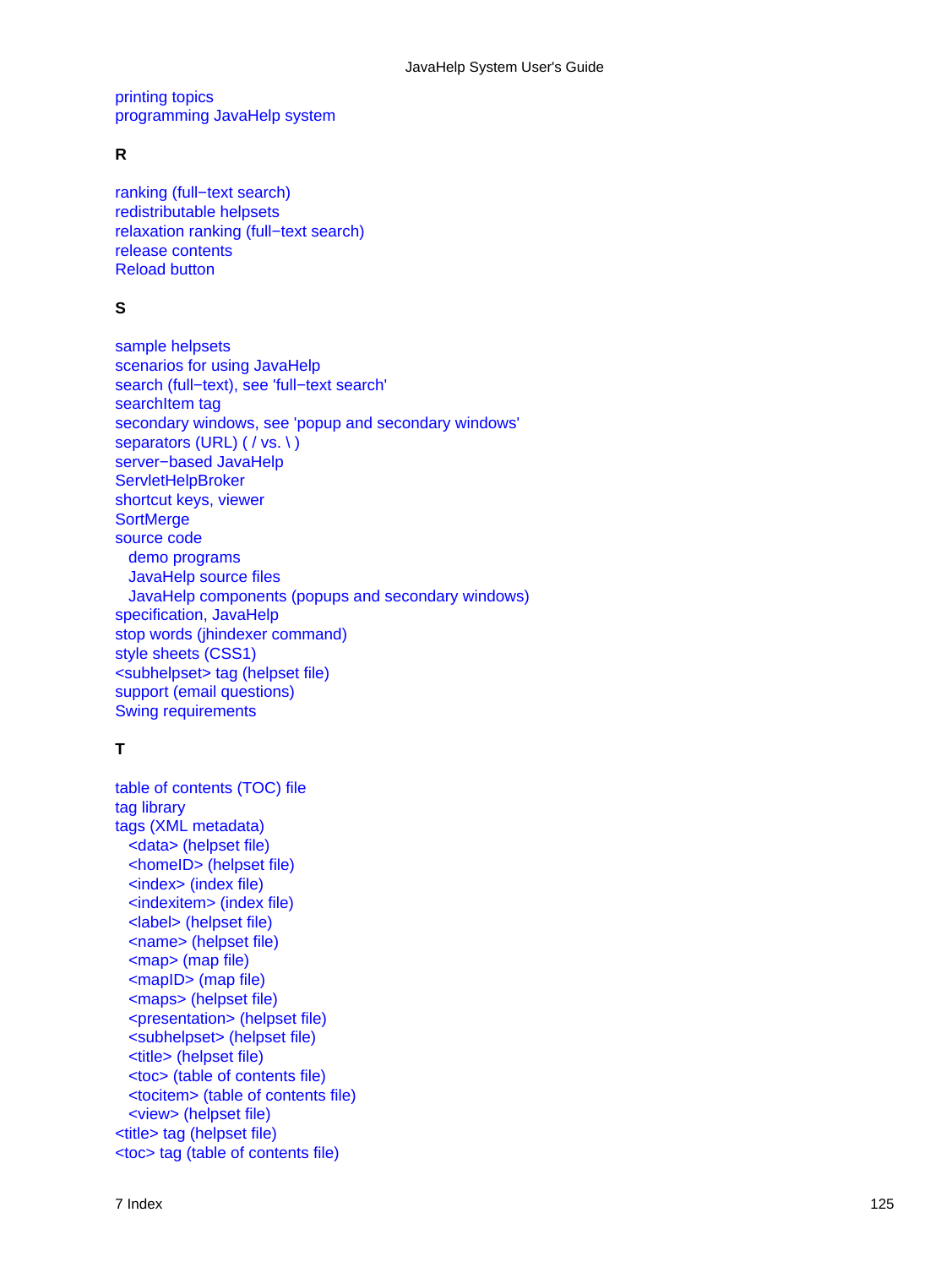printing topics
programming JavaHelp system

**R**

ranking (full−text search)
redistributable helpsets
relaxation ranking (full−text search)
release contents
Reload button

**S**

sample helpsets
scenarios for using JavaHelp
search (full−text), see 'full−text search'
searchItem tag
secondary windows, see 'popup and secondary windows'
separators (URL) ( / vs. \ )
server−based JavaHelp
ServletHelpBroker
shortcut keys, viewer
SortMerge
source code
- demo programs
- JavaHelp source files
- JavaHelp components (popups and secondary windows)

specification, JavaHelp
stop words (jhindexer command)
style sheets (CSS1)
<subhelpset> tag (helpset file)
support (email questions)
Swing requirements

**T**

table of contents (TOC) file
tag library
tags (XML metadata)
- <data> (helpset file)
- <homeID> (helpset file)
- <index> (index file)
- <indexitem> (index file)
- <label> (helpset file)
- <name> (helpset file)
- <map> (map file)
- <mapID> (map file)
- <maps> (helpset file)
- <presentation> (helpset file)
- <subhelpset> (helpset file)
- <title> (helpset file)
- <toc> (table of contents file)
- <tocitem> (table of contents file)
- <view> (helpset file)

<title> tag (helpset file)
<toc> tag (table of contents file)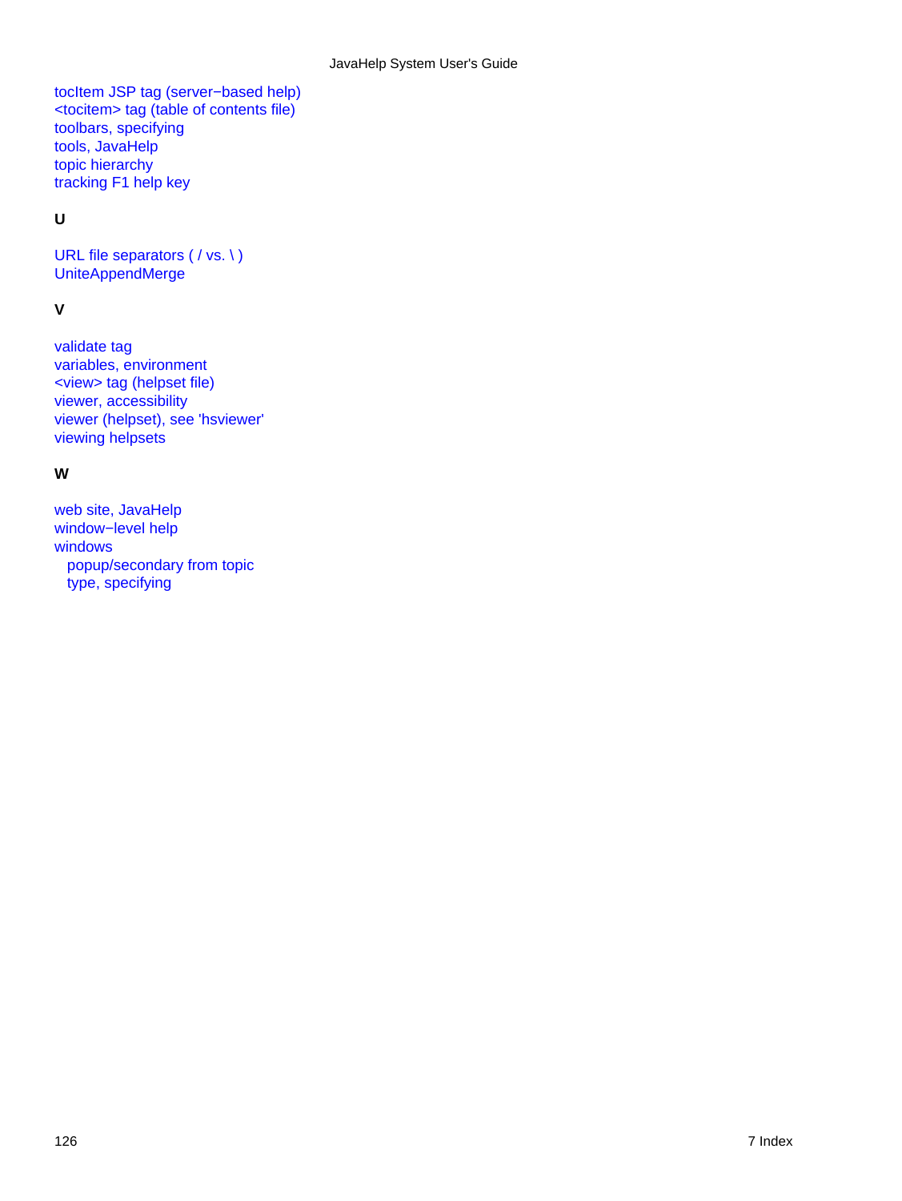tocItem JSP tag (server−based help)
<tocitem> tag (table of contents file)
toolbars, specifying
tools, JavaHelp
topic hierarchy
tracking F1 help key

**U**

URL file separators ( / vs. \ )
UniteAppendMerge

**V**

validate tag
variables, environment
<view> tag (helpset file)
viewer, accessibility
viewer (helpset), see 'hsviewer'
viewing helpsets

**W**

web site, JavaHelp
window−level help
windows
  popup/secondary from topic
  type, specifying